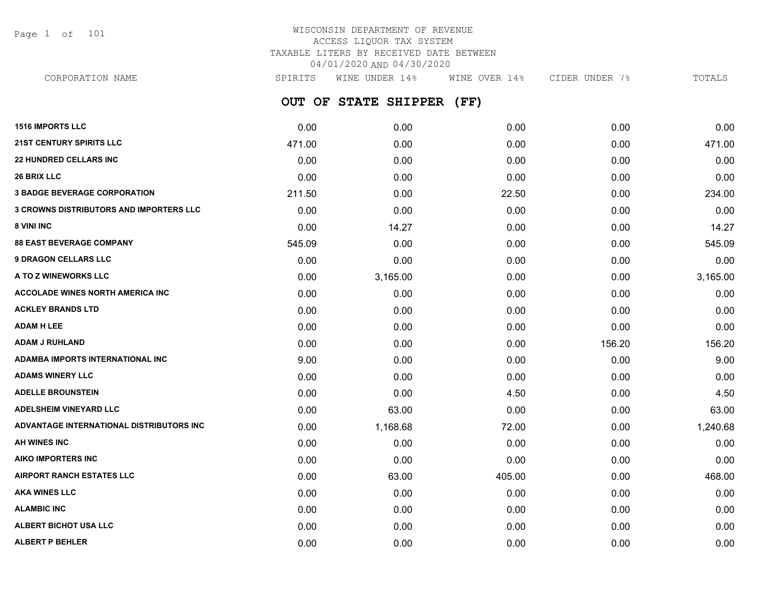# WISCONSIN DEPARTMENT OF REVENUE
## ACCESS LIQUOR TAX SYSTEM
### TAXABLE LITERS BY RECEIVED DATE BETWEEN 04/01/2020 AND 04/30/2020

## OUT OF STATE SHIPPER (FF)

| CORPORATION NAME | SPIRITS | WINE UNDER 14% | WINE OVER 14% | CIDER UNDER 7% | TOTALS |
|---|---|---|---|---|---|
| 1516 IMPORTS LLC | 0.00 | 0.00 | 0.00 | 0.00 | 0.00 |
| 21ST CENTURY SPIRITS LLC | 471.00 | 0.00 | 0.00 | 0.00 | 471.00 |
| 22 HUNDRED CELLARS INC | 0.00 | 0.00 | 0.00 | 0.00 | 0.00 |
| 26 BRIX LLC | 0.00 | 0.00 | 0.00 | 0.00 | 0.00 |
| 3 BADGE BEVERAGE CORPORATION | 211.50 | 0.00 | 22.50 | 0.00 | 234.00 |
| 3 CROWNS DISTRIBUTORS AND IMPORTERS LLC | 0.00 | 0.00 | 0.00 | 0.00 | 0.00 |
| 8 VINI INC | 0.00 | 14.27 | 0.00 | 0.00 | 14.27 |
| 88 EAST BEVERAGE COMPANY | 545.09 | 0.00 | 0.00 | 0.00 | 545.09 |
| 9 DRAGON CELLARS LLC | 0.00 | 0.00 | 0.00 | 0.00 | 0.00 |
| A TO Z WINEWORKS LLC | 0.00 | 3,165.00 | 0.00 | 0.00 | 3,165.00 |
| ACCOLADE WINES NORTH AMERICA INC | 0.00 | 0.00 | 0.00 | 0.00 | 0.00 |
| ACKLEY BRANDS LTD | 0.00 | 0.00 | 0.00 | 0.00 | 0.00 |
| ADAM H LEE | 0.00 | 0.00 | 0.00 | 0.00 | 0.00 |
| ADAM J RUHLAND | 0.00 | 0.00 | 0.00 | 156.20 | 156.20 |
| ADAMBA IMPORTS INTERNATIONAL INC | 9.00 | 0.00 | 0.00 | 0.00 | 9.00 |
| ADAMS WINERY LLC | 0.00 | 0.00 | 0.00 | 0.00 | 0.00 |
| ADELLE BROUNSTEIN | 0.00 | 0.00 | 4.50 | 0.00 | 4.50 |
| ADELSHEIM VINEYARD LLC | 0.00 | 63.00 | 0.00 | 0.00 | 63.00 |
| ADVANTAGE INTERNATIONAL DISTRIBUTORS INC | 0.00 | 1,168.68 | 72.00 | 0.00 | 1,240.68 |
| AH WINES INC | 0.00 | 0.00 | 0.00 | 0.00 | 0.00 |
| AIKO IMPORTERS INC | 0.00 | 0.00 | 0.00 | 0.00 | 0.00 |
| AIRPORT RANCH ESTATES LLC | 0.00 | 63.00 | 405.00 | 0.00 | 468.00 |
| AKA WINES LLC | 0.00 | 0.00 | 0.00 | 0.00 | 0.00 |
| ALAMBIC INC | 0.00 | 0.00 | 0.00 | 0.00 | 0.00 |
| ALBERT BICHOT USA LLC | 0.00 | 0.00 | 0.00 | 0.00 | 0.00 |
| ALBERT P BEHLER | 0.00 | 0.00 | 0.00 | 0.00 | 0.00 |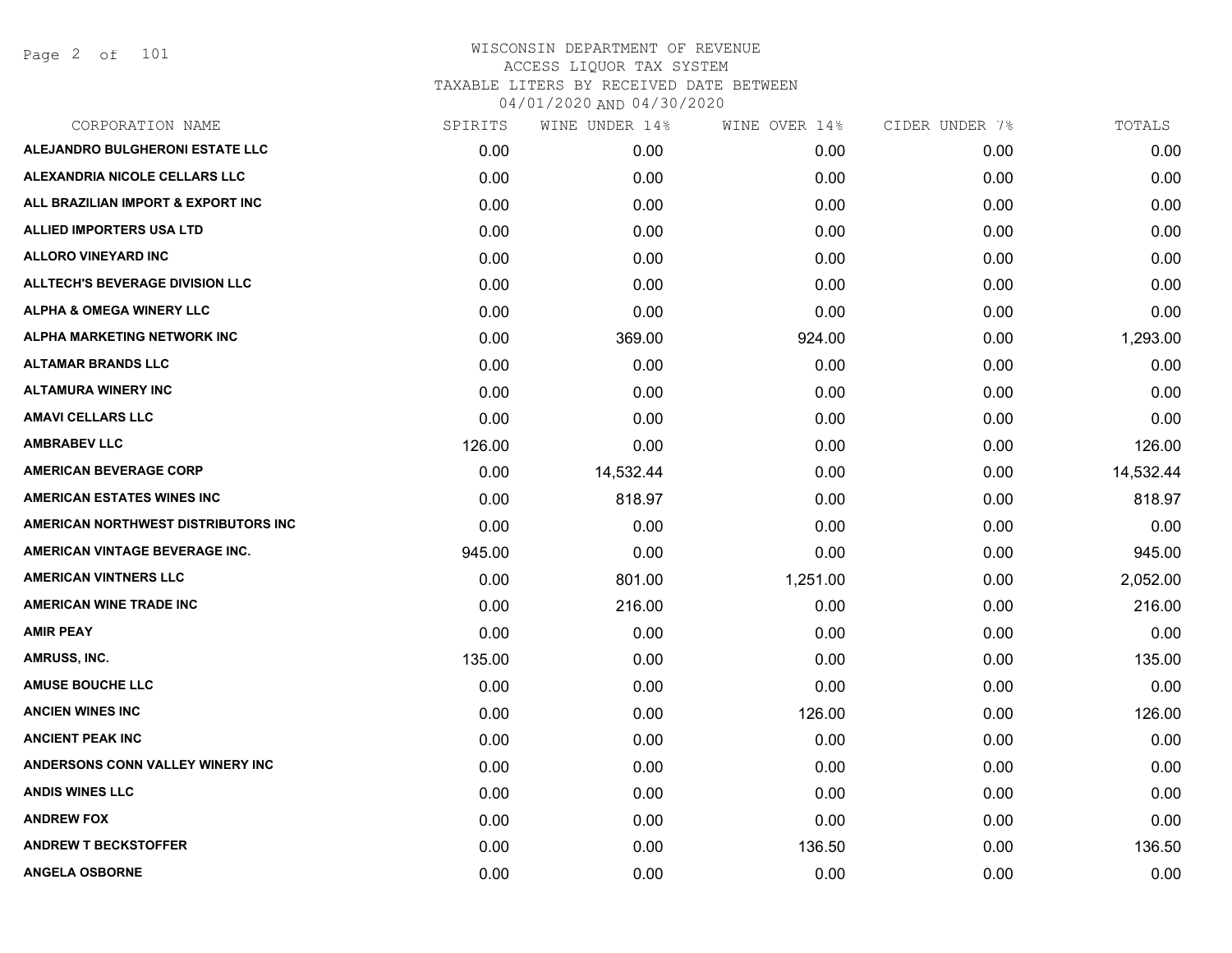WISCONSIN DEPARTMENT OF REVENUE
ACCESS LIQUOR TAX SYSTEM
TAXABLE LITERS BY RECEIVED DATE BETWEEN
04/01/2020 AND 04/30/2020

| CORPORATION NAME | SPIRITS | WINE UNDER 14% | WINE OVER 14% | CIDER UNDER 7% | TOTALS |
|---|---|---|---|---|---|
| ALEJANDRO BULGHERONI ESTATE LLC | 0.00 | 0.00 | 0.00 | 0.00 | 0.00 |
| ALEXANDRIA NICOLE CELLARS LLC | 0.00 | 0.00 | 0.00 | 0.00 | 0.00 |
| ALL BRAZILIAN IMPORT & EXPORT INC | 0.00 | 0.00 | 0.00 | 0.00 | 0.00 |
| ALLIED IMPORTERS USA LTD | 0.00 | 0.00 | 0.00 | 0.00 | 0.00 |
| ALLORO VINEYARD INC | 0.00 | 0.00 | 0.00 | 0.00 | 0.00 |
| ALLTECH'S BEVERAGE DIVISION LLC | 0.00 | 0.00 | 0.00 | 0.00 | 0.00 |
| ALPHA & OMEGA WINERY LLC | 0.00 | 0.00 | 0.00 | 0.00 | 0.00 |
| ALPHA MARKETING NETWORK INC | 0.00 | 369.00 | 924.00 | 0.00 | 1,293.00 |
| ALTAMAR BRANDS LLC | 0.00 | 0.00 | 0.00 | 0.00 | 0.00 |
| ALTAMURA WINERY INC | 0.00 | 0.00 | 0.00 | 0.00 | 0.00 |
| AMAVI CELLARS LLC | 0.00 | 0.00 | 0.00 | 0.00 | 0.00 |
| AMBRABEV LLC | 126.00 | 0.00 | 0.00 | 0.00 | 126.00 |
| AMERICAN BEVERAGE CORP | 0.00 | 14,532.44 | 0.00 | 0.00 | 14,532.44 |
| AMERICAN ESTATES WINES INC | 0.00 | 818.97 | 0.00 | 0.00 | 818.97 |
| AMERICAN NORTHWEST DISTRIBUTORS INC | 0.00 | 0.00 | 0.00 | 0.00 | 0.00 |
| AMERICAN VINTAGE BEVERAGE INC. | 945.00 | 0.00 | 0.00 | 0.00 | 945.00 |
| AMERICAN VINTNERS LLC | 0.00 | 801.00 | 1,251.00 | 0.00 | 2,052.00 |
| AMERICAN WINE TRADE INC | 0.00 | 216.00 | 0.00 | 0.00 | 216.00 |
| AMIR PEAY | 0.00 | 0.00 | 0.00 | 0.00 | 0.00 |
| AMRUSS, INC. | 135.00 | 0.00 | 0.00 | 0.00 | 135.00 |
| AMUSE BOUCHE LLC | 0.00 | 0.00 | 0.00 | 0.00 | 0.00 |
| ANCIEN WINES INC | 0.00 | 0.00 | 126.00 | 0.00 | 126.00 |
| ANCIENT PEAK INC | 0.00 | 0.00 | 0.00 | 0.00 | 0.00 |
| ANDERSONS CONN VALLEY WINERY INC | 0.00 | 0.00 | 0.00 | 0.00 | 0.00 |
| ANDIS WINES LLC | 0.00 | 0.00 | 0.00 | 0.00 | 0.00 |
| ANDREW FOX | 0.00 | 0.00 | 0.00 | 0.00 | 0.00 |
| ANDREW T BECKSTOFFER | 0.00 | 0.00 | 136.50 | 0.00 | 136.50 |
| ANGELA OSBORNE | 0.00 | 0.00 | 0.00 | 0.00 | 0.00 |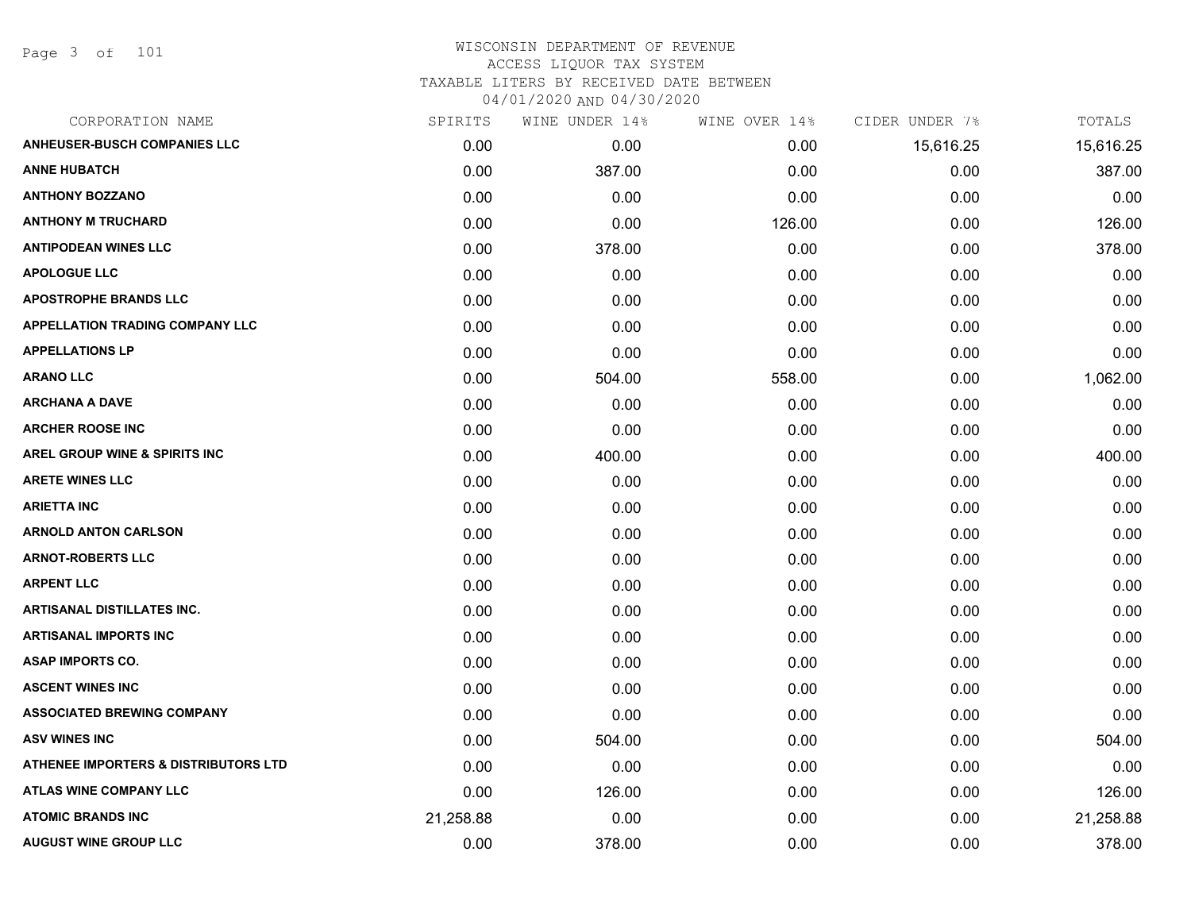WISCONSIN DEPARTMENT OF REVENUE
ACCESS LIQUOR TAX SYSTEM
TAXABLE LITERS BY RECEIVED DATE BETWEEN
04/01/2020 AND 04/30/2020

| CORPORATION NAME | SPIRITS | WINE UNDER 14% | WINE OVER 14% | CIDER UNDER 7% | TOTALS |
|---|---|---|---|---|---|
| ANHEUSER-BUSCH COMPANIES LLC | 0.00 | 0.00 | 0.00 | 15,616.25 | 15,616.25 |
| ANNE HUBATCH | 0.00 | 387.00 | 0.00 | 0.00 | 387.00 |
| ANTHONY BOZZANO | 0.00 | 0.00 | 0.00 | 0.00 | 0.00 |
| ANTHONY M TRUCHARD | 0.00 | 0.00 | 126.00 | 0.00 | 126.00 |
| ANTIPODEAN WINES LLC | 0.00 | 378.00 | 0.00 | 0.00 | 378.00 |
| APOLOGUE LLC | 0.00 | 0.00 | 0.00 | 0.00 | 0.00 |
| APOSTROPHE BRANDS LLC | 0.00 | 0.00 | 0.00 | 0.00 | 0.00 |
| APPELLATION TRADING COMPANY LLC | 0.00 | 0.00 | 0.00 | 0.00 | 0.00 |
| APPELLATIONS LP | 0.00 | 0.00 | 0.00 | 0.00 | 0.00 |
| ARANO LLC | 0.00 | 504.00 | 558.00 | 0.00 | 1,062.00 |
| ARCHANA A DAVE | 0.00 | 0.00 | 0.00 | 0.00 | 0.00 |
| ARCHER ROOSE INC | 0.00 | 0.00 | 0.00 | 0.00 | 0.00 |
| AREL GROUP WINE & SPIRITS INC | 0.00 | 400.00 | 0.00 | 0.00 | 400.00 |
| ARETE WINES LLC | 0.00 | 0.00 | 0.00 | 0.00 | 0.00 |
| ARIETTA INC | 0.00 | 0.00 | 0.00 | 0.00 | 0.00 |
| ARNOLD ANTON CARLSON | 0.00 | 0.00 | 0.00 | 0.00 | 0.00 |
| ARNOT-ROBERTS LLC | 0.00 | 0.00 | 0.00 | 0.00 | 0.00 |
| ARPENT LLC | 0.00 | 0.00 | 0.00 | 0.00 | 0.00 |
| ARTISANAL DISTILLATES INC. | 0.00 | 0.00 | 0.00 | 0.00 | 0.00 |
| ARTISANAL IMPORTS INC | 0.00 | 0.00 | 0.00 | 0.00 | 0.00 |
| ASAP IMPORTS CO. | 0.00 | 0.00 | 0.00 | 0.00 | 0.00 |
| ASCENT WINES INC | 0.00 | 0.00 | 0.00 | 0.00 | 0.00 |
| ASSOCIATED BREWING COMPANY | 0.00 | 0.00 | 0.00 | 0.00 | 0.00 |
| ASV WINES INC | 0.00 | 504.00 | 0.00 | 0.00 | 504.00 |
| ATHENEE IMPORTERS & DISTRIBUTORS LTD | 0.00 | 0.00 | 0.00 | 0.00 | 0.00 |
| ATLAS WINE COMPANY LLC | 0.00 | 126.00 | 0.00 | 0.00 | 126.00 |
| ATOMIC BRANDS INC | 21,258.88 | 0.00 | 0.00 | 0.00 | 21,258.88 |
| AUGUST WINE GROUP LLC | 0.00 | 378.00 | 0.00 | 0.00 | 378.00 |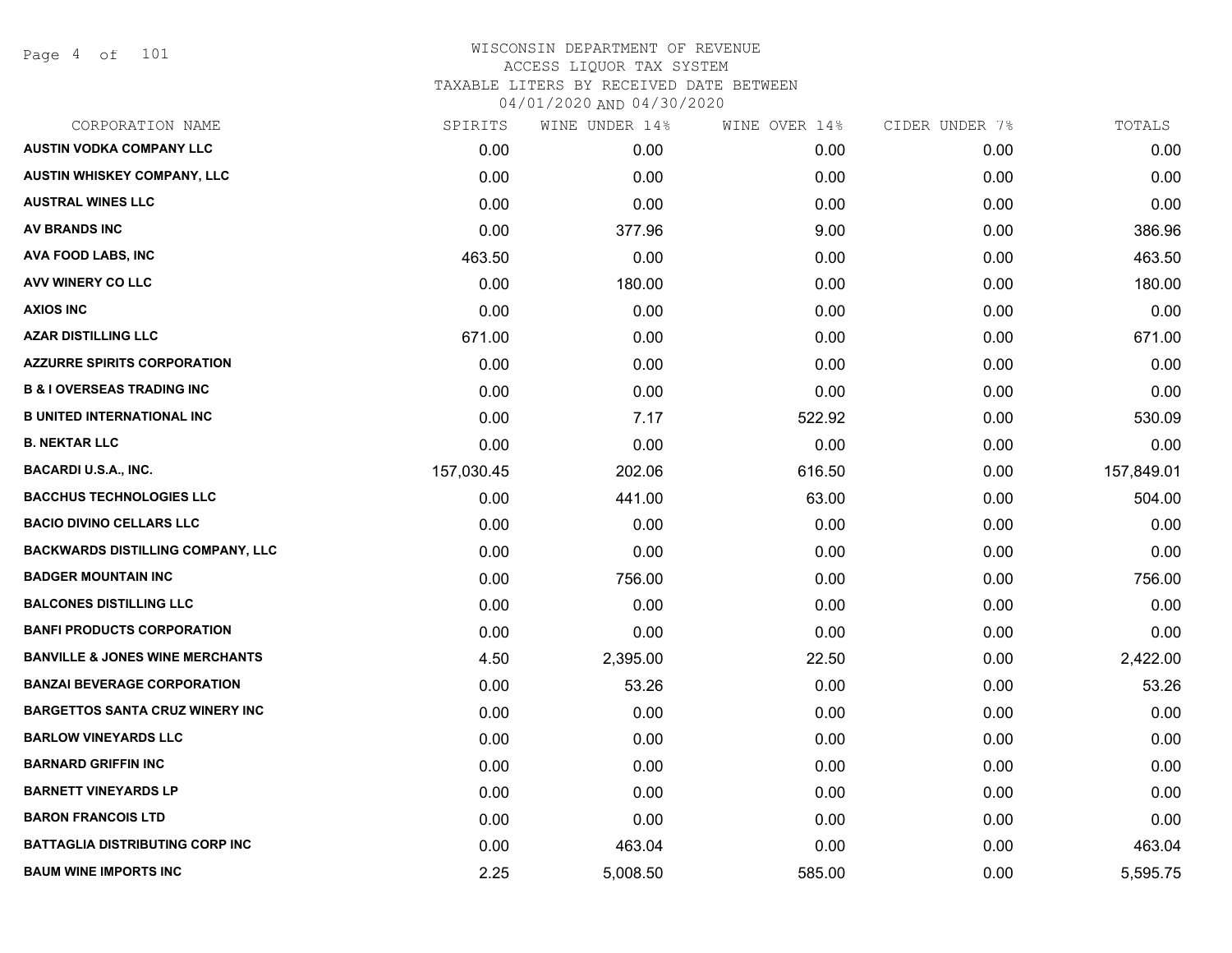WISCONSIN DEPARTMENT OF REVENUE
ACCESS LIQUOR TAX SYSTEM
TAXABLE LITERS BY RECEIVED DATE BETWEEN
04/01/2020 AND 04/30/2020

| CORPORATION NAME | SPIRITS | WINE UNDER 14% | WINE OVER 14% | CIDER UNDER 7% | TOTALS |
|---|---|---|---|---|---|
| AUSTIN VODKA COMPANY LLC | 0.00 | 0.00 | 0.00 | 0.00 | 0.00 |
| AUSTIN WHISKEY COMPANY, LLC | 0.00 | 0.00 | 0.00 | 0.00 | 0.00 |
| AUSTRAL WINES LLC | 0.00 | 0.00 | 0.00 | 0.00 | 0.00 |
| AV BRANDS INC | 0.00 | 377.96 | 9.00 | 0.00 | 386.96 |
| AVA FOOD LABS, INC | 463.50 | 0.00 | 0.00 | 0.00 | 463.50 |
| AVV WINERY CO LLC | 0.00 | 180.00 | 0.00 | 0.00 | 180.00 |
| AXIOS INC | 0.00 | 0.00 | 0.00 | 0.00 | 0.00 |
| AZAR DISTILLING LLC | 671.00 | 0.00 | 0.00 | 0.00 | 671.00 |
| AZZURRE SPIRITS CORPORATION | 0.00 | 0.00 | 0.00 | 0.00 | 0.00 |
| B & I OVERSEAS TRADING INC | 0.00 | 0.00 | 0.00 | 0.00 | 0.00 |
| B UNITED INTERNATIONAL INC | 0.00 | 7.17 | 522.92 | 0.00 | 530.09 |
| B. NEKTAR LLC | 0.00 | 0.00 | 0.00 | 0.00 | 0.00 |
| BACARDI U.S.A., INC. | 157,030.45 | 202.06 | 616.50 | 0.00 | 157,849.01 |
| BACCHUS TECHNOLOGIES LLC | 0.00 | 441.00 | 63.00 | 0.00 | 504.00 |
| BACIO DIVINO CELLARS LLC | 0.00 | 0.00 | 0.00 | 0.00 | 0.00 |
| BACKWARDS DISTILLING COMPANY, LLC | 0.00 | 0.00 | 0.00 | 0.00 | 0.00 |
| BADGER MOUNTAIN INC | 0.00 | 756.00 | 0.00 | 0.00 | 756.00 |
| BALCONES DISTILLING LLC | 0.00 | 0.00 | 0.00 | 0.00 | 0.00 |
| BANFI PRODUCTS CORPORATION | 0.00 | 0.00 | 0.00 | 0.00 | 0.00 |
| BANVILLE & JONES WINE MERCHANTS | 4.50 | 2,395.00 | 22.50 | 0.00 | 2,422.00 |
| BANZAI BEVERAGE CORPORATION | 0.00 | 53.26 | 0.00 | 0.00 | 53.26 |
| BARGETTOS SANTA CRUZ WINERY INC | 0.00 | 0.00 | 0.00 | 0.00 | 0.00 |
| BARLOW VINEYARDS LLC | 0.00 | 0.00 | 0.00 | 0.00 | 0.00 |
| BARNARD GRIFFIN INC | 0.00 | 0.00 | 0.00 | 0.00 | 0.00 |
| BARNETT VINEYARDS LP | 0.00 | 0.00 | 0.00 | 0.00 | 0.00 |
| BARON FRANCOIS LTD | 0.00 | 0.00 | 0.00 | 0.00 | 0.00 |
| BATTAGLIA DISTRIBUTING CORP INC | 0.00 | 463.04 | 0.00 | 0.00 | 463.04 |
| BAUM WINE IMPORTS INC | 2.25 | 5,008.50 | 585.00 | 0.00 | 5,595.75 |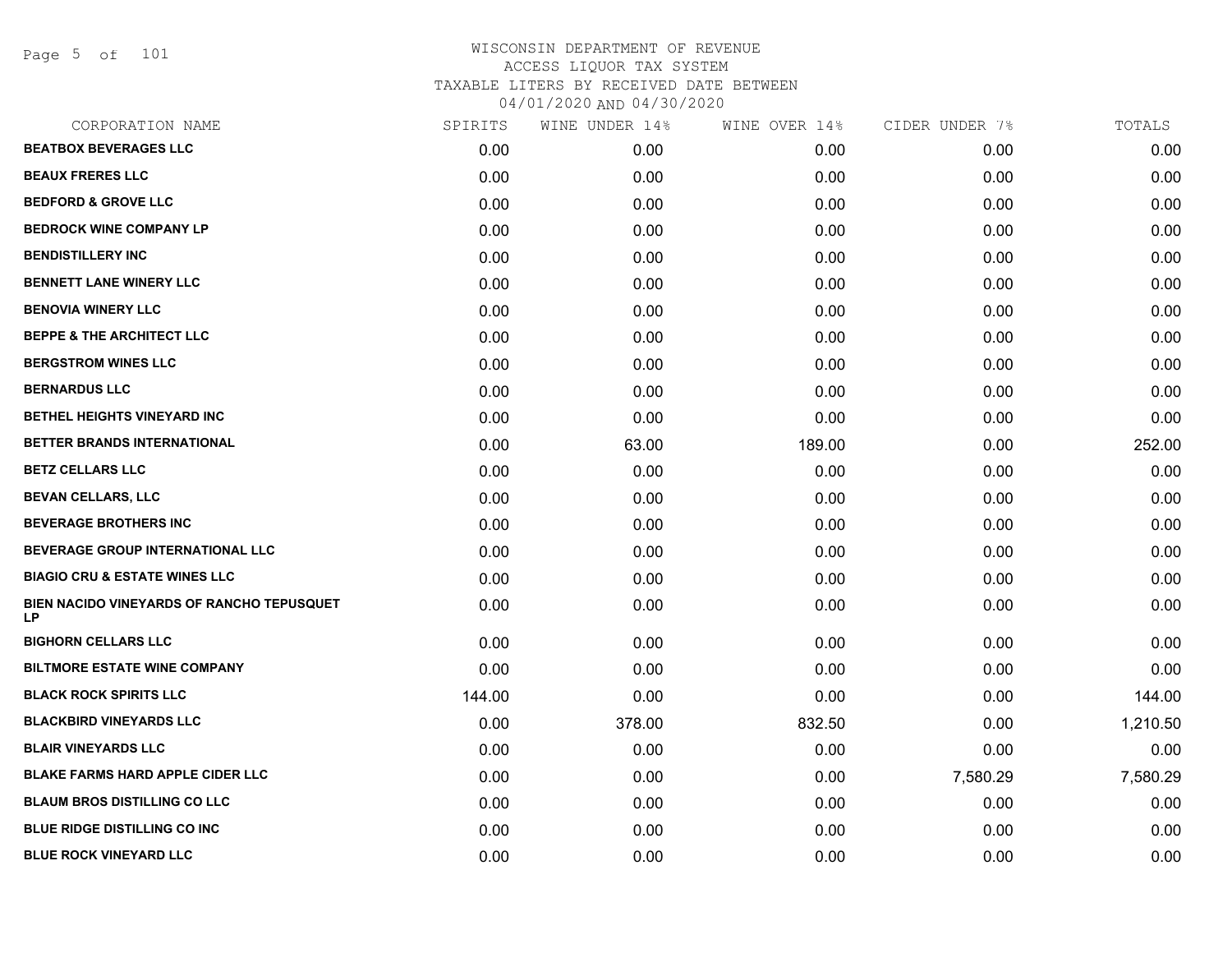WISCONSIN DEPARTMENT OF REVENUE
ACCESS LIQUOR TAX SYSTEM
TAXABLE LITERS BY RECEIVED DATE BETWEEN
04/01/2020 AND 04/30/2020

| CORPORATION NAME | SPIRITS | WINE UNDER 14% | WINE OVER 14% | CIDER UNDER 7% | TOTALS |
|---|---|---|---|---|---|
| BEATBOX BEVERAGES LLC | 0.00 | 0.00 | 0.00 | 0.00 | 0.00 |
| BEAUX FRERES LLC | 0.00 | 0.00 | 0.00 | 0.00 | 0.00 |
| BEDFORD & GROVE LLC | 0.00 | 0.00 | 0.00 | 0.00 | 0.00 |
| BEDROCK WINE COMPANY LP | 0.00 | 0.00 | 0.00 | 0.00 | 0.00 |
| BENDISTILLERY INC | 0.00 | 0.00 | 0.00 | 0.00 | 0.00 |
| BENNETT LANE WINERY LLC | 0.00 | 0.00 | 0.00 | 0.00 | 0.00 |
| BENOVIA WINERY LLC | 0.00 | 0.00 | 0.00 | 0.00 | 0.00 |
| BEPPE & THE ARCHITECT LLC | 0.00 | 0.00 | 0.00 | 0.00 | 0.00 |
| BERGSTROM WINES LLC | 0.00 | 0.00 | 0.00 | 0.00 | 0.00 |
| BERNARDUS LLC | 0.00 | 0.00 | 0.00 | 0.00 | 0.00 |
| BETHEL HEIGHTS VINEYARD INC | 0.00 | 0.00 | 0.00 | 0.00 | 0.00 |
| BETTER BRANDS INTERNATIONAL | 0.00 | 63.00 | 189.00 | 0.00 | 252.00 |
| BETZ CELLARS LLC | 0.00 | 0.00 | 0.00 | 0.00 | 0.00 |
| BEVAN CELLARS, LLC | 0.00 | 0.00 | 0.00 | 0.00 | 0.00 |
| BEVERAGE BROTHERS INC | 0.00 | 0.00 | 0.00 | 0.00 | 0.00 |
| BEVERAGE GROUP INTERNATIONAL LLC | 0.00 | 0.00 | 0.00 | 0.00 | 0.00 |
| BIAGIO CRU & ESTATE WINES LLC | 0.00 | 0.00 | 0.00 | 0.00 | 0.00 |
| BIEN NACIDO VINEYARDS OF RANCHO TEPUSQUET LP | 0.00 | 0.00 | 0.00 | 0.00 | 0.00 |
| BIGHORN CELLARS LLC | 0.00 | 0.00 | 0.00 | 0.00 | 0.00 |
| BILTMORE ESTATE WINE COMPANY | 0.00 | 0.00 | 0.00 | 0.00 | 0.00 |
| BLACK ROCK SPIRITS LLC | 144.00 | 0.00 | 0.00 | 0.00 | 144.00 |
| BLACKBIRD VINEYARDS LLC | 0.00 | 378.00 | 832.50 | 0.00 | 1,210.50 |
| BLAIR VINEYARDS LLC | 0.00 | 0.00 | 0.00 | 0.00 | 0.00 |
| BLAKE FARMS HARD APPLE CIDER LLC | 0.00 | 0.00 | 0.00 | 7,580.29 | 7,580.29 |
| BLAUM BROS DISTILLING CO LLC | 0.00 | 0.00 | 0.00 | 0.00 | 0.00 |
| BLUE RIDGE DISTILLING CO INC | 0.00 | 0.00 | 0.00 | 0.00 | 0.00 |
| BLUE ROCK VINEYARD LLC | 0.00 | 0.00 | 0.00 | 0.00 | 0.00 |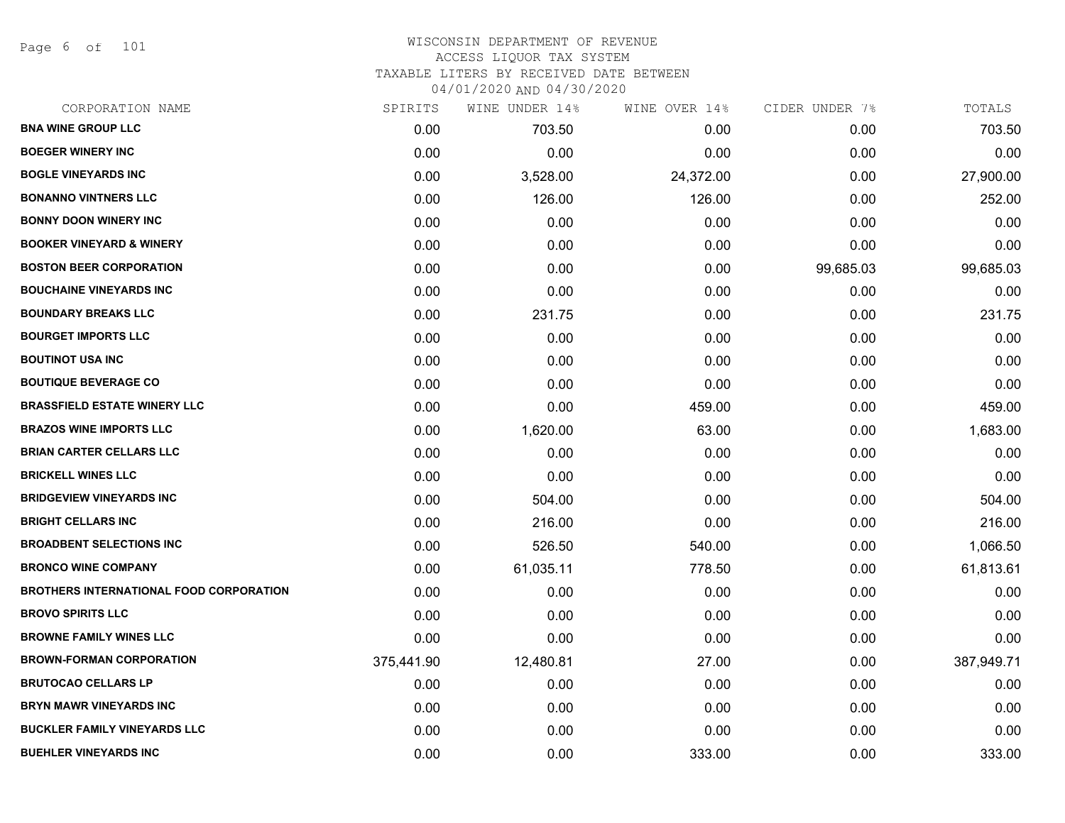# WISCONSIN DEPARTMENT OF REVENUE
ACCESS LIQUOR TAX SYSTEM
TAXABLE LITERS BY RECEIVED DATE BETWEEN
04/01/2020 AND 04/30/2020

| CORPORATION NAME | SPIRITS | WINE UNDER 14% | WINE OVER 14% | CIDER UNDER 7% | TOTALS |
|---|---|---|---|---|---|
| **BNA WINE GROUP LLC** | 0.00 | 703.50 | 0.00 | 0.00 | 703.50 |
| **BOEGER WINERY INC** | 0.00 | 0.00 | 0.00 | 0.00 | 0.00 |
| **BOGLE VINEYARDS INC** | 0.00 | 3,528.00 | 24,372.00 | 0.00 | 27,900.00 |
| **BONANNO VINTNERS LLC** | 0.00 | 126.00 | 126.00 | 0.00 | 252.00 |
| **BONNY DOON WINERY INC** | 0.00 | 0.00 | 0.00 | 0.00 | 0.00 |
| **BOOKER VINEYARD & WINERY** | 0.00 | 0.00 | 0.00 | 0.00 | 0.00 |
| **BOSTON BEER CORPORATION** | 0.00 | 0.00 | 0.00 | 99,685.03 | 99,685.03 |
| **BOUCHAINE VINEYARDS INC** | 0.00 | 0.00 | 0.00 | 0.00 | 0.00 |
| **BOUNDARY BREAKS LLC** | 0.00 | 231.75 | 0.00 | 0.00 | 231.75 |
| **BOURGET IMPORTS LLC** | 0.00 | 0.00 | 0.00 | 0.00 | 0.00 |
| **BOUTINOT USA INC** | 0.00 | 0.00 | 0.00 | 0.00 | 0.00 |
| **BOUTIQUE BEVERAGE CO** | 0.00 | 0.00 | 0.00 | 0.00 | 0.00 |
| **BRASSFIELD ESTATE WINERY LLC** | 0.00 | 0.00 | 459.00 | 0.00 | 459.00 |
| **BRAZOS WINE IMPORTS LLC** | 0.00 | 1,620.00 | 63.00 | 0.00 | 1,683.00 |
| **BRIAN CARTER CELLARS LLC** | 0.00 | 0.00 | 0.00 | 0.00 | 0.00 |
| **BRICKELL WINES LLC** | 0.00 | 0.00 | 0.00 | 0.00 | 0.00 |
| **BRIDGEVIEW VINEYARDS INC** | 0.00 | 504.00 | 0.00 | 0.00 | 504.00 |
| **BRIGHT CELLARS INC** | 0.00 | 216.00 | 0.00 | 0.00 | 216.00 |
| **BROADBENT SELECTIONS INC** | 0.00 | 526.50 | 540.00 | 0.00 | 1,066.50 |
| **BRONCO WINE COMPANY** | 0.00 | 61,035.11 | 778.50 | 0.00 | 61,813.61 |
| **BROTHERS INTERNATIONAL FOOD CORPORATION** | 0.00 | 0.00 | 0.00 | 0.00 | 0.00 |
| **BROVO SPIRITS LLC** | 0.00 | 0.00 | 0.00 | 0.00 | 0.00 |
| **BROWNE FAMILY WINES LLC** | 0.00 | 0.00 | 0.00 | 0.00 | 0.00 |
| **BROWN-FORMAN CORPORATION** | 375,441.90 | 12,480.81 | 27.00 | 0.00 | 387,949.71 |
| **BRUTOCAO CELLARS LP** | 0.00 | 0.00 | 0.00 | 0.00 | 0.00 |
| **BRYN MAWR VINEYARDS INC** | 0.00 | 0.00 | 0.00 | 0.00 | 0.00 |
| **BUCKLER FAMILY VINEYARDS LLC** | 0.00 | 0.00 | 0.00 | 0.00 | 0.00 |
| **BUEHLER VINEYARDS INC** | 0.00 | 0.00 | 333.00 | 0.00 | 333.00 |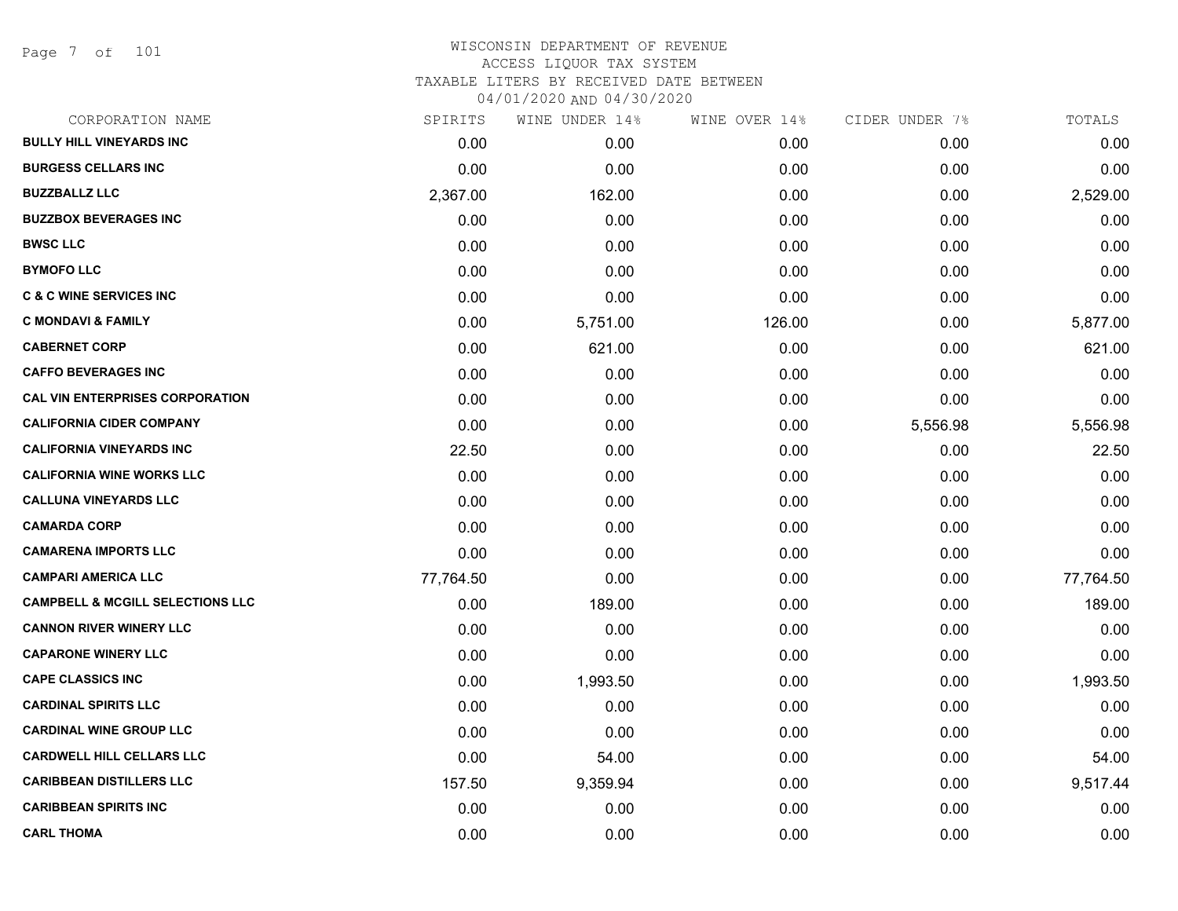# WISCONSIN DEPARTMENT OF REVENUE
## ACCESS LIQUOR TAX SYSTEM
### TAXABLE LITERS BY RECEIVED DATE BETWEEN 04/01/2020 AND 04/30/2020

| CORPORATION NAME | SPIRITS | WINE UNDER 14% | WINE OVER 14% | CIDER UNDER 7% | TOTALS |
|---|---|---|---|---|---|
| BULLY HILL VINEYARDS INC | 0.00 | 0.00 | 0.00 | 0.00 | 0.00 |
| BURGESS CELLARS INC | 0.00 | 0.00 | 0.00 | 0.00 | 0.00 |
| BUZZBALLZ LLC | 2,367.00 | 162.00 | 0.00 | 0.00 | 2,529.00 |
| BUZZBOX BEVERAGES INC | 0.00 | 0.00 | 0.00 | 0.00 | 0.00 |
| BWSC LLC | 0.00 | 0.00 | 0.00 | 0.00 | 0.00 |
| BYMOFO LLC | 0.00 | 0.00 | 0.00 | 0.00 | 0.00 |
| C & C WINE SERVICES INC | 0.00 | 0.00 | 0.00 | 0.00 | 0.00 |
| C MONDAVI & FAMILY | 0.00 | 5,751.00 | 126.00 | 0.00 | 5,877.00 |
| CABERNET CORP | 0.00 | 621.00 | 0.00 | 0.00 | 621.00 |
| CAFFO BEVERAGES INC | 0.00 | 0.00 | 0.00 | 0.00 | 0.00 |
| CAL VIN ENTERPRISES CORPORATION | 0.00 | 0.00 | 0.00 | 0.00 | 0.00 |
| CALIFORNIA CIDER COMPANY | 0.00 | 0.00 | 0.00 | 5,556.98 | 5,556.98 |
| CALIFORNIA VINEYARDS INC | 22.50 | 0.00 | 0.00 | 0.00 | 22.50 |
| CALIFORNIA WINE WORKS LLC | 0.00 | 0.00 | 0.00 | 0.00 | 0.00 |
| CALLUNA VINEYARDS LLC | 0.00 | 0.00 | 0.00 | 0.00 | 0.00 |
| CAMARDA CORP | 0.00 | 0.00 | 0.00 | 0.00 | 0.00 |
| CAMARENA IMPORTS LLC | 0.00 | 0.00 | 0.00 | 0.00 | 0.00 |
| CAMPARI AMERICA LLC | 77,764.50 | 0.00 | 0.00 | 0.00 | 77,764.50 |
| CAMPBELL & MCGILL SELECTIONS LLC | 0.00 | 189.00 | 0.00 | 0.00 | 189.00 |
| CANNON RIVER WINERY LLC | 0.00 | 0.00 | 0.00 | 0.00 | 0.00 |
| CAPARONE WINERY LLC | 0.00 | 0.00 | 0.00 | 0.00 | 0.00 |
| CAPE CLASSICS INC | 0.00 | 1,993.50 | 0.00 | 0.00 | 1,993.50 |
| CARDINAL SPIRITS LLC | 0.00 | 0.00 | 0.00 | 0.00 | 0.00 |
| CARDINAL WINE GROUP LLC | 0.00 | 0.00 | 0.00 | 0.00 | 0.00 |
| CARDWELL HILL CELLARS LLC | 0.00 | 54.00 | 0.00 | 0.00 | 54.00 |
| CARIBBEAN DISTILLERS LLC | 157.50 | 9,359.94 | 0.00 | 0.00 | 9,517.44 |
| CARIBBEAN SPIRITS INC | 0.00 | 0.00 | 0.00 | 0.00 | 0.00 |
| CARL THOMA | 0.00 | 0.00 | 0.00 | 0.00 | 0.00 |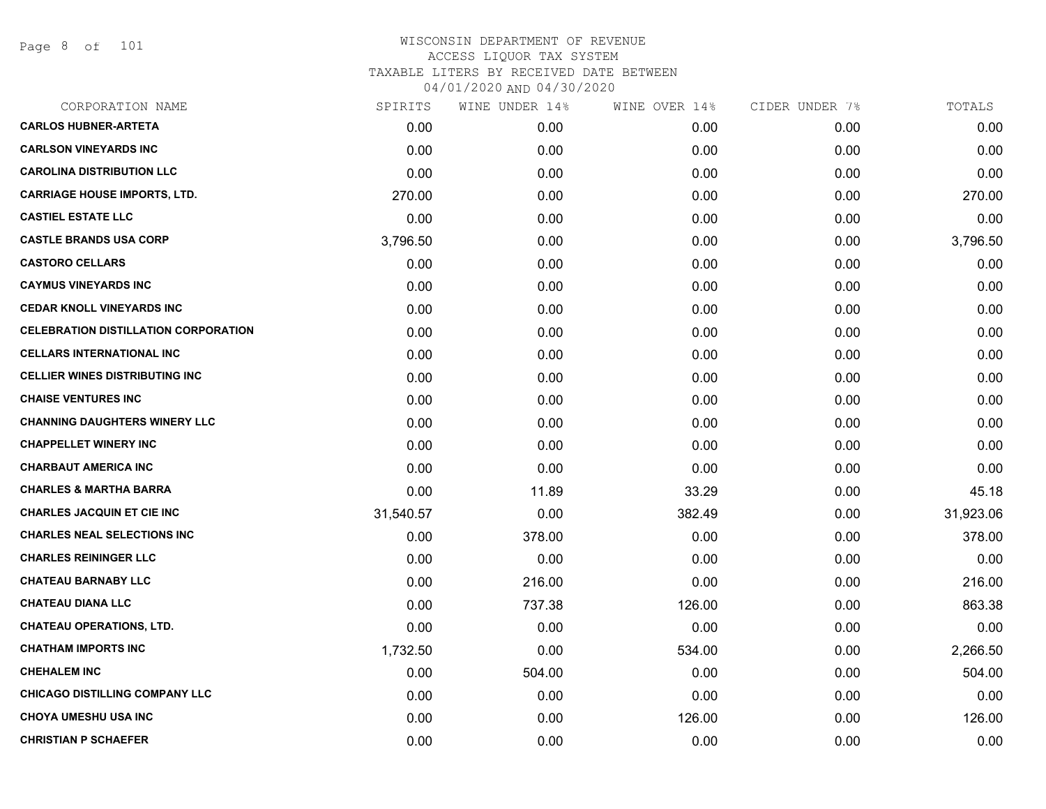WISCONSIN DEPARTMENT OF REVENUE
ACCESS LIQUOR TAX SYSTEM
TAXABLE LITERS BY RECEIVED DATE BETWEEN
04/01/2020 AND 04/30/2020

| CORPORATION NAME | SPIRITS | WINE UNDER 14% | WINE OVER 14% | CIDER UNDER 7% | TOTALS |
|---|---|---|---|---|---|
| **CARLOS HUBNER-ARTETA** | 0.00 | 0.00 | 0.00 | 0.00 | 0.00 |
| **CARLSON VINEYARDS INC** | 0.00 | 0.00 | 0.00 | 0.00 | 0.00 |
| **CAROLINA DISTRIBUTION LLC** | 0.00 | 0.00 | 0.00 | 0.00 | 0.00 |
| **CARRIAGE HOUSE IMPORTS, LTD.** | 270.00 | 0.00 | 0.00 | 0.00 | 270.00 |
| **CASTIEL ESTATE LLC** | 0.00 | 0.00 | 0.00 | 0.00 | 0.00 |
| **CASTLE BRANDS USA CORP** | 3,796.50 | 0.00 | 0.00 | 0.00 | 3,796.50 |
| **CASTORO CELLARS** | 0.00 | 0.00 | 0.00 | 0.00 | 0.00 |
| **CAYMUS VINEYARDS INC** | 0.00 | 0.00 | 0.00 | 0.00 | 0.00 |
| **CEDAR KNOLL VINEYARDS INC** | 0.00 | 0.00 | 0.00 | 0.00 | 0.00 |
| **CELEBRATION DISTILLATION CORPORATION** | 0.00 | 0.00 | 0.00 | 0.00 | 0.00 |
| **CELLARS INTERNATIONAL INC** | 0.00 | 0.00 | 0.00 | 0.00 | 0.00 |
| **CELLIER WINES DISTRIBUTING INC** | 0.00 | 0.00 | 0.00 | 0.00 | 0.00 |
| **CHAISE VENTURES INC** | 0.00 | 0.00 | 0.00 | 0.00 | 0.00 |
| **CHANNING DAUGHTERS WINERY LLC** | 0.00 | 0.00 | 0.00 | 0.00 | 0.00 |
| **CHAPPELLET WINERY INC** | 0.00 | 0.00 | 0.00 | 0.00 | 0.00 |
| **CHARBAUT AMERICA INC** | 0.00 | 0.00 | 0.00 | 0.00 | 0.00 |
| **CHARLES & MARTHA BARRA** | 0.00 | 11.89 | 33.29 | 0.00 | 45.18 |
| **CHARLES JACQUIN ET CIE INC** | 31,540.57 | 0.00 | 382.49 | 0.00 | 31,923.06 |
| **CHARLES NEAL SELECTIONS INC** | 0.00 | 378.00 | 0.00 | 0.00 | 378.00 |
| **CHARLES REININGER LLC** | 0.00 | 0.00 | 0.00 | 0.00 | 0.00 |
| **CHATEAU BARNABY LLC** | 0.00 | 216.00 | 0.00 | 0.00 | 216.00 |
| **CHATEAU DIANA LLC** | 0.00 | 737.38 | 126.00 | 0.00 | 863.38 |
| **CHATEAU OPERATIONS, LTD.** | 0.00 | 0.00 | 0.00 | 0.00 | 0.00 |
| **CHATHAM IMPORTS INC** | 1,732.50 | 0.00 | 534.00 | 0.00 | 2,266.50 |
| **CHEHALEM INC** | 0.00 | 504.00 | 0.00 | 0.00 | 504.00 |
| **CHICAGO DISTILLING COMPANY LLC** | 0.00 | 0.00 | 0.00 | 0.00 | 0.00 |
| **CHOYA UMESHU USA INC** | 0.00 | 0.00 | 126.00 | 0.00 | 126.00 |
| **CHRISTIAN P SCHAEFER** | 0.00 | 0.00 | 0.00 | 0.00 | 0.00 |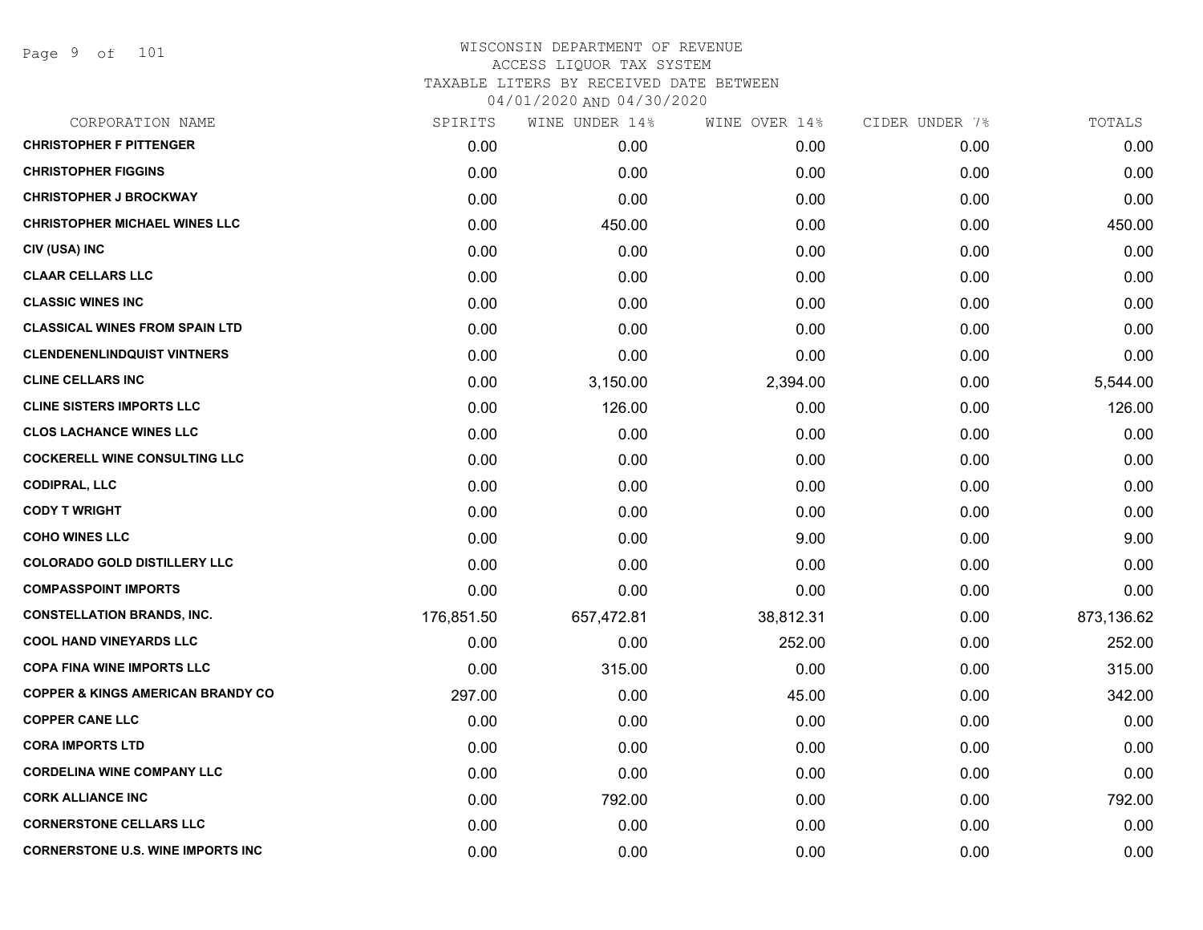# WISCONSIN DEPARTMENT OF REVENUE

ACCESS LIQUOR TAX SYSTEM

TAXABLE LITERS BY RECEIVED DATE BETWEEN

04/01/2020 AND 04/30/2020

| CORPORATION NAME | SPIRITS | WINE UNDER 14% | WINE OVER 14% | CIDER UNDER 7% | TOTALS |
|---|---|---|---|---|---|
| **CHRISTOPHER F PITTENGER** | 0.00 | 0.00 | 0.00 | 0.00 | 0.00 |
| **CHRISTOPHER FIGGINS** | 0.00 | 0.00 | 0.00 | 0.00 | 0.00 |
| **CHRISTOPHER J BROCKWAY** | 0.00 | 0.00 | 0.00 | 0.00 | 0.00 |
| **CHRISTOPHER MICHAEL WINES LLC** | 0.00 | 450.00 | 0.00 | 0.00 | 450.00 |
| **CIV (USA) INC** | 0.00 | 0.00 | 0.00 | 0.00 | 0.00 |
| **CLAAR CELLARS LLC** | 0.00 | 0.00 | 0.00 | 0.00 | 0.00 |
| **CLASSIC WINES INC** | 0.00 | 0.00 | 0.00 | 0.00 | 0.00 |
| **CLASSICAL WINES FROM SPAIN LTD** | 0.00 | 0.00 | 0.00 | 0.00 | 0.00 |
| **CLENDENENLINDQUIST VINTNERS** | 0.00 | 0.00 | 0.00 | 0.00 | 0.00 |
| **CLINE CELLARS INC** | 0.00 | 3,150.00 | 2,394.00 | 0.00 | 5,544.00 |
| **CLINE SISTERS IMPORTS LLC** | 0.00 | 126.00 | 0.00 | 0.00 | 126.00 |
| **CLOS LACHANCE WINES LLC** | 0.00 | 0.00 | 0.00 | 0.00 | 0.00 |
| **COCKERELL WINE CONSULTING LLC** | 0.00 | 0.00 | 0.00 | 0.00 | 0.00 |
| **CODIPRAL, LLC** | 0.00 | 0.00 | 0.00 | 0.00 | 0.00 |
| **CODY T WRIGHT** | 0.00 | 0.00 | 0.00 | 0.00 | 0.00 |
| **COHO WINES LLC** | 0.00 | 0.00 | 9.00 | 0.00 | 9.00 |
| **COLORADO GOLD DISTILLERY LLC** | 0.00 | 0.00 | 0.00 | 0.00 | 0.00 |
| **COMPASSPOINT IMPORTS** | 0.00 | 0.00 | 0.00 | 0.00 | 0.00 |
| **CONSTELLATION BRANDS, INC.** | 176,851.50 | 657,472.81 | 38,812.31 | 0.00 | 873,136.62 |
| **COOL HAND VINEYARDS LLC** | 0.00 | 0.00 | 252.00 | 0.00 | 252.00 |
| **COPA FINA WINE IMPORTS LLC** | 0.00 | 315.00 | 0.00 | 0.00 | 315.00 |
| **COPPER & KINGS AMERICAN BRANDY CO** | 297.00 | 0.00 | 45.00 | 0.00 | 342.00 |
| **COPPER CANE LLC** | 0.00 | 0.00 | 0.00 | 0.00 | 0.00 |
| **CORA IMPORTS LTD** | 0.00 | 0.00 | 0.00 | 0.00 | 0.00 |
| **CORDELINA WINE COMPANY LLC** | 0.00 | 0.00 | 0.00 | 0.00 | 0.00 |
| **CORK ALLIANCE INC** | 0.00 | 792.00 | 0.00 | 0.00 | 792.00 |
| **CORNERSTONE CELLARS LLC** | 0.00 | 0.00 | 0.00 | 0.00 | 0.00 |
| **CORNERSTONE U.S. WINE IMPORTS INC** | 0.00 | 0.00 | 0.00 | 0.00 | 0.00 |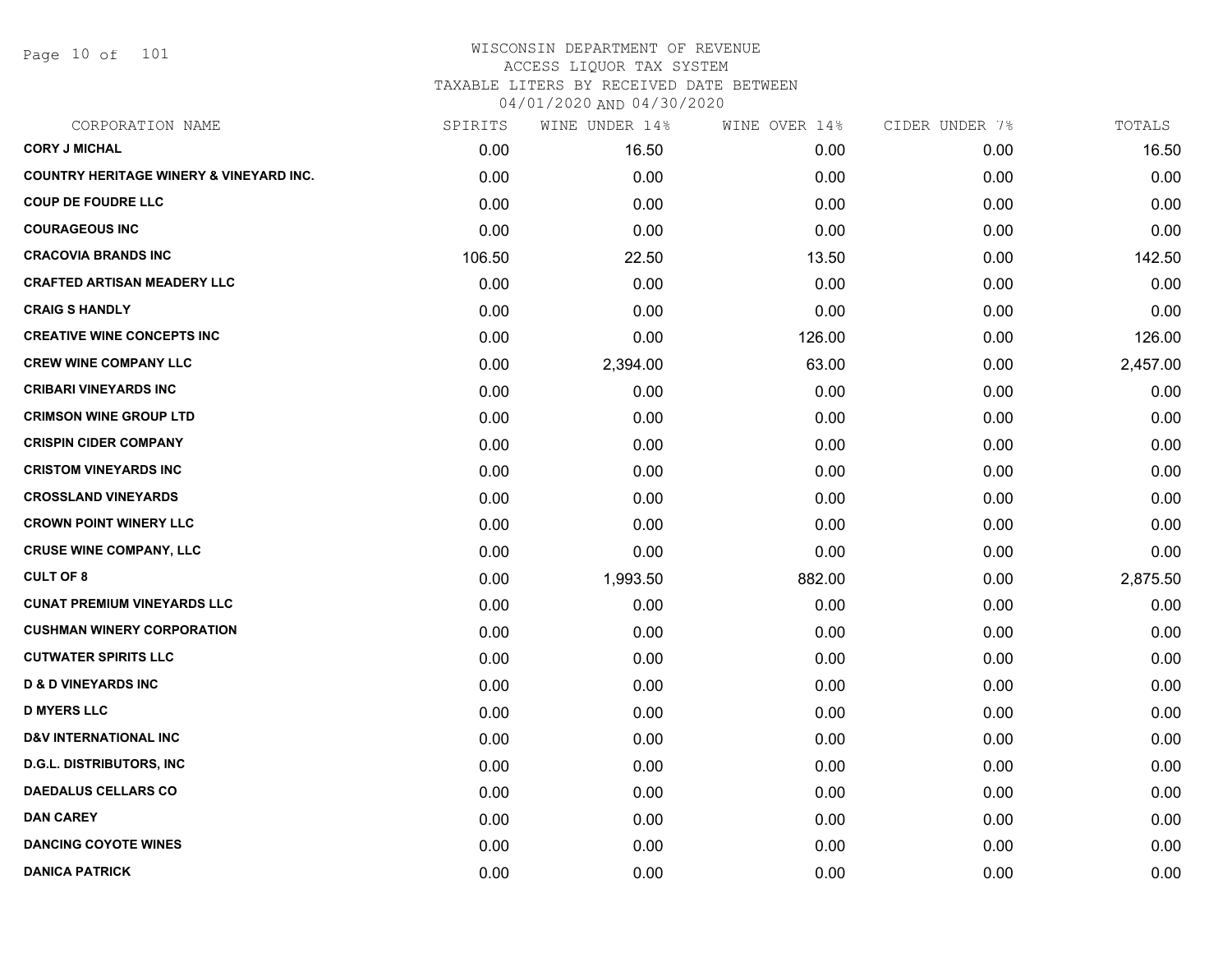# WISCONSIN DEPARTMENT OF REVENUE
## ACCESS LIQUOR TAX SYSTEM
### TAXABLE LITERS BY RECEIVED DATE BETWEEN 04/01/2020 AND 04/30/2020

| CORPORATION NAME | SPIRITS | WINE UNDER 14% | WINE OVER 14% | CIDER UNDER 7% | TOTALS |
|---|---|---|---|---|---|
| **CORY J MICHAL** | 0.00 | 16.50 | 0.00 | 0.00 | 16.50 |
| **COUNTRY HERITAGE WINERY & VINEYARD INC.** | 0.00 | 0.00 | 0.00 | 0.00 | 0.00 |
| **COUP DE FOUDRE LLC** | 0.00 | 0.00 | 0.00 | 0.00 | 0.00 |
| **COURAGEOUS INC** | 0.00 | 0.00 | 0.00 | 0.00 | 0.00 |
| **CRACOVIA BRANDS INC** | 106.50 | 22.50 | 13.50 | 0.00 | 142.50 |
| **CRAFTED ARTISAN MEADERY LLC** | 0.00 | 0.00 | 0.00 | 0.00 | 0.00 |
| **CRAIG S HANDLY** | 0.00 | 0.00 | 0.00 | 0.00 | 0.00 |
| **CREATIVE WINE CONCEPTS INC** | 0.00 | 0.00 | 126.00 | 0.00 | 126.00 |
| **CREW WINE COMPANY LLC** | 0.00 | 2,394.00 | 63.00 | 0.00 | 2,457.00 |
| **CRIBARI VINEYARDS INC** | 0.00 | 0.00 | 0.00 | 0.00 | 0.00 |
| **CRIMSON WINE GROUP LTD** | 0.00 | 0.00 | 0.00 | 0.00 | 0.00 |
| **CRISPIN CIDER COMPANY** | 0.00 | 0.00 | 0.00 | 0.00 | 0.00 |
| **CRISTOM VINEYARDS INC** | 0.00 | 0.00 | 0.00 | 0.00 | 0.00 |
| **CROSSLAND VINEYARDS** | 0.00 | 0.00 | 0.00 | 0.00 | 0.00 |
| **CROWN POINT WINERY LLC** | 0.00 | 0.00 | 0.00 | 0.00 | 0.00 |
| **CRUSE WINE COMPANY, LLC** | 0.00 | 0.00 | 0.00 | 0.00 | 0.00 |
| **CULT OF 8** | 0.00 | 1,993.50 | 882.00 | 0.00 | 2,875.50 |
| **CUNAT PREMIUM VINEYARDS LLC** | 0.00 | 0.00 | 0.00 | 0.00 | 0.00 |
| **CUSHMAN WINERY CORPORATION** | 0.00 | 0.00 | 0.00 | 0.00 | 0.00 |
| **CUTWATER SPIRITS LLC** | 0.00 | 0.00 | 0.00 | 0.00 | 0.00 |
| **D & D VINEYARDS INC** | 0.00 | 0.00 | 0.00 | 0.00 | 0.00 |
| **D MYERS LLC** | 0.00 | 0.00 | 0.00 | 0.00 | 0.00 |
| **D&V INTERNATIONAL INC** | 0.00 | 0.00 | 0.00 | 0.00 | 0.00 |
| **D.G.L. DISTRIBUTORS, INC** | 0.00 | 0.00 | 0.00 | 0.00 | 0.00 |
| **DAEDALUS CELLARS CO** | 0.00 | 0.00 | 0.00 | 0.00 | 0.00 |
| **DAN CAREY** | 0.00 | 0.00 | 0.00 | 0.00 | 0.00 |
| **DANCING COYOTE WINES** | 0.00 | 0.00 | 0.00 | 0.00 | 0.00 |
| **DANICA PATRICK** | 0.00 | 0.00 | 0.00 | 0.00 | 0.00 |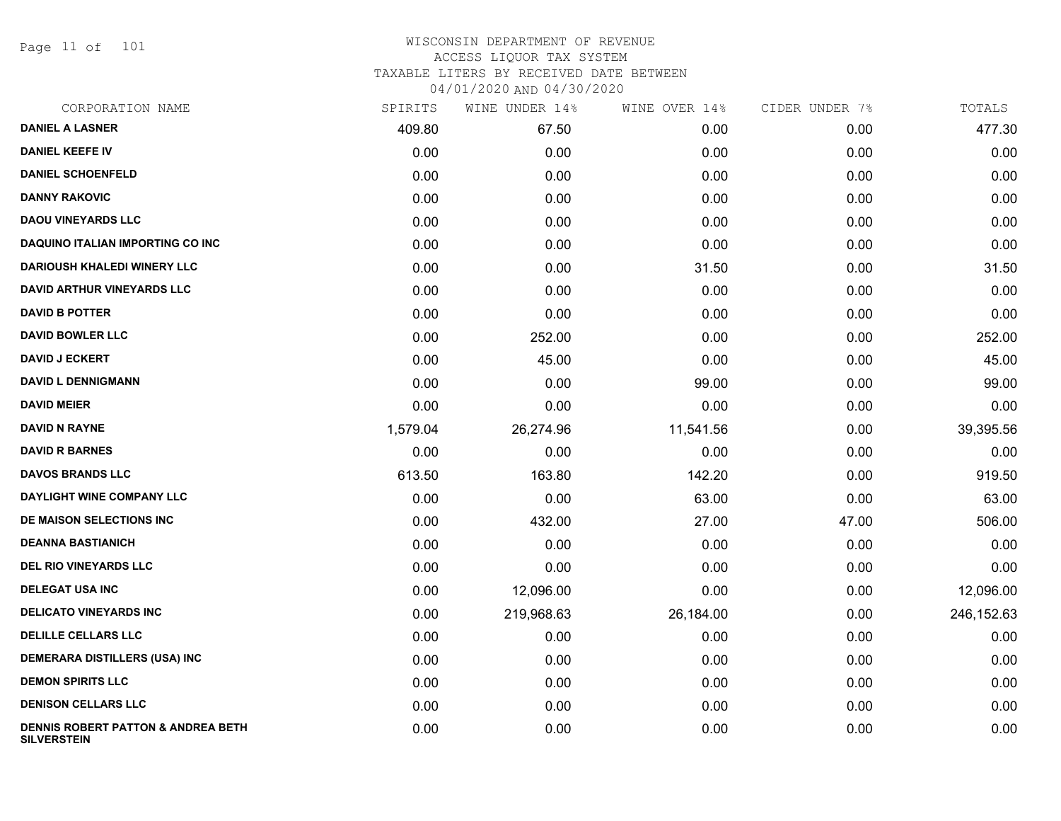WISCONSIN DEPARTMENT OF REVENUE
ACCESS LIQUOR TAX SYSTEM
TAXABLE LITERS BY RECEIVED DATE BETWEEN
04/01/2020 AND 04/30/2020

| CORPORATION NAME | SPIRITS | WINE UNDER 14% | WINE OVER 14% | CIDER UNDER 7% | TOTALS |
|---|---|---|---|---|---|
| **DANIEL A LASNER** | 409.80 | 67.50 | 0.00 | 0.00 | 477.30 |
| **DANIEL KEEFE IV** | 0.00 | 0.00 | 0.00 | 0.00 | 0.00 |
| **DANIEL SCHOENFELD** | 0.00 | 0.00 | 0.00 | 0.00 | 0.00 |
| **DANNY RAKOVIC** | 0.00 | 0.00 | 0.00 | 0.00 | 0.00 |
| **DAOU VINEYARDS LLC** | 0.00 | 0.00 | 0.00 | 0.00 | 0.00 |
| **DAQUINO ITALIAN IMPORTING CO INC** | 0.00 | 0.00 | 0.00 | 0.00 | 0.00 |
| **DARIOUSH KHALEDI WINERY LLC** | 0.00 | 0.00 | 31.50 | 0.00 | 31.50 |
| **DAVID ARTHUR VINEYARDS LLC** | 0.00 | 0.00 | 0.00 | 0.00 | 0.00 |
| **DAVID B POTTER** | 0.00 | 0.00 | 0.00 | 0.00 | 0.00 |
| **DAVID BOWLER LLC** | 0.00 | 252.00 | 0.00 | 0.00 | 252.00 |
| **DAVID J ECKERT** | 0.00 | 45.00 | 0.00 | 0.00 | 45.00 |
| **DAVID L DENNIGMANN** | 0.00 | 0.00 | 99.00 | 0.00 | 99.00 |
| **DAVID MEIER** | 0.00 | 0.00 | 0.00 | 0.00 | 0.00 |
| **DAVID N RAYNE** | 1,579.04 | 26,274.96 | 11,541.56 | 0.00 | 39,395.56 |
| **DAVID R BARNES** | 0.00 | 0.00 | 0.00 | 0.00 | 0.00 |
| **DAVOS BRANDS LLC** | 613.50 | 163.80 | 142.20 | 0.00 | 919.50 |
| **DAYLIGHT WINE COMPANY LLC** | 0.00 | 0.00 | 63.00 | 0.00 | 63.00 |
| **DE MAISON SELECTIONS INC** | 0.00 | 432.00 | 27.00 | 47.00 | 506.00 |
| **DEANNA BASTIANICH** | 0.00 | 0.00 | 0.00 | 0.00 | 0.00 |
| **DEL RIO VINEYARDS LLC** | 0.00 | 0.00 | 0.00 | 0.00 | 0.00 |
| **DELEGAT USA INC** | 0.00 | 12,096.00 | 0.00 | 0.00 | 12,096.00 |
| **DELICATO VINEYARDS INC** | 0.00 | 219,968.63 | 26,184.00 | 0.00 | 246,152.63 |
| **DELILLE CELLARS LLC** | 0.00 | 0.00 | 0.00 | 0.00 | 0.00 |
| **DEMERARA DISTILLERS (USA) INC** | 0.00 | 0.00 | 0.00 | 0.00 | 0.00 |
| **DEMON SPIRITS LLC** | 0.00 | 0.00 | 0.00 | 0.00 | 0.00 |
| **DENISON CELLARS LLC** | 0.00 | 0.00 | 0.00 | 0.00 | 0.00 |
| **DENNIS ROBERT PATTON & ANDREA BETH SILVERSTEIN** | 0.00 | 0.00 | 0.00 | 0.00 | 0.00 |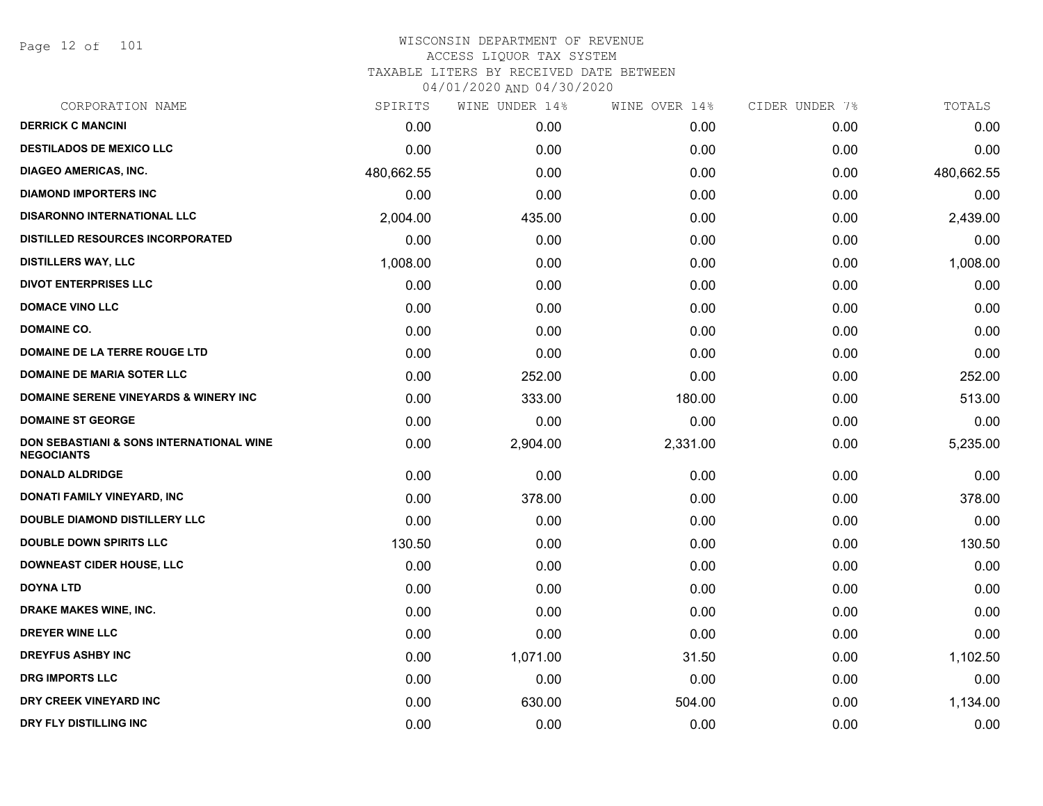# WISCONSIN DEPARTMENT OF REVENUE

ACCESS LIQUOR TAX SYSTEM

TAXABLE LITERS BY RECEIVED DATE BETWEEN

04/01/2020 AND 04/30/2020

| CORPORATION NAME | SPIRITS | WINE UNDER 14% | WINE OVER 14% | CIDER UNDER 7% | TOTALS |
|---|---|---|---|---|---|
| DERRICK C MANCINI | 0.00 | 0.00 | 0.00 | 0.00 | 0.00 |
| DESTILADOS DE MEXICO LLC | 0.00 | 0.00 | 0.00 | 0.00 | 0.00 |
| DIAGEO AMERICAS, INC. | 480,662.55 | 0.00 | 0.00 | 0.00 | 480,662.55 |
| DIAMOND IMPORTERS INC | 0.00 | 0.00 | 0.00 | 0.00 | 0.00 |
| DISARONNO INTERNATIONAL LLC | 2,004.00 | 435.00 | 0.00 | 0.00 | 2,439.00 |
| DISTILLED RESOURCES INCORPORATED | 0.00 | 0.00 | 0.00 | 0.00 | 0.00 |
| DISTILLERS WAY, LLC | 1,008.00 | 0.00 | 0.00 | 0.00 | 1,008.00 |
| DIVOT ENTERPRISES LLC | 0.00 | 0.00 | 0.00 | 0.00 | 0.00 |
| DOMACE VINO LLC | 0.00 | 0.00 | 0.00 | 0.00 | 0.00 |
| DOMAINE CO. | 0.00 | 0.00 | 0.00 | 0.00 | 0.00 |
| DOMAINE DE LA TERRE ROUGE LTD | 0.00 | 0.00 | 0.00 | 0.00 | 0.00 |
| DOMAINE DE MARIA SOTER LLC | 0.00 | 252.00 | 0.00 | 0.00 | 252.00 |
| DOMAINE SERENE VINEYARDS & WINERY INC | 0.00 | 333.00 | 180.00 | 0.00 | 513.00 |
| DOMAINE ST GEORGE | 0.00 | 0.00 | 0.00 | 0.00 | 0.00 |
| DON SEBASTIANI & SONS INTERNATIONAL WINE NEGOCIANTS | 0.00 | 2,904.00 | 2,331.00 | 0.00 | 5,235.00 |
| DONALD ALDRIDGE | 0.00 | 0.00 | 0.00 | 0.00 | 0.00 |
| DONATI FAMILY VINEYARD, INC | 0.00 | 378.00 | 0.00 | 0.00 | 378.00 |
| DOUBLE DIAMOND DISTILLERY LLC | 0.00 | 0.00 | 0.00 | 0.00 | 0.00 |
| DOUBLE DOWN SPIRITS LLC | 130.50 | 0.00 | 0.00 | 0.00 | 130.50 |
| DOWNEAST CIDER HOUSE, LLC | 0.00 | 0.00 | 0.00 | 0.00 | 0.00 |
| DOYNA LTD | 0.00 | 0.00 | 0.00 | 0.00 | 0.00 |
| DRAKE MAKES WINE, INC. | 0.00 | 0.00 | 0.00 | 0.00 | 0.00 |
| DREYER WINE LLC | 0.00 | 0.00 | 0.00 | 0.00 | 0.00 |
| DREYFUS ASHBY INC | 0.00 | 1,071.00 | 31.50 | 0.00 | 1,102.50 |
| DRG IMPORTS LLC | 0.00 | 0.00 | 0.00 | 0.00 | 0.00 |
| DRY CREEK VINEYARD INC | 0.00 | 630.00 | 504.00 | 0.00 | 1,134.00 |
| DRY FLY DISTILLING INC | 0.00 | 0.00 | 0.00 | 0.00 | 0.00 |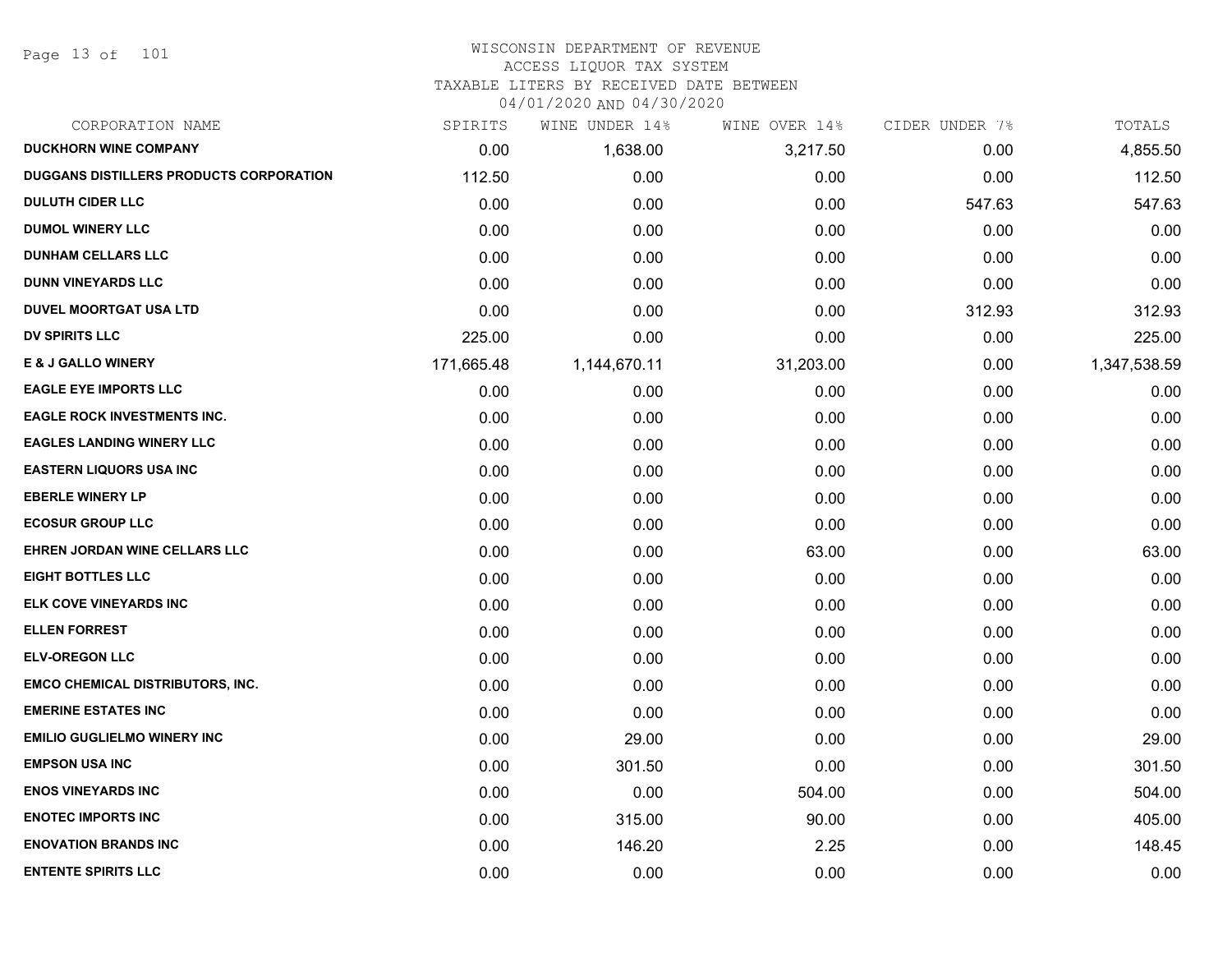# WISCONSIN DEPARTMENT OF REVENUE
## ACCESS LIQUOR TAX SYSTEM
### TAXABLE LITERS BY RECEIVED DATE BETWEEN 04/01/2020 AND 04/30/2020

| CORPORATION NAME | SPIRITS | WINE UNDER 14% | WINE OVER 14% | CIDER UNDER 7% | TOTALS |
|---|---|---|---|---|---|
| DUCKHORN WINE COMPANY | 0.00 | 1,638.00 | 3,217.50 | 0.00 | 4,855.50 |
| DUGGANS DISTILLERS PRODUCTS CORPORATION | 112.50 | 0.00 | 0.00 | 0.00 | 112.50 |
| DULUTH CIDER LLC | 0.00 | 0.00 | 0.00 | 547.63 | 547.63 |
| DUMOL WINERY LLC | 0.00 | 0.00 | 0.00 | 0.00 | 0.00 |
| DUNHAM CELLARS LLC | 0.00 | 0.00 | 0.00 | 0.00 | 0.00 |
| DUNN VINEYARDS LLC | 0.00 | 0.00 | 0.00 | 0.00 | 0.00 |
| DUVEL MOORTGAT USA LTD | 0.00 | 0.00 | 0.00 | 312.93 | 312.93 |
| DV SPIRITS LLC | 225.00 | 0.00 | 0.00 | 0.00 | 225.00 |
| E & J GALLO WINERY | 171,665.48 | 1,144,670.11 | 31,203.00 | 0.00 | 1,347,538.59 |
| EAGLE EYE IMPORTS LLC | 0.00 | 0.00 | 0.00 | 0.00 | 0.00 |
| EAGLE ROCK INVESTMENTS INC. | 0.00 | 0.00 | 0.00 | 0.00 | 0.00 |
| EAGLES LANDING WINERY LLC | 0.00 | 0.00 | 0.00 | 0.00 | 0.00 |
| EASTERN LIQUORS USA INC | 0.00 | 0.00 | 0.00 | 0.00 | 0.00 |
| EBERLE WINERY LP | 0.00 | 0.00 | 0.00 | 0.00 | 0.00 |
| ECOSUR GROUP LLC | 0.00 | 0.00 | 0.00 | 0.00 | 0.00 |
| EHREN JORDAN WINE CELLARS LLC | 0.00 | 0.00 | 63.00 | 0.00 | 63.00 |
| EIGHT BOTTLES LLC | 0.00 | 0.00 | 0.00 | 0.00 | 0.00 |
| ELK COVE VINEYARDS INC | 0.00 | 0.00 | 0.00 | 0.00 | 0.00 |
| ELLEN FORREST | 0.00 | 0.00 | 0.00 | 0.00 | 0.00 |
| ELV-OREGON LLC | 0.00 | 0.00 | 0.00 | 0.00 | 0.00 |
| EMCO CHEMICAL DISTRIBUTORS, INC. | 0.00 | 0.00 | 0.00 | 0.00 | 0.00 |
| EMERINE ESTATES INC | 0.00 | 0.00 | 0.00 | 0.00 | 0.00 |
| EMILIO GUGLIELMO WINERY INC | 0.00 | 29.00 | 0.00 | 0.00 | 29.00 |
| EMPSON USA INC | 0.00 | 301.50 | 0.00 | 0.00 | 301.50 |
| ENOS VINEYARDS INC | 0.00 | 0.00 | 504.00 | 0.00 | 504.00 |
| ENOTEC IMPORTS INC | 0.00 | 315.00 | 90.00 | 0.00 | 405.00 |
| ENOVATION BRANDS INC | 0.00 | 146.20 | 2.25 | 0.00 | 148.45 |
| ENTENTE SPIRITS LLC | 0.00 | 0.00 | 0.00 | 0.00 | 0.00 |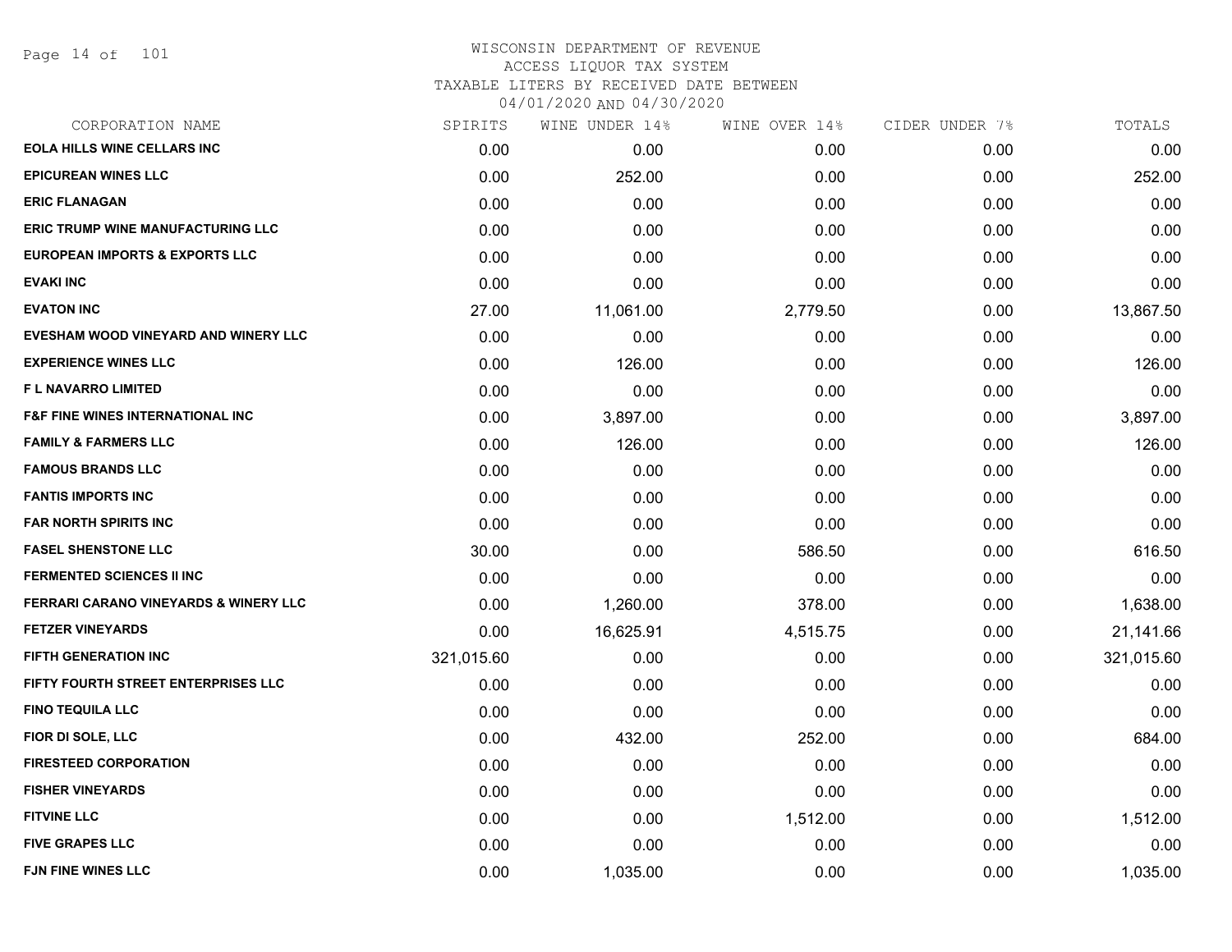# WISCONSIN DEPARTMENT OF REVENUE
ACCESS LIQUOR TAX SYSTEM
TAXABLE LITERS BY RECEIVED DATE BETWEEN
04/01/2020 AND 04/30/2020

| CORPORATION NAME | SPIRITS | WINE UNDER 14% | WINE OVER 14% | CIDER UNDER 7% | TOTALS |
|---|---|---|---|---|---|
| EOLA HILLS WINE CELLARS INC | 0.00 | 0.00 | 0.00 | 0.00 | 0.00 |
| EPICUREAN WINES LLC | 0.00 | 252.00 | 0.00 | 0.00 | 252.00 |
| ERIC FLANAGAN | 0.00 | 0.00 | 0.00 | 0.00 | 0.00 |
| ERIC TRUMP WINE MANUFACTURING LLC | 0.00 | 0.00 | 0.00 | 0.00 | 0.00 |
| EUROPEAN IMPORTS & EXPORTS LLC | 0.00 | 0.00 | 0.00 | 0.00 | 0.00 |
| EVAKI INC | 0.00 | 0.00 | 0.00 | 0.00 | 0.00 |
| EVATON INC | 27.00 | 11,061.00 | 2,779.50 | 0.00 | 13,867.50 |
| EVESHAM WOOD VINEYARD AND WINERY LLC | 0.00 | 0.00 | 0.00 | 0.00 | 0.00 |
| EXPERIENCE WINES LLC | 0.00 | 126.00 | 0.00 | 0.00 | 126.00 |
| F L NAVARRO LIMITED | 0.00 | 0.00 | 0.00 | 0.00 | 0.00 |
| F&F FINE WINES INTERNATIONAL INC | 0.00 | 3,897.00 | 0.00 | 0.00 | 3,897.00 |
| FAMILY & FARMERS LLC | 0.00 | 126.00 | 0.00 | 0.00 | 126.00 |
| FAMOUS BRANDS LLC | 0.00 | 0.00 | 0.00 | 0.00 | 0.00 |
| FANTIS IMPORTS INC | 0.00 | 0.00 | 0.00 | 0.00 | 0.00 |
| FAR NORTH SPIRITS INC | 0.00 | 0.00 | 0.00 | 0.00 | 0.00 |
| FASEL SHENSTONE LLC | 30.00 | 0.00 | 586.50 | 0.00 | 616.50 |
| FERMENTED SCIENCES II INC | 0.00 | 0.00 | 0.00 | 0.00 | 0.00 |
| FERRARI CARANO VINEYARDS & WINERY LLC | 0.00 | 1,260.00 | 378.00 | 0.00 | 1,638.00 |
| FETZER VINEYARDS | 0.00 | 16,625.91 | 4,515.75 | 0.00 | 21,141.66 |
| FIFTH GENERATION INC | 321,015.60 | 0.00 | 0.00 | 0.00 | 321,015.60 |
| FIFTY FOURTH STREET ENTERPRISES LLC | 0.00 | 0.00 | 0.00 | 0.00 | 0.00 |
| FINO TEQUILA LLC | 0.00 | 0.00 | 0.00 | 0.00 | 0.00 |
| FIOR DI SOLE, LLC | 0.00 | 432.00 | 252.00 | 0.00 | 684.00 |
| FIRESTEED CORPORATION | 0.00 | 0.00 | 0.00 | 0.00 | 0.00 |
| FISHER VINEYARDS | 0.00 | 0.00 | 0.00 | 0.00 | 0.00 |
| FITVINE LLC | 0.00 | 0.00 | 1,512.00 | 0.00 | 1,512.00 |
| FIVE GRAPES LLC | 0.00 | 0.00 | 0.00 | 0.00 | 0.00 |
| FJN FINE WINES LLC | 0.00 | 1,035.00 | 0.00 | 0.00 | 1,035.00 |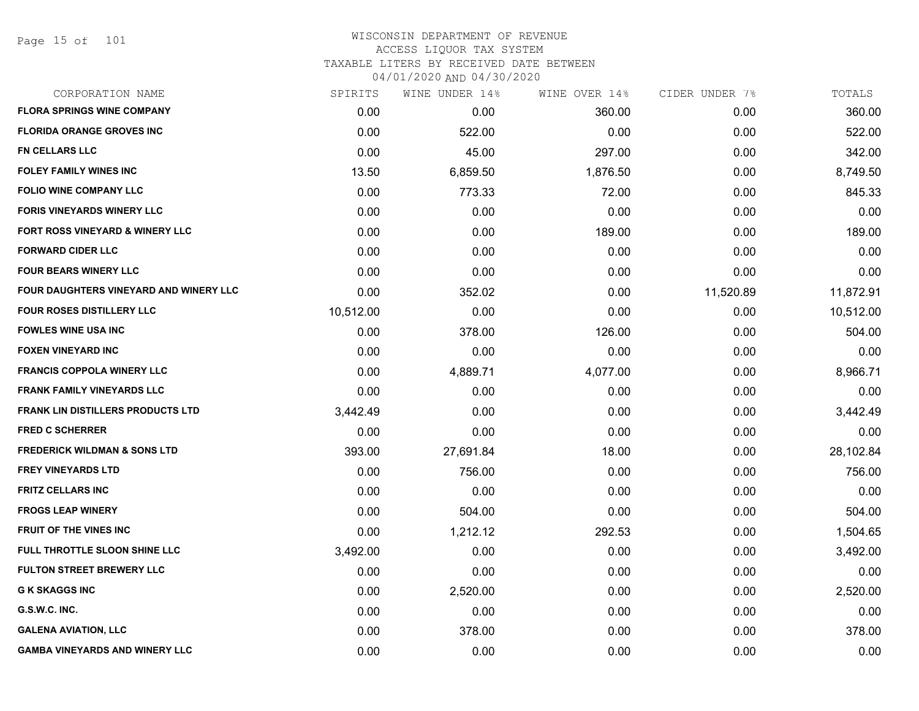# WISCONSIN DEPARTMENT OF REVENUE
## ACCESS LIQUOR TAX SYSTEM
### TAXABLE LITERS BY RECEIVED DATE BETWEEN 04/01/2020 AND 04/30/2020

| CORPORATION NAME | SPIRITS | WINE UNDER 14% | WINE OVER 14% | CIDER UNDER 7% | TOTALS |
|---|---|---|---|---|---|
| FLORA SPRINGS WINE COMPANY | 0.00 | 0.00 | 360.00 | 0.00 | 360.00 |
| FLORIDA ORANGE GROVES INC | 0.00 | 522.00 | 0.00 | 0.00 | 522.00 |
| FN CELLARS LLC | 0.00 | 45.00 | 297.00 | 0.00 | 342.00 |
| FOLEY FAMILY WINES INC | 13.50 | 6,859.50 | 1,876.50 | 0.00 | 8,749.50 |
| FOLIO WINE COMPANY LLC | 0.00 | 773.33 | 72.00 | 0.00 | 845.33 |
| FORIS VINEYARDS WINERY LLC | 0.00 | 0.00 | 0.00 | 0.00 | 0.00 |
| FORT ROSS VINEYARD & WINERY LLC | 0.00 | 0.00 | 189.00 | 0.00 | 189.00 |
| FORWARD CIDER LLC | 0.00 | 0.00 | 0.00 | 0.00 | 0.00 |
| FOUR BEARS WINERY LLC | 0.00 | 0.00 | 0.00 | 0.00 | 0.00 |
| FOUR DAUGHTERS VINEYARD AND WINERY LLC | 0.00 | 352.02 | 0.00 | 11,520.89 | 11,872.91 |
| FOUR ROSES DISTILLERY LLC | 10,512.00 | 0.00 | 0.00 | 0.00 | 10,512.00 |
| FOWLES WINE USA INC | 0.00 | 378.00 | 126.00 | 0.00 | 504.00 |
| FOXEN VINEYARD INC | 0.00 | 0.00 | 0.00 | 0.00 | 0.00 |
| FRANCIS COPPOLA WINERY LLC | 0.00 | 4,889.71 | 4,077.00 | 0.00 | 8,966.71 |
| FRANK FAMILY VINEYARDS LLC | 0.00 | 0.00 | 0.00 | 0.00 | 0.00 |
| FRANK LIN DISTILLERS PRODUCTS LTD | 3,442.49 | 0.00 | 0.00 | 0.00 | 3,442.49 |
| FRED C SCHERRER | 0.00 | 0.00 | 0.00 | 0.00 | 0.00 |
| FREDERICK WILDMAN & SONS LTD | 393.00 | 27,691.84 | 18.00 | 0.00 | 28,102.84 |
| FREY VINEYARDS LTD | 0.00 | 756.00 | 0.00 | 0.00 | 756.00 |
| FRITZ CELLARS INC | 0.00 | 0.00 | 0.00 | 0.00 | 0.00 |
| FROGS LEAP WINERY | 0.00 | 504.00 | 0.00 | 0.00 | 504.00 |
| FRUIT OF THE VINES INC | 0.00 | 1,212.12 | 292.53 | 0.00 | 1,504.65 |
| FULL THROTTLE SLOON SHINE LLC | 3,492.00 | 0.00 | 0.00 | 0.00 | 3,492.00 |
| FULTON STREET BREWERY LLC | 0.00 | 0.00 | 0.00 | 0.00 | 0.00 |
| G K SKAGGS INC | 0.00 | 2,520.00 | 0.00 | 0.00 | 2,520.00 |
| G.S.W.C. INC. | 0.00 | 0.00 | 0.00 | 0.00 | 0.00 |
| GALENA AVIATION, LLC | 0.00 | 378.00 | 0.00 | 0.00 | 378.00 |
| GAMBA VINEYARDS AND WINERY LLC | 0.00 | 0.00 | 0.00 | 0.00 | 0.00 |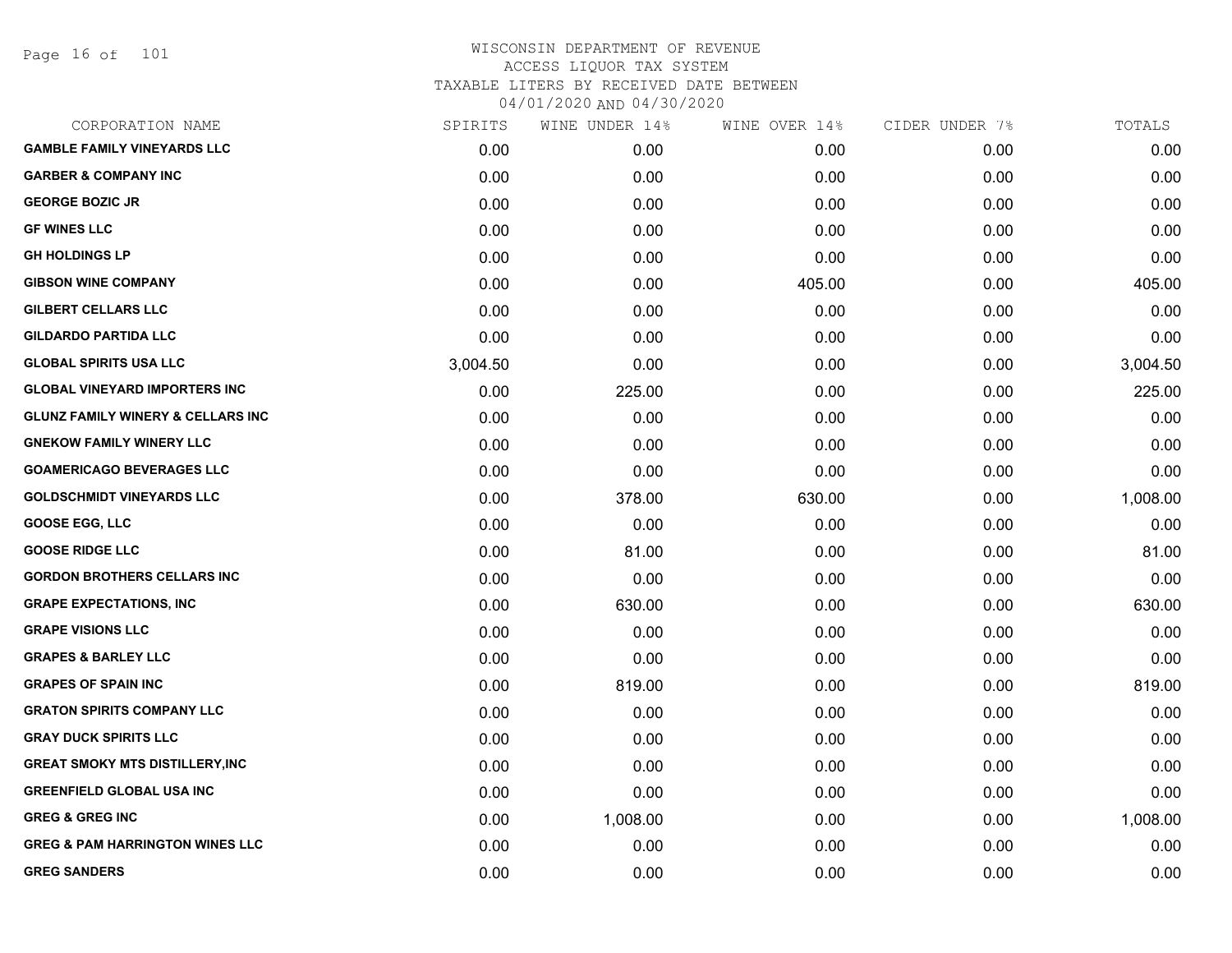WISCONSIN DEPARTMENT OF REVENUE
ACCESS LIQUOR TAX SYSTEM
TAXABLE LITERS BY RECEIVED DATE BETWEEN
04/01/2020 AND 04/30/2020

| CORPORATION NAME | SPIRITS | WINE UNDER 14% | WINE OVER 14% | CIDER UNDER 7% | TOTALS |
|---|---|---|---|---|---|
| GAMBLE FAMILY VINEYARDS LLC | 0.00 | 0.00 | 0.00 | 0.00 | 0.00 |
| GARBER & COMPANY INC | 0.00 | 0.00 | 0.00 | 0.00 | 0.00 |
| GEORGE BOZIC JR | 0.00 | 0.00 | 0.00 | 0.00 | 0.00 |
| GF WINES LLC | 0.00 | 0.00 | 0.00 | 0.00 | 0.00 |
| GH HOLDINGS LP | 0.00 | 0.00 | 0.00 | 0.00 | 0.00 |
| GIBSON WINE COMPANY | 0.00 | 0.00 | 405.00 | 0.00 | 405.00 |
| GILBERT CELLARS LLC | 0.00 | 0.00 | 0.00 | 0.00 | 0.00 |
| GILDARDO PARTIDA LLC | 0.00 | 0.00 | 0.00 | 0.00 | 0.00 |
| GLOBAL SPIRITS USA LLC | 3,004.50 | 0.00 | 0.00 | 0.00 | 3,004.50 |
| GLOBAL VINEYARD IMPORTERS INC | 0.00 | 225.00 | 0.00 | 0.00 | 225.00 |
| GLUNZ FAMILY WINERY & CELLARS INC | 0.00 | 0.00 | 0.00 | 0.00 | 0.00 |
| GNEKOW FAMILY WINERY LLC | 0.00 | 0.00 | 0.00 | 0.00 | 0.00 |
| GOAMERICAGO BEVERAGES LLC | 0.00 | 0.00 | 0.00 | 0.00 | 0.00 |
| GOLDSCHMIDT VINEYARDS LLC | 0.00 | 378.00 | 630.00 | 0.00 | 1,008.00 |
| GOOSE EGG, LLC | 0.00 | 0.00 | 0.00 | 0.00 | 0.00 |
| GOOSE RIDGE LLC | 0.00 | 81.00 | 0.00 | 0.00 | 81.00 |
| GORDON BROTHERS CELLARS INC | 0.00 | 0.00 | 0.00 | 0.00 | 0.00 |
| GRAPE EXPECTATIONS, INC | 0.00 | 630.00 | 0.00 | 0.00 | 630.00 |
| GRAPE VISIONS LLC | 0.00 | 0.00 | 0.00 | 0.00 | 0.00 |
| GRAPES & BARLEY LLC | 0.00 | 0.00 | 0.00 | 0.00 | 0.00 |
| GRAPES OF SPAIN INC | 0.00 | 819.00 | 0.00 | 0.00 | 819.00 |
| GRATON SPIRITS COMPANY LLC | 0.00 | 0.00 | 0.00 | 0.00 | 0.00 |
| GRAY DUCK SPIRITS LLC | 0.00 | 0.00 | 0.00 | 0.00 | 0.00 |
| GREAT SMOKY MTS DISTILLERY,INC | 0.00 | 0.00 | 0.00 | 0.00 | 0.00 |
| GREENFIELD GLOBAL USA INC | 0.00 | 0.00 | 0.00 | 0.00 | 0.00 |
| GREG & GREG INC | 0.00 | 1,008.00 | 0.00 | 0.00 | 1,008.00 |
| GREG & PAM HARRINGTON WINES LLC | 0.00 | 0.00 | 0.00 | 0.00 | 0.00 |
| GREG SANDERS | 0.00 | 0.00 | 0.00 | 0.00 | 0.00 |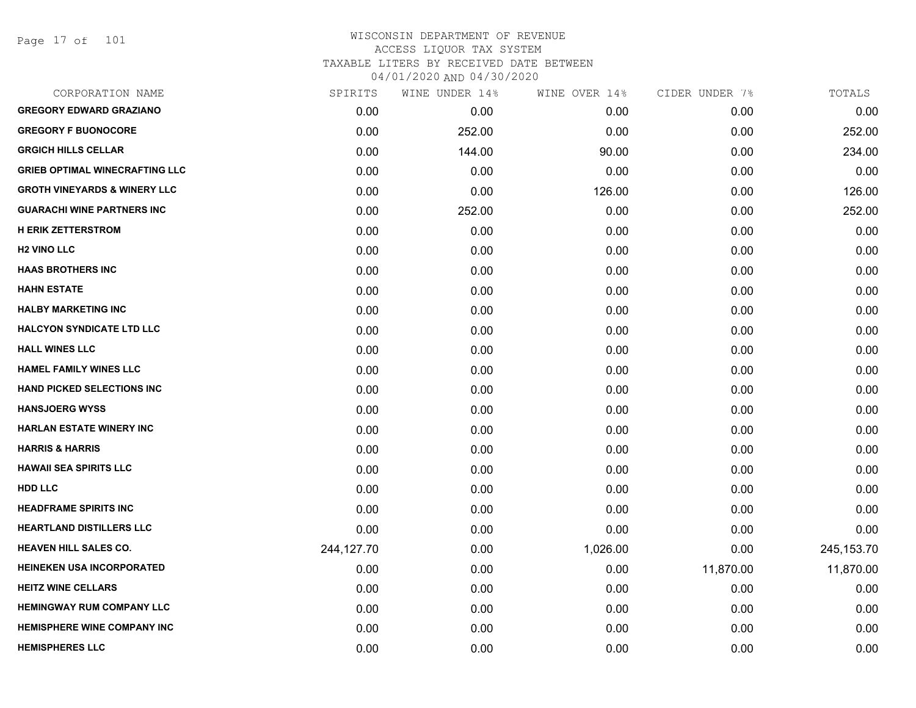WISCONSIN DEPARTMENT OF REVENUE
ACCESS LIQUOR TAX SYSTEM
TAXABLE LITERS BY RECEIVED DATE BETWEEN
04/01/2020 AND 04/30/2020

| CORPORATION NAME | SPIRITS | WINE UNDER 14% | WINE OVER 14% | CIDER UNDER 7% | TOTALS |
|---|---|---|---|---|---|
| GREGORY EDWARD GRAZIANO | 0.00 | 0.00 | 0.00 | 0.00 | 0.00 |
| GREGORY F BUONOCORE | 0.00 | 252.00 | 0.00 | 0.00 | 252.00 |
| GRGICH HILLS CELLAR | 0.00 | 144.00 | 90.00 | 0.00 | 234.00 |
| GRIEB OPTIMAL WINECRAFTING LLC | 0.00 | 0.00 | 0.00 | 0.00 | 0.00 |
| GROTH VINEYARDS & WINERY LLC | 0.00 | 0.00 | 126.00 | 0.00 | 126.00 |
| GUARACHI WINE PARTNERS INC | 0.00 | 252.00 | 0.00 | 0.00 | 252.00 |
| H ERIK ZETTERSTROM | 0.00 | 0.00 | 0.00 | 0.00 | 0.00 |
| H2 VINO LLC | 0.00 | 0.00 | 0.00 | 0.00 | 0.00 |
| HAAS BROTHERS INC | 0.00 | 0.00 | 0.00 | 0.00 | 0.00 |
| HAHN ESTATE | 0.00 | 0.00 | 0.00 | 0.00 | 0.00 |
| HALBY MARKETING INC | 0.00 | 0.00 | 0.00 | 0.00 | 0.00 |
| HALCYON SYNDICATE LTD LLC | 0.00 | 0.00 | 0.00 | 0.00 | 0.00 |
| HALL WINES LLC | 0.00 | 0.00 | 0.00 | 0.00 | 0.00 |
| HAMEL FAMILY WINES LLC | 0.00 | 0.00 | 0.00 | 0.00 | 0.00 |
| HAND PICKED SELECTIONS INC | 0.00 | 0.00 | 0.00 | 0.00 | 0.00 |
| HANSJOERG WYSS | 0.00 | 0.00 | 0.00 | 0.00 | 0.00 |
| HARLAN ESTATE WINERY INC | 0.00 | 0.00 | 0.00 | 0.00 | 0.00 |
| HARRIS & HARRIS | 0.00 | 0.00 | 0.00 | 0.00 | 0.00 |
| HAWAII SEA SPIRITS LLC | 0.00 | 0.00 | 0.00 | 0.00 | 0.00 |
| HDD LLC | 0.00 | 0.00 | 0.00 | 0.00 | 0.00 |
| HEADFRAME SPIRITS INC | 0.00 | 0.00 | 0.00 | 0.00 | 0.00 |
| HEARTLAND DISTILLERS LLC | 0.00 | 0.00 | 0.00 | 0.00 | 0.00 |
| HEAVEN HILL SALES CO. | 244,127.70 | 0.00 | 1,026.00 | 0.00 | 245,153.70 |
| HEINEKEN USA INCORPORATED | 0.00 | 0.00 | 0.00 | 11,870.00 | 11,870.00 |
| HEITZ WINE CELLARS | 0.00 | 0.00 | 0.00 | 0.00 | 0.00 |
| HEMINGWAY RUM COMPANY LLC | 0.00 | 0.00 | 0.00 | 0.00 | 0.00 |
| HEMISPHERE WINE COMPANY INC | 0.00 | 0.00 | 0.00 | 0.00 | 0.00 |
| HEMISPHERES LLC | 0.00 | 0.00 | 0.00 | 0.00 | 0.00 |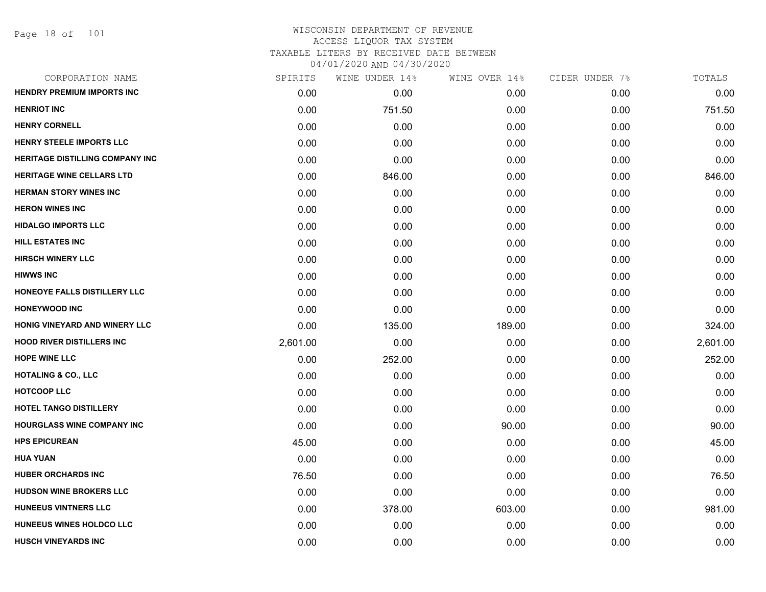WISCONSIN DEPARTMENT OF REVENUE
ACCESS LIQUOR TAX SYSTEM
TAXABLE LITERS BY RECEIVED DATE BETWEEN
04/01/2020 AND 04/30/2020

| CORPORATION NAME | SPIRITS | WINE UNDER 14% | WINE OVER 14% | CIDER UNDER 7% | TOTALS |
|---|---|---|---|---|---|
| HENDRY PREMIUM IMPORTS INC | 0.00 | 0.00 | 0.00 | 0.00 | 0.00 |
| HENRIOT INC | 0.00 | 751.50 | 0.00 | 0.00 | 751.50 |
| HENRY CORNELL | 0.00 | 0.00 | 0.00 | 0.00 | 0.00 |
| HENRY STEELE IMPORTS LLC | 0.00 | 0.00 | 0.00 | 0.00 | 0.00 |
| HERITAGE DISTILLING COMPANY INC | 0.00 | 0.00 | 0.00 | 0.00 | 0.00 |
| HERITAGE WINE CELLARS LTD | 0.00 | 846.00 | 0.00 | 0.00 | 846.00 |
| HERMAN STORY WINES INC | 0.00 | 0.00 | 0.00 | 0.00 | 0.00 |
| HERON WINES INC | 0.00 | 0.00 | 0.00 | 0.00 | 0.00 |
| HIDALGO IMPORTS LLC | 0.00 | 0.00 | 0.00 | 0.00 | 0.00 |
| HILL ESTATES INC | 0.00 | 0.00 | 0.00 | 0.00 | 0.00 |
| HIRSCH WINERY LLC | 0.00 | 0.00 | 0.00 | 0.00 | 0.00 |
| HIWWS INC | 0.00 | 0.00 | 0.00 | 0.00 | 0.00 |
| HONEOYE FALLS DISTILLERY LLC | 0.00 | 0.00 | 0.00 | 0.00 | 0.00 |
| HONEYWOOD INC | 0.00 | 0.00 | 0.00 | 0.00 | 0.00 |
| HONIG VINEYARD AND WINERY LLC | 0.00 | 135.00 | 189.00 | 0.00 | 324.00 |
| HOOD RIVER DISTILLERS INC | 2,601.00 | 0.00 | 0.00 | 0.00 | 2,601.00 |
| HOPE WINE LLC | 0.00 | 252.00 | 0.00 | 0.00 | 252.00 |
| HOTALING & CO., LLC | 0.00 | 0.00 | 0.00 | 0.00 | 0.00 |
| HOTCOOP LLC | 0.00 | 0.00 | 0.00 | 0.00 | 0.00 |
| HOTEL TANGO DISTILLERY | 0.00 | 0.00 | 0.00 | 0.00 | 0.00 |
| HOURGLASS WINE COMPANY INC | 0.00 | 0.00 | 90.00 | 0.00 | 90.00 |
| HPS EPICUREAN | 45.00 | 0.00 | 0.00 | 0.00 | 45.00 |
| HUA YUAN | 0.00 | 0.00 | 0.00 | 0.00 | 0.00 |
| HUBER ORCHARDS INC | 76.50 | 0.00 | 0.00 | 0.00 | 76.50 |
| HUDSON WINE BROKERS LLC | 0.00 | 0.00 | 0.00 | 0.00 | 0.00 |
| HUNEEUS VINTNERS LLC | 0.00 | 378.00 | 603.00 | 0.00 | 981.00 |
| HUNEEUS WINES HOLDCO LLC | 0.00 | 0.00 | 0.00 | 0.00 | 0.00 |
| HUSCH VINEYARDS INC | 0.00 | 0.00 | 0.00 | 0.00 | 0.00 |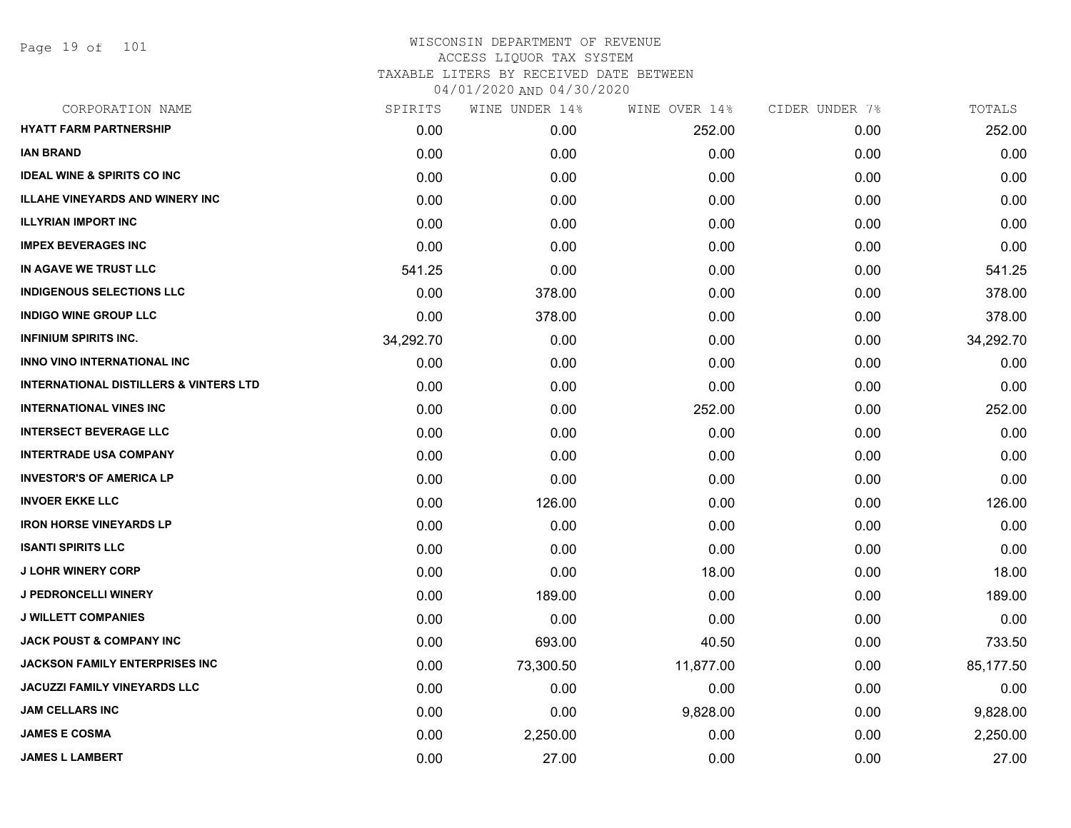WISCONSIN DEPARTMENT OF REVENUE
ACCESS LIQUOR TAX SYSTEM
TAXABLE LITERS BY RECEIVED DATE BETWEEN
04/01/2020 AND 04/30/2020

| CORPORATION NAME | SPIRITS | WINE UNDER 14% | WINE OVER 14% | CIDER UNDER 7% | TOTALS |
|---|---|---|---|---|---|
| HYATT FARM PARTNERSHIP | 0.00 | 0.00 | 252.00 | 0.00 | 252.00 |
| IAN BRAND | 0.00 | 0.00 | 0.00 | 0.00 | 0.00 |
| IDEAL WINE & SPIRITS CO INC | 0.00 | 0.00 | 0.00 | 0.00 | 0.00 |
| ILLAHE VINEYARDS AND WINERY INC | 0.00 | 0.00 | 0.00 | 0.00 | 0.00 |
| ILLYRIAN IMPORT INC | 0.00 | 0.00 | 0.00 | 0.00 | 0.00 |
| IMPEX BEVERAGES INC | 0.00 | 0.00 | 0.00 | 0.00 | 0.00 |
| IN AGAVE WE TRUST LLC | 541.25 | 0.00 | 0.00 | 0.00 | 541.25 |
| INDIGENOUS SELECTIONS LLC | 0.00 | 378.00 | 0.00 | 0.00 | 378.00 |
| INDIGO WINE GROUP LLC | 0.00 | 378.00 | 0.00 | 0.00 | 378.00 |
| INFINIUM SPIRITS INC. | 34,292.70 | 0.00 | 0.00 | 0.00 | 34,292.70 |
| INNO VINO INTERNATIONAL INC | 0.00 | 0.00 | 0.00 | 0.00 | 0.00 |
| INTERNATIONAL DISTILLERS & VINTERS LTD | 0.00 | 0.00 | 0.00 | 0.00 | 0.00 |
| INTERNATIONAL VINES INC | 0.00 | 0.00 | 252.00 | 0.00 | 252.00 |
| INTERSECT BEVERAGE LLC | 0.00 | 0.00 | 0.00 | 0.00 | 0.00 |
| INTERTRADE USA COMPANY | 0.00 | 0.00 | 0.00 | 0.00 | 0.00 |
| INVESTOR'S OF AMERICA LP | 0.00 | 0.00 | 0.00 | 0.00 | 0.00 |
| INVOER EKKE LLC | 0.00 | 126.00 | 0.00 | 0.00 | 126.00 |
| IRON HORSE VINEYARDS LP | 0.00 | 0.00 | 0.00 | 0.00 | 0.00 |
| ISANTI SPIRITS LLC | 0.00 | 0.00 | 0.00 | 0.00 | 0.00 |
| J LOHR WINERY CORP | 0.00 | 0.00 | 18.00 | 0.00 | 18.00 |
| J PEDRONCELLI WINERY | 0.00 | 189.00 | 0.00 | 0.00 | 189.00 |
| J WILLETT COMPANIES | 0.00 | 0.00 | 0.00 | 0.00 | 0.00 |
| JACK POUST & COMPANY INC | 0.00 | 693.00 | 40.50 | 0.00 | 733.50 |
| JACKSON FAMILY ENTERPRISES INC | 0.00 | 73,300.50 | 11,877.00 | 0.00 | 85,177.50 |
| JACUZZI FAMILY VINEYARDS LLC | 0.00 | 0.00 | 0.00 | 0.00 | 0.00 |
| JAM CELLARS INC | 0.00 | 0.00 | 9,828.00 | 0.00 | 9,828.00 |
| JAMES E COSMA | 0.00 | 2,250.00 | 0.00 | 0.00 | 2,250.00 |
| JAMES L LAMBERT | 0.00 | 27.00 | 0.00 | 0.00 | 27.00 |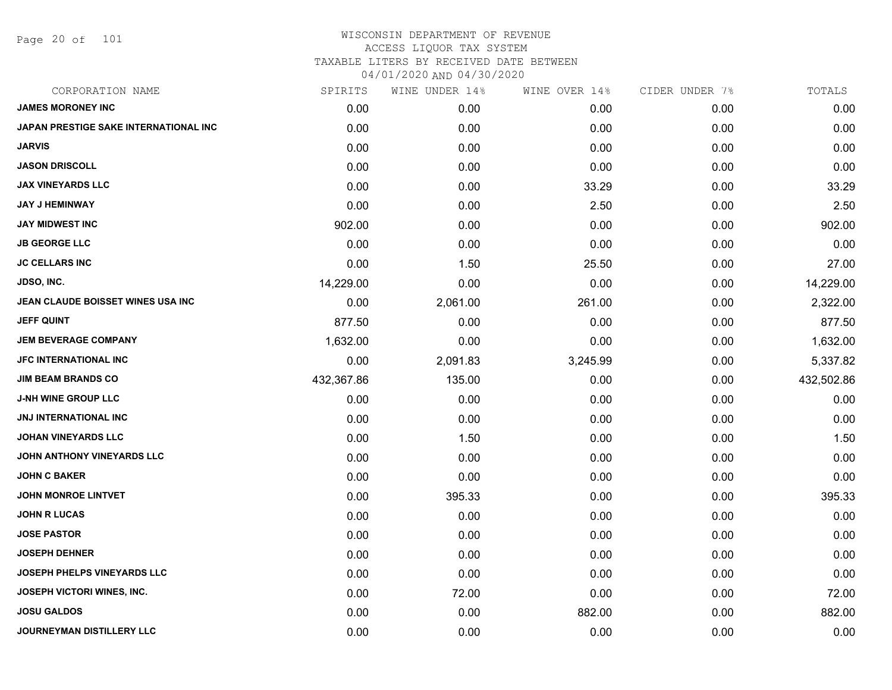# WISCONSIN DEPARTMENT OF REVENUE
## ACCESS LIQUOR TAX SYSTEM
## TAXABLE LITERS BY RECEIVED DATE BETWEEN 04/01/2020 AND 04/30/2020

| CORPORATION NAME | SPIRITS | WINE UNDER 14% | WINE OVER 14% | CIDER UNDER 7% | TOTALS |
|---|---|---|---|---|---|
| JAMES MORONEY INC | 0.00 | 0.00 | 0.00 | 0.00 | 0.00 |
| JAPAN PRESTIGE SAKE INTERNATIONAL INC | 0.00 | 0.00 | 0.00 | 0.00 | 0.00 |
| JARVIS | 0.00 | 0.00 | 0.00 | 0.00 | 0.00 |
| JASON DRISCOLL | 0.00 | 0.00 | 0.00 | 0.00 | 0.00 |
| JAX VINEYARDS LLC | 0.00 | 0.00 | 33.29 | 0.00 | 33.29 |
| JAY J HEMINWAY | 0.00 | 0.00 | 2.50 | 0.00 | 2.50 |
| JAY MIDWEST INC | 902.00 | 0.00 | 0.00 | 0.00 | 902.00 |
| JB GEORGE LLC | 0.00 | 0.00 | 0.00 | 0.00 | 0.00 |
| JC CELLARS INC | 0.00 | 1.50 | 25.50 | 0.00 | 27.00 |
| JDSO, INC. | 14,229.00 | 0.00 | 0.00 | 0.00 | 14,229.00 |
| JEAN CLAUDE BOISSET WINES USA INC | 0.00 | 2,061.00 | 261.00 | 0.00 | 2,322.00 |
| JEFF QUINT | 877.50 | 0.00 | 0.00 | 0.00 | 877.50 |
| JEM BEVERAGE COMPANY | 1,632.00 | 0.00 | 0.00 | 0.00 | 1,632.00 |
| JFC INTERNATIONAL INC | 0.00 | 2,091.83 | 3,245.99 | 0.00 | 5,337.82 |
| JIM BEAM BRANDS CO | 432,367.86 | 135.00 | 0.00 | 0.00 | 432,502.86 |
| J-NH WINE GROUP LLC | 0.00 | 0.00 | 0.00 | 0.00 | 0.00 |
| JNJ INTERNATIONAL INC | 0.00 | 0.00 | 0.00 | 0.00 | 0.00 |
| JOHAN VINEYARDS LLC | 0.00 | 1.50 | 0.00 | 0.00 | 1.50 |
| JOHN ANTHONY VINEYARDS LLC | 0.00 | 0.00 | 0.00 | 0.00 | 0.00 |
| JOHN C BAKER | 0.00 | 0.00 | 0.00 | 0.00 | 0.00 |
| JOHN MONROE LINTVET | 0.00 | 395.33 | 0.00 | 0.00 | 395.33 |
| JOHN R LUCAS | 0.00 | 0.00 | 0.00 | 0.00 | 0.00 |
| JOSE PASTOR | 0.00 | 0.00 | 0.00 | 0.00 | 0.00 |
| JOSEPH DEHNER | 0.00 | 0.00 | 0.00 | 0.00 | 0.00 |
| JOSEPH PHELPS VINEYARDS LLC | 0.00 | 0.00 | 0.00 | 0.00 | 0.00 |
| JOSEPH VICTORI WINES, INC. | 0.00 | 72.00 | 0.00 | 0.00 | 72.00 |
| JOSU GALDOS | 0.00 | 0.00 | 882.00 | 0.00 | 882.00 |
| JOURNEYMAN DISTILLERY LLC | 0.00 | 0.00 | 0.00 | 0.00 | 0.00 |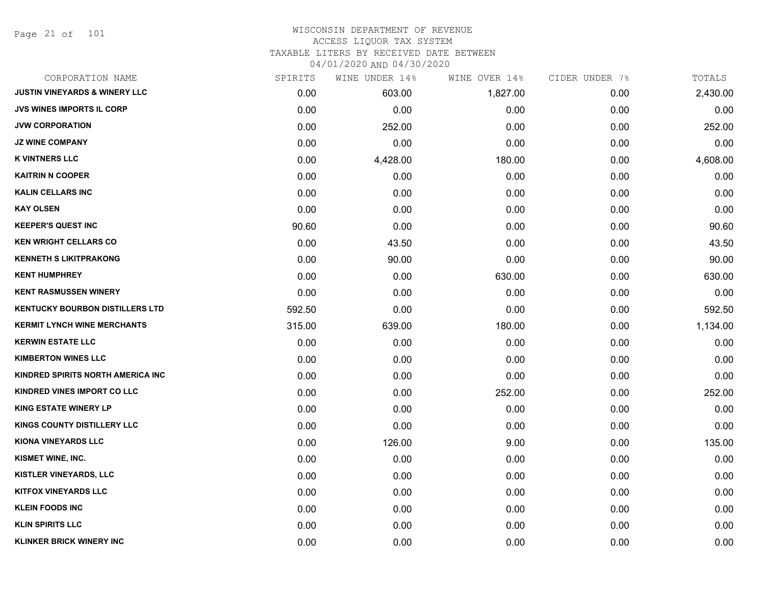# WISCONSIN DEPARTMENT OF REVENUE
ACCESS LIQUOR TAX SYSTEM
TAXABLE LITERS BY RECEIVED DATE BETWEEN
04/01/2020 AND 04/30/2020

| CORPORATION NAME | SPIRITS | WINE UNDER 14% | WINE OVER 14% | CIDER UNDER 7% | TOTALS |
|---|---|---|---|---|---|
| JUSTIN VINEYARDS & WINERY LLC | 0.00 | 603.00 | 1,827.00 | 0.00 | 2,430.00 |
| JVS WINES IMPORTS IL CORP | 0.00 | 0.00 | 0.00 | 0.00 | 0.00 |
| JVW CORPORATION | 0.00 | 252.00 | 0.00 | 0.00 | 252.00 |
| JZ WINE COMPANY | 0.00 | 0.00 | 0.00 | 0.00 | 0.00 |
| K VINTNERS LLC | 0.00 | 4,428.00 | 180.00 | 0.00 | 4,608.00 |
| KAITRIN N COOPER | 0.00 | 0.00 | 0.00 | 0.00 | 0.00 |
| KALIN CELLARS INC | 0.00 | 0.00 | 0.00 | 0.00 | 0.00 |
| KAY OLSEN | 0.00 | 0.00 | 0.00 | 0.00 | 0.00 |
| KEEPER'S QUEST INC | 90.60 | 0.00 | 0.00 | 0.00 | 90.60 |
| KEN WRIGHT CELLARS CO | 0.00 | 43.50 | 0.00 | 0.00 | 43.50 |
| KENNETH S LIKITPRAKONG | 0.00 | 90.00 | 0.00 | 0.00 | 90.00 |
| KENT HUMPHREY | 0.00 | 0.00 | 630.00 | 0.00 | 630.00 |
| KENT RASMUSSEN WINERY | 0.00 | 0.00 | 0.00 | 0.00 | 0.00 |
| KENTUCKY BOURBON DISTILLERS LTD | 592.50 | 0.00 | 0.00 | 0.00 | 592.50 |
| KERMIT LYNCH WINE MERCHANTS | 315.00 | 639.00 | 180.00 | 0.00 | 1,134.00 |
| KERWIN ESTATE LLC | 0.00 | 0.00 | 0.00 | 0.00 | 0.00 |
| KIMBERTON WINES LLC | 0.00 | 0.00 | 0.00 | 0.00 | 0.00 |
| KINDRED SPIRITS NORTH AMERICA INC | 0.00 | 0.00 | 0.00 | 0.00 | 0.00 |
| KINDRED VINES IMPORT CO LLC | 0.00 | 0.00 | 252.00 | 0.00 | 252.00 |
| KING ESTATE WINERY LP | 0.00 | 0.00 | 0.00 | 0.00 | 0.00 |
| KINGS COUNTY DISTILLERY LLC | 0.00 | 0.00 | 0.00 | 0.00 | 0.00 |
| KIONA VINEYARDS LLC | 0.00 | 126.00 | 9.00 | 0.00 | 135.00 |
| KISMET WINE, INC. | 0.00 | 0.00 | 0.00 | 0.00 | 0.00 |
| KISTLER VINEYARDS, LLC | 0.00 | 0.00 | 0.00 | 0.00 | 0.00 |
| KITFOX VINEYARDS LLC | 0.00 | 0.00 | 0.00 | 0.00 | 0.00 |
| KLEIN FOODS INC | 0.00 | 0.00 | 0.00 | 0.00 | 0.00 |
| KLIN SPIRITS LLC | 0.00 | 0.00 | 0.00 | 0.00 | 0.00 |
| KLINKER BRICK WINERY INC | 0.00 | 0.00 | 0.00 | 0.00 | 0.00 |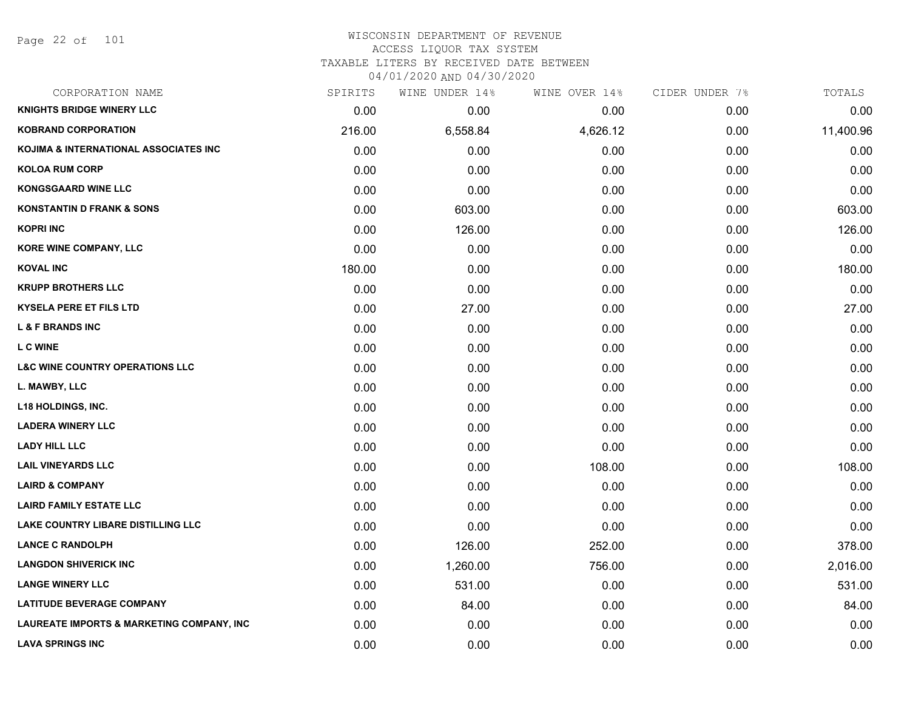# WISCONSIN DEPARTMENT OF REVENUE
## ACCESS LIQUOR TAX SYSTEM
### TAXABLE LITERS BY RECEIVED DATE BETWEEN 04/01/2020 AND 04/30/2020

| CORPORATION NAME | SPIRITS | WINE UNDER 14% | WINE OVER 14% | CIDER UNDER 7% | TOTALS |
|---|---|---|---|---|---|
| KNIGHTS BRIDGE WINERY LLC | 0.00 | 0.00 | 0.00 | 0.00 | 0.00 |
| KOBRAND CORPORATION | 216.00 | 6,558.84 | 4,626.12 | 0.00 | 11,400.96 |
| KOJIMA & INTERNATIONAL ASSOCIATES INC | 0.00 | 0.00 | 0.00 | 0.00 | 0.00 |
| KOLOA RUM CORP | 0.00 | 0.00 | 0.00 | 0.00 | 0.00 |
| KONGSGAARD WINE LLC | 0.00 | 0.00 | 0.00 | 0.00 | 0.00 |
| KONSTANTIN D FRANK & SONS | 0.00 | 603.00 | 0.00 | 0.00 | 603.00 |
| KOPRI INC | 0.00 | 126.00 | 0.00 | 0.00 | 126.00 |
| KORE WINE COMPANY, LLC | 0.00 | 0.00 | 0.00 | 0.00 | 0.00 |
| KOVAL INC | 180.00 | 0.00 | 0.00 | 0.00 | 180.00 |
| KRUPP BROTHERS LLC | 0.00 | 0.00 | 0.00 | 0.00 | 0.00 |
| KYSELA PERE ET FILS LTD | 0.00 | 27.00 | 0.00 | 0.00 | 27.00 |
| L & F BRANDS INC | 0.00 | 0.00 | 0.00 | 0.00 | 0.00 |
| L C WINE | 0.00 | 0.00 | 0.00 | 0.00 | 0.00 |
| L&C WINE COUNTRY OPERATIONS LLC | 0.00 | 0.00 | 0.00 | 0.00 | 0.00 |
| L. MAWBY, LLC | 0.00 | 0.00 | 0.00 | 0.00 | 0.00 |
| L18 HOLDINGS, INC. | 0.00 | 0.00 | 0.00 | 0.00 | 0.00 |
| LADERA WINERY LLC | 0.00 | 0.00 | 0.00 | 0.00 | 0.00 |
| LADY HILL LLC | 0.00 | 0.00 | 0.00 | 0.00 | 0.00 |
| LAIL VINEYARDS LLC | 0.00 | 0.00 | 108.00 | 0.00 | 108.00 |
| LAIRD & COMPANY | 0.00 | 0.00 | 0.00 | 0.00 | 0.00 |
| LAIRD FAMILY ESTATE LLC | 0.00 | 0.00 | 0.00 | 0.00 | 0.00 |
| LAKE COUNTRY LIBARE DISTILLING LLC | 0.00 | 0.00 | 0.00 | 0.00 | 0.00 |
| LANCE C RANDOLPH | 0.00 | 126.00 | 252.00 | 0.00 | 378.00 |
| LANGDON SHIVERICK INC | 0.00 | 1,260.00 | 756.00 | 0.00 | 2,016.00 |
| LANGE WINERY LLC | 0.00 | 531.00 | 0.00 | 0.00 | 531.00 |
| LATITUDE BEVERAGE COMPANY | 0.00 | 84.00 | 0.00 | 0.00 | 84.00 |
| LAUREATE IMPORTS & MARKETING COMPANY, INC | 0.00 | 0.00 | 0.00 | 0.00 | 0.00 |
| LAVA SPRINGS INC | 0.00 | 0.00 | 0.00 | 0.00 | 0.00 |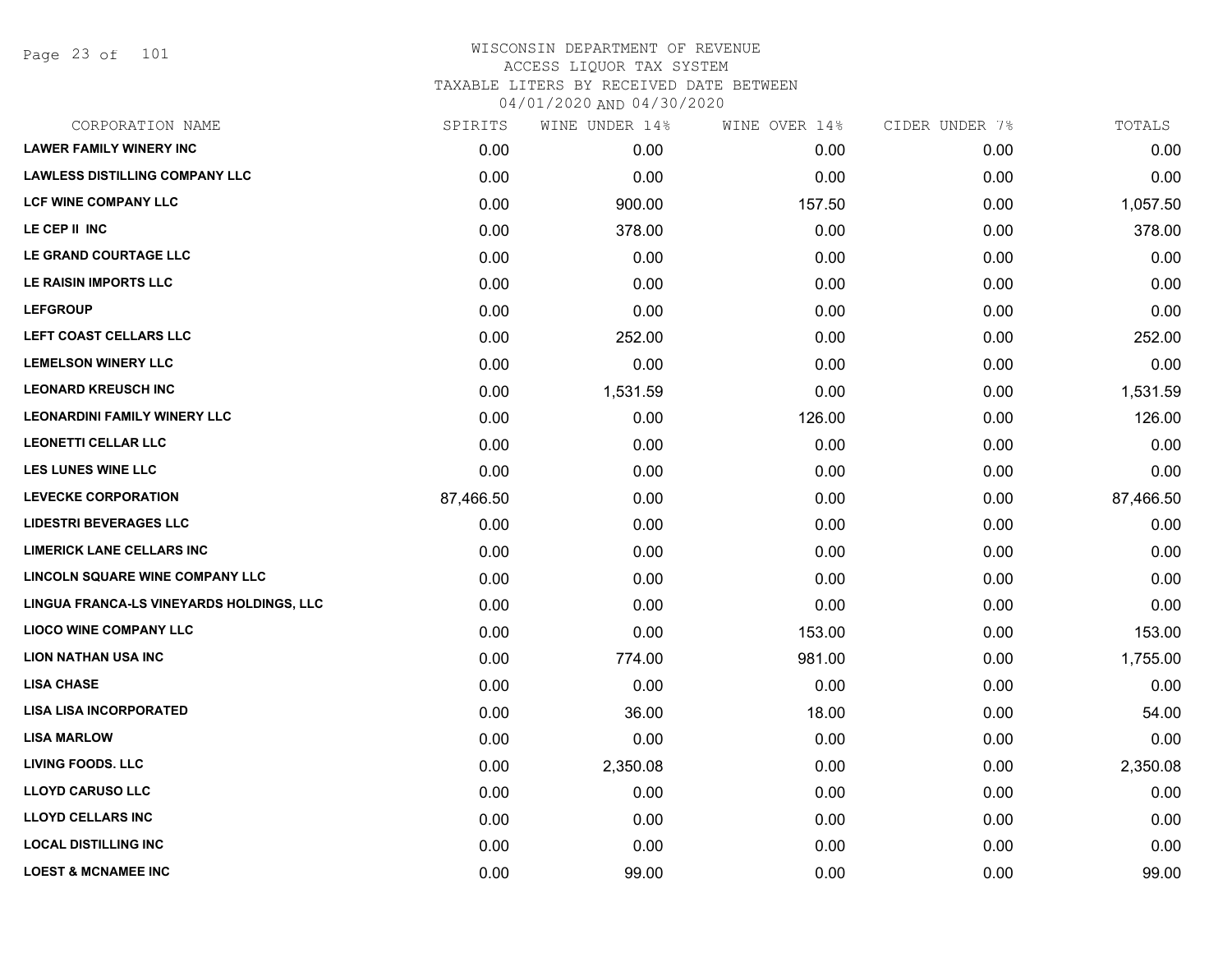# WISCONSIN DEPARTMENT OF REVENUE

ACCESS LIQUOR TAX SYSTEM

TAXABLE LITERS BY RECEIVED DATE BETWEEN

04/01/2020 AND 04/30/2020

| CORPORATION NAME | SPIRITS | WINE UNDER 14% | WINE OVER 14% | CIDER UNDER 7% | TOTALS |
|---|---|---|---|---|---|
| LAWER FAMILY WINERY INC | 0.00 | 0.00 | 0.00 | 0.00 | 0.00 |
| LAWLESS DISTILLING COMPANY LLC | 0.00 | 0.00 | 0.00 | 0.00 | 0.00 |
| LCF WINE COMPANY LLC | 0.00 | 900.00 | 157.50 | 0.00 | 1,057.50 |
| LE CEP II INC | 0.00 | 378.00 | 0.00 | 0.00 | 378.00 |
| LE GRAND COURTAGE LLC | 0.00 | 0.00 | 0.00 | 0.00 | 0.00 |
| LE RAISIN IMPORTS LLC | 0.00 | 0.00 | 0.00 | 0.00 | 0.00 |
| LEFGROUP | 0.00 | 0.00 | 0.00 | 0.00 | 0.00 |
| LEFT COAST CELLARS LLC | 0.00 | 252.00 | 0.00 | 0.00 | 252.00 |
| LEMELSON WINERY LLC | 0.00 | 0.00 | 0.00 | 0.00 | 0.00 |
| LEONARD KREUSCH INC | 0.00 | 1,531.59 | 0.00 | 0.00 | 1,531.59 |
| LEONARDINI FAMILY WINERY LLC | 0.00 | 0.00 | 126.00 | 0.00 | 126.00 |
| LEONETTI CELLAR LLC | 0.00 | 0.00 | 0.00 | 0.00 | 0.00 |
| LES LUNES WINE LLC | 0.00 | 0.00 | 0.00 | 0.00 | 0.00 |
| LEVECKE CORPORATION | 87,466.50 | 0.00 | 0.00 | 0.00 | 87,466.50 |
| LIDESTRI BEVERAGES LLC | 0.00 | 0.00 | 0.00 | 0.00 | 0.00 |
| LIMERICK LANE CELLARS INC | 0.00 | 0.00 | 0.00 | 0.00 | 0.00 |
| LINCOLN SQUARE WINE COMPANY LLC | 0.00 | 0.00 | 0.00 | 0.00 | 0.00 |
| LINGUA FRANCA-LS VINEYARDS HOLDINGS, LLC | 0.00 | 0.00 | 0.00 | 0.00 | 0.00 |
| LIOCO WINE COMPANY LLC | 0.00 | 0.00 | 153.00 | 0.00 | 153.00 |
| LION NATHAN USA INC | 0.00 | 774.00 | 981.00 | 0.00 | 1,755.00 |
| LISA CHASE | 0.00 | 0.00 | 0.00 | 0.00 | 0.00 |
| LISA LISA INCORPORATED | 0.00 | 36.00 | 18.00 | 0.00 | 54.00 |
| LISA MARLOW | 0.00 | 0.00 | 0.00 | 0.00 | 0.00 |
| LIVING FOODS. LLC | 0.00 | 2,350.08 | 0.00 | 0.00 | 2,350.08 |
| LLOYD CARUSO LLC | 0.00 | 0.00 | 0.00 | 0.00 | 0.00 |
| LLOYD CELLARS INC | 0.00 | 0.00 | 0.00 | 0.00 | 0.00 |
| LOCAL DISTILLING INC | 0.00 | 0.00 | 0.00 | 0.00 | 0.00 |
| LOEST & MCNAMEE INC | 0.00 | 99.00 | 0.00 | 0.00 | 99.00 |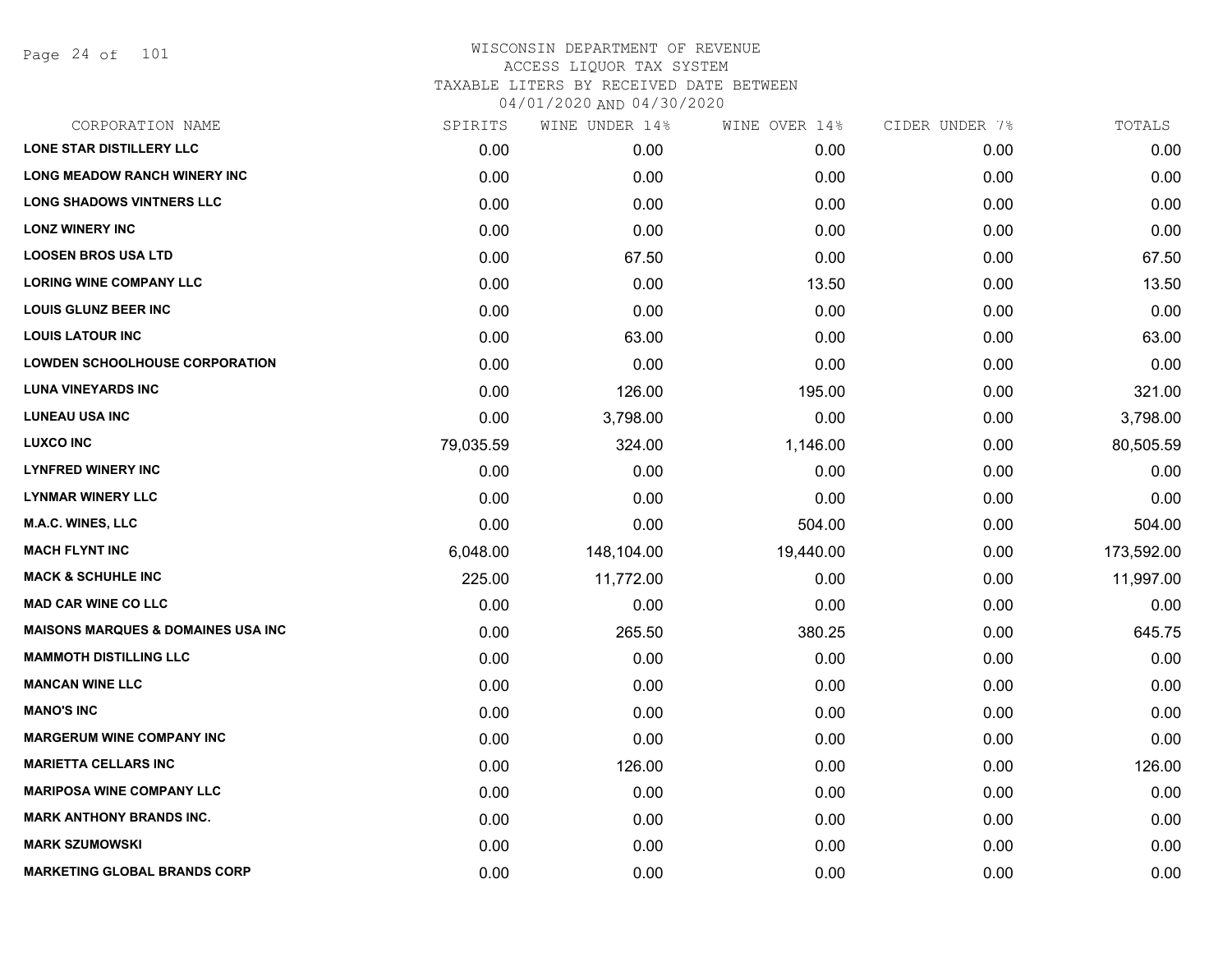WISCONSIN DEPARTMENT OF REVENUE
ACCESS LIQUOR TAX SYSTEM
TAXABLE LITERS BY RECEIVED DATE BETWEEN
04/01/2020 AND 04/30/2020

| CORPORATION NAME | SPIRITS | WINE UNDER 14% | WINE OVER 14% | CIDER UNDER 7% | TOTALS |
|---|---|---|---|---|---|
| LONE STAR DISTILLERY LLC | 0.00 | 0.00 | 0.00 | 0.00 | 0.00 |
| LONG MEADOW RANCH WINERY INC | 0.00 | 0.00 | 0.00 | 0.00 | 0.00 |
| LONG SHADOWS VINTNERS LLC | 0.00 | 0.00 | 0.00 | 0.00 | 0.00 |
| LONZ WINERY INC | 0.00 | 0.00 | 0.00 | 0.00 | 0.00 |
| LOOSEN BROS USA LTD | 0.00 | 67.50 | 0.00 | 0.00 | 67.50 |
| LORING WINE COMPANY LLC | 0.00 | 0.00 | 13.50 | 0.00 | 13.50 |
| LOUIS GLUNZ BEER INC | 0.00 | 0.00 | 0.00 | 0.00 | 0.00 |
| LOUIS LATOUR INC | 0.00 | 63.00 | 0.00 | 0.00 | 63.00 |
| LOWDEN SCHOOLHOUSE CORPORATION | 0.00 | 0.00 | 0.00 | 0.00 | 0.00 |
| LUNA VINEYARDS INC | 0.00 | 126.00 | 195.00 | 0.00 | 321.00 |
| LUNEAU USA INC | 0.00 | 3,798.00 | 0.00 | 0.00 | 3,798.00 |
| LUXCO INC | 79,035.59 | 324.00 | 1,146.00 | 0.00 | 80,505.59 |
| LYNFRED WINERY INC | 0.00 | 0.00 | 0.00 | 0.00 | 0.00 |
| LYNMAR WINERY LLC | 0.00 | 0.00 | 0.00 | 0.00 | 0.00 |
| M.A.C. WINES, LLC | 0.00 | 0.00 | 504.00 | 0.00 | 504.00 |
| MACH FLYNT INC | 6,048.00 | 148,104.00 | 19,440.00 | 0.00 | 173,592.00 |
| MACK & SCHUHLE INC | 225.00 | 11,772.00 | 0.00 | 0.00 | 11,997.00 |
| MAD CAR WINE CO LLC | 0.00 | 0.00 | 0.00 | 0.00 | 0.00 |
| MAISONS MARQUES & DOMAINES USA INC | 0.00 | 265.50 | 380.25 | 0.00 | 645.75 |
| MAMMOTH DISTILLING LLC | 0.00 | 0.00 | 0.00 | 0.00 | 0.00 |
| MANCAN WINE LLC | 0.00 | 0.00 | 0.00 | 0.00 | 0.00 |
| MANO'S INC | 0.00 | 0.00 | 0.00 | 0.00 | 0.00 |
| MARGERUM WINE COMPANY INC | 0.00 | 0.00 | 0.00 | 0.00 | 0.00 |
| MARIETTA CELLARS INC | 0.00 | 126.00 | 0.00 | 0.00 | 126.00 |
| MARIPOSA WINE COMPANY LLC | 0.00 | 0.00 | 0.00 | 0.00 | 0.00 |
| MARK ANTHONY BRANDS INC. | 0.00 | 0.00 | 0.00 | 0.00 | 0.00 |
| MARK SZUMOWSKI | 0.00 | 0.00 | 0.00 | 0.00 | 0.00 |
| MARKETING GLOBAL BRANDS CORP | 0.00 | 0.00 | 0.00 | 0.00 | 0.00 |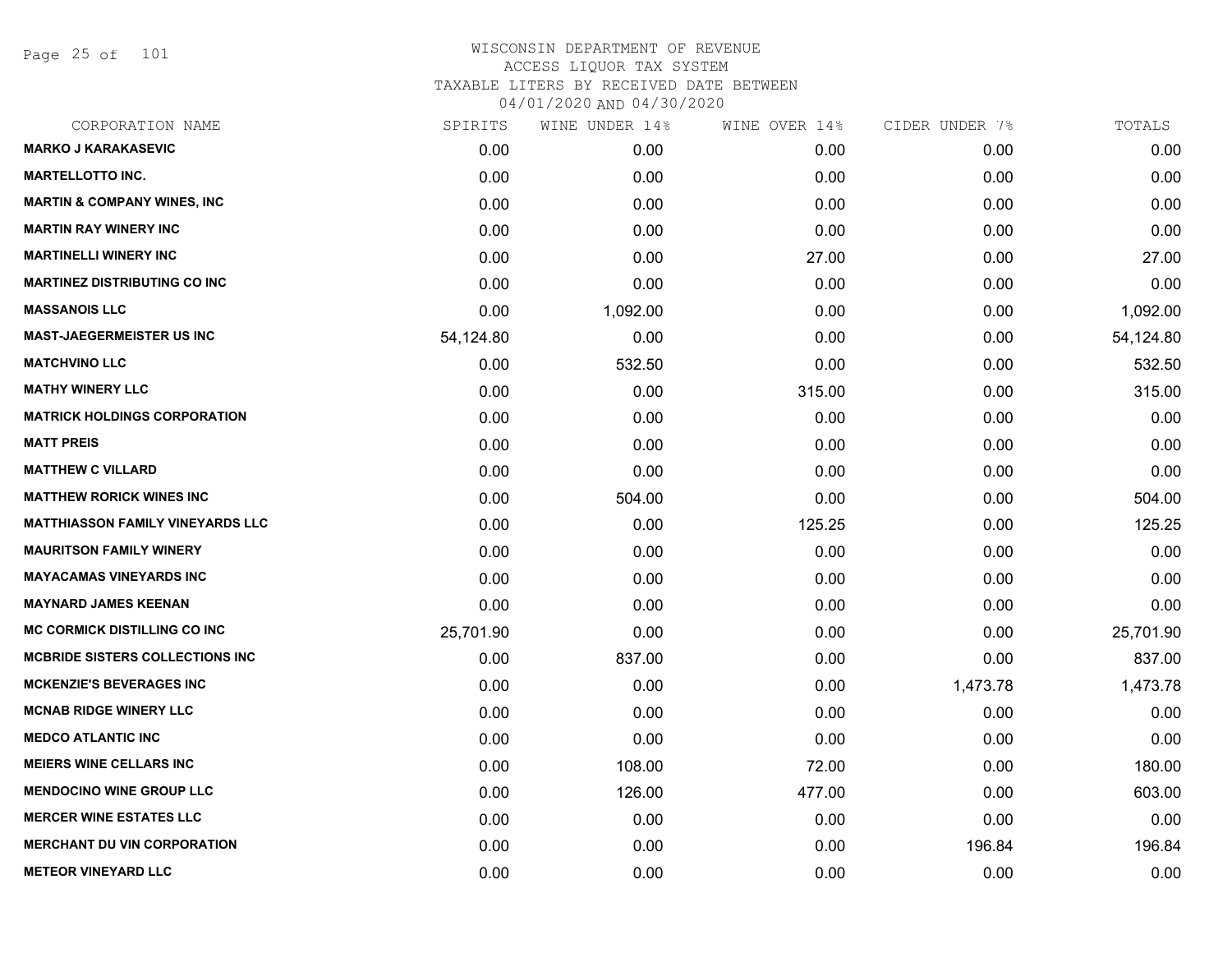WISCONSIN DEPARTMENT OF REVENUE
ACCESS LIQUOR TAX SYSTEM
TAXABLE LITERS BY RECEIVED DATE BETWEEN
04/01/2020 AND 04/30/2020

| CORPORATION NAME | SPIRITS | WINE UNDER 14% | WINE OVER 14% | CIDER UNDER 7% | TOTALS |
|---|---|---|---|---|---|
| MARKO J KARAKASEVIC | 0.00 | 0.00 | 0.00 | 0.00 | 0.00 |
| MARTELLOTTO INC. | 0.00 | 0.00 | 0.00 | 0.00 | 0.00 |
| MARTIN & COMPANY WINES, INC | 0.00 | 0.00 | 0.00 | 0.00 | 0.00 |
| MARTIN RAY WINERY INC | 0.00 | 0.00 | 0.00 | 0.00 | 0.00 |
| MARTINELLI WINERY INC | 0.00 | 0.00 | 27.00 | 0.00 | 27.00 |
| MARTINEZ DISTRIBUTING CO INC | 0.00 | 0.00 | 0.00 | 0.00 | 0.00 |
| MASSANOIS LLC | 0.00 | 1,092.00 | 0.00 | 0.00 | 1,092.00 |
| MAST-JAEGERMEISTER US INC | 54,124.80 | 0.00 | 0.00 | 0.00 | 54,124.80 |
| MATCHVINO LLC | 0.00 | 532.50 | 0.00 | 0.00 | 532.50 |
| MATHY WINERY LLC | 0.00 | 0.00 | 315.00 | 0.00 | 315.00 |
| MATRICK HOLDINGS CORPORATION | 0.00 | 0.00 | 0.00 | 0.00 | 0.00 |
| MATT PREIS | 0.00 | 0.00 | 0.00 | 0.00 | 0.00 |
| MATTHEW C VILLARD | 0.00 | 0.00 | 0.00 | 0.00 | 0.00 |
| MATTHEW RORICK WINES INC | 0.00 | 504.00 | 0.00 | 0.00 | 504.00 |
| MATTHIASSON FAMILY VINEYARDS LLC | 0.00 | 0.00 | 125.25 | 0.00 | 125.25 |
| MAURITSON FAMILY WINERY | 0.00 | 0.00 | 0.00 | 0.00 | 0.00 |
| MAYACAMAS VINEYARDS INC | 0.00 | 0.00 | 0.00 | 0.00 | 0.00 |
| MAYNARD JAMES KEENAN | 0.00 | 0.00 | 0.00 | 0.00 | 0.00 |
| MC CORMICK DISTILLING CO INC | 25,701.90 | 0.00 | 0.00 | 0.00 | 25,701.90 |
| MCBRIDE SISTERS COLLECTIONS INC | 0.00 | 837.00 | 0.00 | 0.00 | 837.00 |
| MCKENZIE'S BEVERAGES INC | 0.00 | 0.00 | 0.00 | 1,473.78 | 1,473.78 |
| MCNAB RIDGE WINERY LLC | 0.00 | 0.00 | 0.00 | 0.00 | 0.00 |
| MEDCO ATLANTIC INC | 0.00 | 0.00 | 0.00 | 0.00 | 0.00 |
| MEIERS WINE CELLARS INC | 0.00 | 108.00 | 72.00 | 0.00 | 180.00 |
| MENDOCINO WINE GROUP LLC | 0.00 | 126.00 | 477.00 | 0.00 | 603.00 |
| MERCER WINE ESTATES LLC | 0.00 | 0.00 | 0.00 | 0.00 | 0.00 |
| MERCHANT DU VIN CORPORATION | 0.00 | 0.00 | 0.00 | 196.84 | 196.84 |
| METEOR VINEYARD LLC | 0.00 | 0.00 | 0.00 | 0.00 | 0.00 |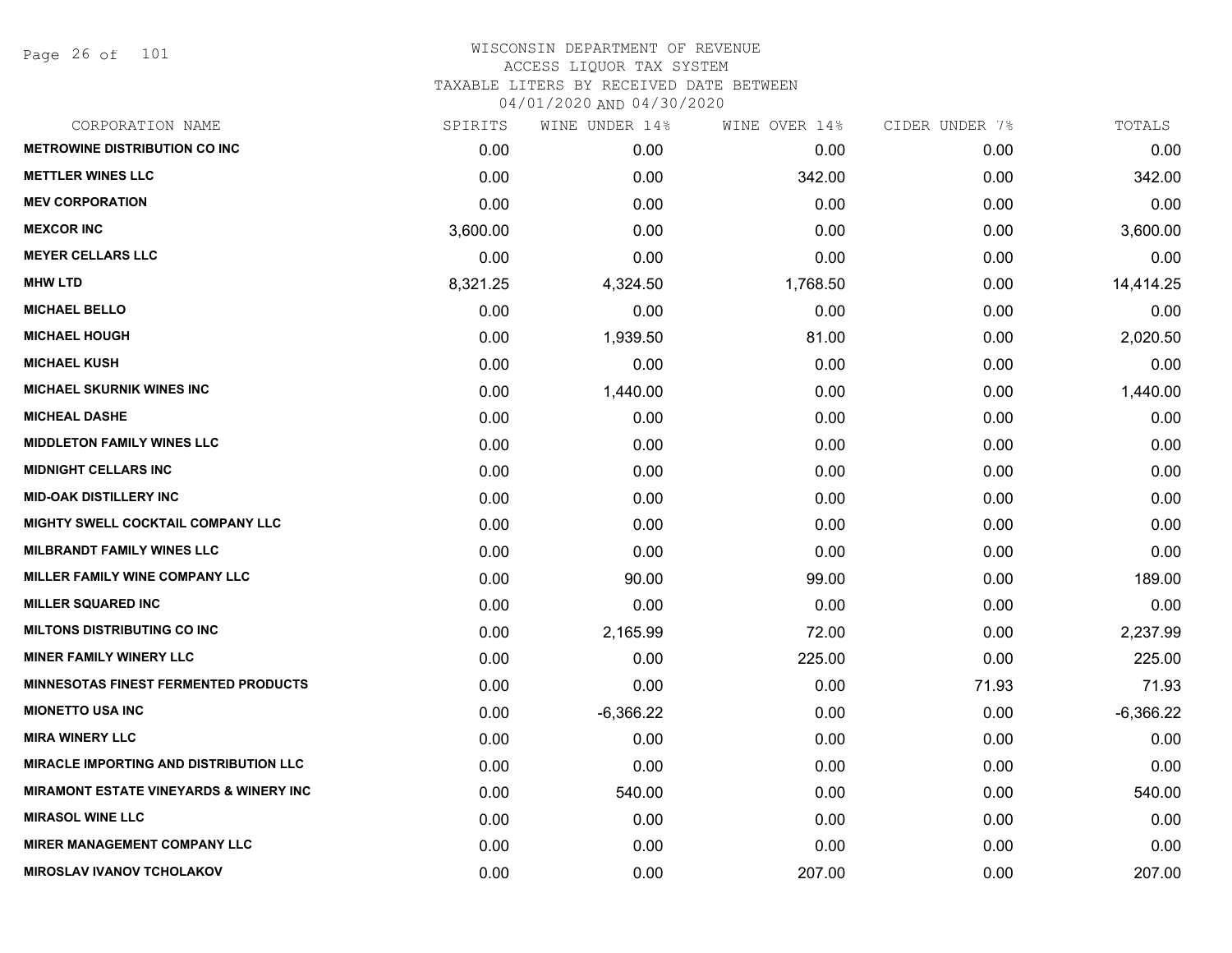# WISCONSIN DEPARTMENT OF REVENUE
## ACCESS LIQUOR TAX SYSTEM
### TAXABLE LITERS BY RECEIVED DATE BETWEEN 04/01/2020 AND 04/30/2020

| CORPORATION NAME | SPIRITS | WINE UNDER 14% | WINE OVER 14% | CIDER UNDER 7% | TOTALS |
|---|---|---|---|---|---|
| METROWINE DISTRIBUTION CO INC | 0.00 | 0.00 | 0.00 | 0.00 | 0.00 |
| METTLER WINES LLC | 0.00 | 0.00 | 342.00 | 0.00 | 342.00 |
| MEV CORPORATION | 0.00 | 0.00 | 0.00 | 0.00 | 0.00 |
| MEXCOR INC | 3,600.00 | 0.00 | 0.00 | 0.00 | 3,600.00 |
| MEYER CELLARS LLC | 0.00 | 0.00 | 0.00 | 0.00 | 0.00 |
| MHW LTD | 8,321.25 | 4,324.50 | 1,768.50 | 0.00 | 14,414.25 |
| MICHAEL BELLO | 0.00 | 0.00 | 0.00 | 0.00 | 0.00 |
| MICHAEL HOUGH | 0.00 | 1,939.50 | 81.00 | 0.00 | 2,020.50 |
| MICHAEL KUSH | 0.00 | 0.00 | 0.00 | 0.00 | 0.00 |
| MICHAEL SKURNIK WINES INC | 0.00 | 1,440.00 | 0.00 | 0.00 | 1,440.00 |
| MICHEAL DASHE | 0.00 | 0.00 | 0.00 | 0.00 | 0.00 |
| MIDDLETON FAMILY WINES LLC | 0.00 | 0.00 | 0.00 | 0.00 | 0.00 |
| MIDNIGHT CELLARS INC | 0.00 | 0.00 | 0.00 | 0.00 | 0.00 |
| MID-OAK DISTILLERY INC | 0.00 | 0.00 | 0.00 | 0.00 | 0.00 |
| MIGHTY SWELL COCKTAIL COMPANY LLC | 0.00 | 0.00 | 0.00 | 0.00 | 0.00 |
| MILBRANDT FAMILY WINES LLC | 0.00 | 0.00 | 0.00 | 0.00 | 0.00 |
| MILLER FAMILY WINE COMPANY LLC | 0.00 | 90.00 | 99.00 | 0.00 | 189.00 |
| MILLER SQUARED INC | 0.00 | 0.00 | 0.00 | 0.00 | 0.00 |
| MILTONS DISTRIBUTING CO INC | 0.00 | 2,165.99 | 72.00 | 0.00 | 2,237.99 |
| MINER FAMILY WINERY LLC | 0.00 | 0.00 | 225.00 | 0.00 | 225.00 |
| MINNESOTAS FINEST FERMENTED PRODUCTS | 0.00 | 0.00 | 0.00 | 71.93 | 71.93 |
| MIONETTO USA INC | 0.00 | -6,366.22 | 0.00 | 0.00 | -6,366.22 |
| MIRA WINERY LLC | 0.00 | 0.00 | 0.00 | 0.00 | 0.00 |
| MIRACLE IMPORTING AND DISTRIBUTION LLC | 0.00 | 0.00 | 0.00 | 0.00 | 0.00 |
| MIRAMONT ESTATE VINEYARDS & WINERY INC | 0.00 | 540.00 | 0.00 | 0.00 | 540.00 |
| MIRASOL WINE LLC | 0.00 | 0.00 | 0.00 | 0.00 | 0.00 |
| MIRER MANAGEMENT COMPANY LLC | 0.00 | 0.00 | 0.00 | 0.00 | 0.00 |
| MIROSLAV IVANOV TCHOLAKOV | 0.00 | 0.00 | 207.00 | 0.00 | 207.00 |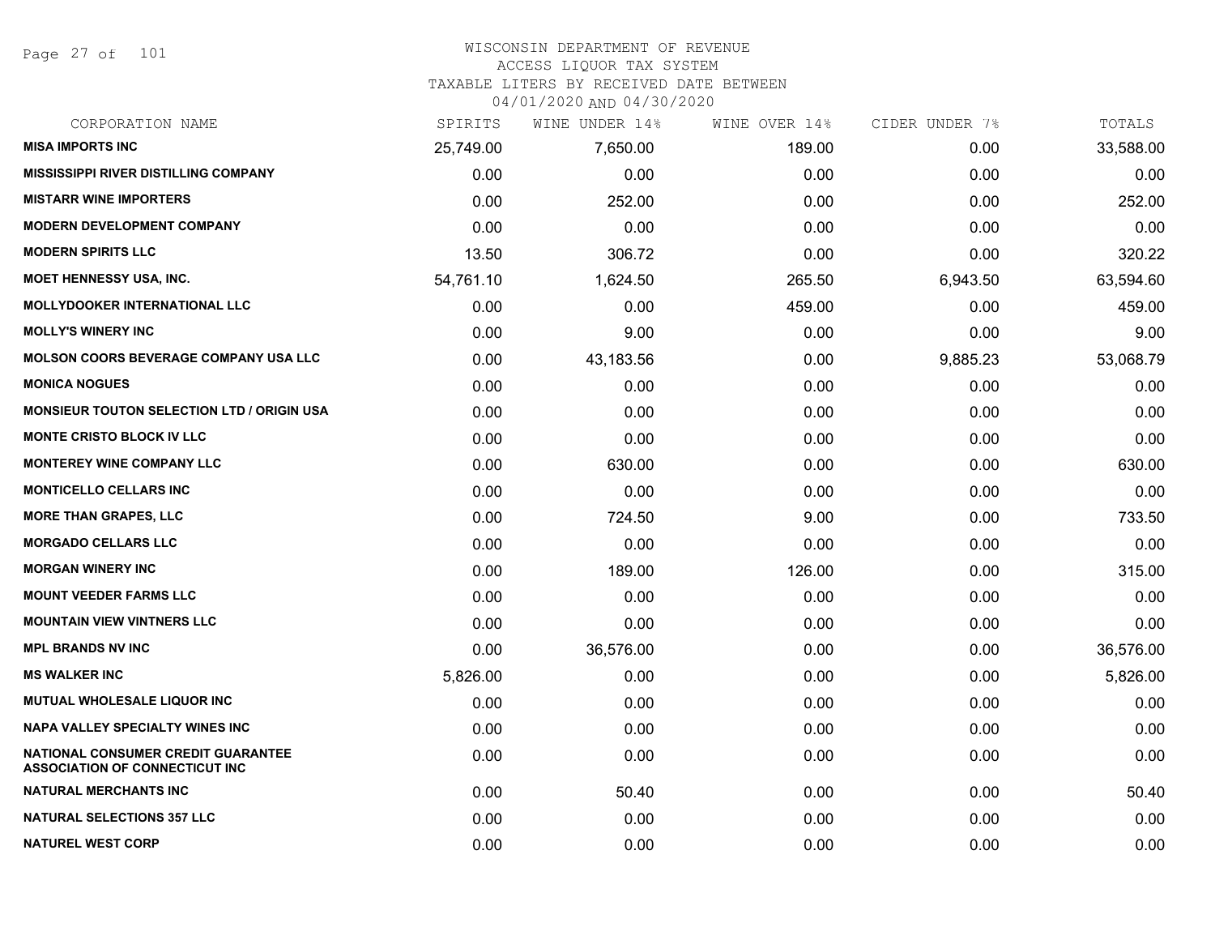WISCONSIN DEPARTMENT OF REVENUE
ACCESS LIQUOR TAX SYSTEM
TAXABLE LITERS BY RECEIVED DATE BETWEEN
04/01/2020 AND 04/30/2020

| CORPORATION NAME | SPIRITS | WINE UNDER 14% | WINE OVER 14% | CIDER UNDER 7% | TOTALS |
|---|---|---|---|---|---|
| MISA IMPORTS INC | 25,749.00 | 7,650.00 | 189.00 | 0.00 | 33,588.00 |
| MISSISSIPPI RIVER DISTILLING COMPANY | 0.00 | 0.00 | 0.00 | 0.00 | 0.00 |
| MISTARR WINE IMPORTERS | 0.00 | 252.00 | 0.00 | 0.00 | 252.00 |
| MODERN DEVELOPMENT COMPANY | 0.00 | 0.00 | 0.00 | 0.00 | 0.00 |
| MODERN SPIRITS LLC | 13.50 | 306.72 | 0.00 | 0.00 | 320.22 |
| MOET HENNESSY USA, INC. | 54,761.10 | 1,624.50 | 265.50 | 6,943.50 | 63,594.60 |
| MOLLYDOOKER INTERNATIONAL LLC | 0.00 | 0.00 | 459.00 | 0.00 | 459.00 |
| MOLLY'S WINERY INC | 0.00 | 9.00 | 0.00 | 0.00 | 9.00 |
| MOLSON COORS BEVERAGE COMPANY USA LLC | 0.00 | 43,183.56 | 0.00 | 9,885.23 | 53,068.79 |
| MONICA NOGUES | 0.00 | 0.00 | 0.00 | 0.00 | 0.00 |
| MONSIEUR TOUTON SELECTION LTD / ORIGIN USA | 0.00 | 0.00 | 0.00 | 0.00 | 0.00 |
| MONTE CRISTO BLOCK IV LLC | 0.00 | 0.00 | 0.00 | 0.00 | 0.00 |
| MONTEREY WINE COMPANY LLC | 0.00 | 630.00 | 0.00 | 0.00 | 630.00 |
| MONTICELLO CELLARS INC | 0.00 | 0.00 | 0.00 | 0.00 | 0.00 |
| MORE THAN GRAPES, LLC | 0.00 | 724.50 | 9.00 | 0.00 | 733.50 |
| MORGADO CELLARS LLC | 0.00 | 0.00 | 0.00 | 0.00 | 0.00 |
| MORGAN WINERY INC | 0.00 | 189.00 | 126.00 | 0.00 | 315.00 |
| MOUNT VEEDER FARMS LLC | 0.00 | 0.00 | 0.00 | 0.00 | 0.00 |
| MOUNTAIN VIEW VINTNERS LLC | 0.00 | 0.00 | 0.00 | 0.00 | 0.00 |
| MPL BRANDS NV INC | 0.00 | 36,576.00 | 0.00 | 0.00 | 36,576.00 |
| MS WALKER INC | 5,826.00 | 0.00 | 0.00 | 0.00 | 5,826.00 |
| MUTUAL WHOLESALE LIQUOR INC | 0.00 | 0.00 | 0.00 | 0.00 | 0.00 |
| NAPA VALLEY SPECIALTY WINES INC | 0.00 | 0.00 | 0.00 | 0.00 | 0.00 |
| NATIONAL CONSUMER CREDIT GUARANTEE ASSOCIATION OF CONNECTICUT INC | 0.00 | 0.00 | 0.00 | 0.00 | 0.00 |
| NATURAL MERCHANTS INC | 0.00 | 50.40 | 0.00 | 0.00 | 50.40 |
| NATURAL SELECTIONS 357 LLC | 0.00 | 0.00 | 0.00 | 0.00 | 0.00 |
| NATUREL WEST CORP | 0.00 | 0.00 | 0.00 | 0.00 | 0.00 |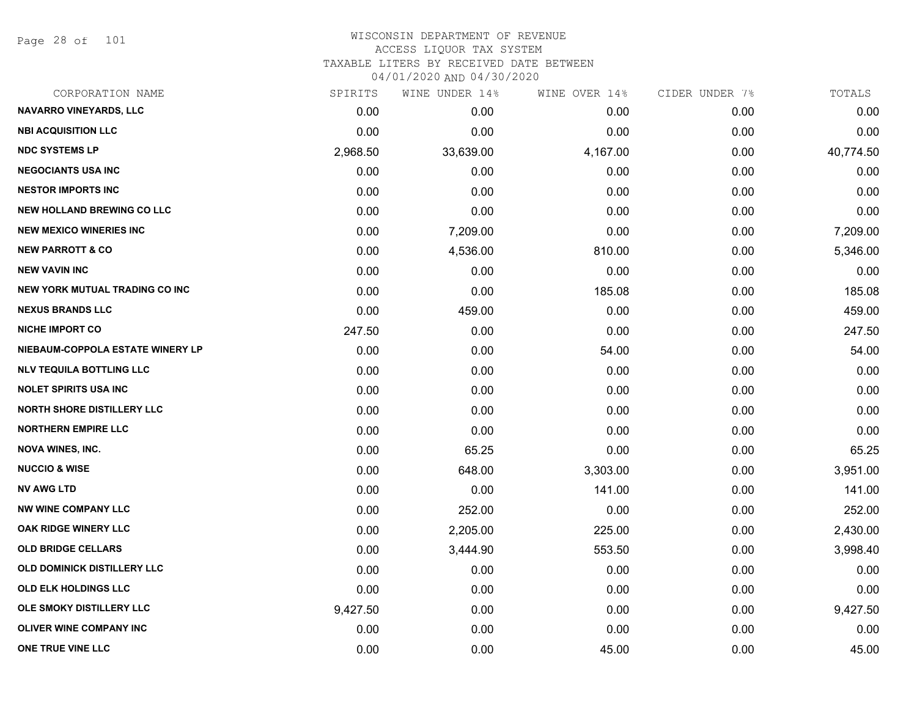# WISCONSIN DEPARTMENT OF REVENUE
## ACCESS LIQUOR TAX SYSTEM
### TAXABLE LITERS BY RECEIVED DATE BETWEEN 04/01/2020 AND 04/30/2020

| CORPORATION NAME | SPIRITS | WINE UNDER 14% | WINE OVER 14% | CIDER UNDER 7% | TOTALS |
|---|---|---|---|---|---|
| NAVARRO VINEYARDS, LLC | 0.00 | 0.00 | 0.00 | 0.00 | 0.00 |
| NBI ACQUISITION LLC | 0.00 | 0.00 | 0.00 | 0.00 | 0.00 |
| NDC SYSTEMS LP | 2,968.50 | 33,639.00 | 4,167.00 | 0.00 | 40,774.50 |
| NEGOCIANTS USA INC | 0.00 | 0.00 | 0.00 | 0.00 | 0.00 |
| NESTOR IMPORTS INC | 0.00 | 0.00 | 0.00 | 0.00 | 0.00 |
| NEW HOLLAND BREWING CO LLC | 0.00 | 0.00 | 0.00 | 0.00 | 0.00 |
| NEW MEXICO WINERIES INC | 0.00 | 7,209.00 | 0.00 | 0.00 | 7,209.00 |
| NEW PARROTT & CO | 0.00 | 4,536.00 | 810.00 | 0.00 | 5,346.00 |
| NEW VAVIN INC | 0.00 | 0.00 | 0.00 | 0.00 | 0.00 |
| NEW YORK MUTUAL TRADING CO INC | 0.00 | 0.00 | 185.08 | 0.00 | 185.08 |
| NEXUS BRANDS LLC | 0.00 | 459.00 | 0.00 | 0.00 | 459.00 |
| NICHE IMPORT CO | 247.50 | 0.00 | 0.00 | 0.00 | 247.50 |
| NIEBAUM-COPPOLA ESTATE WINERY LP | 0.00 | 0.00 | 54.00 | 0.00 | 54.00 |
| NLV TEQUILA BOTTLING LLC | 0.00 | 0.00 | 0.00 | 0.00 | 0.00 |
| NOLET SPIRITS USA INC | 0.00 | 0.00 | 0.00 | 0.00 | 0.00 |
| NORTH SHORE DISTILLERY LLC | 0.00 | 0.00 | 0.00 | 0.00 | 0.00 |
| NORTHERN EMPIRE LLC | 0.00 | 0.00 | 0.00 | 0.00 | 0.00 |
| NOVA WINES, INC. | 0.00 | 65.25 | 0.00 | 0.00 | 65.25 |
| NUCCIO & WISE | 0.00 | 648.00 | 3,303.00 | 0.00 | 3,951.00 |
| NV AWG LTD | 0.00 | 0.00 | 141.00 | 0.00 | 141.00 |
| NW WINE COMPANY LLC | 0.00 | 252.00 | 0.00 | 0.00 | 252.00 |
| OAK RIDGE WINERY LLC | 0.00 | 2,205.00 | 225.00 | 0.00 | 2,430.00 |
| OLD BRIDGE CELLARS | 0.00 | 3,444.90 | 553.50 | 0.00 | 3,998.40 |
| OLD DOMINICK DISTILLERY LLC | 0.00 | 0.00 | 0.00 | 0.00 | 0.00 |
| OLD ELK HOLDINGS LLC | 0.00 | 0.00 | 0.00 | 0.00 | 0.00 |
| OLE SMOKY DISTILLERY LLC | 9,427.50 | 0.00 | 0.00 | 0.00 | 9,427.50 |
| OLIVER WINE COMPANY INC | 0.00 | 0.00 | 0.00 | 0.00 | 0.00 |
| ONE TRUE VINE LLC | 0.00 | 0.00 | 45.00 | 0.00 | 45.00 |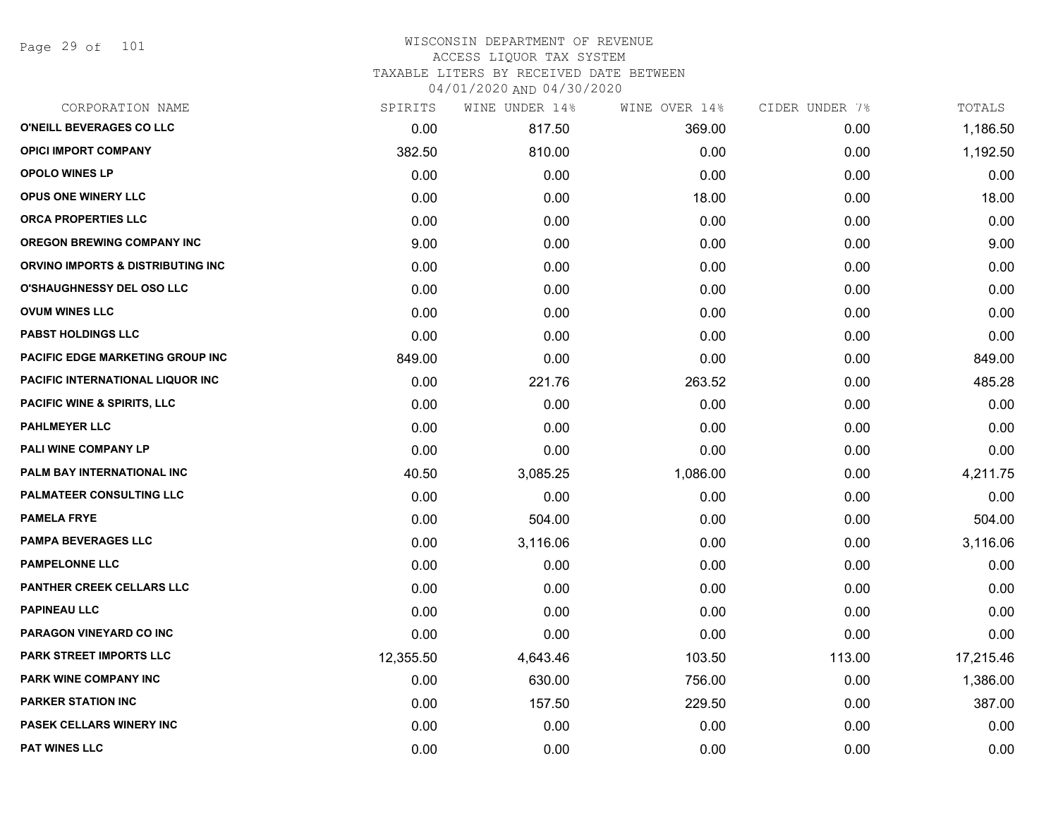# WISCONSIN DEPARTMENT OF REVENUE
## ACCESS LIQUOR TAX SYSTEM
### TAXABLE LITERS BY RECEIVED DATE BETWEEN 04/01/2020 AND 04/30/2020

| CORPORATION NAME | SPIRITS | WINE UNDER 14% | WINE OVER 14% | CIDER UNDER 7% | TOTALS |
|---|---|---|---|---|---|
| O'NEILL BEVERAGES CO LLC | 0.00 | 817.50 | 369.00 | 0.00 | 1,186.50 |
| OPICI IMPORT COMPANY | 382.50 | 810.00 | 0.00 | 0.00 | 1,192.50 |
| OPOLO WINES LP | 0.00 | 0.00 | 0.00 | 0.00 | 0.00 |
| OPUS ONE WINERY LLC | 0.00 | 0.00 | 18.00 | 0.00 | 18.00 |
| ORCA PROPERTIES LLC | 0.00 | 0.00 | 0.00 | 0.00 | 0.00 |
| OREGON BREWING COMPANY INC | 9.00 | 0.00 | 0.00 | 0.00 | 9.00 |
| ORVINO IMPORTS & DISTRIBUTING INC | 0.00 | 0.00 | 0.00 | 0.00 | 0.00 |
| O'SHAUGHNESSY DEL OSO LLC | 0.00 | 0.00 | 0.00 | 0.00 | 0.00 |
| OVUM WINES LLC | 0.00 | 0.00 | 0.00 | 0.00 | 0.00 |
| PABST HOLDINGS LLC | 0.00 | 0.00 | 0.00 | 0.00 | 0.00 |
| PACIFIC EDGE MARKETING GROUP INC | 849.00 | 0.00 | 0.00 | 0.00 | 849.00 |
| PACIFIC INTERNATIONAL LIQUOR INC | 0.00 | 221.76 | 263.52 | 0.00 | 485.28 |
| PACIFIC WINE & SPIRITS, LLC | 0.00 | 0.00 | 0.00 | 0.00 | 0.00 |
| PAHLMEYER LLC | 0.00 | 0.00 | 0.00 | 0.00 | 0.00 |
| PALI WINE COMPANY LP | 0.00 | 0.00 | 0.00 | 0.00 | 0.00 |
| PALM BAY INTERNATIONAL INC | 40.50 | 3,085.25 | 1,086.00 | 0.00 | 4,211.75 |
| PALMATEER CONSULTING LLC | 0.00 | 0.00 | 0.00 | 0.00 | 0.00 |
| PAMELA FRYE | 0.00 | 504.00 | 0.00 | 0.00 | 504.00 |
| PAMPA BEVERAGES LLC | 0.00 | 3,116.06 | 0.00 | 0.00 | 3,116.06 |
| PAMPELONNE LLC | 0.00 | 0.00 | 0.00 | 0.00 | 0.00 |
| PANTHER CREEK CELLARS LLC | 0.00 | 0.00 | 0.00 | 0.00 | 0.00 |
| PAPINEAU LLC | 0.00 | 0.00 | 0.00 | 0.00 | 0.00 |
| PARAGON VINEYARD CO INC | 0.00 | 0.00 | 0.00 | 0.00 | 0.00 |
| PARK STREET IMPORTS LLC | 12,355.50 | 4,643.46 | 103.50 | 113.00 | 17,215.46 |
| PARK WINE COMPANY INC | 0.00 | 630.00 | 756.00 | 0.00 | 1,386.00 |
| PARKER STATION INC | 0.00 | 157.50 | 229.50 | 0.00 | 387.00 |
| PASEK CELLARS WINERY INC | 0.00 | 0.00 | 0.00 | 0.00 | 0.00 |
| PAT WINES LLC | 0.00 | 0.00 | 0.00 | 0.00 | 0.00 |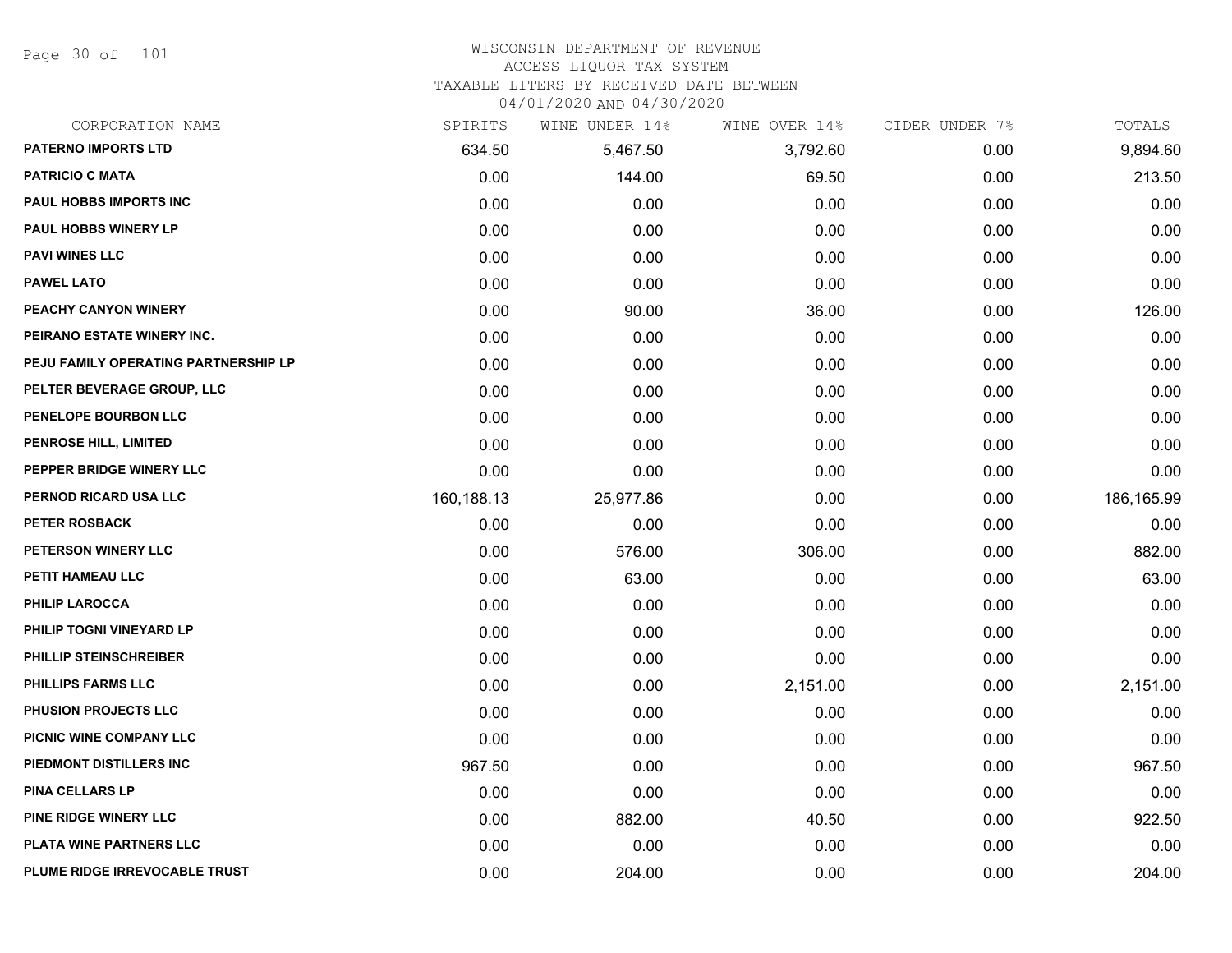WISCONSIN DEPARTMENT OF REVENUE
ACCESS LIQUOR TAX SYSTEM
TAXABLE LITERS BY RECEIVED DATE BETWEEN
04/01/2020 AND 04/30/2020

| CORPORATION NAME | SPIRITS | WINE UNDER 14% | WINE OVER 14% | CIDER UNDER 7% | TOTALS |
|---|---|---|---|---|---|
| PATERNO IMPORTS LTD | 634.50 | 5,467.50 | 3,792.60 | 0.00 | 9,894.60 |
| PATRICIO C MATA | 0.00 | 144.00 | 69.50 | 0.00 | 213.50 |
| PAUL HOBBS IMPORTS INC | 0.00 | 0.00 | 0.00 | 0.00 | 0.00 |
| PAUL HOBBS WINERY LP | 0.00 | 0.00 | 0.00 | 0.00 | 0.00 |
| PAVI WINES LLC | 0.00 | 0.00 | 0.00 | 0.00 | 0.00 |
| PAWEL LATO | 0.00 | 0.00 | 0.00 | 0.00 | 0.00 |
| PEACHY CANYON WINERY | 0.00 | 90.00 | 36.00 | 0.00 | 126.00 |
| PEIRANO ESTATE WINERY INC. | 0.00 | 0.00 | 0.00 | 0.00 | 0.00 |
| PEJU FAMILY OPERATING PARTNERSHIP LP | 0.00 | 0.00 | 0.00 | 0.00 | 0.00 |
| PELTER BEVERAGE GROUP, LLC | 0.00 | 0.00 | 0.00 | 0.00 | 0.00 |
| PENELOPE BOURBON LLC | 0.00 | 0.00 | 0.00 | 0.00 | 0.00 |
| PENROSE HILL, LIMITED | 0.00 | 0.00 | 0.00 | 0.00 | 0.00 |
| PEPPER BRIDGE WINERY LLC | 0.00 | 0.00 | 0.00 | 0.00 | 0.00 |
| PERNOD RICARD USA LLC | 160,188.13 | 25,977.86 | 0.00 | 0.00 | 186,165.99 |
| PETER ROSBACK | 0.00 | 0.00 | 0.00 | 0.00 | 0.00 |
| PETERSON WINERY LLC | 0.00 | 576.00 | 306.00 | 0.00 | 882.00 |
| PETIT HAMEAU LLC | 0.00 | 63.00 | 0.00 | 0.00 | 63.00 |
| PHILIP LAROCCA | 0.00 | 0.00 | 0.00 | 0.00 | 0.00 |
| PHILIP TOGNI VINEYARD LP | 0.00 | 0.00 | 0.00 | 0.00 | 0.00 |
| PHILLIP STEINSCHREIBER | 0.00 | 0.00 | 0.00 | 0.00 | 0.00 |
| PHILLIPS FARMS LLC | 0.00 | 0.00 | 2,151.00 | 0.00 | 2,151.00 |
| PHUSION PROJECTS LLC | 0.00 | 0.00 | 0.00 | 0.00 | 0.00 |
| PICNIC WINE COMPANY LLC | 0.00 | 0.00 | 0.00 | 0.00 | 0.00 |
| PIEDMONT DISTILLERS INC | 967.50 | 0.00 | 0.00 | 0.00 | 967.50 |
| PINA CELLARS LP | 0.00 | 0.00 | 0.00 | 0.00 | 0.00 |
| PINE RIDGE WINERY LLC | 0.00 | 882.00 | 40.50 | 0.00 | 922.50 |
| PLATA WINE PARTNERS LLC | 0.00 | 0.00 | 0.00 | 0.00 | 0.00 |
| PLUME RIDGE IRREVOCABLE TRUST | 0.00 | 204.00 | 0.00 | 0.00 | 204.00 |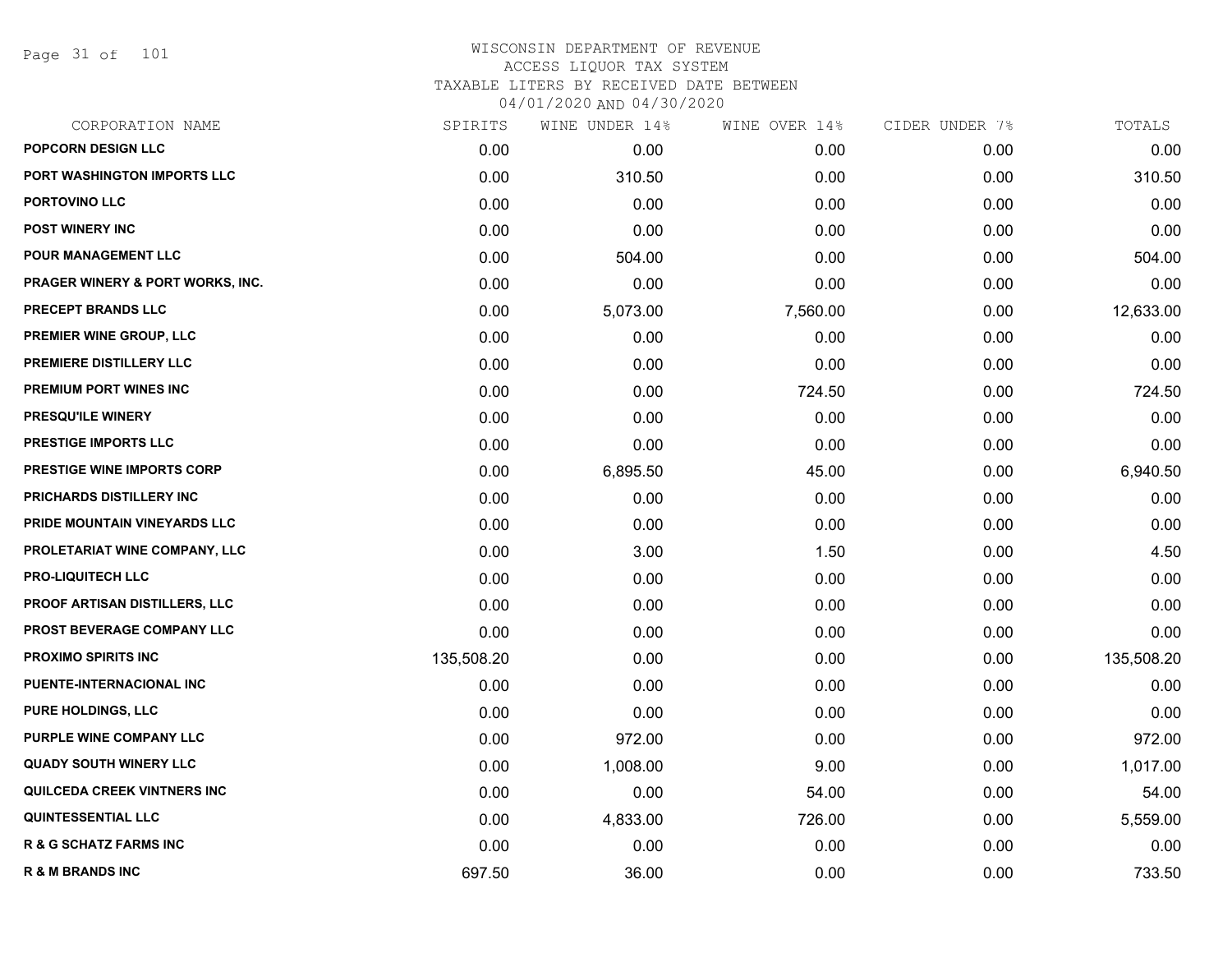WISCONSIN DEPARTMENT OF REVENUE
ACCESS LIQUOR TAX SYSTEM
TAXABLE LITERS BY RECEIVED DATE BETWEEN
04/01/2020 AND 04/30/2020

| CORPORATION NAME | SPIRITS | WINE UNDER 14% | WINE OVER 14% | CIDER UNDER 7% | TOTALS |
|---|---|---|---|---|---|
| POPCORN DESIGN LLC | 0.00 | 0.00 | 0.00 | 0.00 | 0.00 |
| PORT WASHINGTON IMPORTS LLC | 0.00 | 310.50 | 0.00 | 0.00 | 310.50 |
| PORTOVINO LLC | 0.00 | 0.00 | 0.00 | 0.00 | 0.00 |
| POST WINERY INC | 0.00 | 0.00 | 0.00 | 0.00 | 0.00 |
| POUR MANAGEMENT LLC | 0.00 | 504.00 | 0.00 | 0.00 | 504.00 |
| PRAGER WINERY & PORT WORKS, INC. | 0.00 | 0.00 | 0.00 | 0.00 | 0.00 |
| PRECEPT BRANDS LLC | 0.00 | 5,073.00 | 7,560.00 | 0.00 | 12,633.00 |
| PREMIER WINE GROUP, LLC | 0.00 | 0.00 | 0.00 | 0.00 | 0.00 |
| PREMIERE DISTILLERY LLC | 0.00 | 0.00 | 0.00 | 0.00 | 0.00 |
| PREMIUM PORT WINES INC | 0.00 | 0.00 | 724.50 | 0.00 | 724.50 |
| PRESQU'ILE WINERY | 0.00 | 0.00 | 0.00 | 0.00 | 0.00 |
| PRESTIGE IMPORTS LLC | 0.00 | 0.00 | 0.00 | 0.00 | 0.00 |
| PRESTIGE WINE IMPORTS CORP | 0.00 | 6,895.50 | 45.00 | 0.00 | 6,940.50 |
| PRICHARDS DISTILLERY INC | 0.00 | 0.00 | 0.00 | 0.00 | 0.00 |
| PRIDE MOUNTAIN VINEYARDS LLC | 0.00 | 0.00 | 0.00 | 0.00 | 0.00 |
| PROLETARIAT WINE COMPANY, LLC | 0.00 | 3.00 | 1.50 | 0.00 | 4.50 |
| PRO-LIQUITECH LLC | 0.00 | 0.00 | 0.00 | 0.00 | 0.00 |
| PROOF ARTISAN DISTILLERS, LLC | 0.00 | 0.00 | 0.00 | 0.00 | 0.00 |
| PROST BEVERAGE COMPANY LLC | 0.00 | 0.00 | 0.00 | 0.00 | 0.00 |
| PROXIMO SPIRITS INC | 135,508.20 | 0.00 | 0.00 | 0.00 | 135,508.20 |
| PUENTE-INTERNACIONAL INC | 0.00 | 0.00 | 0.00 | 0.00 | 0.00 |
| PURE HOLDINGS, LLC | 0.00 | 0.00 | 0.00 | 0.00 | 0.00 |
| PURPLE WINE COMPANY LLC | 0.00 | 972.00 | 0.00 | 0.00 | 972.00 |
| QUADY SOUTH WINERY LLC | 0.00 | 1,008.00 | 9.00 | 0.00 | 1,017.00 |
| QUILCEDA CREEK VINTNERS INC | 0.00 | 0.00 | 54.00 | 0.00 | 54.00 |
| QUINTESSENTIAL LLC | 0.00 | 4,833.00 | 726.00 | 0.00 | 5,559.00 |
| R & G SCHATZ FARMS INC | 0.00 | 0.00 | 0.00 | 0.00 | 0.00 |
| R & M BRANDS INC | 697.50 | 36.00 | 0.00 | 0.00 | 733.50 |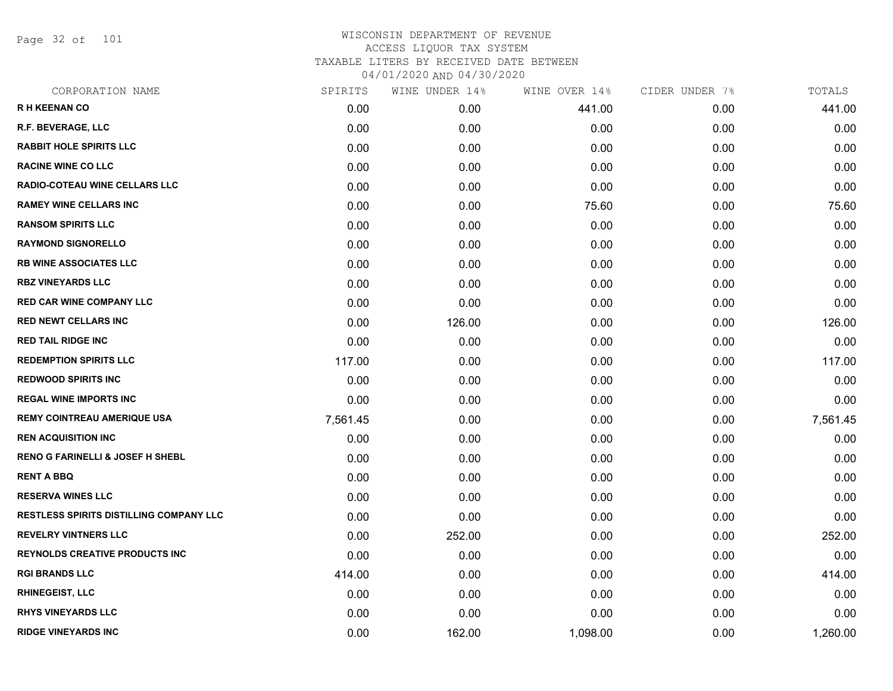# WISCONSIN DEPARTMENT OF REVENUE
## ACCESS LIQUOR TAX SYSTEM
### TAXABLE LITERS BY RECEIVED DATE BETWEEN 04/01/2020 AND 04/30/2020

| CORPORATION NAME | SPIRITS | WINE UNDER 14% | WINE OVER 14% | CIDER UNDER 7% | TOTALS |
|---|---|---|---|---|---|
| R H KEENAN CO | 0.00 | 0.00 | 441.00 | 0.00 | 441.00 |
| R.F. BEVERAGE, LLC | 0.00 | 0.00 | 0.00 | 0.00 | 0.00 |
| RABBIT HOLE SPIRITS LLC | 0.00 | 0.00 | 0.00 | 0.00 | 0.00 |
| RACINE WINE CO LLC | 0.00 | 0.00 | 0.00 | 0.00 | 0.00 |
| RADIO-COTEAU WINE CELLARS LLC | 0.00 | 0.00 | 0.00 | 0.00 | 0.00 |
| RAMEY WINE CELLARS INC | 0.00 | 0.00 | 75.60 | 0.00 | 75.60 |
| RANSOM SPIRITS LLC | 0.00 | 0.00 | 0.00 | 0.00 | 0.00 |
| RAYMOND SIGNORELLO | 0.00 | 0.00 | 0.00 | 0.00 | 0.00 |
| RB WINE ASSOCIATES LLC | 0.00 | 0.00 | 0.00 | 0.00 | 0.00 |
| RBZ VINEYARDS LLC | 0.00 | 0.00 | 0.00 | 0.00 | 0.00 |
| RED CAR WINE COMPANY LLC | 0.00 | 0.00 | 0.00 | 0.00 | 0.00 |
| RED NEWT CELLARS INC | 0.00 | 126.00 | 0.00 | 0.00 | 126.00 |
| RED TAIL RIDGE INC | 0.00 | 0.00 | 0.00 | 0.00 | 0.00 |
| REDEMPTION SPIRITS LLC | 117.00 | 0.00 | 0.00 | 0.00 | 117.00 |
| REDWOOD SPIRITS INC | 0.00 | 0.00 | 0.00 | 0.00 | 0.00 |
| REGAL WINE IMPORTS INC | 0.00 | 0.00 | 0.00 | 0.00 | 0.00 |
| REMY COINTREAU AMERIQUE USA | 7,561.45 | 0.00 | 0.00 | 0.00 | 7,561.45 |
| REN ACQUISITION INC | 0.00 | 0.00 | 0.00 | 0.00 | 0.00 |
| RENO G FARINELLI & JOSEF H SHEBL | 0.00 | 0.00 | 0.00 | 0.00 | 0.00 |
| RENT A BBQ | 0.00 | 0.00 | 0.00 | 0.00 | 0.00 |
| RESERVA WINES LLC | 0.00 | 0.00 | 0.00 | 0.00 | 0.00 |
| RESTLESS SPIRITS DISTILLING COMPANY LLC | 0.00 | 0.00 | 0.00 | 0.00 | 0.00 |
| REVELRY VINTNERS LLC | 0.00 | 252.00 | 0.00 | 0.00 | 252.00 |
| REYNOLDS CREATIVE PRODUCTS INC | 0.00 | 0.00 | 0.00 | 0.00 | 0.00 |
| RGI BRANDS LLC | 414.00 | 0.00 | 0.00 | 0.00 | 414.00 |
| RHINEGEIST, LLC | 0.00 | 0.00 | 0.00 | 0.00 | 0.00 |
| RHYS VINEYARDS LLC | 0.00 | 0.00 | 0.00 | 0.00 | 0.00 |
| RIDGE VINEYARDS INC | 0.00 | 162.00 | 1,098.00 | 0.00 | 1,260.00 |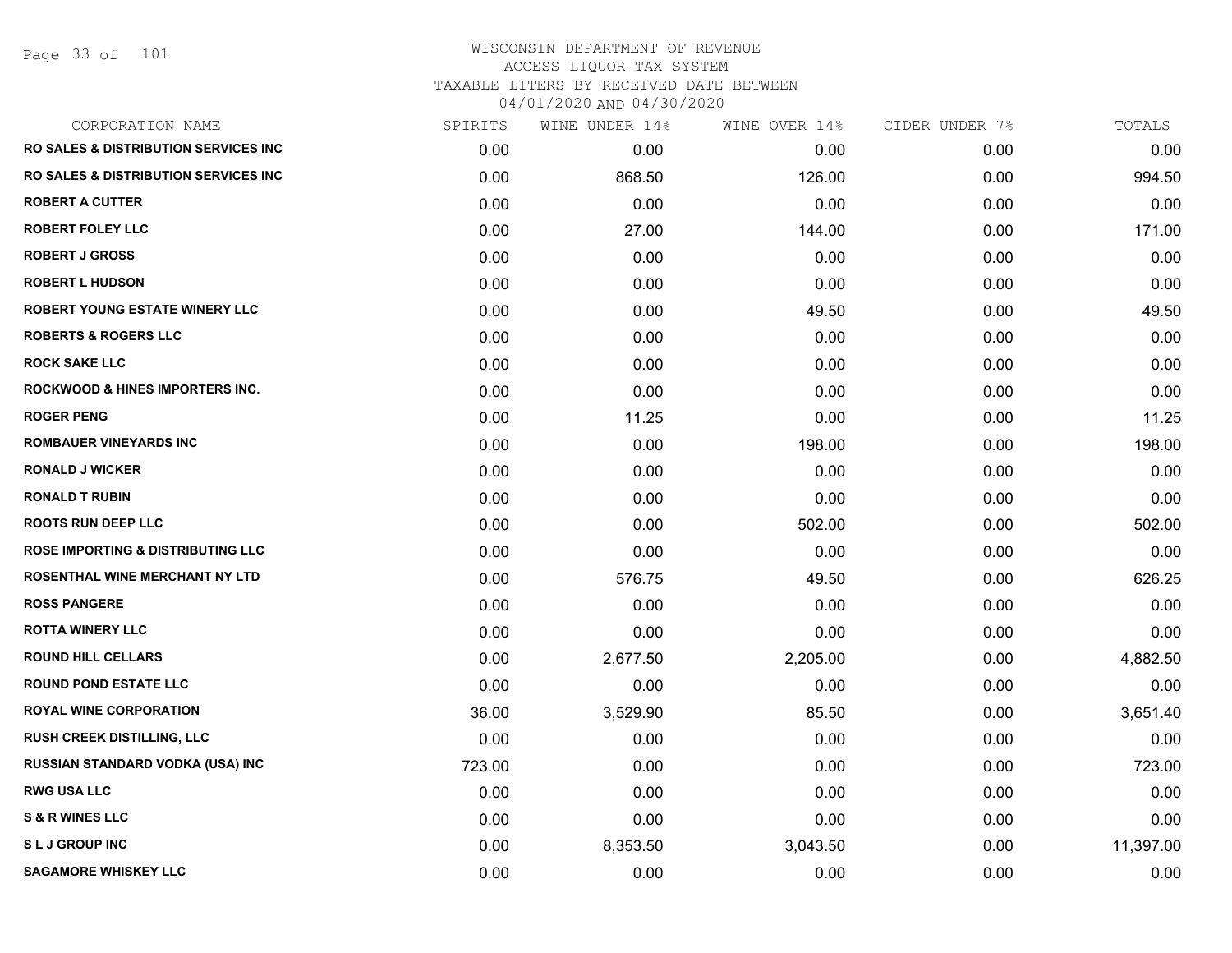# WISCONSIN DEPARTMENT OF REVENUE
## ACCESS LIQUOR TAX SYSTEM
## TAXABLE LITERS BY RECEIVED DATE BETWEEN
## 04/01/2020 AND 04/30/2020

| CORPORATION NAME | SPIRITS | WINE UNDER 14% | WINE OVER 14% | CIDER UNDER 7% | TOTALS |
|---|---|---|---|---|---|
| RO SALES & DISTRIBUTION SERVICES INC | 0.00 | 0.00 | 0.00 | 0.00 | 0.00 |
| RO SALES & DISTRIBUTION SERVICES INC | 0.00 | 868.50 | 126.00 | 0.00 | 994.50 |
| ROBERT A CUTTER | 0.00 | 0.00 | 0.00 | 0.00 | 0.00 |
| ROBERT FOLEY LLC | 0.00 | 27.00 | 144.00 | 0.00 | 171.00 |
| ROBERT J GROSS | 0.00 | 0.00 | 0.00 | 0.00 | 0.00 |
| ROBERT L HUDSON | 0.00 | 0.00 | 0.00 | 0.00 | 0.00 |
| ROBERT YOUNG ESTATE WINERY LLC | 0.00 | 0.00 | 49.50 | 0.00 | 49.50 |
| ROBERTS & ROGERS LLC | 0.00 | 0.00 | 0.00 | 0.00 | 0.00 |
| ROCK SAKE LLC | 0.00 | 0.00 | 0.00 | 0.00 | 0.00 |
| ROCKWOOD & HINES IMPORTERS INC. | 0.00 | 0.00 | 0.00 | 0.00 | 0.00 |
| ROGER PENG | 0.00 | 11.25 | 0.00 | 0.00 | 11.25 |
| ROMBAUER VINEYARDS INC | 0.00 | 0.00 | 198.00 | 0.00 | 198.00 |
| RONALD J WICKER | 0.00 | 0.00 | 0.00 | 0.00 | 0.00 |
| RONALD T RUBIN | 0.00 | 0.00 | 0.00 | 0.00 | 0.00 |
| ROOTS RUN DEEP LLC | 0.00 | 0.00 | 502.00 | 0.00 | 502.00 |
| ROSE IMPORTING & DISTRIBUTING LLC | 0.00 | 0.00 | 0.00 | 0.00 | 0.00 |
| ROSENTHAL WINE MERCHANT NY LTD | 0.00 | 576.75 | 49.50 | 0.00 | 626.25 |
| ROSS PANGERE | 0.00 | 0.00 | 0.00 | 0.00 | 0.00 |
| ROTTA WINERY LLC | 0.00 | 0.00 | 0.00 | 0.00 | 0.00 |
| ROUND HILL CELLARS | 0.00 | 2,677.50 | 2,205.00 | 0.00 | 4,882.50 |
| ROUND POND ESTATE LLC | 0.00 | 0.00 | 0.00 | 0.00 | 0.00 |
| ROYAL WINE CORPORATION | 36.00 | 3,529.90 | 85.50 | 0.00 | 3,651.40 |
| RUSH CREEK DISTILLING, LLC | 0.00 | 0.00 | 0.00 | 0.00 | 0.00 |
| RUSSIAN STANDARD VODKA (USA) INC | 723.00 | 0.00 | 0.00 | 0.00 | 723.00 |
| RWG USA LLC | 0.00 | 0.00 | 0.00 | 0.00 | 0.00 |
| S & R WINES LLC | 0.00 | 0.00 | 0.00 | 0.00 | 0.00 |
| S L J GROUP INC | 0.00 | 8,353.50 | 3,043.50 | 0.00 | 11,397.00 |
| SAGAMORE WHISKEY LLC | 0.00 | 0.00 | 0.00 | 0.00 | 0.00 |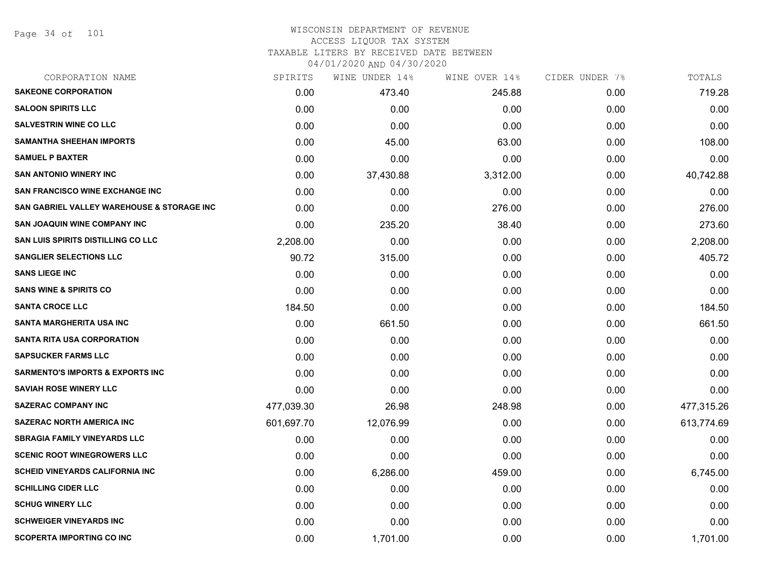# WISCONSIN DEPARTMENT OF REVENUE
## ACCESS LIQUOR TAX SYSTEM
### TAXABLE LITERS BY RECEIVED DATE BETWEEN 04/01/2020 AND 04/30/2020

| CORPORATION NAME | SPIRITS | WINE UNDER 14% | WINE OVER 14% | CIDER UNDER 7% | TOTALS |
|---|---|---|---|---|---|
| SAKEONE CORPORATION | 0.00 | 473.40 | 245.88 | 0.00 | 719.28 |
| SALOON SPIRITS LLC | 0.00 | 0.00 | 0.00 | 0.00 | 0.00 |
| SALVESTRIN WINE CO LLC | 0.00 | 0.00 | 0.00 | 0.00 | 0.00 |
| SAMANTHA SHEEHAN IMPORTS | 0.00 | 45.00 | 63.00 | 0.00 | 108.00 |
| SAMUEL P BAXTER | 0.00 | 0.00 | 0.00 | 0.00 | 0.00 |
| SAN ANTONIO WINERY INC | 0.00 | 37,430.88 | 3,312.00 | 0.00 | 40,742.88 |
| SAN FRANCISCO WINE EXCHANGE INC | 0.00 | 0.00 | 0.00 | 0.00 | 0.00 |
| SAN GABRIEL VALLEY WAREHOUSE & STORAGE INC | 0.00 | 0.00 | 276.00 | 0.00 | 276.00 |
| SAN JOAQUIN WINE COMPANY INC | 0.00 | 235.20 | 38.40 | 0.00 | 273.60 |
| SAN LUIS SPIRITS DISTILLING CO LLC | 2,208.00 | 0.00 | 0.00 | 0.00 | 2,208.00 |
| SANGLIER SELECTIONS LLC | 90.72 | 315.00 | 0.00 | 0.00 | 405.72 |
| SANS LIEGE INC | 0.00 | 0.00 | 0.00 | 0.00 | 0.00 |
| SANS WINE & SPIRITS CO | 0.00 | 0.00 | 0.00 | 0.00 | 0.00 |
| SANTA CROCE LLC | 184.50 | 0.00 | 0.00 | 0.00 | 184.50 |
| SANTA MARGHERITA USA INC | 0.00 | 661.50 | 0.00 | 0.00 | 661.50 |
| SANTA RITA USA CORPORATION | 0.00 | 0.00 | 0.00 | 0.00 | 0.00 |
| SAPSUCKER FARMS LLC | 0.00 | 0.00 | 0.00 | 0.00 | 0.00 |
| SARMENTO'S IMPORTS & EXPORTS INC | 0.00 | 0.00 | 0.00 | 0.00 | 0.00 |
| SAVIAH ROSE WINERY LLC | 0.00 | 0.00 | 0.00 | 0.00 | 0.00 |
| SAZERAC COMPANY INC | 477,039.30 | 26.98 | 248.98 | 0.00 | 477,315.26 |
| SAZERAC NORTH AMERICA INC | 601,697.70 | 12,076.99 | 0.00 | 0.00 | 613,774.69 |
| SBRAGIA FAMILY VINEYARDS LLC | 0.00 | 0.00 | 0.00 | 0.00 | 0.00 |
| SCENIC ROOT WINEGROWERS LLC | 0.00 | 0.00 | 0.00 | 0.00 | 0.00 |
| SCHEID VINEYARDS CALIFORNIA INC | 0.00 | 6,286.00 | 459.00 | 0.00 | 6,745.00 |
| SCHILLING CIDER LLC | 0.00 | 0.00 | 0.00 | 0.00 | 0.00 |
| SCHUG WINERY LLC | 0.00 | 0.00 | 0.00 | 0.00 | 0.00 |
| SCHWEIGER VINEYARDS INC | 0.00 | 0.00 | 0.00 | 0.00 | 0.00 |
| SCOPERTA IMPORTING CO INC | 0.00 | 1,701.00 | 0.00 | 0.00 | 1,701.00 |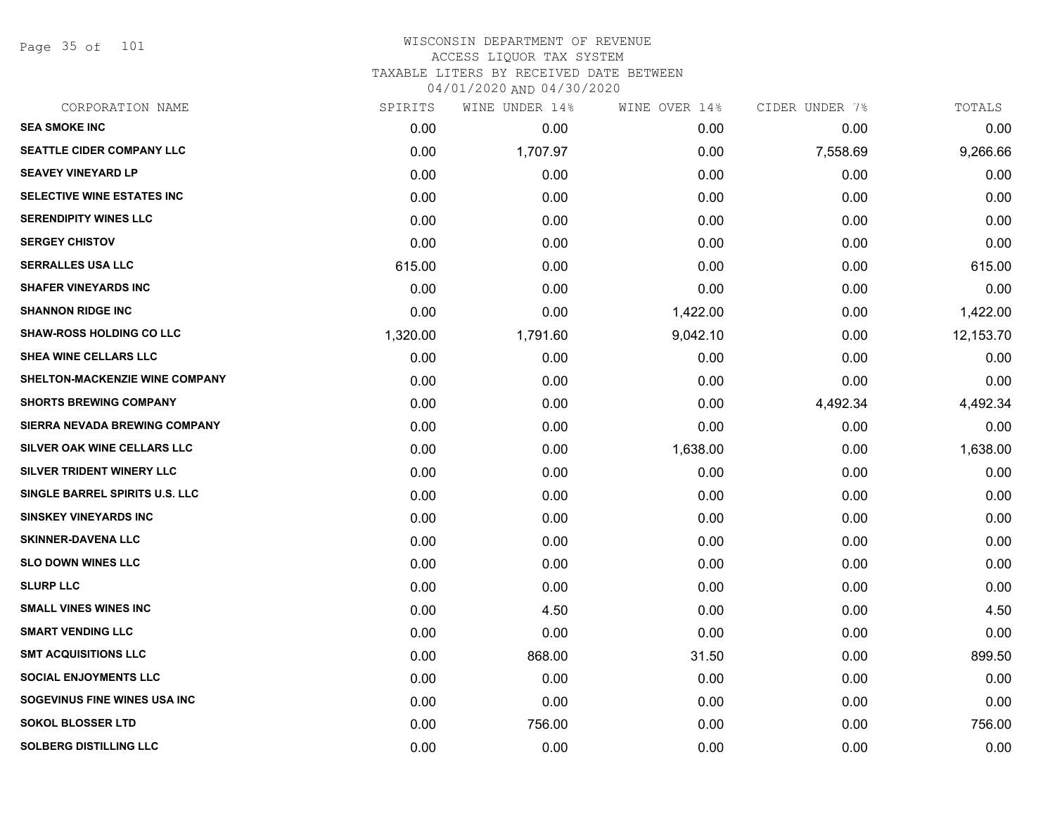WISCONSIN DEPARTMENT OF REVENUE
ACCESS LIQUOR TAX SYSTEM
TAXABLE LITERS BY RECEIVED DATE BETWEEN
04/01/2020 AND 04/30/2020

| CORPORATION NAME | SPIRITS | WINE UNDER 14% | WINE OVER 14% | CIDER UNDER 7% | TOTALS |
|---|---|---|---|---|---|
| SEA SMOKE INC | 0.00 | 0.00 | 0.00 | 0.00 | 0.00 |
| SEATTLE CIDER COMPANY LLC | 0.00 | 1,707.97 | 0.00 | 7,558.69 | 9,266.66 |
| SEAVEY VINEYARD LP | 0.00 | 0.00 | 0.00 | 0.00 | 0.00 |
| SELECTIVE WINE ESTATES INC | 0.00 | 0.00 | 0.00 | 0.00 | 0.00 |
| SERENDIPITY WINES LLC | 0.00 | 0.00 | 0.00 | 0.00 | 0.00 |
| SERGEY CHISTOV | 0.00 | 0.00 | 0.00 | 0.00 | 0.00 |
| SERRALLES USA LLC | 615.00 | 0.00 | 0.00 | 0.00 | 615.00 |
| SHAFER VINEYARDS INC | 0.00 | 0.00 | 0.00 | 0.00 | 0.00 |
| SHANNON RIDGE INC | 0.00 | 0.00 | 1,422.00 | 0.00 | 1,422.00 |
| SHAW-ROSS HOLDING CO LLC | 1,320.00 | 1,791.60 | 9,042.10 | 0.00 | 12,153.70 |
| SHEA WINE CELLARS LLC | 0.00 | 0.00 | 0.00 | 0.00 | 0.00 |
| SHELTON-MACKENZIE WINE COMPANY | 0.00 | 0.00 | 0.00 | 0.00 | 0.00 |
| SHORTS BREWING COMPANY | 0.00 | 0.00 | 0.00 | 4,492.34 | 4,492.34 |
| SIERRA NEVADA BREWING COMPANY | 0.00 | 0.00 | 0.00 | 0.00 | 0.00 |
| SILVER OAK WINE CELLARS LLC | 0.00 | 0.00 | 1,638.00 | 0.00 | 1,638.00 |
| SILVER TRIDENT WINERY LLC | 0.00 | 0.00 | 0.00 | 0.00 | 0.00 |
| SINGLE BARREL SPIRITS U.S. LLC | 0.00 | 0.00 | 0.00 | 0.00 | 0.00 |
| SINSKEY VINEYARDS INC | 0.00 | 0.00 | 0.00 | 0.00 | 0.00 |
| SKINNER-DAVENA LLC | 0.00 | 0.00 | 0.00 | 0.00 | 0.00 |
| SLO DOWN WINES LLC | 0.00 | 0.00 | 0.00 | 0.00 | 0.00 |
| SLURP LLC | 0.00 | 0.00 | 0.00 | 0.00 | 0.00 |
| SMALL VINES WINES INC | 0.00 | 4.50 | 0.00 | 0.00 | 4.50 |
| SMART VENDING LLC | 0.00 | 0.00 | 0.00 | 0.00 | 0.00 |
| SMT ACQUISITIONS LLC | 0.00 | 868.00 | 31.50 | 0.00 | 899.50 |
| SOCIAL ENJOYMENTS LLC | 0.00 | 0.00 | 0.00 | 0.00 | 0.00 |
| SOGEVINUS FINE WINES USA INC | 0.00 | 0.00 | 0.00 | 0.00 | 0.00 |
| SOKOL BLOSSER LTD | 0.00 | 756.00 | 0.00 | 0.00 | 756.00 |
| SOLBERG DISTILLING LLC | 0.00 | 0.00 | 0.00 | 0.00 | 0.00 |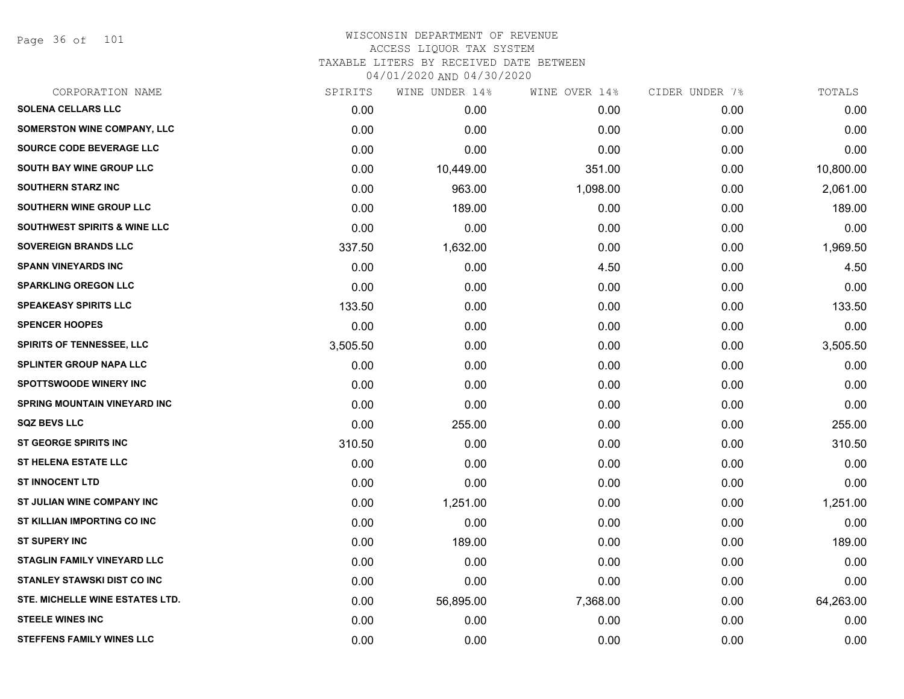# WISCONSIN DEPARTMENT OF REVENUE
ACCESS LIQUOR TAX SYSTEM
TAXABLE LITERS BY RECEIVED DATE BETWEEN
04/01/2020 AND 04/30/2020

| CORPORATION NAME | SPIRITS | WINE UNDER 14% | WINE OVER 14% | CIDER UNDER 7% | TOTALS |
|---|---|---|---|---|---|
| SOLENA CELLARS LLC | 0.00 | 0.00 | 0.00 | 0.00 | 0.00 |
| SOMERSTON WINE COMPANY, LLC | 0.00 | 0.00 | 0.00 | 0.00 | 0.00 |
| SOURCE CODE BEVERAGE LLC | 0.00 | 0.00 | 0.00 | 0.00 | 0.00 |
| SOUTH BAY WINE GROUP LLC | 0.00 | 10,449.00 | 351.00 | 0.00 | 10,800.00 |
| SOUTHERN STARZ INC | 0.00 | 963.00 | 1,098.00 | 0.00 | 2,061.00 |
| SOUTHERN WINE GROUP LLC | 0.00 | 189.00 | 0.00 | 0.00 | 189.00 |
| SOUTHWEST SPIRITS & WINE LLC | 0.00 | 0.00 | 0.00 | 0.00 | 0.00 |
| SOVEREIGN BRANDS LLC | 337.50 | 1,632.00 | 0.00 | 0.00 | 1,969.50 |
| SPANN VINEYARDS INC | 0.00 | 0.00 | 4.50 | 0.00 | 4.50 |
| SPARKLING OREGON LLC | 0.00 | 0.00 | 0.00 | 0.00 | 0.00 |
| SPEAKEASY SPIRITS LLC | 133.50 | 0.00 | 0.00 | 0.00 | 133.50 |
| SPENCER HOOPES | 0.00 | 0.00 | 0.00 | 0.00 | 0.00 |
| SPIRITS OF TENNESSEE, LLC | 3,505.50 | 0.00 | 0.00 | 0.00 | 3,505.50 |
| SPLINTER GROUP NAPA LLC | 0.00 | 0.00 | 0.00 | 0.00 | 0.00 |
| SPOTTSWOODE WINERY INC | 0.00 | 0.00 | 0.00 | 0.00 | 0.00 |
| SPRING MOUNTAIN VINEYARD INC | 0.00 | 0.00 | 0.00 | 0.00 | 0.00 |
| SQZ BEVS LLC | 0.00 | 255.00 | 0.00 | 0.00 | 255.00 |
| ST GEORGE SPIRITS INC | 310.50 | 0.00 | 0.00 | 0.00 | 310.50 |
| ST HELENA ESTATE LLC | 0.00 | 0.00 | 0.00 | 0.00 | 0.00 |
| ST INNOCENT LTD | 0.00 | 0.00 | 0.00 | 0.00 | 0.00 |
| ST JULIAN WINE COMPANY INC | 0.00 | 1,251.00 | 0.00 | 0.00 | 1,251.00 |
| ST KILLIAN IMPORTING CO INC | 0.00 | 0.00 | 0.00 | 0.00 | 0.00 |
| ST SUPERY INC | 0.00 | 189.00 | 0.00 | 0.00 | 189.00 |
| STAGLIN FAMILY VINEYARD LLC | 0.00 | 0.00 | 0.00 | 0.00 | 0.00 |
| STANLEY STAWSKI DIST CO INC | 0.00 | 0.00 | 0.00 | 0.00 | 0.00 |
| STE. MICHELLE WINE ESTATES LTD. | 0.00 | 56,895.00 | 7,368.00 | 0.00 | 64,263.00 |
| STEELE WINES INC | 0.00 | 0.00 | 0.00 | 0.00 | 0.00 |
| STEFFENS FAMILY WINES LLC | 0.00 | 0.00 | 0.00 | 0.00 | 0.00 |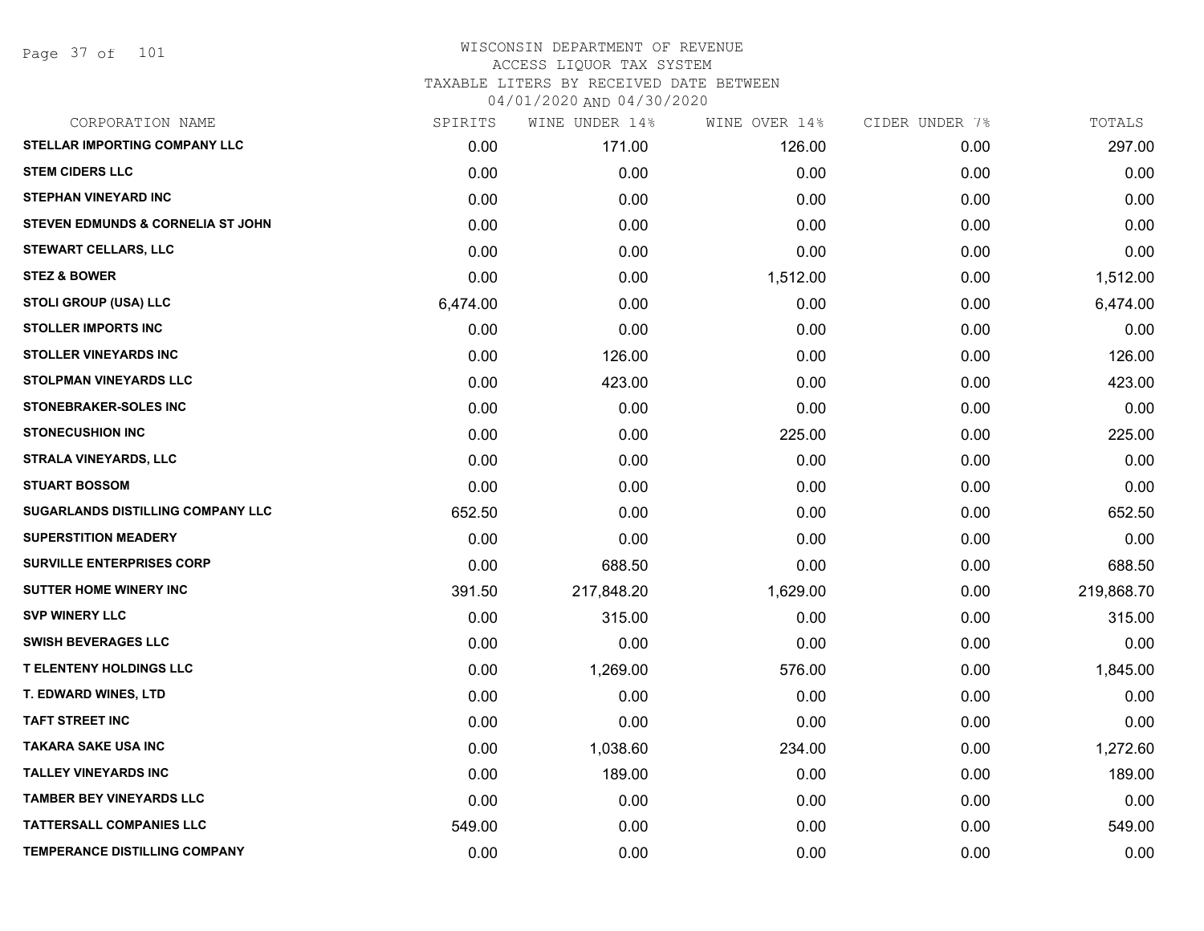# WISCONSIN DEPARTMENT OF REVENUE

ACCESS LIQUOR TAX SYSTEM

TAXABLE LITERS BY RECEIVED DATE BETWEEN

04/01/2020 AND 04/30/2020

| CORPORATION NAME | SPIRITS | WINE UNDER 14% | WINE OVER 14% | CIDER UNDER 7% | TOTALS |
|---|---|---|---|---|---|
| STELLAR IMPORTING COMPANY LLC | 0.00 | 171.00 | 126.00 | 0.00 | 297.00 |
| STEM CIDERS LLC | 0.00 | 0.00 | 0.00 | 0.00 | 0.00 |
| STEPHAN VINEYARD INC | 0.00 | 0.00 | 0.00 | 0.00 | 0.00 |
| STEVEN EDMUNDS & CORNELIA ST JOHN | 0.00 | 0.00 | 0.00 | 0.00 | 0.00 |
| STEWART CELLARS, LLC | 0.00 | 0.00 | 0.00 | 0.00 | 0.00 |
| STEZ & BOWER | 0.00 | 0.00 | 1,512.00 | 0.00 | 1,512.00 |
| STOLI GROUP (USA) LLC | 6,474.00 | 0.00 | 0.00 | 0.00 | 6,474.00 |
| STOLLER IMPORTS INC | 0.00 | 0.00 | 0.00 | 0.00 | 0.00 |
| STOLLER VINEYARDS INC | 0.00 | 126.00 | 0.00 | 0.00 | 126.00 |
| STOLPMAN VINEYARDS LLC | 0.00 | 423.00 | 0.00 | 0.00 | 423.00 |
| STONEBRAKER-SOLES INC | 0.00 | 0.00 | 0.00 | 0.00 | 0.00 |
| STONECUSHION INC | 0.00 | 0.00 | 225.00 | 0.00 | 225.00 |
| STRALA VINEYARDS, LLC | 0.00 | 0.00 | 0.00 | 0.00 | 0.00 |
| STUART BOSSOM | 0.00 | 0.00 | 0.00 | 0.00 | 0.00 |
| SUGARLANDS DISTILLING COMPANY LLC | 652.50 | 0.00 | 0.00 | 0.00 | 652.50 |
| SUPERSTITION MEADERY | 0.00 | 0.00 | 0.00 | 0.00 | 0.00 |
| SURVILLE ENTERPRISES CORP | 0.00 | 688.50 | 0.00 | 0.00 | 688.50 |
| SUTTER HOME WINERY INC | 391.50 | 217,848.20 | 1,629.00 | 0.00 | 219,868.70 |
| SVP WINERY LLC | 0.00 | 315.00 | 0.00 | 0.00 | 315.00 |
| SWISH BEVERAGES LLC | 0.00 | 0.00 | 0.00 | 0.00 | 0.00 |
| T ELENTENY HOLDINGS LLC | 0.00 | 1,269.00 | 576.00 | 0.00 | 1,845.00 |
| T. EDWARD WINES, LTD | 0.00 | 0.00 | 0.00 | 0.00 | 0.00 |
| TAFT STREET INC | 0.00 | 0.00 | 0.00 | 0.00 | 0.00 |
| TAKARA SAKE USA INC | 0.00 | 1,038.60 | 234.00 | 0.00 | 1,272.60 |
| TALLEY VINEYARDS INC | 0.00 | 189.00 | 0.00 | 0.00 | 189.00 |
| TAMBER BEY VINEYARDS LLC | 0.00 | 0.00 | 0.00 | 0.00 | 0.00 |
| TATTERSALL COMPANIES LLC | 549.00 | 0.00 | 0.00 | 0.00 | 549.00 |
| TEMPERANCE DISTILLING COMPANY | 0.00 | 0.00 | 0.00 | 0.00 | 0.00 |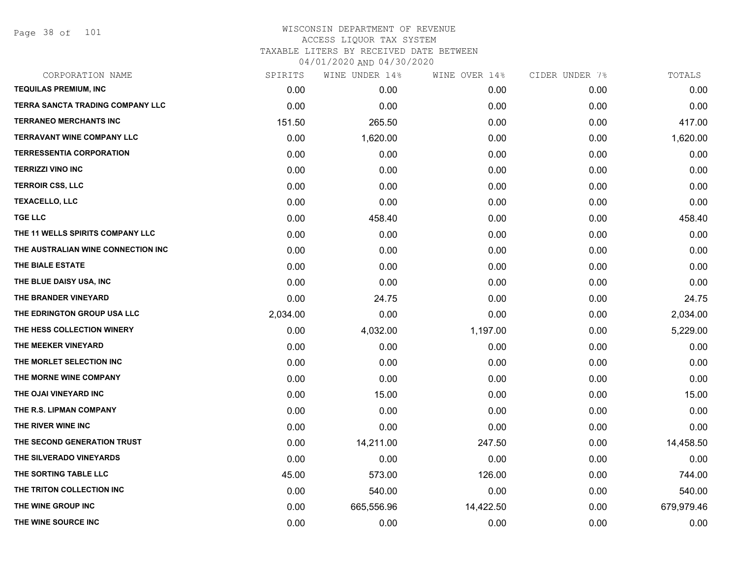# WISCONSIN DEPARTMENT OF REVENUE
## ACCESS LIQUOR TAX SYSTEM
### TAXABLE LITERS BY RECEIVED DATE BETWEEN 04/01/2020 AND 04/30/2020

| CORPORATION NAME | SPIRITS | WINE UNDER 14% | WINE OVER 14% | CIDER UNDER 7% | TOTALS |
|---|---|---|---|---|---|
| TEQUILAS PREMIUM, INC | 0.00 | 0.00 | 0.00 | 0.00 | 0.00 |
| TERRA SANCTA TRADING COMPANY LLC | 0.00 | 0.00 | 0.00 | 0.00 | 0.00 |
| TERRANEO MERCHANTS INC | 151.50 | 265.50 | 0.00 | 0.00 | 417.00 |
| TERRAVANT WINE COMPANY LLC | 0.00 | 1,620.00 | 0.00 | 0.00 | 1,620.00 |
| TERRESSENTIA CORPORATION | 0.00 | 0.00 | 0.00 | 0.00 | 0.00 |
| TERRIZZI VINO INC | 0.00 | 0.00 | 0.00 | 0.00 | 0.00 |
| TERROIR CSS, LLC | 0.00 | 0.00 | 0.00 | 0.00 | 0.00 |
| TEXACELLO, LLC | 0.00 | 0.00 | 0.00 | 0.00 | 0.00 |
| TGE LLC | 0.00 | 458.40 | 0.00 | 0.00 | 458.40 |
| THE 11 WELLS SPIRITS COMPANY LLC | 0.00 | 0.00 | 0.00 | 0.00 | 0.00 |
| THE AUSTRALIAN WINE CONNECTION INC | 0.00 | 0.00 | 0.00 | 0.00 | 0.00 |
| THE BIALE ESTATE | 0.00 | 0.00 | 0.00 | 0.00 | 0.00 |
| THE BLUE DAISY USA, INC | 0.00 | 0.00 | 0.00 | 0.00 | 0.00 |
| THE BRANDER VINEYARD | 0.00 | 24.75 | 0.00 | 0.00 | 24.75 |
| THE EDRINGTON GROUP USA LLC | 2,034.00 | 0.00 | 0.00 | 0.00 | 2,034.00 |
| THE HESS COLLECTION WINERY | 0.00 | 4,032.00 | 1,197.00 | 0.00 | 5,229.00 |
| THE MEEKER VINEYARD | 0.00 | 0.00 | 0.00 | 0.00 | 0.00 |
| THE MORLET SELECTION INC | 0.00 | 0.00 | 0.00 | 0.00 | 0.00 |
| THE MORNE WINE COMPANY | 0.00 | 0.00 | 0.00 | 0.00 | 0.00 |
| THE OJAI VINEYARD INC | 0.00 | 15.00 | 0.00 | 0.00 | 15.00 |
| THE R.S. LIPMAN COMPANY | 0.00 | 0.00 | 0.00 | 0.00 | 0.00 |
| THE RIVER WINE INC | 0.00 | 0.00 | 0.00 | 0.00 | 0.00 |
| THE SECOND GENERATION TRUST | 0.00 | 14,211.00 | 247.50 | 0.00 | 14,458.50 |
| THE SILVERADO VINEYARDS | 0.00 | 0.00 | 0.00 | 0.00 | 0.00 |
| THE SORTING TABLE LLC | 45.00 | 573.00 | 126.00 | 0.00 | 744.00 |
| THE TRITON COLLECTION INC | 0.00 | 540.00 | 0.00 | 0.00 | 540.00 |
| THE WINE GROUP INC | 0.00 | 665,556.96 | 14,422.50 | 0.00 | 679,979.46 |
| THE WINE SOURCE INC | 0.00 | 0.00 | 0.00 | 0.00 | 0.00 |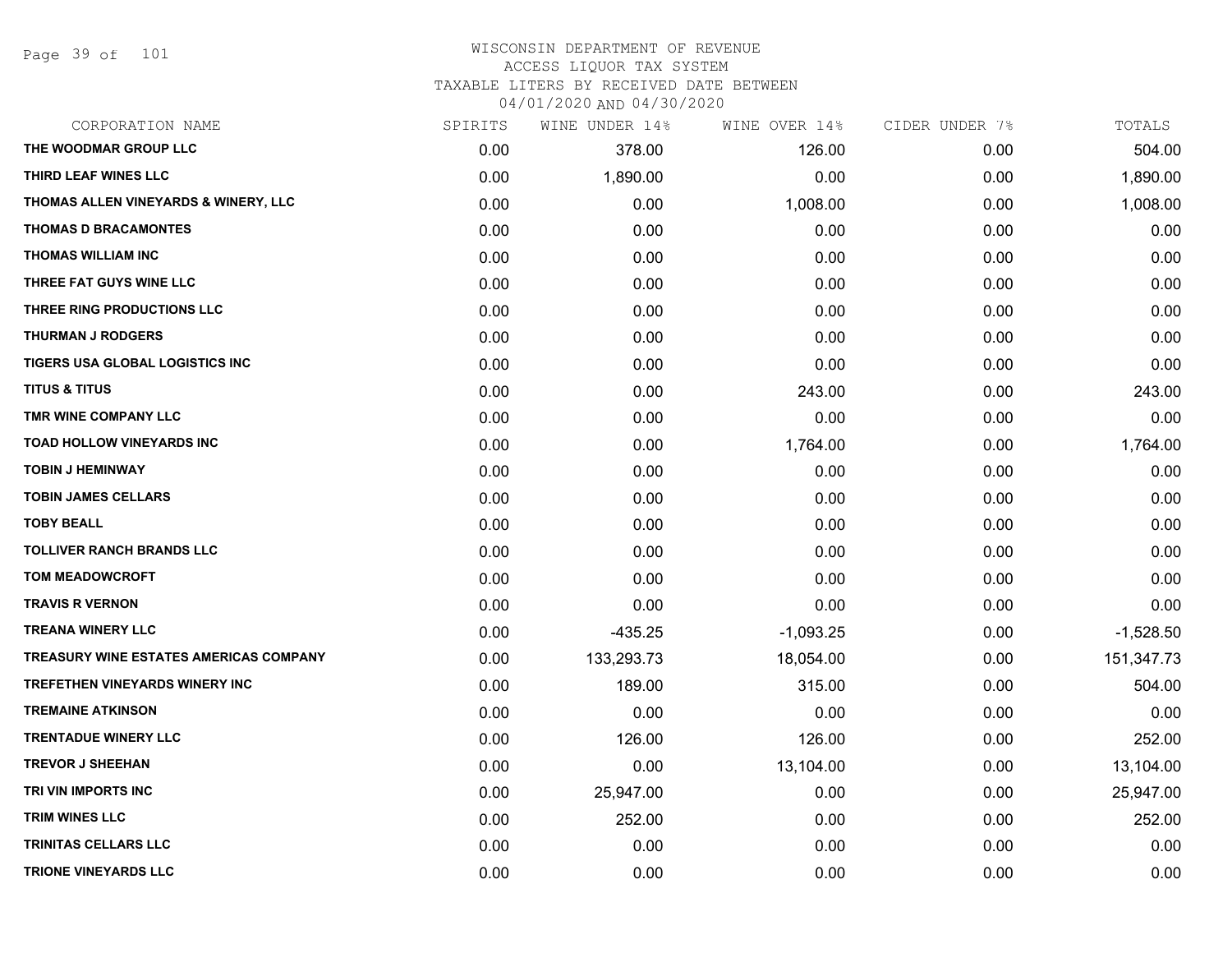# WISCONSIN DEPARTMENT OF REVENUE
ACCESS LIQUOR TAX SYSTEM
TAXABLE LITERS BY RECEIVED DATE BETWEEN
04/01/2020 AND 04/30/2020

| CORPORATION NAME | SPIRITS | WINE UNDER 14% | WINE OVER 14% | CIDER UNDER 7% | TOTALS |
|---|---|---|---|---|---|
| THE WOODMAR GROUP LLC | 0.00 | 378.00 | 126.00 | 0.00 | 504.00 |
| THIRD LEAF WINES LLC | 0.00 | 1,890.00 | 0.00 | 0.00 | 1,890.00 |
| THOMAS ALLEN VINEYARDS & WINERY, LLC | 0.00 | 0.00 | 1,008.00 | 0.00 | 1,008.00 |
| THOMAS D BRACAMONTES | 0.00 | 0.00 | 0.00 | 0.00 | 0.00 |
| THOMAS WILLIAM INC | 0.00 | 0.00 | 0.00 | 0.00 | 0.00 |
| THREE FAT GUYS WINE LLC | 0.00 | 0.00 | 0.00 | 0.00 | 0.00 |
| THREE RING PRODUCTIONS LLC | 0.00 | 0.00 | 0.00 | 0.00 | 0.00 |
| THURMAN J RODGERS | 0.00 | 0.00 | 0.00 | 0.00 | 0.00 |
| TIGERS USA GLOBAL LOGISTICS INC | 0.00 | 0.00 | 0.00 | 0.00 | 0.00 |
| TITUS & TITUS | 0.00 | 0.00 | 243.00 | 0.00 | 243.00 |
| TMR WINE COMPANY LLC | 0.00 | 0.00 | 0.00 | 0.00 | 0.00 |
| TOAD HOLLOW VINEYARDS INC | 0.00 | 0.00 | 1,764.00 | 0.00 | 1,764.00 |
| TOBIN J HEMINWAY | 0.00 | 0.00 | 0.00 | 0.00 | 0.00 |
| TOBIN JAMES CELLARS | 0.00 | 0.00 | 0.00 | 0.00 | 0.00 |
| TOBY BEALL | 0.00 | 0.00 | 0.00 | 0.00 | 0.00 |
| TOLLIVER RANCH BRANDS LLC | 0.00 | 0.00 | 0.00 | 0.00 | 0.00 |
| TOM MEADOWCROFT | 0.00 | 0.00 | 0.00 | 0.00 | 0.00 |
| TRAVIS R VERNON | 0.00 | 0.00 | 0.00 | 0.00 | 0.00 |
| TREANA WINERY LLC | 0.00 | -435.25 | -1,093.25 | 0.00 | -1,528.50 |
| TREASURY WINE ESTATES AMERICAS COMPANY | 0.00 | 133,293.73 | 18,054.00 | 0.00 | 151,347.73 |
| TREFETHEN VINEYARDS WINERY INC | 0.00 | 189.00 | 315.00 | 0.00 | 504.00 |
| TREMAINE ATKINSON | 0.00 | 0.00 | 0.00 | 0.00 | 0.00 |
| TRENTADUE WINERY LLC | 0.00 | 126.00 | 126.00 | 0.00 | 252.00 |
| TREVOR J SHEEHAN | 0.00 | 0.00 | 13,104.00 | 0.00 | 13,104.00 |
| TRI VIN IMPORTS INC | 0.00 | 25,947.00 | 0.00 | 0.00 | 25,947.00 |
| TRIM WINES LLC | 0.00 | 252.00 | 0.00 | 0.00 | 252.00 |
| TRINITAS CELLARS LLC | 0.00 | 0.00 | 0.00 | 0.00 | 0.00 |
| TRIONE VINEYARDS LLC | 0.00 | 0.00 | 0.00 | 0.00 | 0.00 |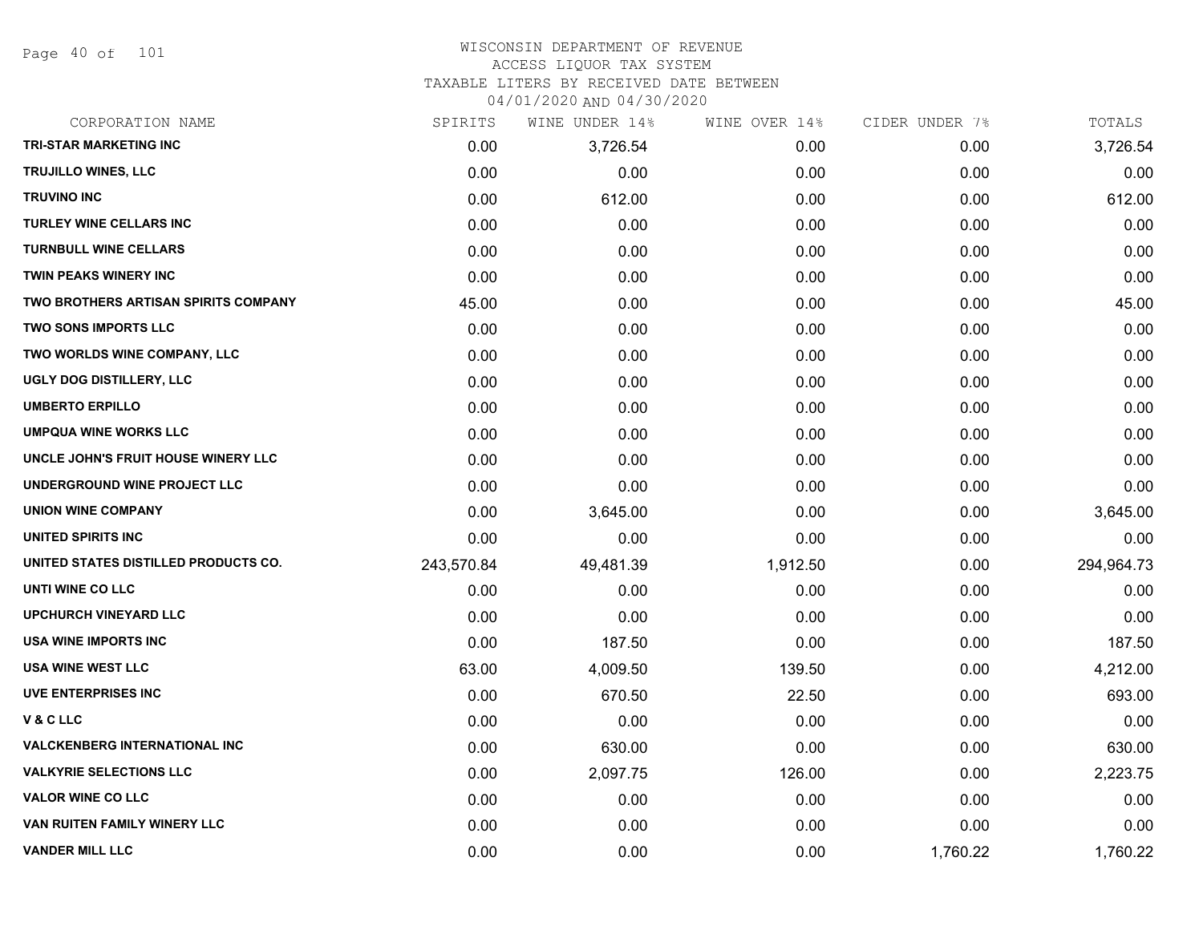# WISCONSIN DEPARTMENT OF REVENUE
## ACCESS LIQUOR TAX SYSTEM
### TAXABLE LITERS BY RECEIVED DATE BETWEEN 04/01/2020 AND 04/30/2020

| CORPORATION NAME | SPIRITS | WINE UNDER 14% | WINE OVER 14% | CIDER UNDER 7% | TOTALS |
|---|---|---|---|---|---|
| TRI-STAR MARKETING INC | 0.00 | 3,726.54 | 0.00 | 0.00 | 3,726.54 |
| TRUJILLO WINES, LLC | 0.00 | 0.00 | 0.00 | 0.00 | 0.00 |
| TRUVINO INC | 0.00 | 612.00 | 0.00 | 0.00 | 612.00 |
| TURLEY WINE CELLARS INC | 0.00 | 0.00 | 0.00 | 0.00 | 0.00 |
| TURNBULL WINE CELLARS | 0.00 | 0.00 | 0.00 | 0.00 | 0.00 |
| TWIN PEAKS WINERY INC | 0.00 | 0.00 | 0.00 | 0.00 | 0.00 |
| TWO BROTHERS ARTISAN SPIRITS COMPANY | 45.00 | 0.00 | 0.00 | 0.00 | 45.00 |
| TWO SONS IMPORTS LLC | 0.00 | 0.00 | 0.00 | 0.00 | 0.00 |
| TWO WORLDS WINE COMPANY, LLC | 0.00 | 0.00 | 0.00 | 0.00 | 0.00 |
| UGLY DOG DISTILLERY, LLC | 0.00 | 0.00 | 0.00 | 0.00 | 0.00 |
| UMBERTO ERPILLO | 0.00 | 0.00 | 0.00 | 0.00 | 0.00 |
| UMPQUA WINE WORKS LLC | 0.00 | 0.00 | 0.00 | 0.00 | 0.00 |
| UNCLE JOHN'S FRUIT HOUSE WINERY LLC | 0.00 | 0.00 | 0.00 | 0.00 | 0.00 |
| UNDERGROUND WINE PROJECT LLC | 0.00 | 0.00 | 0.00 | 0.00 | 0.00 |
| UNION WINE COMPANY | 0.00 | 3,645.00 | 0.00 | 0.00 | 3,645.00 |
| UNITED SPIRITS INC | 0.00 | 0.00 | 0.00 | 0.00 | 0.00 |
| UNITED STATES DISTILLED PRODUCTS CO. | 243,570.84 | 49,481.39 | 1,912.50 | 0.00 | 294,964.73 |
| UNTI WINE CO LLC | 0.00 | 0.00 | 0.00 | 0.00 | 0.00 |
| UPCHURCH VINEYARD LLC | 0.00 | 0.00 | 0.00 | 0.00 | 0.00 |
| USA WINE IMPORTS INC | 0.00 | 187.50 | 0.00 | 0.00 | 187.50 |
| USA WINE WEST LLC | 63.00 | 4,009.50 | 139.50 | 0.00 | 4,212.00 |
| UVE ENTERPRISES INC | 0.00 | 670.50 | 22.50 | 0.00 | 693.00 |
| V & C LLC | 0.00 | 0.00 | 0.00 | 0.00 | 0.00 |
| VALCKENBERG INTERNATIONAL INC | 0.00 | 630.00 | 0.00 | 0.00 | 630.00 |
| VALKYRIE SELECTIONS LLC | 0.00 | 2,097.75 | 126.00 | 0.00 | 2,223.75 |
| VALOR WINE CO LLC | 0.00 | 0.00 | 0.00 | 0.00 | 0.00 |
| VAN RUITEN FAMILY WINERY LLC | 0.00 | 0.00 | 0.00 | 0.00 | 0.00 |
| VANDER MILL LLC | 0.00 | 0.00 | 0.00 | 1,760.22 | 1,760.22 |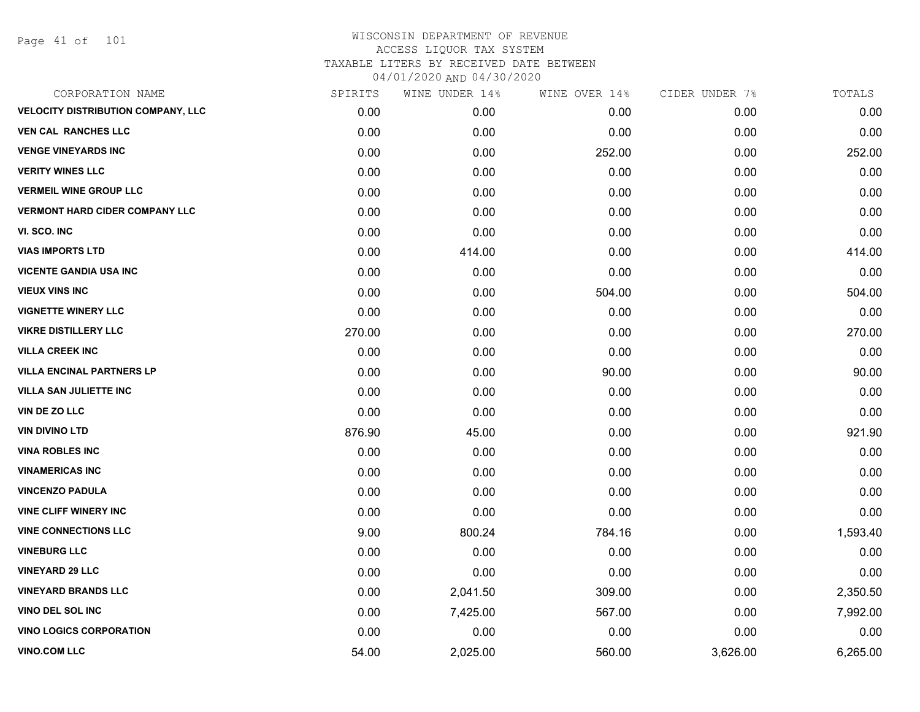WISCONSIN DEPARTMENT OF REVENUE
ACCESS LIQUOR TAX SYSTEM
TAXABLE LITERS BY RECEIVED DATE BETWEEN
04/01/2020 AND 04/30/2020

| CORPORATION NAME | SPIRITS | WINE UNDER 14% | WINE OVER 14% | CIDER UNDER 7% | TOTALS |
|---|---|---|---|---|---|
| VELOCITY DISTRIBUTION COMPANY, LLC | 0.00 | 0.00 | 0.00 | 0.00 | 0.00 |
| VEN CAL RANCHES LLC | 0.00 | 0.00 | 0.00 | 0.00 | 0.00 |
| VENGE VINEYARDS INC | 0.00 | 0.00 | 252.00 | 0.00 | 252.00 |
| VERITY WINES LLC | 0.00 | 0.00 | 0.00 | 0.00 | 0.00 |
| VERMEIL WINE GROUP LLC | 0.00 | 0.00 | 0.00 | 0.00 | 0.00 |
| VERMONT HARD CIDER COMPANY LLC | 0.00 | 0.00 | 0.00 | 0.00 | 0.00 |
| VI. SCO. INC | 0.00 | 0.00 | 0.00 | 0.00 | 0.00 |
| VIAS IMPORTS LTD | 0.00 | 414.00 | 0.00 | 0.00 | 414.00 |
| VICENTE GANDIA USA INC | 0.00 | 0.00 | 0.00 | 0.00 | 0.00 |
| VIEUX VINS INC | 0.00 | 0.00 | 504.00 | 0.00 | 504.00 |
| VIGNETTE WINERY LLC | 0.00 | 0.00 | 0.00 | 0.00 | 0.00 |
| VIKRE DISTILLERY LLC | 270.00 | 0.00 | 0.00 | 0.00 | 270.00 |
| VILLA CREEK INC | 0.00 | 0.00 | 0.00 | 0.00 | 0.00 |
| VILLA ENCINAL PARTNERS LP | 0.00 | 0.00 | 90.00 | 0.00 | 90.00 |
| VILLA SAN JULIETTE INC | 0.00 | 0.00 | 0.00 | 0.00 | 0.00 |
| VIN DE ZO LLC | 0.00 | 0.00 | 0.00 | 0.00 | 0.00 |
| VIN DIVINO LTD | 876.90 | 45.00 | 0.00 | 0.00 | 921.90 |
| VINA ROBLES INC | 0.00 | 0.00 | 0.00 | 0.00 | 0.00 |
| VINAMERICAS INC | 0.00 | 0.00 | 0.00 | 0.00 | 0.00 |
| VINCENZO PADULA | 0.00 | 0.00 | 0.00 | 0.00 | 0.00 |
| VINE CLIFF WINERY INC | 0.00 | 0.00 | 0.00 | 0.00 | 0.00 |
| VINE CONNECTIONS LLC | 9.00 | 800.24 | 784.16 | 0.00 | 1,593.40 |
| VINEBURG LLC | 0.00 | 0.00 | 0.00 | 0.00 | 0.00 |
| VINEYARD 29 LLC | 0.00 | 0.00 | 0.00 | 0.00 | 0.00 |
| VINEYARD BRANDS LLC | 0.00 | 2,041.50 | 309.00 | 0.00 | 2,350.50 |
| VINO DEL SOL INC | 0.00 | 7,425.00 | 567.00 | 0.00 | 7,992.00 |
| VINO LOGICS CORPORATION | 0.00 | 0.00 | 0.00 | 0.00 | 0.00 |
| VINO.COM LLC | 54.00 | 2,025.00 | 560.00 | 3,626.00 | 6,265.00 |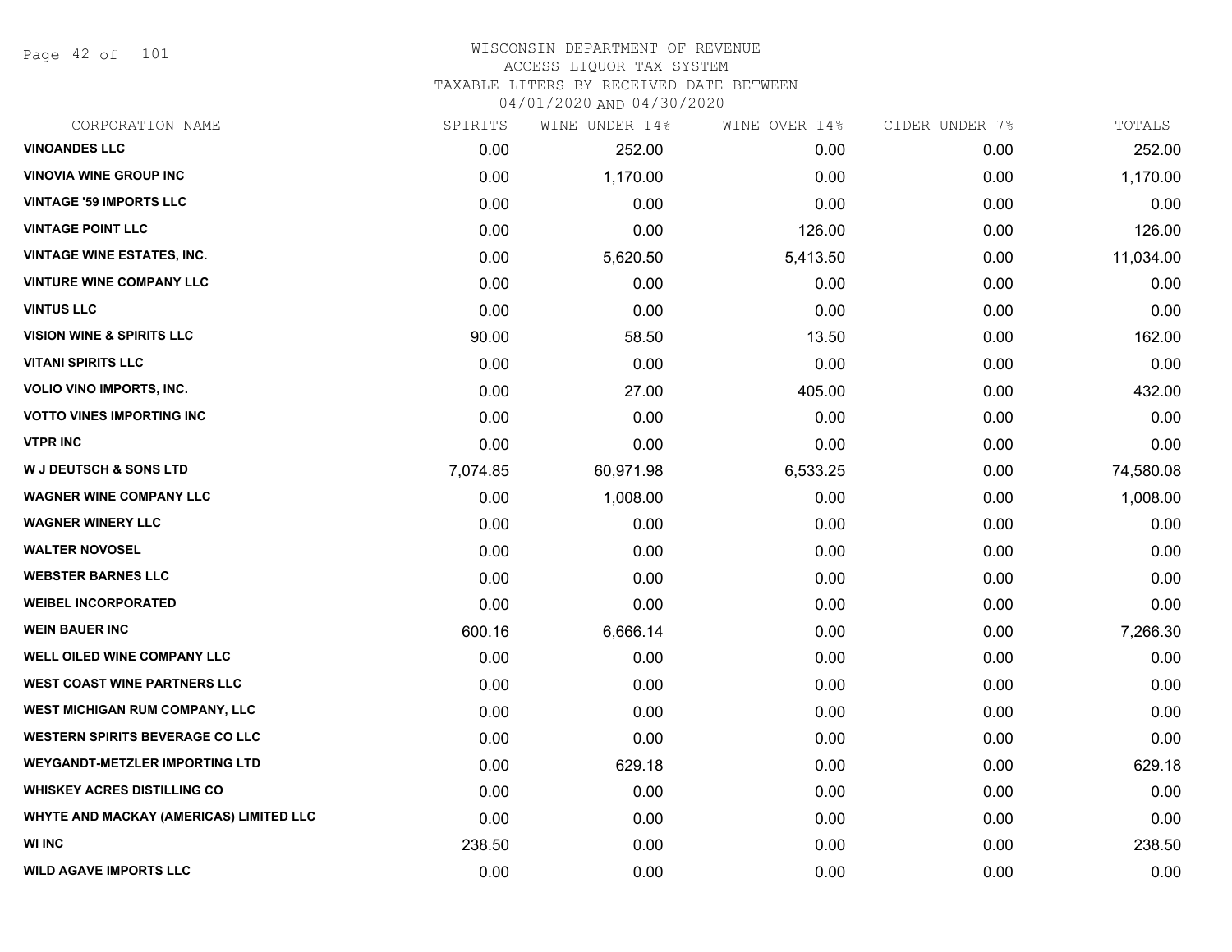# WISCONSIN DEPARTMENT OF REVENUE
ACCESS LIQUOR TAX SYSTEM
TAXABLE LITERS BY RECEIVED DATE BETWEEN
04/01/2020 AND 04/30/2020

| CORPORATION NAME | SPIRITS | WINE UNDER 14% | WINE OVER 14% | CIDER UNDER 7% | TOTALS |
|---|---|---|---|---|---|
| **VINOANDES LLC** | 0.00 | 252.00 | 0.00 | 0.00 | 252.00 |
| **VINOVIA WINE GROUP INC** | 0.00 | 1,170.00 | 0.00 | 0.00 | 1,170.00 |
| **VINTAGE '59 IMPORTS LLC** | 0.00 | 0.00 | 0.00 | 0.00 | 0.00 |
| **VINTAGE POINT LLC** | 0.00 | 0.00 | 126.00 | 0.00 | 126.00 |
| **VINTAGE WINE ESTATES, INC.** | 0.00 | 5,620.50 | 5,413.50 | 0.00 | 11,034.00 |
| **VINTURE WINE COMPANY LLC** | 0.00 | 0.00 | 0.00 | 0.00 | 0.00 |
| **VINTUS LLC** | 0.00 | 0.00 | 0.00 | 0.00 | 0.00 |
| **VISION WINE & SPIRITS LLC** | 90.00 | 58.50 | 13.50 | 0.00 | 162.00 |
| **VITANI SPIRITS LLC** | 0.00 | 0.00 | 0.00 | 0.00 | 0.00 |
| **VOLIO VINO IMPORTS, INC.** | 0.00 | 27.00 | 405.00 | 0.00 | 432.00 |
| **VOTTO VINES IMPORTING INC** | 0.00 | 0.00 | 0.00 | 0.00 | 0.00 |
| **VTPR INC** | 0.00 | 0.00 | 0.00 | 0.00 | 0.00 |
| **W J DEUTSCH & SONS LTD** | 7,074.85 | 60,971.98 | 6,533.25 | 0.00 | 74,580.08 |
| **WAGNER WINE COMPANY LLC** | 0.00 | 1,008.00 | 0.00 | 0.00 | 1,008.00 |
| **WAGNER WINERY LLC** | 0.00 | 0.00 | 0.00 | 0.00 | 0.00 |
| **WALTER NOVOSEL** | 0.00 | 0.00 | 0.00 | 0.00 | 0.00 |
| **WEBSTER BARNES LLC** | 0.00 | 0.00 | 0.00 | 0.00 | 0.00 |
| **WEIBEL INCORPORATED** | 0.00 | 0.00 | 0.00 | 0.00 | 0.00 |
| **WEIN BAUER INC** | 600.16 | 6,666.14 | 0.00 | 0.00 | 7,266.30 |
| **WELL OILED WINE COMPANY LLC** | 0.00 | 0.00 | 0.00 | 0.00 | 0.00 |
| **WEST COAST WINE PARTNERS LLC** | 0.00 | 0.00 | 0.00 | 0.00 | 0.00 |
| **WEST MICHIGAN RUM COMPANY, LLC** | 0.00 | 0.00 | 0.00 | 0.00 | 0.00 |
| **WESTERN SPIRITS BEVERAGE CO LLC** | 0.00 | 0.00 | 0.00 | 0.00 | 0.00 |
| **WEYGANDT-METZLER IMPORTING LTD** | 0.00 | 629.18 | 0.00 | 0.00 | 629.18 |
| **WHISKEY ACRES DISTILLING CO** | 0.00 | 0.00 | 0.00 | 0.00 | 0.00 |
| **WHYTE AND MACKAY (AMERICAS) LIMITED LLC** | 0.00 | 0.00 | 0.00 | 0.00 | 0.00 |
| **WI INC** | 238.50 | 0.00 | 0.00 | 0.00 | 238.50 |
| **WILD AGAVE IMPORTS LLC** | 0.00 | 0.00 | 0.00 | 0.00 | 0.00 |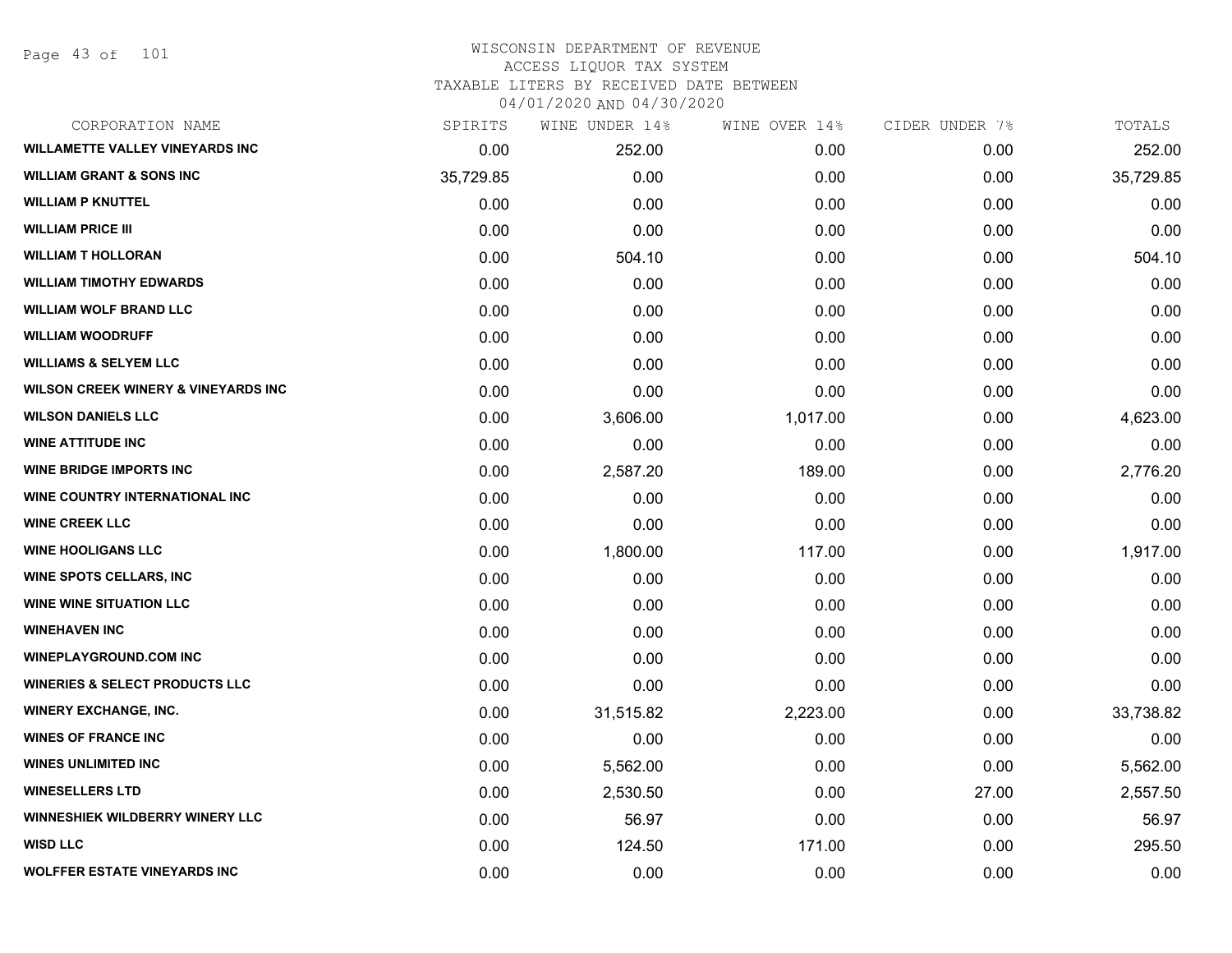# WISCONSIN DEPARTMENT OF REVENUE
## ACCESS LIQUOR TAX SYSTEM
### TAXABLE LITERS BY RECEIVED DATE BETWEEN 04/01/2020 AND 04/30/2020

| CORPORATION NAME | SPIRITS | WINE UNDER 14% | WINE OVER 14% | CIDER UNDER 7% | TOTALS |
|---|---|---|---|---|---|
| WILLAMETTE VALLEY VINEYARDS INC | 0.00 | 252.00 | 0.00 | 0.00 | 252.00 |
| WILLIAM GRANT & SONS INC | 35,729.85 | 0.00 | 0.00 | 0.00 | 35,729.85 |
| WILLIAM P KNUTTEL | 0.00 | 0.00 | 0.00 | 0.00 | 0.00 |
| WILLIAM PRICE III | 0.00 | 0.00 | 0.00 | 0.00 | 0.00 |
| WILLIAM T HOLLORAN | 0.00 | 504.10 | 0.00 | 0.00 | 504.10 |
| WILLIAM TIMOTHY EDWARDS | 0.00 | 0.00 | 0.00 | 0.00 | 0.00 |
| WILLIAM WOLF BRAND LLC | 0.00 | 0.00 | 0.00 | 0.00 | 0.00 |
| WILLIAM WOODRUFF | 0.00 | 0.00 | 0.00 | 0.00 | 0.00 |
| WILLIAMS & SELYEM LLC | 0.00 | 0.00 | 0.00 | 0.00 | 0.00 |
| WILSON CREEK WINERY & VINEYARDS INC | 0.00 | 0.00 | 0.00 | 0.00 | 0.00 |
| WILSON DANIELS LLC | 0.00 | 3,606.00 | 1,017.00 | 0.00 | 4,623.00 |
| WINE ATTITUDE INC | 0.00 | 0.00 | 0.00 | 0.00 | 0.00 |
| WINE BRIDGE IMPORTS INC | 0.00 | 2,587.20 | 189.00 | 0.00 | 2,776.20 |
| WINE COUNTRY INTERNATIONAL INC | 0.00 | 0.00 | 0.00 | 0.00 | 0.00 |
| WINE CREEK LLC | 0.00 | 0.00 | 0.00 | 0.00 | 0.00 |
| WINE HOOLIGANS LLC | 0.00 | 1,800.00 | 117.00 | 0.00 | 1,917.00 |
| WINE SPOTS CELLARS, INC | 0.00 | 0.00 | 0.00 | 0.00 | 0.00 |
| WINE WINE SITUATION LLC | 0.00 | 0.00 | 0.00 | 0.00 | 0.00 |
| WINEHAVEN INC | 0.00 | 0.00 | 0.00 | 0.00 | 0.00 |
| WINEPLAYGROUND.COM INC | 0.00 | 0.00 | 0.00 | 0.00 | 0.00 |
| WINERIES & SELECT PRODUCTS LLC | 0.00 | 0.00 | 0.00 | 0.00 | 0.00 |
| WINERY EXCHANGE, INC. | 0.00 | 31,515.82 | 2,223.00 | 0.00 | 33,738.82 |
| WINES OF FRANCE INC | 0.00 | 0.00 | 0.00 | 0.00 | 0.00 |
| WINES UNLIMITED INC | 0.00 | 5,562.00 | 0.00 | 0.00 | 5,562.00 |
| WINESELLERS LTD | 0.00 | 2,530.50 | 0.00 | 27.00 | 2,557.50 |
| WINNESHIEK WILDBERRY WINERY LLC | 0.00 | 56.97 | 0.00 | 0.00 | 56.97 |
| WISD LLC | 0.00 | 124.50 | 171.00 | 0.00 | 295.50 |
| WOLFFER ESTATE VINEYARDS INC | 0.00 | 0.00 | 0.00 | 0.00 | 0.00 |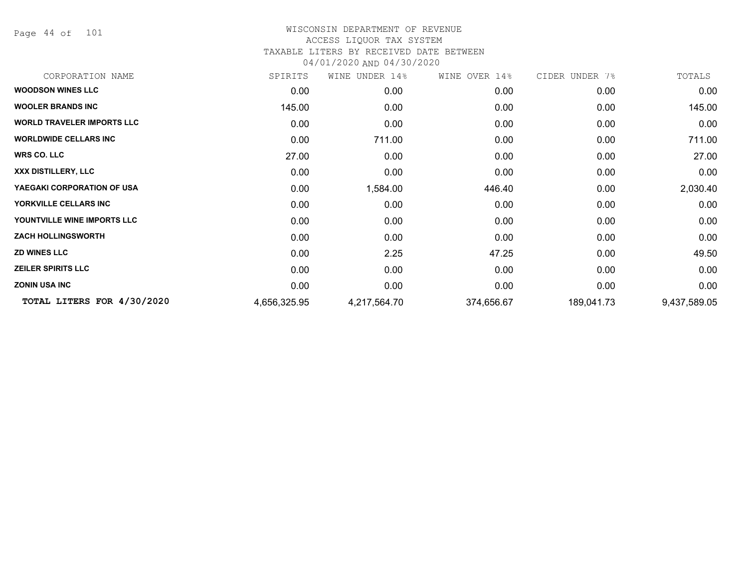# WISCONSIN DEPARTMENT OF REVENUE
## ACCESS LIQUOR TAX SYSTEM
### TAXABLE LITERS BY RECEIVED DATE BETWEEN 04/01/2020 AND 04/30/2020

| CORPORATION NAME | SPIRITS | WINE UNDER 14% | WINE OVER 14% | CIDER UNDER 7% | TOTALS |
|---|---|---|---|---|---|
| **WOODSON WINES LLC** | 0.00 | 0.00 | 0.00 | 0.00 | 0.00 |
| **WOOLER BRANDS INC** | 145.00 | 0.00 | 0.00 | 0.00 | 145.00 |
| **WORLD TRAVELER IMPORTS LLC** | 0.00 | 0.00 | 0.00 | 0.00 | 0.00 |
| **WORLDWIDE CELLARS INC** | 0.00 | 711.00 | 0.00 | 0.00 | 711.00 |
| **WRS CO. LLC** | 27.00 | 0.00 | 0.00 | 0.00 | 27.00 |
| **XXX DISTILLERY, LLC** | 0.00 | 0.00 | 0.00 | 0.00 | 0.00 |
| **YAEGAKI CORPORATION OF USA** | 0.00 | 1,584.00 | 446.40 | 0.00 | 2,030.40 |
| **YORKVILLE CELLARS INC** | 0.00 | 0.00 | 0.00 | 0.00 | 0.00 |
| **YOUNTVILLE WINE IMPORTS LLC** | 0.00 | 0.00 | 0.00 | 0.00 | 0.00 |
| **ZACH HOLLINGSWORTH** | 0.00 | 0.00 | 0.00 | 0.00 | 0.00 |
| **ZD WINES LLC** | 0.00 | 2.25 | 47.25 | 0.00 | 49.50 |
| **ZEILER SPIRITS LLC** | 0.00 | 0.00 | 0.00 | 0.00 | 0.00 |
| **ZONIN USA INC** | 0.00 | 0.00 | 0.00 | 0.00 | 0.00 |
| **TOTAL LITERS FOR 4/30/2020** | 4,656,325.95 | 4,217,564.70 | 374,656.67 | 189,041.73 | 9,437,589.05 |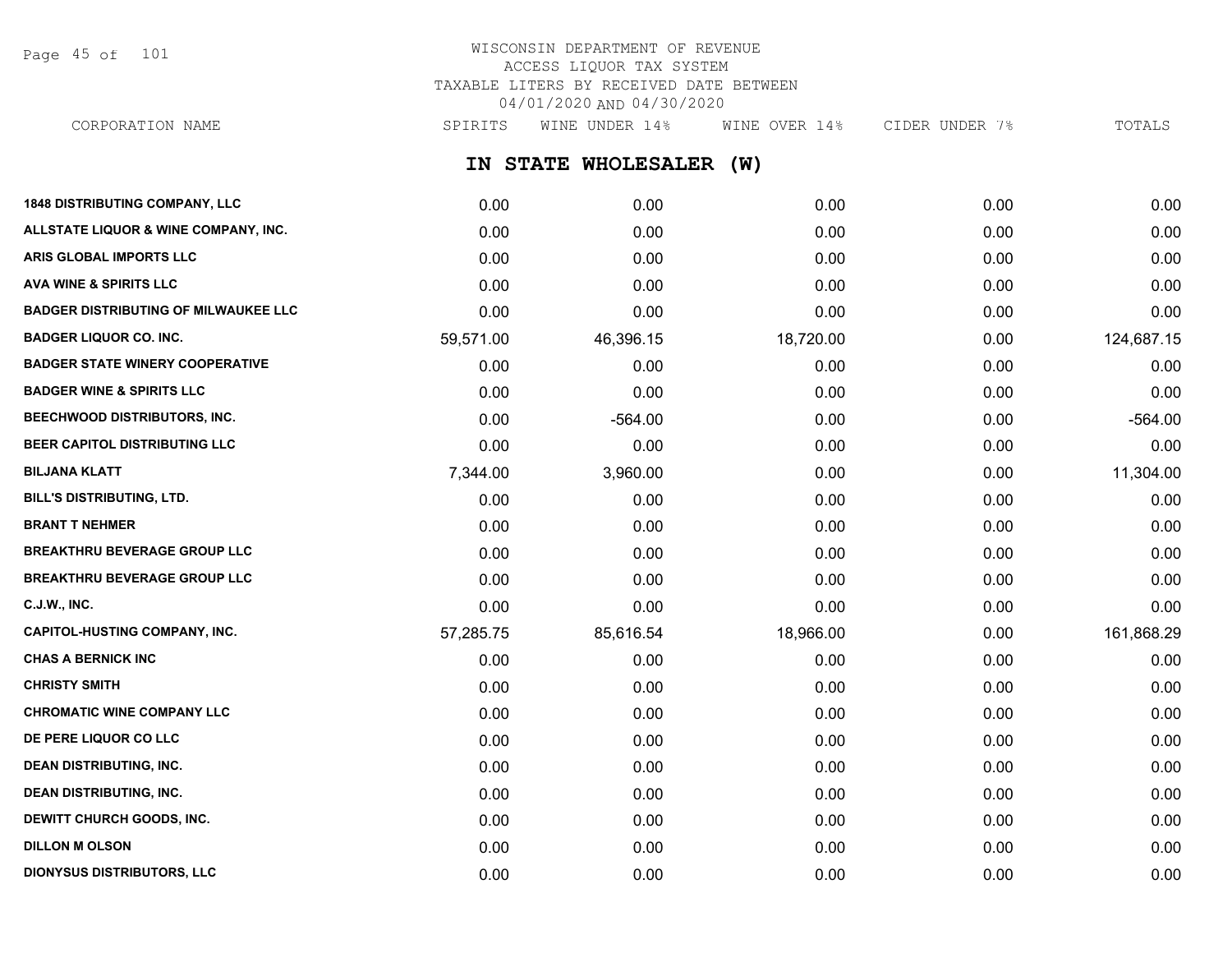# WISCONSIN DEPARTMENT OF REVENUE
## ACCESS LIQUOR TAX SYSTEM
## TAXABLE LITERS BY RECEIVED DATE BETWEEN 04/01/2020 AND 04/30/2020

## IN STATE WHOLESALER (W)

| CORPORATION NAME | SPIRITS | WINE UNDER 14% | WINE OVER 14% | CIDER UNDER 7% | TOTALS |
|---|---|---|---|---|---|
| 1848 DISTRIBUTING COMPANY, LLC | 0.00 | 0.00 | 0.00 | 0.00 | 0.00 |
| ALLSTATE LIQUOR & WINE COMPANY, INC. | 0.00 | 0.00 | 0.00 | 0.00 | 0.00 |
| ARIS GLOBAL IMPORTS LLC | 0.00 | 0.00 | 0.00 | 0.00 | 0.00 |
| AVA WINE & SPIRITS LLC | 0.00 | 0.00 | 0.00 | 0.00 | 0.00 |
| BADGER DISTRIBUTING OF MILWAUKEE LLC | 0.00 | 0.00 | 0.00 | 0.00 | 0.00 |
| BADGER LIQUOR CO. INC. | 59,571.00 | 46,396.15 | 18,720.00 | 0.00 | 124,687.15 |
| BADGER STATE WINERY COOPERATIVE | 0.00 | 0.00 | 0.00 | 0.00 | 0.00 |
| BADGER WINE & SPIRITS LLC | 0.00 | 0.00 | 0.00 | 0.00 | 0.00 |
| BEECHWOOD DISTRIBUTORS, INC. | 0.00 | -564.00 | 0.00 | 0.00 | -564.00 |
| BEER CAPITOL DISTRIBUTING LLC | 0.00 | 0.00 | 0.00 | 0.00 | 0.00 |
| BILJANA KLATT | 7,344.00 | 3,960.00 | 0.00 | 0.00 | 11,304.00 |
| BILL'S DISTRIBUTING, LTD. | 0.00 | 0.00 | 0.00 | 0.00 | 0.00 |
| BRANT T NEHMER | 0.00 | 0.00 | 0.00 | 0.00 | 0.00 |
| BREAKTHRU BEVERAGE GROUP LLC | 0.00 | 0.00 | 0.00 | 0.00 | 0.00 |
| BREAKTHRU BEVERAGE GROUP LLC | 0.00 | 0.00 | 0.00 | 0.00 | 0.00 |
| C.J.W., INC. | 0.00 | 0.00 | 0.00 | 0.00 | 0.00 |
| CAPITOL-HUSTING COMPANY, INC. | 57,285.75 | 85,616.54 | 18,966.00 | 0.00 | 161,868.29 |
| CHAS A BERNICK INC | 0.00 | 0.00 | 0.00 | 0.00 | 0.00 |
| CHRISTY SMITH | 0.00 | 0.00 | 0.00 | 0.00 | 0.00 |
| CHROMATIC WINE COMPANY LLC | 0.00 | 0.00 | 0.00 | 0.00 | 0.00 |
| DE PERE LIQUOR CO LLC | 0.00 | 0.00 | 0.00 | 0.00 | 0.00 |
| DEAN DISTRIBUTING, INC. | 0.00 | 0.00 | 0.00 | 0.00 | 0.00 |
| DEAN DISTRIBUTING, INC. | 0.00 | 0.00 | 0.00 | 0.00 | 0.00 |
| DEWITT CHURCH GOODS, INC. | 0.00 | 0.00 | 0.00 | 0.00 | 0.00 |
| DILLON M OLSON | 0.00 | 0.00 | 0.00 | 0.00 | 0.00 |
| DIONYSUS DISTRIBUTORS, LLC | 0.00 | 0.00 | 0.00 | 0.00 | 0.00 |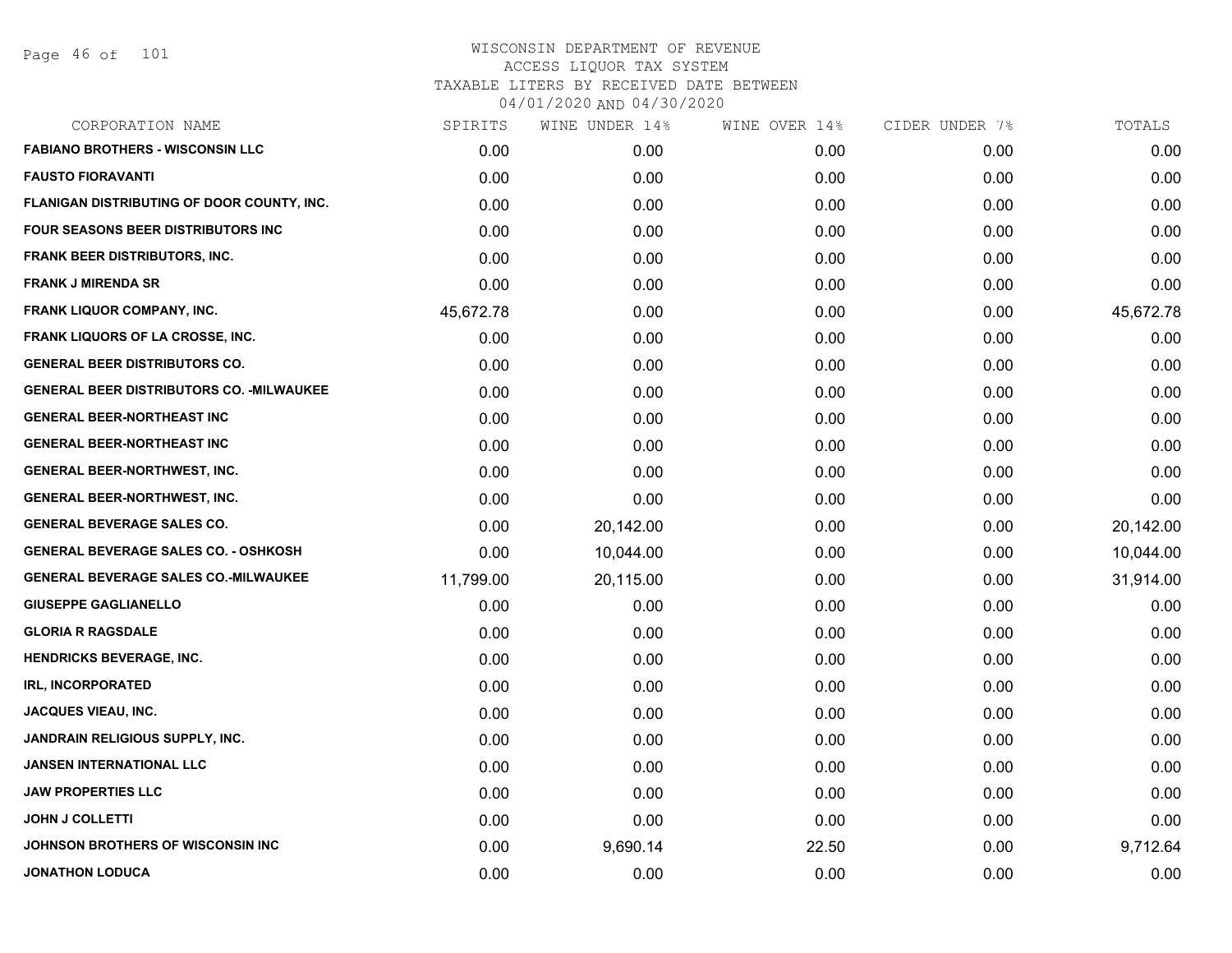# WISCONSIN DEPARTMENT OF REVENUE
## ACCESS LIQUOR TAX SYSTEM
### TAXABLE LITERS BY RECEIVED DATE BETWEEN 04/01/2020 AND 04/30/2020

| CORPORATION NAME | SPIRITS | WINE UNDER 14% | WINE OVER 14% | CIDER UNDER 7% | TOTALS |
|---|---|---|---|---|---|
| FABIANO BROTHERS - WISCONSIN LLC | 0.00 | 0.00 | 0.00 | 0.00 | 0.00 |
| FAUSTO FIORAVANTI | 0.00 | 0.00 | 0.00 | 0.00 | 0.00 |
| FLANIGAN DISTRIBUTING OF DOOR COUNTY, INC. | 0.00 | 0.00 | 0.00 | 0.00 | 0.00 |
| FOUR SEASONS BEER DISTRIBUTORS INC | 0.00 | 0.00 | 0.00 | 0.00 | 0.00 |
| FRANK BEER DISTRIBUTORS, INC. | 0.00 | 0.00 | 0.00 | 0.00 | 0.00 |
| FRANK J MIRENDA SR | 0.00 | 0.00 | 0.00 | 0.00 | 0.00 |
| FRANK LIQUOR COMPANY, INC. | 45,672.78 | 0.00 | 0.00 | 0.00 | 45,672.78 |
| FRANK LIQUORS OF LA CROSSE, INC. | 0.00 | 0.00 | 0.00 | 0.00 | 0.00 |
| GENERAL BEER DISTRIBUTORS CO. | 0.00 | 0.00 | 0.00 | 0.00 | 0.00 |
| GENERAL BEER DISTRIBUTORS CO. -MILWAUKEE | 0.00 | 0.00 | 0.00 | 0.00 | 0.00 |
| GENERAL BEER-NORTHEAST INC | 0.00 | 0.00 | 0.00 | 0.00 | 0.00 |
| GENERAL BEER-NORTHEAST INC | 0.00 | 0.00 | 0.00 | 0.00 | 0.00 |
| GENERAL BEER-NORTHWEST, INC. | 0.00 | 0.00 | 0.00 | 0.00 | 0.00 |
| GENERAL BEER-NORTHWEST, INC. | 0.00 | 0.00 | 0.00 | 0.00 | 0.00 |
| GENERAL BEVERAGE SALES CO. | 0.00 | 20,142.00 | 0.00 | 0.00 | 20,142.00 |
| GENERAL BEVERAGE SALES CO. - OSHKOSH | 0.00 | 10,044.00 | 0.00 | 0.00 | 10,044.00 |
| GENERAL BEVERAGE SALES CO.-MILWAUKEE | 11,799.00 | 20,115.00 | 0.00 | 0.00 | 31,914.00 |
| GIUSEPPE GAGLIANELLO | 0.00 | 0.00 | 0.00 | 0.00 | 0.00 |
| GLORIA R RAGSDALE | 0.00 | 0.00 | 0.00 | 0.00 | 0.00 |
| HENDRICKS BEVERAGE, INC. | 0.00 | 0.00 | 0.00 | 0.00 | 0.00 |
| IRL, INCORPORATED | 0.00 | 0.00 | 0.00 | 0.00 | 0.00 |
| JACQUES VIEAU, INC. | 0.00 | 0.00 | 0.00 | 0.00 | 0.00 |
| JANDRAIN RELIGIOUS SUPPLY, INC. | 0.00 | 0.00 | 0.00 | 0.00 | 0.00 |
| JANSEN INTERNATIONAL LLC | 0.00 | 0.00 | 0.00 | 0.00 | 0.00 |
| JAW PROPERTIES LLC | 0.00 | 0.00 | 0.00 | 0.00 | 0.00 |
| JOHN J COLLETTI | 0.00 | 0.00 | 0.00 | 0.00 | 0.00 |
| JOHNSON BROTHERS OF WISCONSIN INC | 0.00 | 9,690.14 | 22.50 | 0.00 | 9,712.64 |
| JONATHON LODUCA | 0.00 | 0.00 | 0.00 | 0.00 | 0.00 |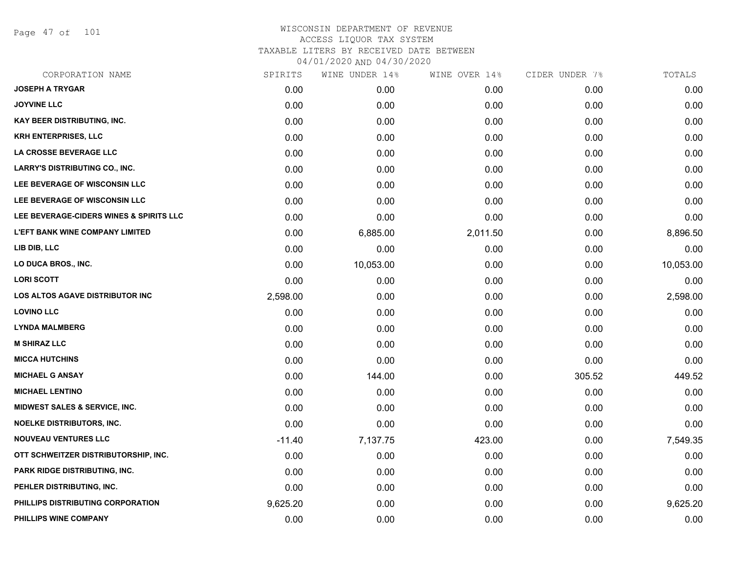# WISCONSIN DEPARTMENT OF REVENUE
## ACCESS LIQUOR TAX SYSTEM
### TAXABLE LITERS BY RECEIVED DATE BETWEEN 04/01/2020 AND 04/30/2020

| CORPORATION NAME | SPIRITS | WINE UNDER 14% | WINE OVER 14% | CIDER UNDER 7% | TOTALS |
|---|---|---|---|---|---|
| JOSEPH A TRYGAR | 0.00 | 0.00 | 0.00 | 0.00 | 0.00 |
| JOYVINE LLC | 0.00 | 0.00 | 0.00 | 0.00 | 0.00 |
| KAY BEER DISTRIBUTING, INC. | 0.00 | 0.00 | 0.00 | 0.00 | 0.00 |
| KRH ENTERPRISES, LLC | 0.00 | 0.00 | 0.00 | 0.00 | 0.00 |
| LA CROSSE BEVERAGE LLC | 0.00 | 0.00 | 0.00 | 0.00 | 0.00 |
| LARRY'S DISTRIBUTING CO., INC. | 0.00 | 0.00 | 0.00 | 0.00 | 0.00 |
| LEE BEVERAGE OF WISCONSIN LLC | 0.00 | 0.00 | 0.00 | 0.00 | 0.00 |
| LEE BEVERAGE OF WISCONSIN LLC | 0.00 | 0.00 | 0.00 | 0.00 | 0.00 |
| LEE BEVERAGE-CIDERS WINES & SPIRITS LLC | 0.00 | 0.00 | 0.00 | 0.00 | 0.00 |
| L'EFT BANK WINE COMPANY LIMITED | 0.00 | 6,885.00 | 2,011.50 | 0.00 | 8,896.50 |
| LIB DIB, LLC | 0.00 | 0.00 | 0.00 | 0.00 | 0.00 |
| LO DUCA BROS., INC. | 0.00 | 10,053.00 | 0.00 | 0.00 | 10,053.00 |
| LORI SCOTT | 0.00 | 0.00 | 0.00 | 0.00 | 0.00 |
| LOS ALTOS AGAVE DISTRIBUTOR INC | 2,598.00 | 0.00 | 0.00 | 0.00 | 2,598.00 |
| LOVINO LLC | 0.00 | 0.00 | 0.00 | 0.00 | 0.00 |
| LYNDA MALMBERG | 0.00 | 0.00 | 0.00 | 0.00 | 0.00 |
| M SHIRAZ LLC | 0.00 | 0.00 | 0.00 | 0.00 | 0.00 |
| MICCA HUTCHINS | 0.00 | 0.00 | 0.00 | 0.00 | 0.00 |
| MICHAEL G ANSAY | 0.00 | 144.00 | 0.00 | 305.52 | 449.52 |
| MICHAEL LENTINO | 0.00 | 0.00 | 0.00 | 0.00 | 0.00 |
| MIDWEST SALES & SERVICE, INC. | 0.00 | 0.00 | 0.00 | 0.00 | 0.00 |
| NOELKE DISTRIBUTORS, INC. | 0.00 | 0.00 | 0.00 | 0.00 | 0.00 |
| NOUVEAU VENTURES LLC | -11.40 | 7,137.75 | 423.00 | 0.00 | 7,549.35 |
| OTT SCHWEITZER DISTRIBUTORSHIP, INC. | 0.00 | 0.00 | 0.00 | 0.00 | 0.00 |
| PARK RIDGE DISTRIBUTING, INC. | 0.00 | 0.00 | 0.00 | 0.00 | 0.00 |
| PEHLER DISTRIBUTING, INC. | 0.00 | 0.00 | 0.00 | 0.00 | 0.00 |
| PHILLIPS DISTRIBUTING CORPORATION | 9,625.20 | 0.00 | 0.00 | 0.00 | 9,625.20 |
| PHILLIPS WINE COMPANY | 0.00 | 0.00 | 0.00 | 0.00 | 0.00 |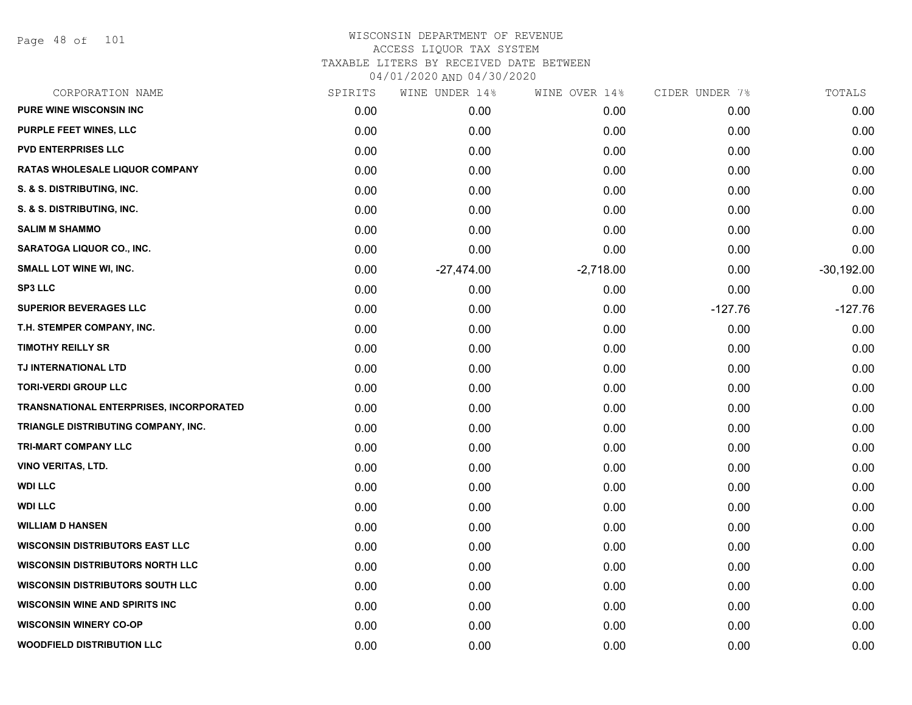# WISCONSIN DEPARTMENT OF REVENUE

ACCESS LIQUOR TAX SYSTEM

TAXABLE LITERS BY RECEIVED DATE BETWEEN

04/01/2020 AND 04/30/2020

| CORPORATION NAME | SPIRITS | WINE UNDER 14% | WINE OVER 14% | CIDER UNDER 7% | TOTALS |
|---|---|---|---|---|---|
| PURE WINE WISCONSIN INC | 0.00 | 0.00 | 0.00 | 0.00 | 0.00 |
| PURPLE FEET WINES, LLC | 0.00 | 0.00 | 0.00 | 0.00 | 0.00 |
| PVD ENTERPRISES LLC | 0.00 | 0.00 | 0.00 | 0.00 | 0.00 |
| RATAS WHOLESALE LIQUOR COMPANY | 0.00 | 0.00 | 0.00 | 0.00 | 0.00 |
| S. & S. DISTRIBUTING, INC. | 0.00 | 0.00 | 0.00 | 0.00 | 0.00 |
| S. & S. DISTRIBUTING, INC. | 0.00 | 0.00 | 0.00 | 0.00 | 0.00 |
| SALIM M SHAMMO | 0.00 | 0.00 | 0.00 | 0.00 | 0.00 |
| SARATOGA LIQUOR CO., INC. | 0.00 | 0.00 | 0.00 | 0.00 | 0.00 |
| SMALL LOT WINE WI, INC. | 0.00 | -27,474.00 | -2,718.00 | 0.00 | -30,192.00 |
| SP3 LLC | 0.00 | 0.00 | 0.00 | 0.00 | 0.00 |
| SUPERIOR BEVERAGES LLC | 0.00 | 0.00 | 0.00 | -127.76 | -127.76 |
| T.H. STEMPER COMPANY, INC. | 0.00 | 0.00 | 0.00 | 0.00 | 0.00 |
| TIMOTHY REILLY SR | 0.00 | 0.00 | 0.00 | 0.00 | 0.00 |
| TJ INTERNATIONAL LTD | 0.00 | 0.00 | 0.00 | 0.00 | 0.00 |
| TORI-VERDI GROUP LLC | 0.00 | 0.00 | 0.00 | 0.00 | 0.00 |
| TRANSNATIONAL ENTERPRISES, INCORPORATED | 0.00 | 0.00 | 0.00 | 0.00 | 0.00 |
| TRIANGLE DISTRIBUTING COMPANY, INC. | 0.00 | 0.00 | 0.00 | 0.00 | 0.00 |
| TRI-MART COMPANY LLC | 0.00 | 0.00 | 0.00 | 0.00 | 0.00 |
| VINO VERITAS, LTD. | 0.00 | 0.00 | 0.00 | 0.00 | 0.00 |
| WDI LLC | 0.00 | 0.00 | 0.00 | 0.00 | 0.00 |
| WDI LLC | 0.00 | 0.00 | 0.00 | 0.00 | 0.00 |
| WILLIAM D HANSEN | 0.00 | 0.00 | 0.00 | 0.00 | 0.00 |
| WISCONSIN DISTRIBUTORS EAST LLC | 0.00 | 0.00 | 0.00 | 0.00 | 0.00 |
| WISCONSIN DISTRIBUTORS NORTH LLC | 0.00 | 0.00 | 0.00 | 0.00 | 0.00 |
| WISCONSIN DISTRIBUTORS SOUTH LLC | 0.00 | 0.00 | 0.00 | 0.00 | 0.00 |
| WISCONSIN WINE AND SPIRITS INC | 0.00 | 0.00 | 0.00 | 0.00 | 0.00 |
| WISCONSIN WINERY CO-OP | 0.00 | 0.00 | 0.00 | 0.00 | 0.00 |
| WOODFIELD DISTRIBUTION LLC | 0.00 | 0.00 | 0.00 | 0.00 | 0.00 |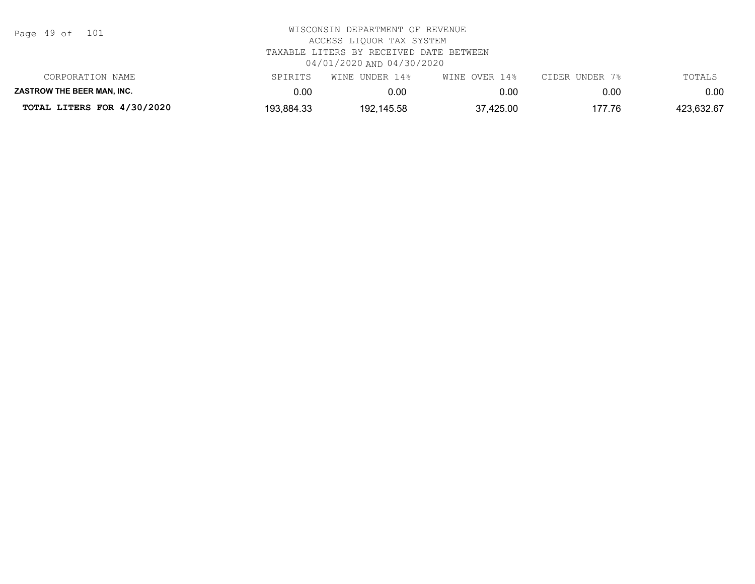WISCONSIN DEPARTMENT OF REVENUE
ACCESS LIQUOR TAX SYSTEM
TAXABLE LITERS BY RECEIVED DATE BETWEEN
04/01/2020 AND 04/30/2020

| CORPORATION NAME | SPIRITS | WINE UNDER 14% | WINE OVER 14% | CIDER UNDER 7% | TOTALS |
|---|---|---|---|---|---|
| **ZASTROW THE BEER MAN, INC.** | 0.00 | 0.00 | 0.00 | 0.00 | 0.00 |
| **TOTAL LITERS FOR 4/30/2020** | 193,884.33 | 192,145.58 | 37,425.00 | 177.76 | 423,632.67 |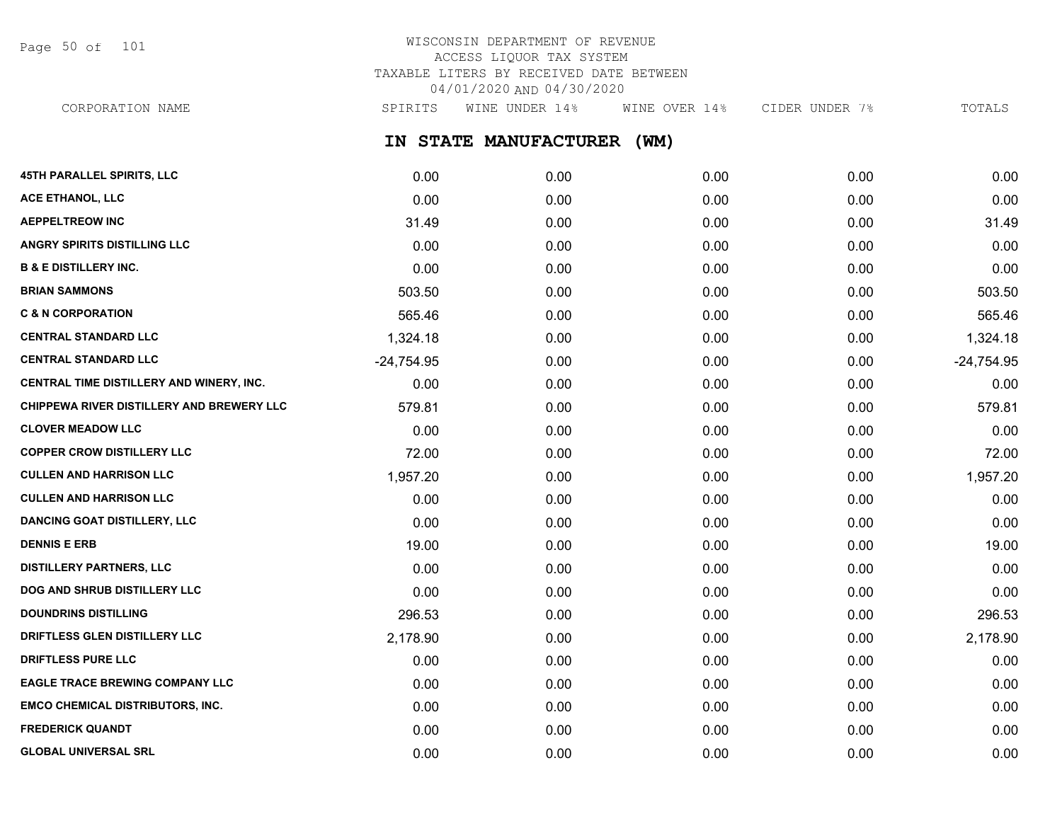# WISCONSIN DEPARTMENT OF REVENUE
## ACCESS LIQUOR TAX SYSTEM
### TAXABLE LITERS BY RECEIVED DATE BETWEEN 04/01/2020 AND 04/30/2020

## IN STATE MANUFACTURER (WM)

| CORPORATION NAME | SPIRITS | WINE UNDER 14% | WINE OVER 14% | CIDER UNDER 7% | TOTALS |
|---|---|---|---|---|---|
| 45TH PARALLEL SPIRITS, LLC | 0.00 | 0.00 | 0.00 | 0.00 | 0.00 |
| ACE ETHANOL, LLC | 0.00 | 0.00 | 0.00 | 0.00 | 0.00 |
| AEPPELTREOW INC | 31.49 | 0.00 | 0.00 | 0.00 | 31.49 |
| ANGRY SPIRITS DISTILLING LLC | 0.00 | 0.00 | 0.00 | 0.00 | 0.00 |
| B & E DISTILLERY INC. | 0.00 | 0.00 | 0.00 | 0.00 | 0.00 |
| BRIAN SAMMONS | 503.50 | 0.00 | 0.00 | 0.00 | 503.50 |
| C & N CORPORATION | 565.46 | 0.00 | 0.00 | 0.00 | 565.46 |
| CENTRAL STANDARD LLC | 1,324.18 | 0.00 | 0.00 | 0.00 | 1,324.18 |
| CENTRAL STANDARD LLC | -24,754.95 | 0.00 | 0.00 | 0.00 | -24,754.95 |
| CENTRAL TIME DISTILLERY AND WINERY, INC. | 0.00 | 0.00 | 0.00 | 0.00 | 0.00 |
| CHIPPEWA RIVER DISTILLERY AND BREWERY LLC | 579.81 | 0.00 | 0.00 | 0.00 | 579.81 |
| CLOVER MEADOW LLC | 0.00 | 0.00 | 0.00 | 0.00 | 0.00 |
| COPPER CROW DISTILLERY LLC | 72.00 | 0.00 | 0.00 | 0.00 | 72.00 |
| CULLEN AND HARRISON LLC | 1,957.20 | 0.00 | 0.00 | 0.00 | 1,957.20 |
| CULLEN AND HARRISON LLC | 0.00 | 0.00 | 0.00 | 0.00 | 0.00 |
| DANCING GOAT DISTILLERY, LLC | 0.00 | 0.00 | 0.00 | 0.00 | 0.00 |
| DENNIS E ERB | 19.00 | 0.00 | 0.00 | 0.00 | 19.00 |
| DISTILLERY PARTNERS, LLC | 0.00 | 0.00 | 0.00 | 0.00 | 0.00 |
| DOG AND SHRUB DISTILLERY LLC | 0.00 | 0.00 | 0.00 | 0.00 | 0.00 |
| DOUNDRINS DISTILLING | 296.53 | 0.00 | 0.00 | 0.00 | 296.53 |
| DRIFTLESS GLEN DISTILLERY LLC | 2,178.90 | 0.00 | 0.00 | 0.00 | 2,178.90 |
| DRIFTLESS PURE LLC | 0.00 | 0.00 | 0.00 | 0.00 | 0.00 |
| EAGLE TRACE BREWING COMPANY LLC | 0.00 | 0.00 | 0.00 | 0.00 | 0.00 |
| EMCO CHEMICAL DISTRIBUTORS, INC. | 0.00 | 0.00 | 0.00 | 0.00 | 0.00 |
| FREDERICK QUANDT | 0.00 | 0.00 | 0.00 | 0.00 | 0.00 |
| GLOBAL UNIVERSAL SRL | 0.00 | 0.00 | 0.00 | 0.00 | 0.00 |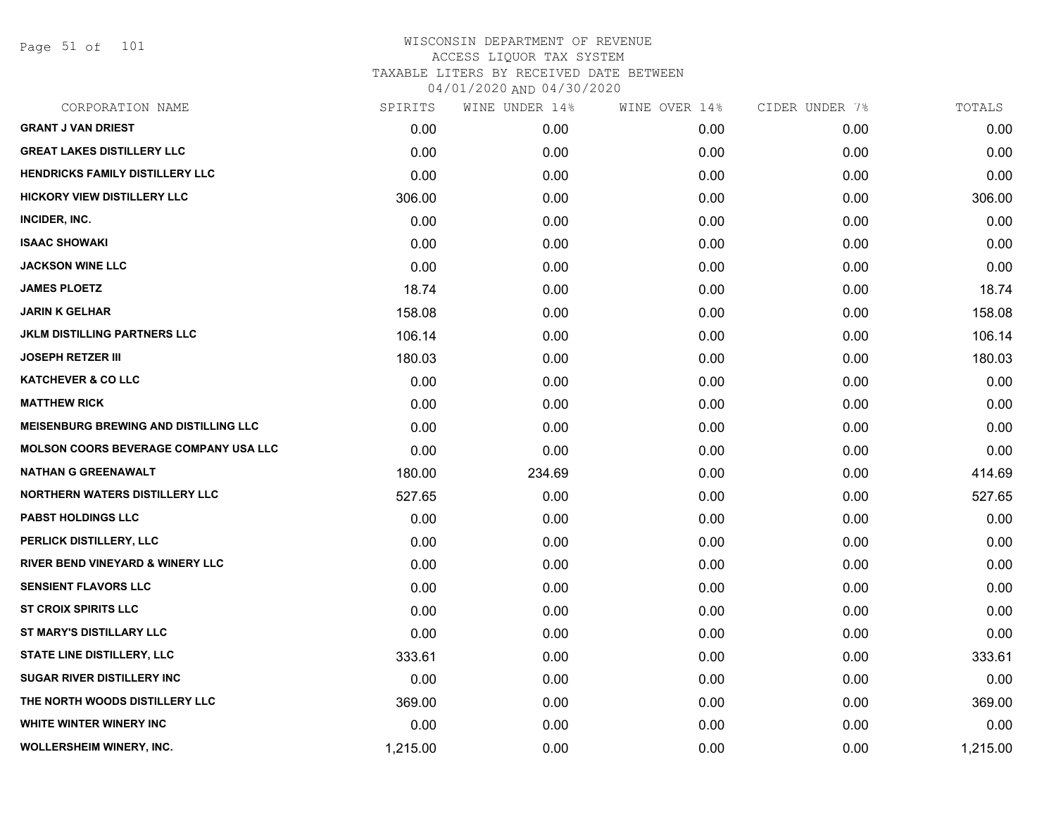# WISCONSIN DEPARTMENT OF REVENUE
## ACCESS LIQUOR TAX SYSTEM
### TAXABLE LITERS BY RECEIVED DATE BETWEEN 04/01/2020 AND 04/30/2020

| CORPORATION NAME | SPIRITS | WINE UNDER 14% | WINE OVER 14% | CIDER UNDER 7% | TOTALS |
|---|---|---|---|---|---|
| GRANT J VAN DRIEST | 0.00 | 0.00 | 0.00 | 0.00 | 0.00 |
| GREAT LAKES DISTILLERY LLC | 0.00 | 0.00 | 0.00 | 0.00 | 0.00 |
| HENDRICKS FAMILY DISTILLERY LLC | 0.00 | 0.00 | 0.00 | 0.00 | 0.00 |
| HICKORY VIEW DISTILLERY LLC | 306.00 | 0.00 | 0.00 | 0.00 | 306.00 |
| INCIDER, INC. | 0.00 | 0.00 | 0.00 | 0.00 | 0.00 |
| ISAAC SHOWAKI | 0.00 | 0.00 | 0.00 | 0.00 | 0.00 |
| JACKSON WINE LLC | 0.00 | 0.00 | 0.00 | 0.00 | 0.00 |
| JAMES PLOETZ | 18.74 | 0.00 | 0.00 | 0.00 | 18.74 |
| JARIN K GELHAR | 158.08 | 0.00 | 0.00 | 0.00 | 158.08 |
| JKLM DISTILLING PARTNERS LLC | 106.14 | 0.00 | 0.00 | 0.00 | 106.14 |
| JOSEPH RETZER III | 180.03 | 0.00 | 0.00 | 0.00 | 180.03 |
| KATCHEVER & CO LLC | 0.00 | 0.00 | 0.00 | 0.00 | 0.00 |
| MATTHEW RICK | 0.00 | 0.00 | 0.00 | 0.00 | 0.00 |
| MEISENBURG BREWING AND DISTILLING LLC | 0.00 | 0.00 | 0.00 | 0.00 | 0.00 |
| MOLSON COORS BEVERAGE COMPANY USA LLC | 0.00 | 0.00 | 0.00 | 0.00 | 0.00 |
| NATHAN G GREENAWALT | 180.00 | 234.69 | 0.00 | 0.00 | 414.69 |
| NORTHERN WATERS DISTILLERY LLC | 527.65 | 0.00 | 0.00 | 0.00 | 527.65 |
| PABST HOLDINGS LLC | 0.00 | 0.00 | 0.00 | 0.00 | 0.00 |
| PERLICK DISTILLERY, LLC | 0.00 | 0.00 | 0.00 | 0.00 | 0.00 |
| RIVER BEND VINEYARD & WINERY LLC | 0.00 | 0.00 | 0.00 | 0.00 | 0.00 |
| SENSIENT FLAVORS LLC | 0.00 | 0.00 | 0.00 | 0.00 | 0.00 |
| ST CROIX SPIRITS LLC | 0.00 | 0.00 | 0.00 | 0.00 | 0.00 |
| ST MARY'S DISTILLARY LLC | 0.00 | 0.00 | 0.00 | 0.00 | 0.00 |
| STATE LINE DISTILLERY, LLC | 333.61 | 0.00 | 0.00 | 0.00 | 333.61 |
| SUGAR RIVER DISTILLERY INC | 0.00 | 0.00 | 0.00 | 0.00 | 0.00 |
| THE NORTH WOODS DISTILLERY LLC | 369.00 | 0.00 | 0.00 | 0.00 | 369.00 |
| WHITE WINTER WINERY INC | 0.00 | 0.00 | 0.00 | 0.00 | 0.00 |
| WOLLERSHEIM WINERY, INC. | 1,215.00 | 0.00 | 0.00 | 0.00 | 1,215.00 |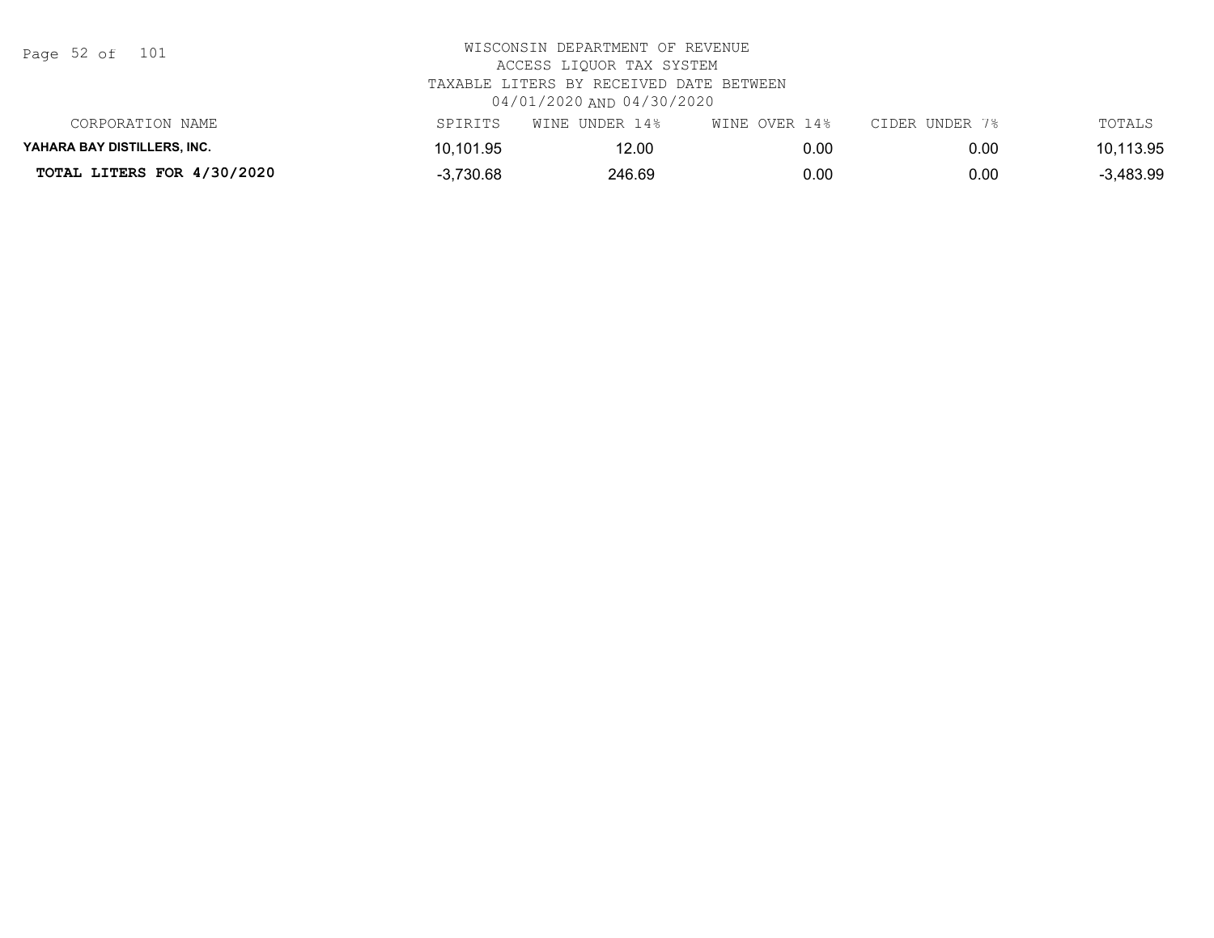WISCONSIN DEPARTMENT OF REVENUE
ACCESS LIQUOR TAX SYSTEM
TAXABLE LITERS BY RECEIVED DATE BETWEEN
04/01/2020 AND 04/30/2020

| CORPORATION NAME | SPIRITS | WINE UNDER 14% | WINE OVER 14% | CIDER UNDER 7% | TOTALS |
|---|---|---|---|---|---|
| **YAHARA BAY DISTILLERS, INC.** | 10,101.95 | 12.00 | 0.00 | 0.00 | 10,113.95 |
| **TOTAL LITERS FOR 4/30/2020** | -3,730.68 | 246.69 | 0.00 | 0.00 | -3,483.99 |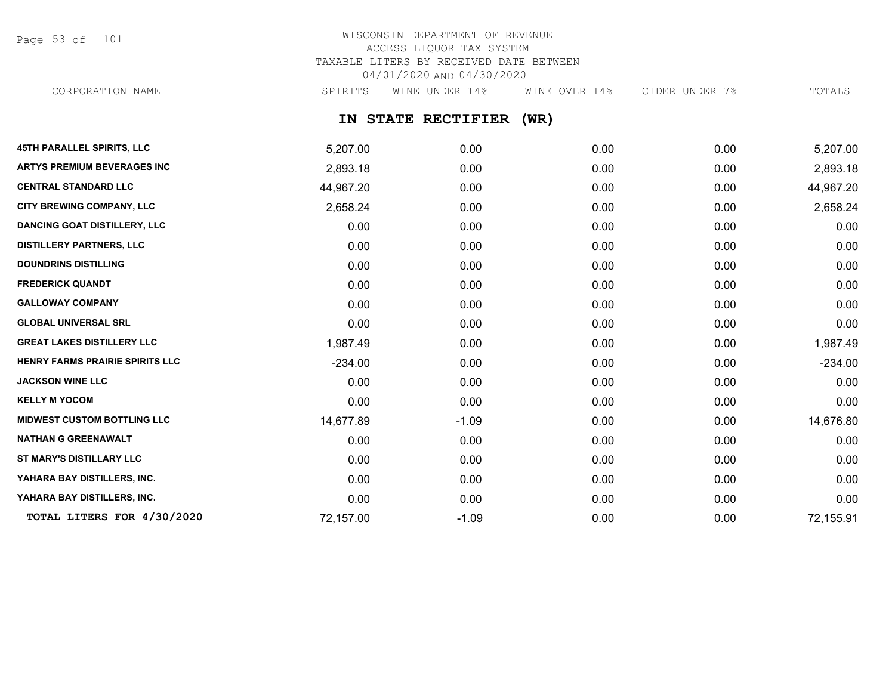# WISCONSIN DEPARTMENT OF REVENUE
ACCESS LIQUOR TAX SYSTEM
TAXABLE LITERS BY RECEIVED DATE BETWEEN
04/01/2020 AND 04/30/2020

## IN STATE RECTIFIER (WR)

| CORPORATION NAME | SPIRITS | WINE UNDER 14% | WINE OVER 14% | CIDER UNDER 7% | TOTALS |
|---|---|---|---|---|---|
| 45TH PARALLEL SPIRITS, LLC | 5,207.00 | 0.00 | 0.00 | 0.00 | 5,207.00 |
| ARTYS PREMIUM BEVERAGES INC | 2,893.18 | 0.00 | 0.00 | 0.00 | 2,893.18 |
| CENTRAL STANDARD LLC | 44,967.20 | 0.00 | 0.00 | 0.00 | 44,967.20 |
| CITY BREWING COMPANY, LLC | 2,658.24 | 0.00 | 0.00 | 0.00 | 2,658.24 |
| DANCING GOAT DISTILLERY, LLC | 0.00 | 0.00 | 0.00 | 0.00 | 0.00 |
| DISTILLERY PARTNERS, LLC | 0.00 | 0.00 | 0.00 | 0.00 | 0.00 |
| DOUNDRINS DISTILLING | 0.00 | 0.00 | 0.00 | 0.00 | 0.00 |
| FREDERICK QUANDT | 0.00 | 0.00 | 0.00 | 0.00 | 0.00 |
| GALLOWAY COMPANY | 0.00 | 0.00 | 0.00 | 0.00 | 0.00 |
| GLOBAL UNIVERSAL SRL | 0.00 | 0.00 | 0.00 | 0.00 | 0.00 |
| GREAT LAKES DISTILLERY LLC | 1,987.49 | 0.00 | 0.00 | 0.00 | 1,987.49 |
| HENRY FARMS PRAIRIE SPIRITS LLC | -234.00 | 0.00 | 0.00 | 0.00 | -234.00 |
| JACKSON WINE LLC | 0.00 | 0.00 | 0.00 | 0.00 | 0.00 |
| KELLY M YOCOM | 0.00 | 0.00 | 0.00 | 0.00 | 0.00 |
| MIDWEST CUSTOM BOTTLING LLC | 14,677.89 | -1.09 | 0.00 | 0.00 | 14,676.80 |
| NATHAN G GREENAWALT | 0.00 | 0.00 | 0.00 | 0.00 | 0.00 |
| ST MARY'S DISTILLARY LLC | 0.00 | 0.00 | 0.00 | 0.00 | 0.00 |
| YAHARA BAY DISTILLERS, INC. | 0.00 | 0.00 | 0.00 | 0.00 | 0.00 |
| YAHARA BAY DISTILLERS, INC. | 0.00 | 0.00 | 0.00 | 0.00 | 0.00 |
| **TOTAL LITERS FOR 4/30/2020** | 72,157.00 | -1.09 | 0.00 | 0.00 | 72,155.91 |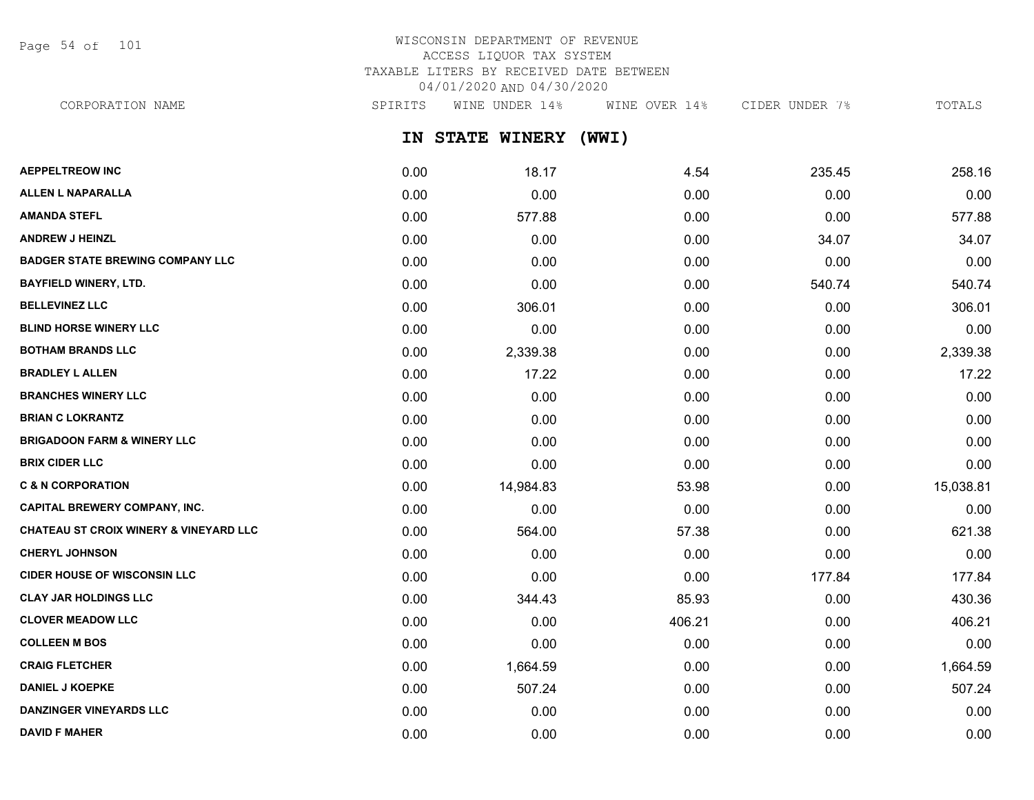WISCONSIN DEPARTMENT OF REVENUE
ACCESS LIQUOR TAX SYSTEM
TAXABLE LITERS BY RECEIVED DATE BETWEEN
04/01/2020 AND 04/30/2020

## IN STATE WINERY (WWI)

| CORPORATION NAME | SPIRITS | WINE UNDER 14% | WINE OVER 14% | CIDER UNDER 7% | TOTALS |
|---|---|---|---|---|---|
| AEPPELTREOW INC | 0.00 | 18.17 | 4.54 | 235.45 | 258.16 |
| ALLEN L NAPARALLA | 0.00 | 0.00 | 0.00 | 0.00 | 0.00 |
| AMANDA STEFL | 0.00 | 577.88 | 0.00 | 0.00 | 577.88 |
| ANDREW J HEINZL | 0.00 | 0.00 | 0.00 | 34.07 | 34.07 |
| BADGER STATE BREWING COMPANY LLC | 0.00 | 0.00 | 0.00 | 0.00 | 0.00 |
| BAYFIELD WINERY, LTD. | 0.00 | 0.00 | 0.00 | 540.74 | 540.74 |
| BELLEVINEZ LLC | 0.00 | 306.01 | 0.00 | 0.00 | 306.01 |
| BLIND HORSE WINERY LLC | 0.00 | 0.00 | 0.00 | 0.00 | 0.00 |
| BOTHAM BRANDS LLC | 0.00 | 2,339.38 | 0.00 | 0.00 | 2,339.38 |
| BRADLEY L ALLEN | 0.00 | 17.22 | 0.00 | 0.00 | 17.22 |
| BRANCHES WINERY LLC | 0.00 | 0.00 | 0.00 | 0.00 | 0.00 |
| BRIAN C LOKRANTZ | 0.00 | 0.00 | 0.00 | 0.00 | 0.00 |
| BRIGADOON FARM & WINERY LLC | 0.00 | 0.00 | 0.00 | 0.00 | 0.00 |
| BRIX CIDER LLC | 0.00 | 0.00 | 0.00 | 0.00 | 0.00 |
| C & N CORPORATION | 0.00 | 14,984.83 | 53.98 | 0.00 | 15,038.81 |
| CAPITAL BREWERY COMPANY, INC. | 0.00 | 0.00 | 0.00 | 0.00 | 0.00 |
| CHATEAU ST CROIX WINERY & VINEYARD LLC | 0.00 | 564.00 | 57.38 | 0.00 | 621.38 |
| CHERYL JOHNSON | 0.00 | 0.00 | 0.00 | 0.00 | 0.00 |
| CIDER HOUSE OF WISCONSIN LLC | 0.00 | 0.00 | 0.00 | 177.84 | 177.84 |
| CLAY JAR HOLDINGS LLC | 0.00 | 344.43 | 85.93 | 0.00 | 430.36 |
| CLOVER MEADOW LLC | 0.00 | 0.00 | 406.21 | 0.00 | 406.21 |
| COLLEEN M BOS | 0.00 | 0.00 | 0.00 | 0.00 | 0.00 |
| CRAIG FLETCHER | 0.00 | 1,664.59 | 0.00 | 0.00 | 1,664.59 |
| DANIEL J KOEPKE | 0.00 | 507.24 | 0.00 | 0.00 | 507.24 |
| DANZINGER VINEYARDS LLC | 0.00 | 0.00 | 0.00 | 0.00 | 0.00 |
| DAVID F MAHER | 0.00 | 0.00 | 0.00 | 0.00 | 0.00 |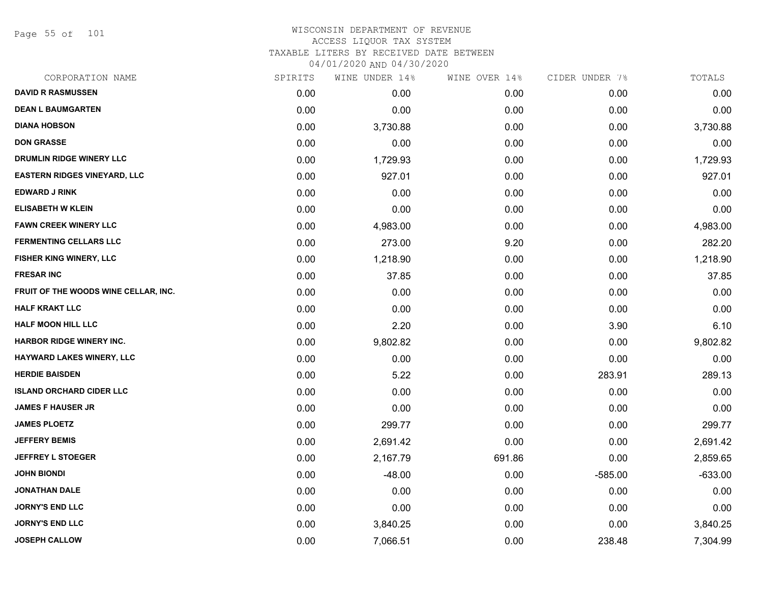# WISCONSIN DEPARTMENT OF REVENUE

ACCESS LIQUOR TAX SYSTEM

TAXABLE LITERS BY RECEIVED DATE BETWEEN

04/01/2020 AND 04/30/2020

| CORPORATION NAME | SPIRITS | WINE UNDER 14% | WINE OVER 14% | CIDER UNDER 7% | TOTALS |
|---|---|---|---|---|---|
| DAVID R RASMUSSEN | 0.00 | 0.00 | 0.00 | 0.00 | 0.00 |
| DEAN L BAUMGARTEN | 0.00 | 0.00 | 0.00 | 0.00 | 0.00 |
| DIANA HOBSON | 0.00 | 3,730.88 | 0.00 | 0.00 | 3,730.88 |
| DON GRASSE | 0.00 | 0.00 | 0.00 | 0.00 | 0.00 |
| DRUMLIN RIDGE WINERY LLC | 0.00 | 1,729.93 | 0.00 | 0.00 | 1,729.93 |
| EASTERN RIDGES VINEYARD, LLC | 0.00 | 927.01 | 0.00 | 0.00 | 927.01 |
| EDWARD J RINK | 0.00 | 0.00 | 0.00 | 0.00 | 0.00 |
| ELISABETH W KLEIN | 0.00 | 0.00 | 0.00 | 0.00 | 0.00 |
| FAWN CREEK WINERY LLC | 0.00 | 4,983.00 | 0.00 | 0.00 | 4,983.00 |
| FERMENTING CELLARS LLC | 0.00 | 273.00 | 9.20 | 0.00 | 282.20 |
| FISHER KING WINERY, LLC | 0.00 | 1,218.90 | 0.00 | 0.00 | 1,218.90 |
| FRESAR INC | 0.00 | 37.85 | 0.00 | 0.00 | 37.85 |
| FRUIT OF THE WOODS WINE CELLAR, INC. | 0.00 | 0.00 | 0.00 | 0.00 | 0.00 |
| HALF KRAKT LLC | 0.00 | 0.00 | 0.00 | 0.00 | 0.00 |
| HALF MOON HILL LLC | 0.00 | 2.20 | 0.00 | 3.90 | 6.10 |
| HARBOR RIDGE WINERY INC. | 0.00 | 9,802.82 | 0.00 | 0.00 | 9,802.82 |
| HAYWARD LAKES WINERY, LLC | 0.00 | 0.00 | 0.00 | 0.00 | 0.00 |
| HERDIE BAISDEN | 0.00 | 5.22 | 0.00 | 283.91 | 289.13 |
| ISLAND ORCHARD CIDER LLC | 0.00 | 0.00 | 0.00 | 0.00 | 0.00 |
| JAMES F HAUSER JR | 0.00 | 0.00 | 0.00 | 0.00 | 0.00 |
| JAMES PLOETZ | 0.00 | 299.77 | 0.00 | 0.00 | 299.77 |
| JEFFERY BEMIS | 0.00 | 2,691.42 | 0.00 | 0.00 | 2,691.42 |
| JEFFREY L STOEGER | 0.00 | 2,167.79 | 691.86 | 0.00 | 2,859.65 |
| JOHN BIONDI | 0.00 | -48.00 | 0.00 | -585.00 | -633.00 |
| JONATHAN DALE | 0.00 | 0.00 | 0.00 | 0.00 | 0.00 |
| JORNY'S END LLC | 0.00 | 0.00 | 0.00 | 0.00 | 0.00 |
| JORNY'S END LLC | 0.00 | 3,840.25 | 0.00 | 0.00 | 3,840.25 |
| JOSEPH CALLOW | 0.00 | 7,066.51 | 0.00 | 238.48 | 7,304.99 |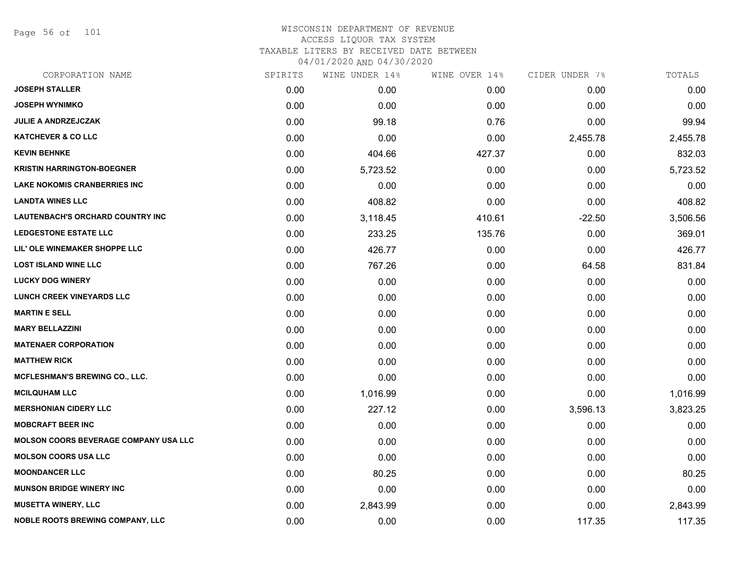WISCONSIN DEPARTMENT OF REVENUE
ACCESS LIQUOR TAX SYSTEM
TAXABLE LITERS BY RECEIVED DATE BETWEEN
04/01/2020 AND 04/30/2020

| CORPORATION NAME | SPIRITS | WINE UNDER 14% | WINE OVER 14% | CIDER UNDER 7% | TOTALS |
|---|---|---|---|---|---|
| JOSEPH STALLER | 0.00 | 0.00 | 0.00 | 0.00 | 0.00 |
| JOSEPH WYNIMKO | 0.00 | 0.00 | 0.00 | 0.00 | 0.00 |
| JULIE A ANDRZEJCZAK | 0.00 | 99.18 | 0.76 | 0.00 | 99.94 |
| KATCHEVER & CO LLC | 0.00 | 0.00 | 0.00 | 2,455.78 | 2,455.78 |
| KEVIN BEHNKE | 0.00 | 404.66 | 427.37 | 0.00 | 832.03 |
| KRISTIN HARRINGTON-BOEGNER | 0.00 | 5,723.52 | 0.00 | 0.00 | 5,723.52 |
| LAKE NOKOMIS CRANBERRIES INC | 0.00 | 0.00 | 0.00 | 0.00 | 0.00 |
| LANDTA WINES LLC | 0.00 | 408.82 | 0.00 | 0.00 | 408.82 |
| LAUTENBACH'S ORCHARD COUNTRY INC | 0.00 | 3,118.45 | 410.61 | -22.50 | 3,506.56 |
| LEDGESTONE ESTATE LLC | 0.00 | 233.25 | 135.76 | 0.00 | 369.01 |
| LIL' OLE WINEMAKER SHOPPE LLC | 0.00 | 426.77 | 0.00 | 0.00 | 426.77 |
| LOST ISLAND WINE LLC | 0.00 | 767.26 | 0.00 | 64.58 | 831.84 |
| LUCKY DOG WINERY | 0.00 | 0.00 | 0.00 | 0.00 | 0.00 |
| LUNCH CREEK VINEYARDS LLC | 0.00 | 0.00 | 0.00 | 0.00 | 0.00 |
| MARTIN E SELL | 0.00 | 0.00 | 0.00 | 0.00 | 0.00 |
| MARY BELLAZZINI | 0.00 | 0.00 | 0.00 | 0.00 | 0.00 |
| MATENAER CORPORATION | 0.00 | 0.00 | 0.00 | 0.00 | 0.00 |
| MATTHEW RICK | 0.00 | 0.00 | 0.00 | 0.00 | 0.00 |
| MCFLESHMAN'S BREWING CO., LLC. | 0.00 | 0.00 | 0.00 | 0.00 | 0.00 |
| MCILQUHAM LLC | 0.00 | 1,016.99 | 0.00 | 0.00 | 1,016.99 |
| MERSHONIAN CIDERY LLC | 0.00 | 227.12 | 0.00 | 3,596.13 | 3,823.25 |
| MOBCRAFT BEER INC | 0.00 | 0.00 | 0.00 | 0.00 | 0.00 |
| MOLSON COORS BEVERAGE COMPANY USA LLC | 0.00 | 0.00 | 0.00 | 0.00 | 0.00 |
| MOLSON COORS USA LLC | 0.00 | 0.00 | 0.00 | 0.00 | 0.00 |
| MOONDANCER LLC | 0.00 | 80.25 | 0.00 | 0.00 | 80.25 |
| MUNSON BRIDGE WINERY INC | 0.00 | 0.00 | 0.00 | 0.00 | 0.00 |
| MUSETTA WINERY, LLC | 0.00 | 2,843.99 | 0.00 | 0.00 | 2,843.99 |
| NOBLE ROOTS BREWING COMPANY, LLC | 0.00 | 0.00 | 0.00 | 117.35 | 117.35 |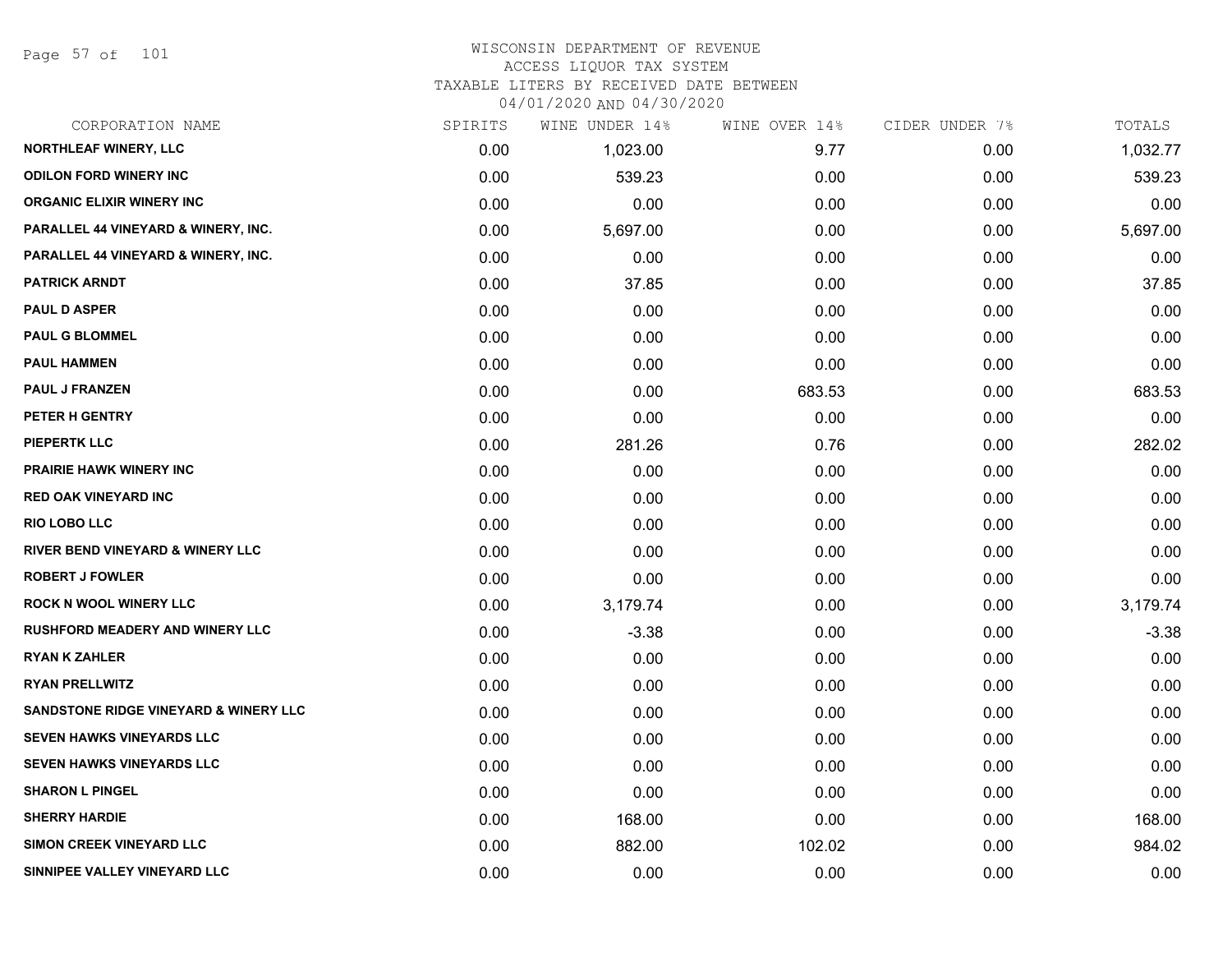# WISCONSIN DEPARTMENT OF REVENUE
## ACCESS LIQUOR TAX SYSTEM
### TAXABLE LITERS BY RECEIVED DATE BETWEEN 04/01/2020 AND 04/30/2020

| CORPORATION NAME | SPIRITS | WINE UNDER 14% | WINE OVER 14% | CIDER UNDER 7% | TOTALS |
|---|---|---|---|---|---|
| NORTHLEAF WINERY, LLC | 0.00 | 1,023.00 | 9.77 | 0.00 | 1,032.77 |
| ODILON FORD WINERY INC | 0.00 | 539.23 | 0.00 | 0.00 | 539.23 |
| ORGANIC ELIXIR WINERY INC | 0.00 | 0.00 | 0.00 | 0.00 | 0.00 |
| PARALLEL 44 VINEYARD & WINERY, INC. | 0.00 | 5,697.00 | 0.00 | 0.00 | 5,697.00 |
| PARALLEL 44 VINEYARD & WINERY, INC. | 0.00 | 0.00 | 0.00 | 0.00 | 0.00 |
| PATRICK ARNDT | 0.00 | 37.85 | 0.00 | 0.00 | 37.85 |
| PAUL D ASPER | 0.00 | 0.00 | 0.00 | 0.00 | 0.00 |
| PAUL G BLOMMEL | 0.00 | 0.00 | 0.00 | 0.00 | 0.00 |
| PAUL HAMMEN | 0.00 | 0.00 | 0.00 | 0.00 | 0.00 |
| PAUL J FRANZEN | 0.00 | 0.00 | 683.53 | 0.00 | 683.53 |
| PETER H GENTRY | 0.00 | 0.00 | 0.00 | 0.00 | 0.00 |
| PIEPERTK LLC | 0.00 | 281.26 | 0.76 | 0.00 | 282.02 |
| PRAIRIE HAWK WINERY INC | 0.00 | 0.00 | 0.00 | 0.00 | 0.00 |
| RED OAK VINEYARD INC | 0.00 | 0.00 | 0.00 | 0.00 | 0.00 |
| RIO LOBO LLC | 0.00 | 0.00 | 0.00 | 0.00 | 0.00 |
| RIVER BEND VINEYARD & WINERY LLC | 0.00 | 0.00 | 0.00 | 0.00 | 0.00 |
| ROBERT J FOWLER | 0.00 | 0.00 | 0.00 | 0.00 | 0.00 |
| ROCK N WOOL WINERY LLC | 0.00 | 3,179.74 | 0.00 | 0.00 | 3,179.74 |
| RUSHFORD MEADERY AND WINERY LLC | 0.00 | -3.38 | 0.00 | 0.00 | -3.38 |
| RYAN K ZAHLER | 0.00 | 0.00 | 0.00 | 0.00 | 0.00 |
| RYAN PRELLWITZ | 0.00 | 0.00 | 0.00 | 0.00 | 0.00 |
| SANDSTONE RIDGE VINEYARD & WINERY LLC | 0.00 | 0.00 | 0.00 | 0.00 | 0.00 |
| SEVEN HAWKS VINEYARDS LLC | 0.00 | 0.00 | 0.00 | 0.00 | 0.00 |
| SEVEN HAWKS VINEYARDS LLC | 0.00 | 0.00 | 0.00 | 0.00 | 0.00 |
| SHARON L PINGEL | 0.00 | 0.00 | 0.00 | 0.00 | 0.00 |
| SHERRY HARDIE | 0.00 | 168.00 | 0.00 | 0.00 | 168.00 |
| SIMON CREEK VINEYARD LLC | 0.00 | 882.00 | 102.02 | 0.00 | 984.02 |
| SINNIPEE VALLEY VINEYARD LLC | 0.00 | 0.00 | 0.00 | 0.00 | 0.00 |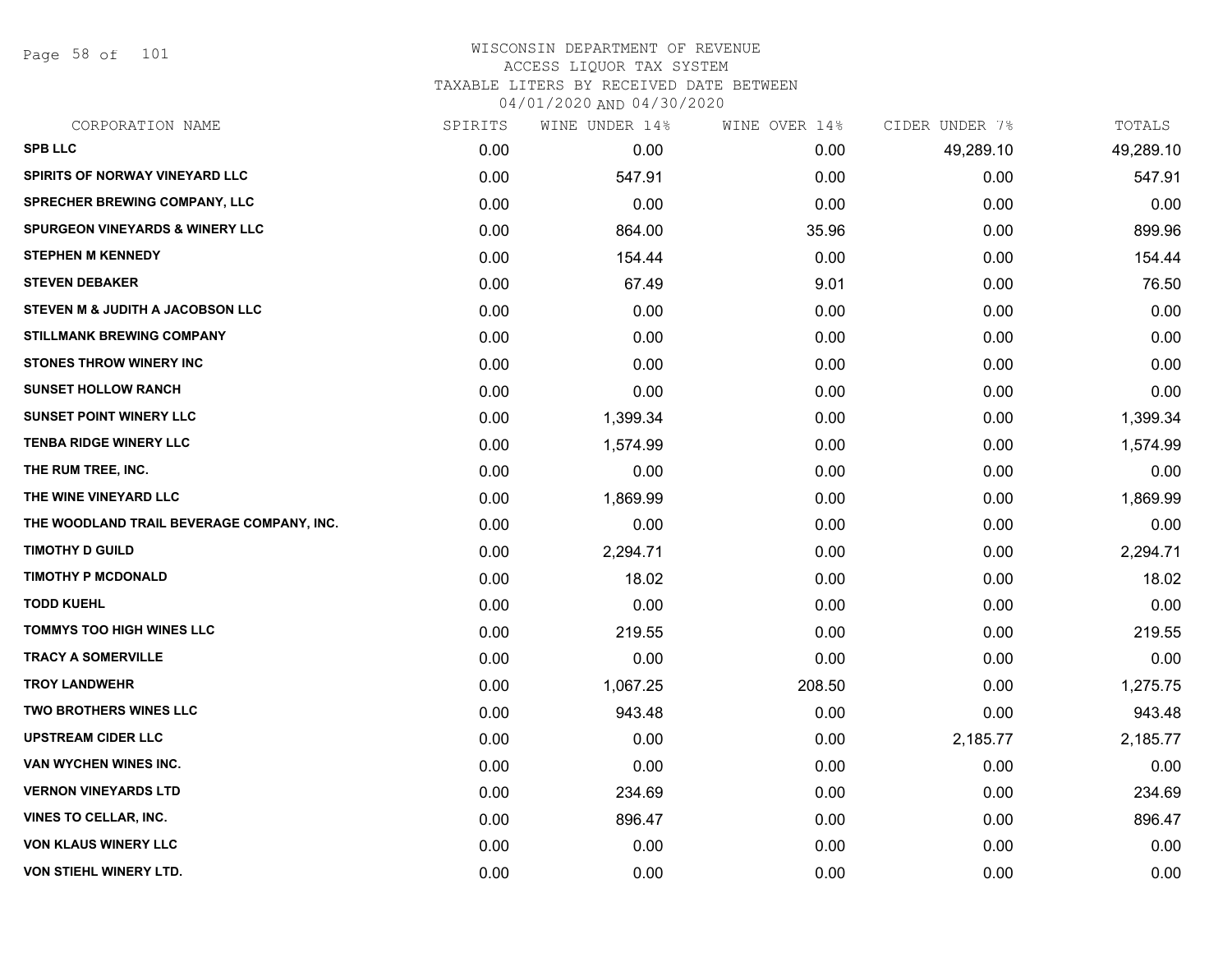# WISCONSIN DEPARTMENT OF REVENUE
## ACCESS LIQUOR TAX SYSTEM
### TAXABLE LITERS BY RECEIVED DATE BETWEEN 04/01/2020 AND 04/30/2020

| CORPORATION NAME | SPIRITS | WINE UNDER 14% | WINE OVER 14% | CIDER UNDER 7% | TOTALS |
|---|---|---|---|---|---|
| SPB LLC | 0.00 | 0.00 | 0.00 | 49,289.10 | 49,289.10 |
| SPIRITS OF NORWAY VINEYARD LLC | 0.00 | 547.91 | 0.00 | 0.00 | 547.91 |
| SPRECHER BREWING COMPANY, LLC | 0.00 | 0.00 | 0.00 | 0.00 | 0.00 |
| SPURGEON VINEYARDS & WINERY LLC | 0.00 | 864.00 | 35.96 | 0.00 | 899.96 |
| STEPHEN M KENNEDY | 0.00 | 154.44 | 0.00 | 0.00 | 154.44 |
| STEVEN DEBAKER | 0.00 | 67.49 | 9.01 | 0.00 | 76.50 |
| STEVEN M & JUDITH A JACOBSON LLC | 0.00 | 0.00 | 0.00 | 0.00 | 0.00 |
| STILLMANK BREWING COMPANY | 0.00 | 0.00 | 0.00 | 0.00 | 0.00 |
| STONES THROW WINERY INC | 0.00 | 0.00 | 0.00 | 0.00 | 0.00 |
| SUNSET HOLLOW RANCH | 0.00 | 0.00 | 0.00 | 0.00 | 0.00 |
| SUNSET POINT WINERY LLC | 0.00 | 1,399.34 | 0.00 | 0.00 | 1,399.34 |
| TENBA RIDGE WINERY LLC | 0.00 | 1,574.99 | 0.00 | 0.00 | 1,574.99 |
| THE RUM TREE, INC. | 0.00 | 0.00 | 0.00 | 0.00 | 0.00 |
| THE WINE VINEYARD LLC | 0.00 | 1,869.99 | 0.00 | 0.00 | 1,869.99 |
| THE WOODLAND TRAIL BEVERAGE COMPANY, INC. | 0.00 | 0.00 | 0.00 | 0.00 | 0.00 |
| TIMOTHY D GUILD | 0.00 | 2,294.71 | 0.00 | 0.00 | 2,294.71 |
| TIMOTHY P MCDONALD | 0.00 | 18.02 | 0.00 | 0.00 | 18.02 |
| TODD KUEHL | 0.00 | 0.00 | 0.00 | 0.00 | 0.00 |
| TOMMYS TOO HIGH WINES LLC | 0.00 | 219.55 | 0.00 | 0.00 | 219.55 |
| TRACY A SOMERVILLE | 0.00 | 0.00 | 0.00 | 0.00 | 0.00 |
| TROY LANDWEHR | 0.00 | 1,067.25 | 208.50 | 0.00 | 1,275.75 |
| TWO BROTHERS WINES LLC | 0.00 | 943.48 | 0.00 | 0.00 | 943.48 |
| UPSTREAM CIDER LLC | 0.00 | 0.00 | 0.00 | 2,185.77 | 2,185.77 |
| VAN WYCHEN WINES INC. | 0.00 | 0.00 | 0.00 | 0.00 | 0.00 |
| VERNON VINEYARDS LTD | 0.00 | 234.69 | 0.00 | 0.00 | 234.69 |
| VINES TO CELLAR, INC. | 0.00 | 896.47 | 0.00 | 0.00 | 896.47 |
| VON KLAUS WINERY LLC | 0.00 | 0.00 | 0.00 | 0.00 | 0.00 |
| VON STIEHL WINERY LTD. | 0.00 | 0.00 | 0.00 | 0.00 | 0.00 |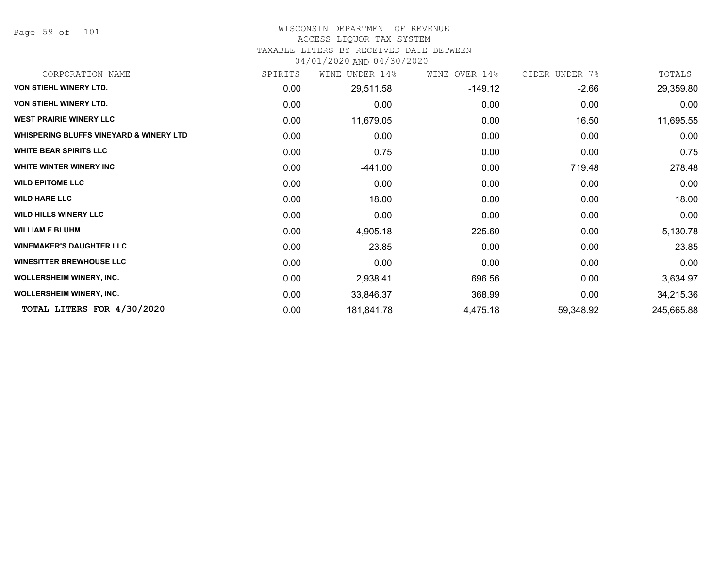WISCONSIN DEPARTMENT OF REVENUE
ACCESS LIQUOR TAX SYSTEM
TAXABLE LITERS BY RECEIVED DATE BETWEEN
04/01/2020 AND 04/30/2020

| CORPORATION NAME | SPIRITS | WINE UNDER 14% | WINE OVER 14% | CIDER UNDER 7% | TOTALS |
|---|---|---|---|---|---|
| **VON STIEHL WINERY LTD.** | 0.00 | 29,511.58 | -149.12 | -2.66 | 29,359.80 |
| **VON STIEHL WINERY LTD.** | 0.00 | 0.00 | 0.00 | 0.00 | 0.00 |
| **WEST PRAIRIE WINERY LLC** | 0.00 | 11,679.05 | 0.00 | 16.50 | 11,695.55 |
| **WHISPERING BLUFFS VINEYARD & WINERY LTD** | 0.00 | 0.00 | 0.00 | 0.00 | 0.00 |
| **WHITE BEAR SPIRITS LLC** | 0.00 | 0.75 | 0.00 | 0.00 | 0.75 |
| **WHITE WINTER WINERY INC** | 0.00 | -441.00 | 0.00 | 719.48 | 278.48 |
| **WILD EPITOME LLC** | 0.00 | 0.00 | 0.00 | 0.00 | 0.00 |
| **WILD HARE LLC** | 0.00 | 18.00 | 0.00 | 0.00 | 18.00 |
| **WILD HILLS WINERY LLC** | 0.00 | 0.00 | 0.00 | 0.00 | 0.00 |
| **WILLIAM F BLUHM** | 0.00 | 4,905.18 | 225.60 | 0.00 | 5,130.78 |
| **WINEMAKER'S DAUGHTER LLC** | 0.00 | 23.85 | 0.00 | 0.00 | 23.85 |
| **WINESITTER BREWHOUSE LLC** | 0.00 | 0.00 | 0.00 | 0.00 | 0.00 |
| **WOLLERSHEIM WINERY, INC.** | 0.00 | 2,938.41 | 696.56 | 0.00 | 3,634.97 |
| **WOLLERSHEIM WINERY, INC.** | 0.00 | 33,846.37 | 368.99 | 0.00 | 34,215.36 |
| **TOTAL LITERS FOR 4/30/2020** | 0.00 | 181,841.78 | 4,475.18 | 59,348.92 | 245,665.88 |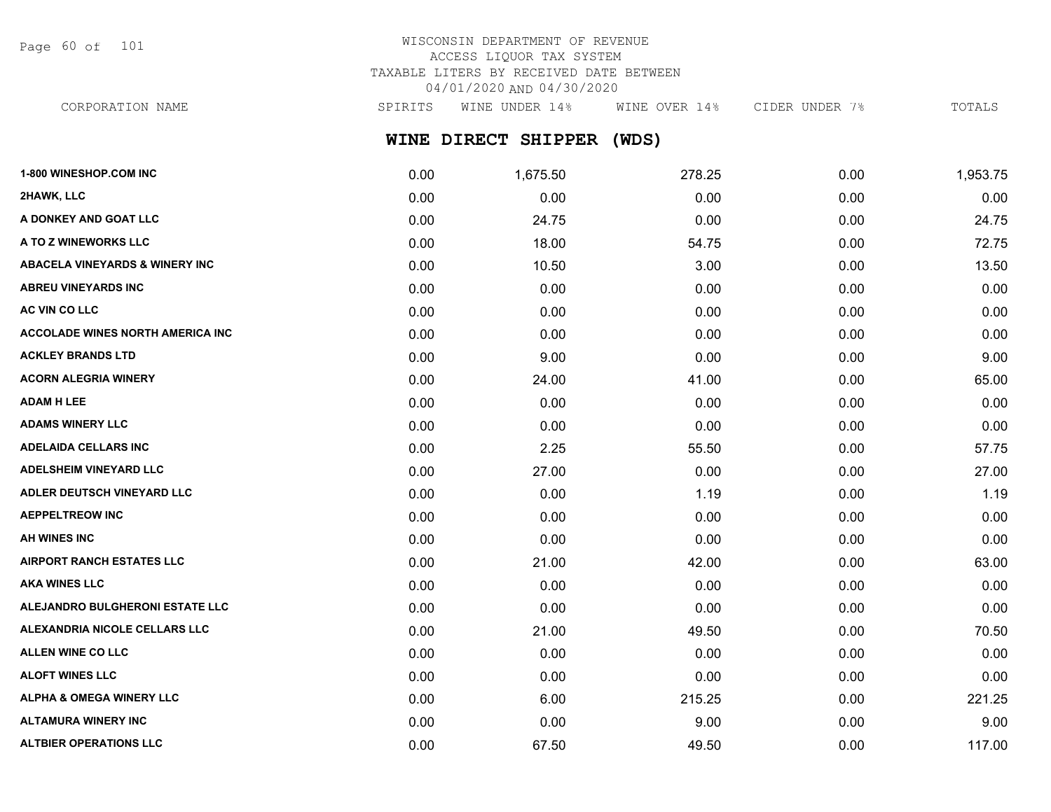WISCONSIN DEPARTMENT OF REVENUE
ACCESS LIQUOR TAX SYSTEM
TAXABLE LITERS BY RECEIVED DATE BETWEEN
04/01/2020 AND 04/30/2020

## WINE DIRECT SHIPPER (WDS)

| CORPORATION NAME | SPIRITS | WINE UNDER 14% | WINE OVER 14% | CIDER UNDER 7% | TOTALS |
|---|---|---|---|---|---|
| 1-800 WINESHOP.COM INC | 0.00 | 1,675.50 | 278.25 | 0.00 | 1,953.75 |
| 2HAWK, LLC | 0.00 | 0.00 | 0.00 | 0.00 | 0.00 |
| A DONKEY AND GOAT LLC | 0.00 | 24.75 | 0.00 | 0.00 | 24.75 |
| A TO Z WINEWORKS LLC | 0.00 | 18.00 | 54.75 | 0.00 | 72.75 |
| ABACELA VINEYARDS & WINERY INC | 0.00 | 10.50 | 3.00 | 0.00 | 13.50 |
| ABREU VINEYARDS INC | 0.00 | 0.00 | 0.00 | 0.00 | 0.00 |
| AC VIN CO LLC | 0.00 | 0.00 | 0.00 | 0.00 | 0.00 |
| ACCOLADE WINES NORTH AMERICA INC | 0.00 | 0.00 | 0.00 | 0.00 | 0.00 |
| ACKLEY BRANDS LTD | 0.00 | 9.00 | 0.00 | 0.00 | 9.00 |
| ACORN ALEGRIA WINERY | 0.00 | 24.00 | 41.00 | 0.00 | 65.00 |
| ADAM H LEE | 0.00 | 0.00 | 0.00 | 0.00 | 0.00 |
| ADAMS WINERY LLC | 0.00 | 0.00 | 0.00 | 0.00 | 0.00 |
| ADELAIDA CELLARS INC | 0.00 | 2.25 | 55.50 | 0.00 | 57.75 |
| ADELSHEIM VINEYARD LLC | 0.00 | 27.00 | 0.00 | 0.00 | 27.00 |
| ADLER DEUTSCH VINEYARD LLC | 0.00 | 0.00 | 1.19 | 0.00 | 1.19 |
| AEPPELTREOW INC | 0.00 | 0.00 | 0.00 | 0.00 | 0.00 |
| AH WINES INC | 0.00 | 0.00 | 0.00 | 0.00 | 0.00 |
| AIRPORT RANCH ESTATES LLC | 0.00 | 21.00 | 42.00 | 0.00 | 63.00 |
| AKA WINES LLC | 0.00 | 0.00 | 0.00 | 0.00 | 0.00 |
| ALEJANDRO BULGHERONI ESTATE LLC | 0.00 | 0.00 | 0.00 | 0.00 | 0.00 |
| ALEXANDRIA NICOLE CELLARS LLC | 0.00 | 21.00 | 49.50 | 0.00 | 70.50 |
| ALLEN WINE CO LLC | 0.00 | 0.00 | 0.00 | 0.00 | 0.00 |
| ALOFT WINES LLC | 0.00 | 0.00 | 0.00 | 0.00 | 0.00 |
| ALPHA & OMEGA WINERY LLC | 0.00 | 6.00 | 215.25 | 0.00 | 221.25 |
| ALTAMURA WINERY INC | 0.00 | 0.00 | 9.00 | 0.00 | 9.00 |
| ALTBIER OPERATIONS LLC | 0.00 | 67.50 | 49.50 | 0.00 | 117.00 |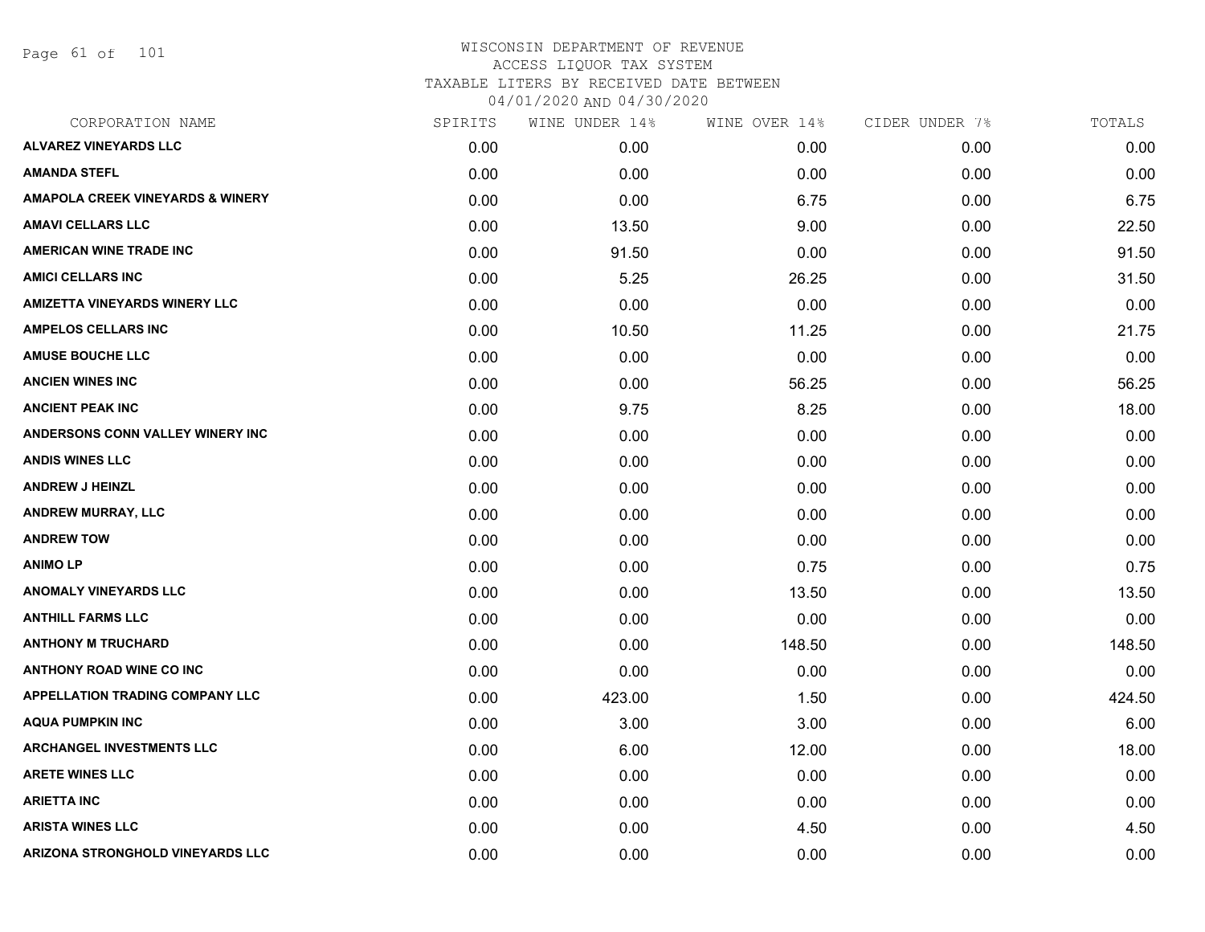# WISCONSIN DEPARTMENT OF REVENUE
## ACCESS LIQUOR TAX SYSTEM
### TAXABLE LITERS BY RECEIVED DATE BETWEEN 04/01/2020 AND 04/30/2020

| CORPORATION NAME | SPIRITS | WINE UNDER 14% | WINE OVER 14% | CIDER UNDER 7% | TOTALS |
|---|---|---|---|---|---|
| ALVAREZ VINEYARDS LLC | 0.00 | 0.00 | 0.00 | 0.00 | 0.00 |
| AMANDA STEFL | 0.00 | 0.00 | 0.00 | 0.00 | 0.00 |
| AMAPOLA CREEK VINEYARDS & WINERY | 0.00 | 0.00 | 6.75 | 0.00 | 6.75 |
| AMAVI CELLARS LLC | 0.00 | 13.50 | 9.00 | 0.00 | 22.50 |
| AMERICAN WINE TRADE INC | 0.00 | 91.50 | 0.00 | 0.00 | 91.50 |
| AMICI CELLARS INC | 0.00 | 5.25 | 26.25 | 0.00 | 31.50 |
| AMIZETTA VINEYARDS WINERY LLC | 0.00 | 0.00 | 0.00 | 0.00 | 0.00 |
| AMPELOS CELLARS INC | 0.00 | 10.50 | 11.25 | 0.00 | 21.75 |
| AMUSE BOUCHE LLC | 0.00 | 0.00 | 0.00 | 0.00 | 0.00 |
| ANCIEN WINES INC | 0.00 | 0.00 | 56.25 | 0.00 | 56.25 |
| ANCIENT PEAK INC | 0.00 | 9.75 | 8.25 | 0.00 | 18.00 |
| ANDERSONS CONN VALLEY WINERY INC | 0.00 | 0.00 | 0.00 | 0.00 | 0.00 |
| ANDIS WINES LLC | 0.00 | 0.00 | 0.00 | 0.00 | 0.00 |
| ANDREW J HEINZL | 0.00 | 0.00 | 0.00 | 0.00 | 0.00 |
| ANDREW MURRAY, LLC | 0.00 | 0.00 | 0.00 | 0.00 | 0.00 |
| ANDREW TOW | 0.00 | 0.00 | 0.00 | 0.00 | 0.00 |
| ANIMO LP | 0.00 | 0.00 | 0.75 | 0.00 | 0.75 |
| ANOMALY VINEYARDS LLC | 0.00 | 0.00 | 13.50 | 0.00 | 13.50 |
| ANTHILL FARMS LLC | 0.00 | 0.00 | 0.00 | 0.00 | 0.00 |
| ANTHONY M TRUCHARD | 0.00 | 0.00 | 148.50 | 0.00 | 148.50 |
| ANTHONY ROAD WINE CO INC | 0.00 | 0.00 | 0.00 | 0.00 | 0.00 |
| APPELLATION TRADING COMPANY LLC | 0.00 | 423.00 | 1.50 | 0.00 | 424.50 |
| AQUA PUMPKIN INC | 0.00 | 3.00 | 3.00 | 0.00 | 6.00 |
| ARCHANGEL INVESTMENTS LLC | 0.00 | 6.00 | 12.00 | 0.00 | 18.00 |
| ARETE WINES LLC | 0.00 | 0.00 | 0.00 | 0.00 | 0.00 |
| ARIETTA INC | 0.00 | 0.00 | 0.00 | 0.00 | 0.00 |
| ARISTA WINES LLC | 0.00 | 0.00 | 4.50 | 0.00 | 4.50 |
| ARIZONA STRONGHOLD VINEYARDS LLC | 0.00 | 0.00 | 0.00 | 0.00 | 0.00 |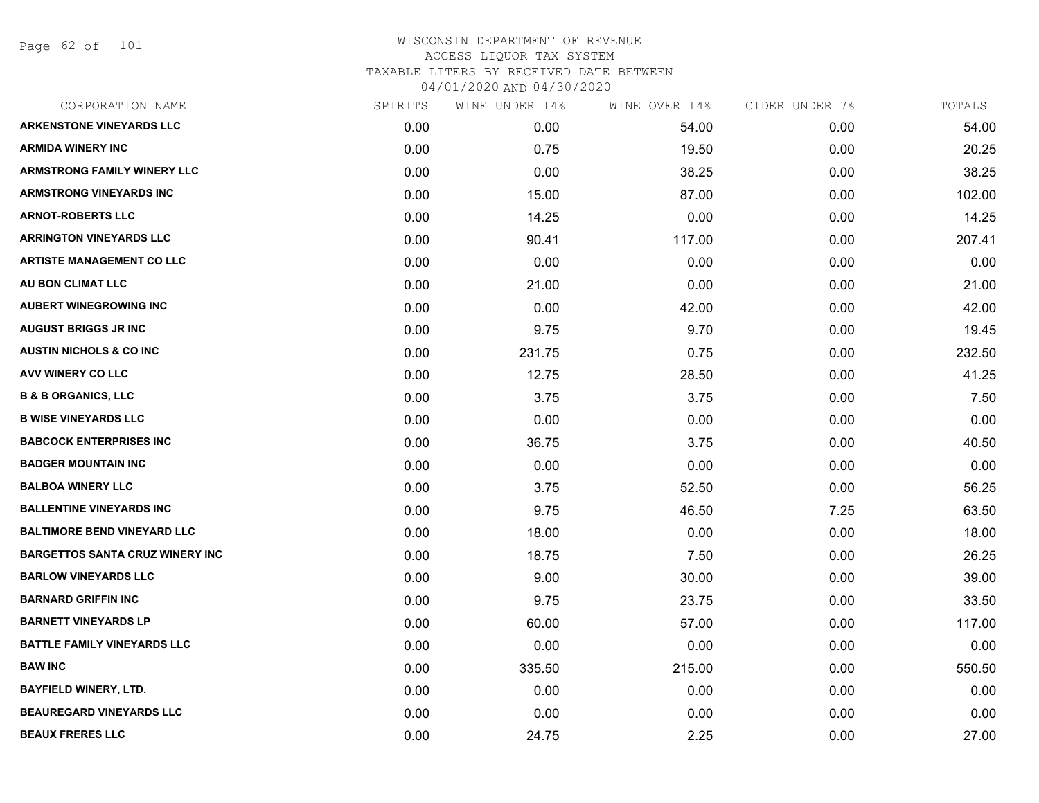# WISCONSIN DEPARTMENT OF REVENUE
## ACCESS LIQUOR TAX SYSTEM
### TAXABLE LITERS BY RECEIVED DATE BETWEEN 04/01/2020 AND 04/30/2020

| CORPORATION NAME | SPIRITS | WINE UNDER 14% | WINE OVER 14% | CIDER UNDER 7% | TOTALS |
|---|---|---|---|---|---|
| ARKENSTONE VINEYARDS LLC | 0.00 | 0.00 | 54.00 | 0.00 | 54.00 |
| ARMIDA WINERY INC | 0.00 | 0.75 | 19.50 | 0.00 | 20.25 |
| ARMSTRONG FAMILY WINERY LLC | 0.00 | 0.00 | 38.25 | 0.00 | 38.25 |
| ARMSTRONG VINEYARDS INC | 0.00 | 15.00 | 87.00 | 0.00 | 102.00 |
| ARNOT-ROBERTS LLC | 0.00 | 14.25 | 0.00 | 0.00 | 14.25 |
| ARRINGTON VINEYARDS LLC | 0.00 | 90.41 | 117.00 | 0.00 | 207.41 |
| ARTISTE MANAGEMENT CO LLC | 0.00 | 0.00 | 0.00 | 0.00 | 0.00 |
| AU BON CLIMAT LLC | 0.00 | 21.00 | 0.00 | 0.00 | 21.00 |
| AUBERT WINEGROWING INC | 0.00 | 0.00 | 42.00 | 0.00 | 42.00 |
| AUGUST BRIGGS JR INC | 0.00 | 9.75 | 9.70 | 0.00 | 19.45 |
| AUSTIN NICHOLS & CO INC | 0.00 | 231.75 | 0.75 | 0.00 | 232.50 |
| AVV WINERY CO LLC | 0.00 | 12.75 | 28.50 | 0.00 | 41.25 |
| B & B ORGANICS, LLC | 0.00 | 3.75 | 3.75 | 0.00 | 7.50 |
| B WISE VINEYARDS LLC | 0.00 | 0.00 | 0.00 | 0.00 | 0.00 |
| BABCOCK ENTERPRISES INC | 0.00 | 36.75 | 3.75 | 0.00 | 40.50 |
| BADGER MOUNTAIN INC | 0.00 | 0.00 | 0.00 | 0.00 | 0.00 |
| BALBOA WINERY LLC | 0.00 | 3.75 | 52.50 | 0.00 | 56.25 |
| BALLENTINE VINEYARDS INC | 0.00 | 9.75 | 46.50 | 7.25 | 63.50 |
| BALTIMORE BEND VINEYARD LLC | 0.00 | 18.00 | 0.00 | 0.00 | 18.00 |
| BARGETTOS SANTA CRUZ WINERY INC | 0.00 | 18.75 | 7.50 | 0.00 | 26.25 |
| BARLOW VINEYARDS LLC | 0.00 | 9.00 | 30.00 | 0.00 | 39.00 |
| BARNARD GRIFFIN INC | 0.00 | 9.75 | 23.75 | 0.00 | 33.50 |
| BARNETT VINEYARDS LP | 0.00 | 60.00 | 57.00 | 0.00 | 117.00 |
| BATTLE FAMILY VINEYARDS LLC | 0.00 | 0.00 | 0.00 | 0.00 | 0.00 |
| BAW INC | 0.00 | 335.50 | 215.00 | 0.00 | 550.50 |
| BAYFIELD WINERY, LTD. | 0.00 | 0.00 | 0.00 | 0.00 | 0.00 |
| BEAUREGARD VINEYARDS LLC | 0.00 | 0.00 | 0.00 | 0.00 | 0.00 |
| BEAUX FRERES LLC | 0.00 | 24.75 | 2.25 | 0.00 | 27.00 |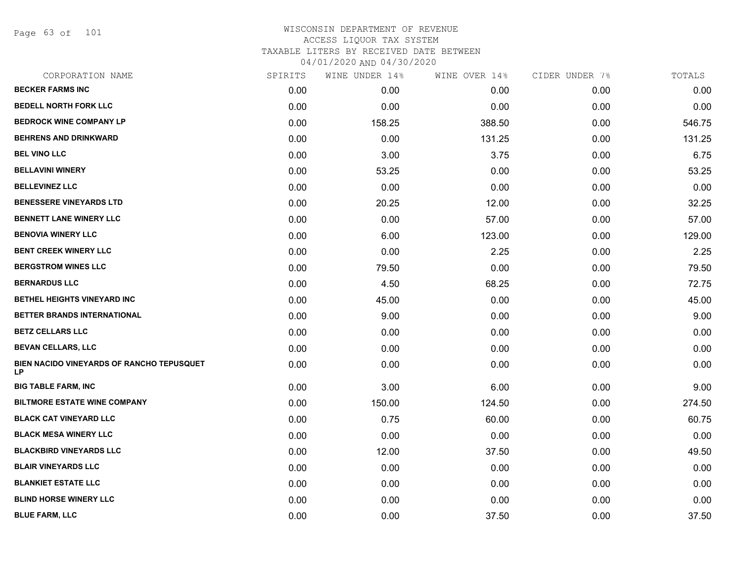# WISCONSIN DEPARTMENT OF REVENUE
ACCESS LIQUOR TAX SYSTEM
TAXABLE LITERS BY RECEIVED DATE BETWEEN
04/01/2020 AND 04/30/2020

| CORPORATION NAME | SPIRITS | WINE UNDER 14% | WINE OVER 14% | CIDER UNDER 7% | TOTALS |
|---|---|---|---|---|---|
| BECKER FARMS INC | 0.00 | 0.00 | 0.00 | 0.00 | 0.00 |
| BEDELL NORTH FORK LLC | 0.00 | 0.00 | 0.00 | 0.00 | 0.00 |
| BEDROCK WINE COMPANY LP | 0.00 | 158.25 | 388.50 | 0.00 | 546.75 |
| BEHRENS AND DRINKWARD | 0.00 | 0.00 | 131.25 | 0.00 | 131.25 |
| BEL VINO LLC | 0.00 | 3.00 | 3.75 | 0.00 | 6.75 |
| BELLAVINI WINERY | 0.00 | 53.25 | 0.00 | 0.00 | 53.25 |
| BELLEVINEZ LLC | 0.00 | 0.00 | 0.00 | 0.00 | 0.00 |
| BENESSERE VINEYARDS LTD | 0.00 | 20.25 | 12.00 | 0.00 | 32.25 |
| BENNETT LANE WINERY LLC | 0.00 | 0.00 | 57.00 | 0.00 | 57.00 |
| BENOVIA WINERY LLC | 0.00 | 6.00 | 123.00 | 0.00 | 129.00 |
| BENT CREEK WINERY LLC | 0.00 | 0.00 | 2.25 | 0.00 | 2.25 |
| BERGSTROM WINES LLC | 0.00 | 79.50 | 0.00 | 0.00 | 79.50 |
| BERNARDUS LLC | 0.00 | 4.50 | 68.25 | 0.00 | 72.75 |
| BETHEL HEIGHTS VINEYARD INC | 0.00 | 45.00 | 0.00 | 0.00 | 45.00 |
| BETTER BRANDS INTERNATIONAL | 0.00 | 9.00 | 0.00 | 0.00 | 9.00 |
| BETZ CELLARS LLC | 0.00 | 0.00 | 0.00 | 0.00 | 0.00 |
| BEVAN CELLARS, LLC | 0.00 | 0.00 | 0.00 | 0.00 | 0.00 |
| BIEN NACIDO VINEYARDS OF RANCHO TEPUSQUET LP | 0.00 | 0.00 | 0.00 | 0.00 | 0.00 |
| BIG TABLE FARM, INC | 0.00 | 3.00 | 6.00 | 0.00 | 9.00 |
| BILTMORE ESTATE WINE COMPANY | 0.00 | 150.00 | 124.50 | 0.00 | 274.50 |
| BLACK CAT VINEYARD LLC | 0.00 | 0.75 | 60.00 | 0.00 | 60.75 |
| BLACK MESA WINERY LLC | 0.00 | 0.00 | 0.00 | 0.00 | 0.00 |
| BLACKBIRD VINEYARDS LLC | 0.00 | 12.00 | 37.50 | 0.00 | 49.50 |
| BLAIR VINEYARDS LLC | 0.00 | 0.00 | 0.00 | 0.00 | 0.00 |
| BLANKIET ESTATE LLC | 0.00 | 0.00 | 0.00 | 0.00 | 0.00 |
| BLIND HORSE WINERY LLC | 0.00 | 0.00 | 0.00 | 0.00 | 0.00 |
| BLUE FARM, LLC | 0.00 | 0.00 | 37.50 | 0.00 | 37.50 |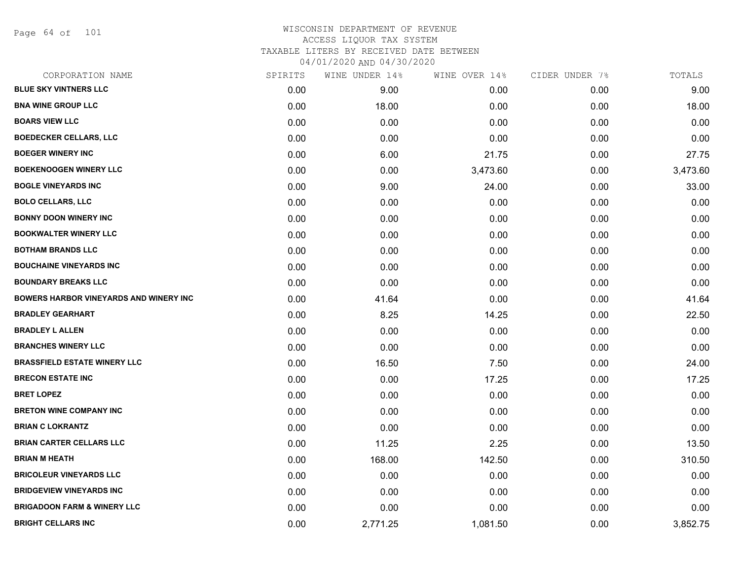# WISCONSIN DEPARTMENT OF REVENUE
## ACCESS LIQUOR TAX SYSTEM
### TAXABLE LITERS BY RECEIVED DATE BETWEEN 04/01/2020 AND 04/30/2020

| CORPORATION NAME | SPIRITS | WINE UNDER 14% | WINE OVER 14% | CIDER UNDER 7% | TOTALS |
|---|---|---|---|---|---|
| BLUE SKY VINTNERS LLC | 0.00 | 9.00 | 0.00 | 0.00 | 9.00 |
| BNA WINE GROUP LLC | 0.00 | 18.00 | 0.00 | 0.00 | 18.00 |
| BOARS VIEW LLC | 0.00 | 0.00 | 0.00 | 0.00 | 0.00 |
| BOEDECKER CELLARS, LLC | 0.00 | 0.00 | 0.00 | 0.00 | 0.00 |
| BOEGER WINERY INC | 0.00 | 6.00 | 21.75 | 0.00 | 27.75 |
| BOEKENOOGEN WINERY LLC | 0.00 | 0.00 | 3,473.60 | 0.00 | 3,473.60 |
| BOGLE VINEYARDS INC | 0.00 | 9.00 | 24.00 | 0.00 | 33.00 |
| BOLO CELLARS, LLC | 0.00 | 0.00 | 0.00 | 0.00 | 0.00 |
| BONNY DOON WINERY INC | 0.00 | 0.00 | 0.00 | 0.00 | 0.00 |
| BOOKWALTER WINERY LLC | 0.00 | 0.00 | 0.00 | 0.00 | 0.00 |
| BOTHAM BRANDS LLC | 0.00 | 0.00 | 0.00 | 0.00 | 0.00 |
| BOUCHAINE VINEYARDS INC | 0.00 | 0.00 | 0.00 | 0.00 | 0.00 |
| BOUNDARY BREAKS LLC | 0.00 | 0.00 | 0.00 | 0.00 | 0.00 |
| BOWERS HARBOR VINEYARDS AND WINERY INC | 0.00 | 41.64 | 0.00 | 0.00 | 41.64 |
| BRADLEY GEARHART | 0.00 | 8.25 | 14.25 | 0.00 | 22.50 |
| BRADLEY L ALLEN | 0.00 | 0.00 | 0.00 | 0.00 | 0.00 |
| BRANCHES WINERY LLC | 0.00 | 0.00 | 0.00 | 0.00 | 0.00 |
| BRASSFIELD ESTATE WINERY LLC | 0.00 | 16.50 | 7.50 | 0.00 | 24.00 |
| BRECON ESTATE INC | 0.00 | 0.00 | 17.25 | 0.00 | 17.25 |
| BRET LOPEZ | 0.00 | 0.00 | 0.00 | 0.00 | 0.00 |
| BRETON WINE COMPANY INC | 0.00 | 0.00 | 0.00 | 0.00 | 0.00 |
| BRIAN C LOKRANTZ | 0.00 | 0.00 | 0.00 | 0.00 | 0.00 |
| BRIAN CARTER CELLARS LLC | 0.00 | 11.25 | 2.25 | 0.00 | 13.50 |
| BRIAN M HEATH | 0.00 | 168.00 | 142.50 | 0.00 | 310.50 |
| BRICOLEUR VINEYARDS LLC | 0.00 | 0.00 | 0.00 | 0.00 | 0.00 |
| BRIDGEVIEW VINEYARDS INC | 0.00 | 0.00 | 0.00 | 0.00 | 0.00 |
| BRIGADOON FARM & WINERY LLC | 0.00 | 0.00 | 0.00 | 0.00 | 0.00 |
| BRIGHT CELLARS INC | 0.00 | 2,771.25 | 1,081.50 | 0.00 | 3,852.75 |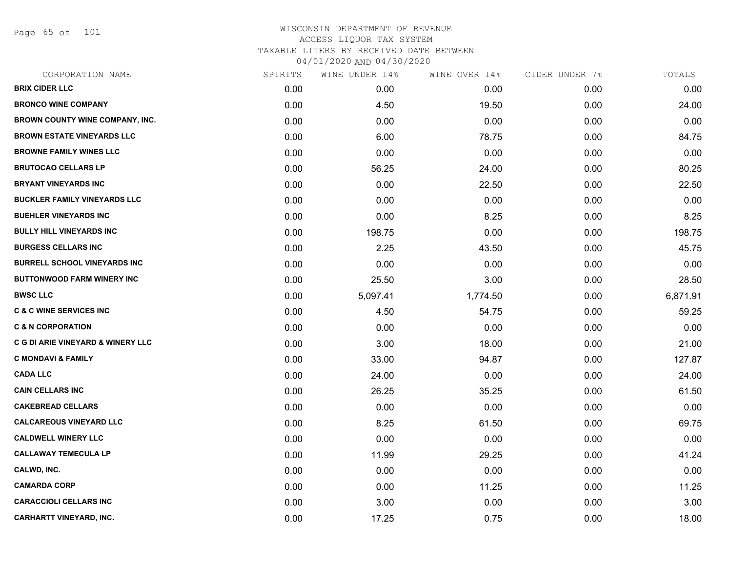WISCONSIN DEPARTMENT OF REVENUE
ACCESS LIQUOR TAX SYSTEM
TAXABLE LITERS BY RECEIVED DATE BETWEEN
04/01/2020 AND 04/30/2020

| CORPORATION NAME | SPIRITS | WINE UNDER 14% | WINE OVER 14% | CIDER UNDER 7% | TOTALS |
|---|---|---|---|---|---|
| BRIX CIDER LLC | 0.00 | 0.00 | 0.00 | 0.00 | 0.00 |
| BRONCO WINE COMPANY | 0.00 | 4.50 | 19.50 | 0.00 | 24.00 |
| BROWN COUNTY WINE COMPANY, INC. | 0.00 | 0.00 | 0.00 | 0.00 | 0.00 |
| BROWN ESTATE VINEYARDS LLC | 0.00 | 6.00 | 78.75 | 0.00 | 84.75 |
| BROWNE FAMILY WINES LLC | 0.00 | 0.00 | 0.00 | 0.00 | 0.00 |
| BRUTOCAO CELLARS LP | 0.00 | 56.25 | 24.00 | 0.00 | 80.25 |
| BRYANT VINEYARDS INC | 0.00 | 0.00 | 22.50 | 0.00 | 22.50 |
| BUCKLER FAMILY VINEYARDS LLC | 0.00 | 0.00 | 0.00 | 0.00 | 0.00 |
| BUEHLER VINEYARDS INC | 0.00 | 0.00 | 8.25 | 0.00 | 8.25 |
| BULLY HILL VINEYARDS INC | 0.00 | 198.75 | 0.00 | 0.00 | 198.75 |
| BURGESS CELLARS INC | 0.00 | 2.25 | 43.50 | 0.00 | 45.75 |
| BURRELL SCHOOL VINEYARDS INC | 0.00 | 0.00 | 0.00 | 0.00 | 0.00 |
| BUTTONWOOD FARM WINERY INC | 0.00 | 25.50 | 3.00 | 0.00 | 28.50 |
| BWSC LLC | 0.00 | 5,097.41 | 1,774.50 | 0.00 | 6,871.91 |
| C & C WINE SERVICES INC | 0.00 | 4.50 | 54.75 | 0.00 | 59.25 |
| C & N CORPORATION | 0.00 | 0.00 | 0.00 | 0.00 | 0.00 |
| C G DI ARIE VINEYARD & WINERY LLC | 0.00 | 3.00 | 18.00 | 0.00 | 21.00 |
| C MONDAVI & FAMILY | 0.00 | 33.00 | 94.87 | 0.00 | 127.87 |
| CADA LLC | 0.00 | 24.00 | 0.00 | 0.00 | 24.00 |
| CAIN CELLARS INC | 0.00 | 26.25 | 35.25 | 0.00 | 61.50 |
| CAKEBREAD CELLARS | 0.00 | 0.00 | 0.00 | 0.00 | 0.00 |
| CALCAREOUS VINEYARD LLC | 0.00 | 8.25 | 61.50 | 0.00 | 69.75 |
| CALDWELL WINERY LLC | 0.00 | 0.00 | 0.00 | 0.00 | 0.00 |
| CALLAWAY TEMECULA LP | 0.00 | 11.99 | 29.25 | 0.00 | 41.24 |
| CALWD, INC. | 0.00 | 0.00 | 0.00 | 0.00 | 0.00 |
| CAMARDA CORP | 0.00 | 0.00 | 11.25 | 0.00 | 11.25 |
| CARACCIOLI CELLARS INC | 0.00 | 3.00 | 0.00 | 0.00 | 3.00 |
| CARHARTT VINEYARD, INC. | 0.00 | 17.25 | 0.75 | 0.00 | 18.00 |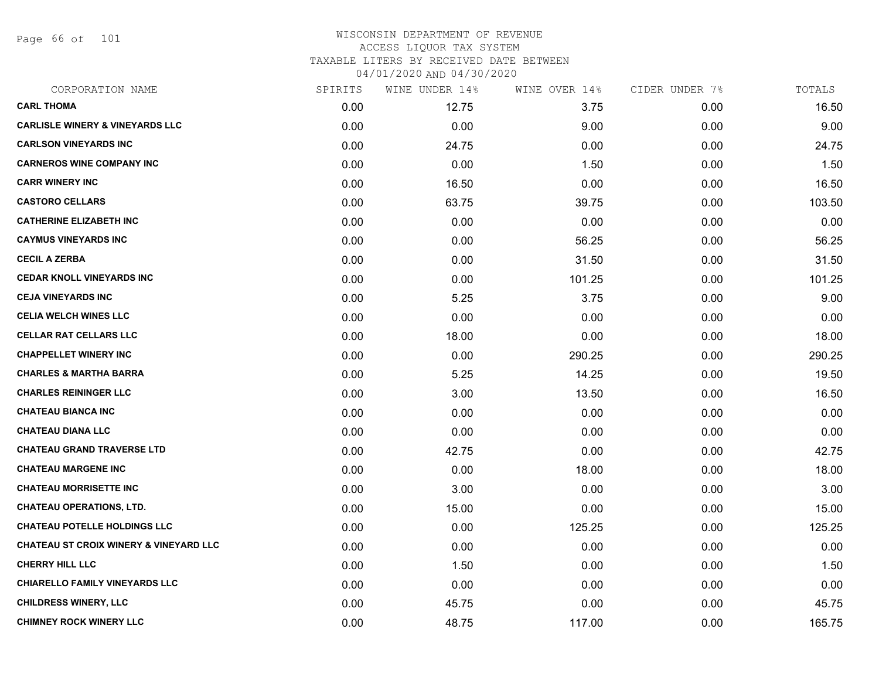# WISCONSIN DEPARTMENT OF REVENUE
## ACCESS LIQUOR TAX SYSTEM
## TAXABLE LITERS BY RECEIVED DATE BETWEEN 04/01/2020 AND 04/30/2020

| CORPORATION NAME | SPIRITS | WINE UNDER 14% | WINE OVER 14% | CIDER UNDER 7% | TOTALS |
|---|---|---|---|---|---|
| CARL THOMA | 0.00 | 12.75 | 3.75 | 0.00 | 16.50 |
| CARLISLE WINERY & VINEYARDS LLC | 0.00 | 0.00 | 9.00 | 0.00 | 9.00 |
| CARLSON VINEYARDS INC | 0.00 | 24.75 | 0.00 | 0.00 | 24.75 |
| CARNEROS WINE COMPANY INC | 0.00 | 0.00 | 1.50 | 0.00 | 1.50 |
| CARR WINERY INC | 0.00 | 16.50 | 0.00 | 0.00 | 16.50 |
| CASTORO CELLARS | 0.00 | 63.75 | 39.75 | 0.00 | 103.50 |
| CATHERINE ELIZABETH INC | 0.00 | 0.00 | 0.00 | 0.00 | 0.00 |
| CAYMUS VINEYARDS INC | 0.00 | 0.00 | 56.25 | 0.00 | 56.25 |
| CECIL A ZERBA | 0.00 | 0.00 | 31.50 | 0.00 | 31.50 |
| CEDAR KNOLL VINEYARDS INC | 0.00 | 0.00 | 101.25 | 0.00 | 101.25 |
| CEJA VINEYARDS INC | 0.00 | 5.25 | 3.75 | 0.00 | 9.00 |
| CELIA WELCH WINES LLC | 0.00 | 0.00 | 0.00 | 0.00 | 0.00 |
| CELLAR RAT CELLARS LLC | 0.00 | 18.00 | 0.00 | 0.00 | 18.00 |
| CHAPPELLET WINERY INC | 0.00 | 0.00 | 290.25 | 0.00 | 290.25 |
| CHARLES & MARTHA BARRA | 0.00 | 5.25 | 14.25 | 0.00 | 19.50 |
| CHARLES REININGER LLC | 0.00 | 3.00 | 13.50 | 0.00 | 16.50 |
| CHATEAU BIANCA INC | 0.00 | 0.00 | 0.00 | 0.00 | 0.00 |
| CHATEAU DIANA LLC | 0.00 | 0.00 | 0.00 | 0.00 | 0.00 |
| CHATEAU GRAND TRAVERSE LTD | 0.00 | 42.75 | 0.00 | 0.00 | 42.75 |
| CHATEAU MARGENE INC | 0.00 | 0.00 | 18.00 | 0.00 | 18.00 |
| CHATEAU MORRISETTE INC | 0.00 | 3.00 | 0.00 | 0.00 | 3.00 |
| CHATEAU OPERATIONS, LTD. | 0.00 | 15.00 | 0.00 | 0.00 | 15.00 |
| CHATEAU POTELLE HOLDINGS LLC | 0.00 | 0.00 | 125.25 | 0.00 | 125.25 |
| CHATEAU ST CROIX WINERY & VINEYARD LLC | 0.00 | 0.00 | 0.00 | 0.00 | 0.00 |
| CHERRY HILL LLC | 0.00 | 1.50 | 0.00 | 0.00 | 1.50 |
| CHIARELLO FAMILY VINEYARDS LLC | 0.00 | 0.00 | 0.00 | 0.00 | 0.00 |
| CHILDRESS WINERY, LLC | 0.00 | 45.75 | 0.00 | 0.00 | 45.75 |
| CHIMNEY ROCK WINERY LLC | 0.00 | 48.75 | 117.00 | 0.00 | 165.75 |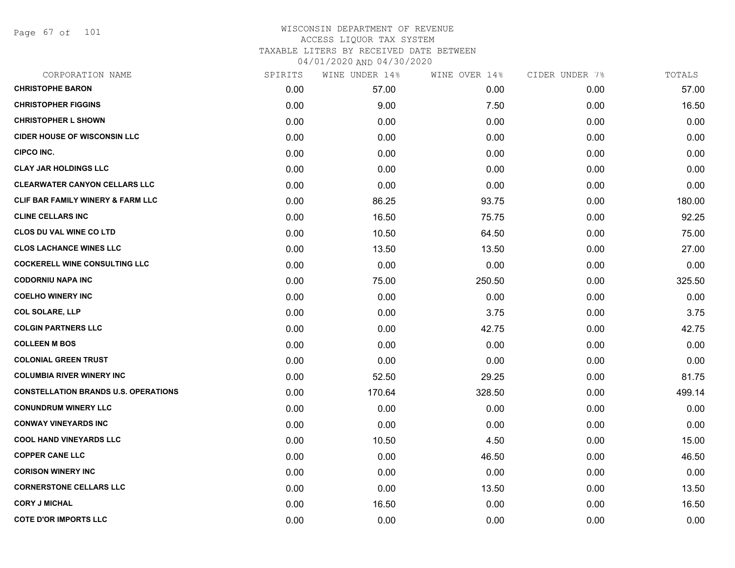WISCONSIN DEPARTMENT OF REVENUE
ACCESS LIQUOR TAX SYSTEM
TAXABLE LITERS BY RECEIVED DATE BETWEEN
04/01/2020 AND 04/30/2020

| CORPORATION NAME | SPIRITS | WINE UNDER 14% | WINE OVER 14% | CIDER UNDER 7% | TOTALS |
|---|---|---|---|---|---|
| **CHRISTOPHE BARON** | 0.00 | 57.00 | 0.00 | 0.00 | 57.00 |
| **CHRISTOPHER FIGGINS** | 0.00 | 9.00 | 7.50 | 0.00 | 16.50 |
| **CHRISTOPHER L SHOWN** | 0.00 | 0.00 | 0.00 | 0.00 | 0.00 |
| **CIDER HOUSE OF WISCONSIN LLC** | 0.00 | 0.00 | 0.00 | 0.00 | 0.00 |
| **CIPCO INC.** | 0.00 | 0.00 | 0.00 | 0.00 | 0.00 |
| **CLAY JAR HOLDINGS LLC** | 0.00 | 0.00 | 0.00 | 0.00 | 0.00 |
| **CLEARWATER CANYON CELLARS LLC** | 0.00 | 0.00 | 0.00 | 0.00 | 0.00 |
| **CLIF BAR FAMILY WINERY & FARM LLC** | 0.00 | 86.25 | 93.75 | 0.00 | 180.00 |
| **CLINE CELLARS INC** | 0.00 | 16.50 | 75.75 | 0.00 | 92.25 |
| **CLOS DU VAL WINE CO LTD** | 0.00 | 10.50 | 64.50 | 0.00 | 75.00 |
| **CLOS LACHANCE WINES LLC** | 0.00 | 13.50 | 13.50 | 0.00 | 27.00 |
| **COCKERELL WINE CONSULTING LLC** | 0.00 | 0.00 | 0.00 | 0.00 | 0.00 |
| **CODORNIU NAPA INC** | 0.00 | 75.00 | 250.50 | 0.00 | 325.50 |
| **COELHO WINERY INC** | 0.00 | 0.00 | 0.00 | 0.00 | 0.00 |
| **COL SOLARE, LLP** | 0.00 | 0.00 | 3.75 | 0.00 | 3.75 |
| **COLGIN PARTNERS LLC** | 0.00 | 0.00 | 42.75 | 0.00 | 42.75 |
| **COLLEEN M BOS** | 0.00 | 0.00 | 0.00 | 0.00 | 0.00 |
| **COLONIAL GREEN TRUST** | 0.00 | 0.00 | 0.00 | 0.00 | 0.00 |
| **COLUMBIA RIVER WINERY INC** | 0.00 | 52.50 | 29.25 | 0.00 | 81.75 |
| **CONSTELLATION BRANDS U.S. OPERATIONS** | 0.00 | 170.64 | 328.50 | 0.00 | 499.14 |
| **CONUNDRUM WINERY LLC** | 0.00 | 0.00 | 0.00 | 0.00 | 0.00 |
| **CONWAY VINEYARDS INC** | 0.00 | 0.00 | 0.00 | 0.00 | 0.00 |
| **COOL HAND VINEYARDS LLC** | 0.00 | 10.50 | 4.50 | 0.00 | 15.00 |
| **COPPER CANE LLC** | 0.00 | 0.00 | 46.50 | 0.00 | 46.50 |
| **CORISON WINERY INC** | 0.00 | 0.00 | 0.00 | 0.00 | 0.00 |
| **CORNERSTONE CELLARS LLC** | 0.00 | 0.00 | 13.50 | 0.00 | 13.50 |
| **CORY J MICHAL** | 0.00 | 16.50 | 0.00 | 0.00 | 16.50 |
| **COTE D'OR IMPORTS LLC** | 0.00 | 0.00 | 0.00 | 0.00 | 0.00 |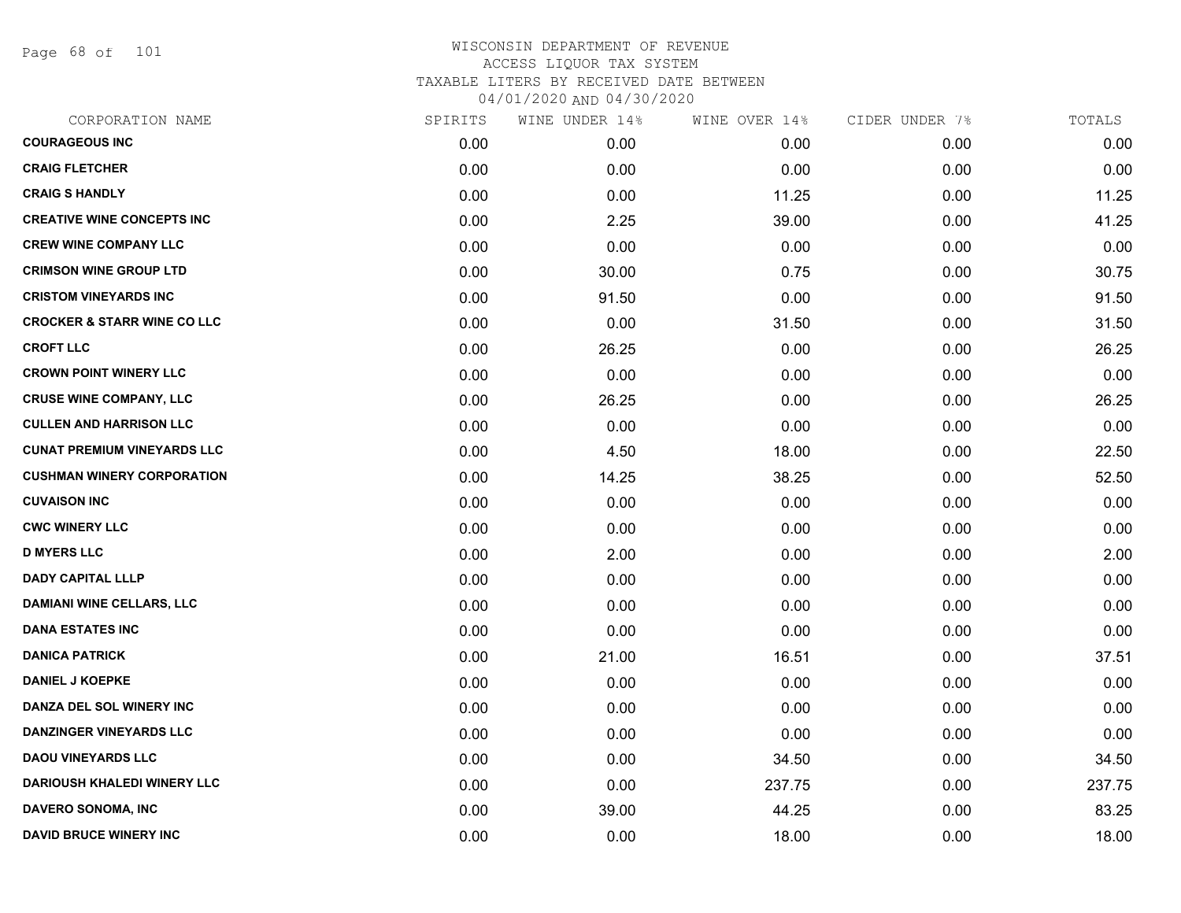WISCONSIN DEPARTMENT OF REVENUE
ACCESS LIQUOR TAX SYSTEM
TAXABLE LITERS BY RECEIVED DATE BETWEEN
04/01/2020 AND 04/30/2020

| CORPORATION NAME | SPIRITS | WINE UNDER 14% | WINE OVER 14% | CIDER UNDER 7% | TOTALS |
|---|---|---|---|---|---|
| COURAGEOUS INC | 0.00 | 0.00 | 0.00 | 0.00 | 0.00 |
| CRAIG FLETCHER | 0.00 | 0.00 | 0.00 | 0.00 | 0.00 |
| CRAIG S HANDLY | 0.00 | 0.00 | 11.25 | 0.00 | 11.25 |
| CREATIVE WINE CONCEPTS INC | 0.00 | 2.25 | 39.00 | 0.00 | 41.25 |
| CREW WINE COMPANY LLC | 0.00 | 0.00 | 0.00 | 0.00 | 0.00 |
| CRIMSON WINE GROUP LTD | 0.00 | 30.00 | 0.75 | 0.00 | 30.75 |
| CRISTOM VINEYARDS INC | 0.00 | 91.50 | 0.00 | 0.00 | 91.50 |
| CROCKER & STARR WINE CO LLC | 0.00 | 0.00 | 31.50 | 0.00 | 31.50 |
| CROFT LLC | 0.00 | 26.25 | 0.00 | 0.00 | 26.25 |
| CROWN POINT WINERY LLC | 0.00 | 0.00 | 0.00 | 0.00 | 0.00 |
| CRUSE WINE COMPANY, LLC | 0.00 | 26.25 | 0.00 | 0.00 | 26.25 |
| CULLEN AND HARRISON LLC | 0.00 | 0.00 | 0.00 | 0.00 | 0.00 |
| CUNAT PREMIUM VINEYARDS LLC | 0.00 | 4.50 | 18.00 | 0.00 | 22.50 |
| CUSHMAN WINERY CORPORATION | 0.00 | 14.25 | 38.25 | 0.00 | 52.50 |
| CUVAISON INC | 0.00 | 0.00 | 0.00 | 0.00 | 0.00 |
| CWC WINERY LLC | 0.00 | 0.00 | 0.00 | 0.00 | 0.00 |
| D MYERS LLC | 0.00 | 2.00 | 0.00 | 0.00 | 2.00 |
| DADY CAPITAL LLLP | 0.00 | 0.00 | 0.00 | 0.00 | 0.00 |
| DAMIANI WINE CELLARS, LLC | 0.00 | 0.00 | 0.00 | 0.00 | 0.00 |
| DANA ESTATES INC | 0.00 | 0.00 | 0.00 | 0.00 | 0.00 |
| DANICA PATRICK | 0.00 | 21.00 | 16.51 | 0.00 | 37.51 |
| DANIEL J KOEPKE | 0.00 | 0.00 | 0.00 | 0.00 | 0.00 |
| DANZA DEL SOL WINERY INC | 0.00 | 0.00 | 0.00 | 0.00 | 0.00 |
| DANZINGER VINEYARDS LLC | 0.00 | 0.00 | 0.00 | 0.00 | 0.00 |
| DAOU VINEYARDS LLC | 0.00 | 0.00 | 34.50 | 0.00 | 34.50 |
| DARIOUSH KHALEDI WINERY LLC | 0.00 | 0.00 | 237.75 | 0.00 | 237.75 |
| DAVERO SONOMA, INC | 0.00 | 39.00 | 44.25 | 0.00 | 83.25 |
| DAVID BRUCE WINERY INC | 0.00 | 0.00 | 18.00 | 0.00 | 18.00 |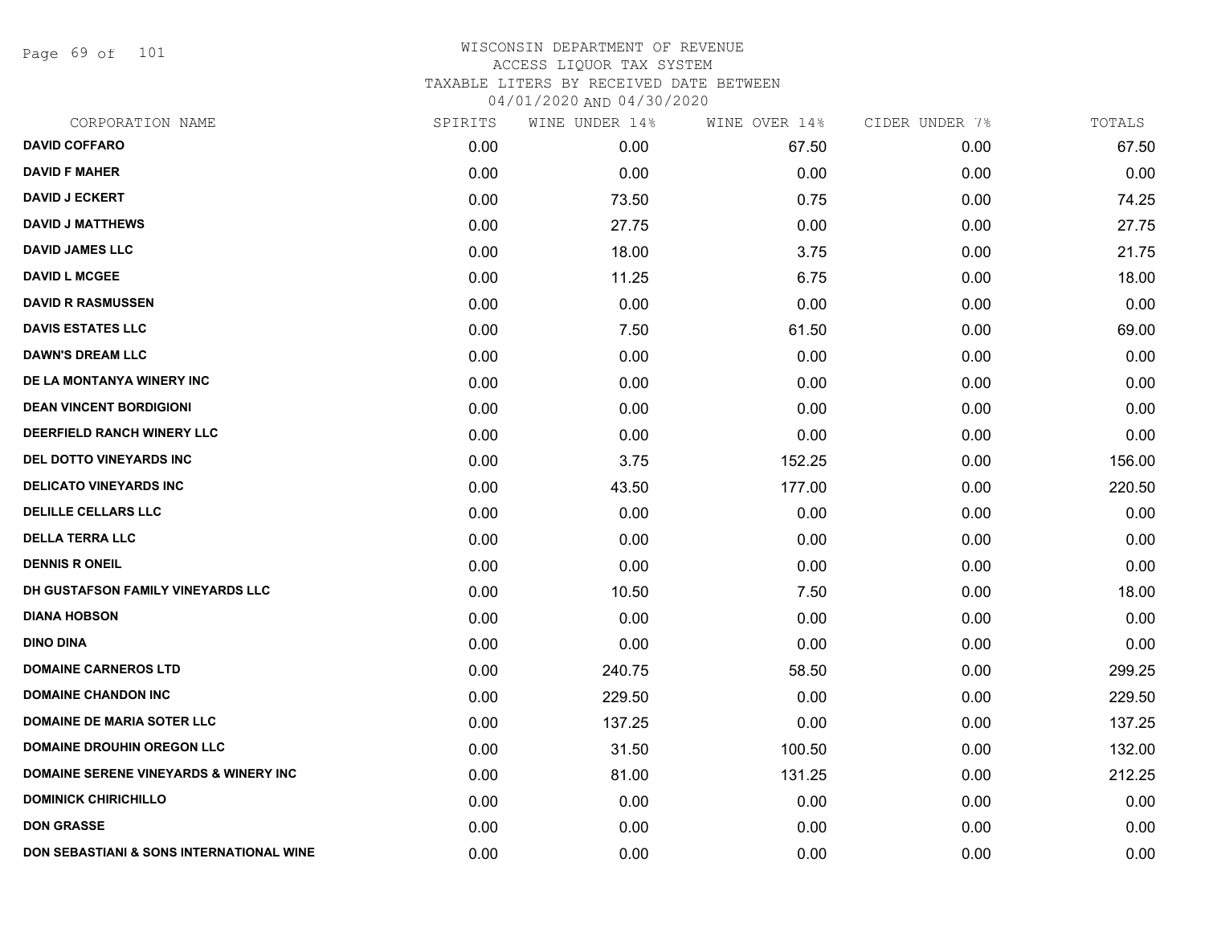# WISCONSIN DEPARTMENT OF REVENUE
## ACCESS LIQUOR TAX SYSTEM
### TAXABLE LITERS BY RECEIVED DATE BETWEEN 04/01/2020 AND 04/30/2020

| CORPORATION NAME | SPIRITS | WINE UNDER 14% | WINE OVER 14% | CIDER UNDER 7% | TOTALS |
|---|---|---|---|---|---|
| DAVID COFFARO | 0.00 | 0.00 | 67.50 | 0.00 | 67.50 |
| DAVID F MAHER | 0.00 | 0.00 | 0.00 | 0.00 | 0.00 |
| DAVID J ECKERT | 0.00 | 73.50 | 0.75 | 0.00 | 74.25 |
| DAVID J MATTHEWS | 0.00 | 27.75 | 0.00 | 0.00 | 27.75 |
| DAVID JAMES LLC | 0.00 | 18.00 | 3.75 | 0.00 | 21.75 |
| DAVID L MCGEE | 0.00 | 11.25 | 6.75 | 0.00 | 18.00 |
| DAVID R RASMUSSEN | 0.00 | 0.00 | 0.00 | 0.00 | 0.00 |
| DAVIS ESTATES LLC | 0.00 | 7.50 | 61.50 | 0.00 | 69.00 |
| DAWN'S DREAM LLC | 0.00 | 0.00 | 0.00 | 0.00 | 0.00 |
| DE LA MONTANYA WINERY INC | 0.00 | 0.00 | 0.00 | 0.00 | 0.00 |
| DEAN VINCENT BORDIGIONI | 0.00 | 0.00 | 0.00 | 0.00 | 0.00 |
| DEERFIELD RANCH WINERY LLC | 0.00 | 0.00 | 0.00 | 0.00 | 0.00 |
| DEL DOTTO VINEYARDS INC | 0.00 | 3.75 | 152.25 | 0.00 | 156.00 |
| DELICATO VINEYARDS INC | 0.00 | 43.50 | 177.00 | 0.00 | 220.50 |
| DELILLE CELLARS LLC | 0.00 | 0.00 | 0.00 | 0.00 | 0.00 |
| DELLA TERRA LLC | 0.00 | 0.00 | 0.00 | 0.00 | 0.00 |
| DENNIS R ONEIL | 0.00 | 0.00 | 0.00 | 0.00 | 0.00 |
| DH GUSTAFSON FAMILY VINEYARDS LLC | 0.00 | 10.50 | 7.50 | 0.00 | 18.00 |
| DIANA HOBSON | 0.00 | 0.00 | 0.00 | 0.00 | 0.00 |
| DINO DINA | 0.00 | 0.00 | 0.00 | 0.00 | 0.00 |
| DOMAINE CARNEROS LTD | 0.00 | 240.75 | 58.50 | 0.00 | 299.25 |
| DOMAINE CHANDON INC | 0.00 | 229.50 | 0.00 | 0.00 | 229.50 |
| DOMAINE DE MARIA SOTER LLC | 0.00 | 137.25 | 0.00 | 0.00 | 137.25 |
| DOMAINE DROUHIN OREGON LLC | 0.00 | 31.50 | 100.50 | 0.00 | 132.00 |
| DOMAINE SERENE VINEYARDS & WINERY INC | 0.00 | 81.00 | 131.25 | 0.00 | 212.25 |
| DOMINICK CHIRICHILLO | 0.00 | 0.00 | 0.00 | 0.00 | 0.00 |
| DON GRASSE | 0.00 | 0.00 | 0.00 | 0.00 | 0.00 |
| DON SEBASTIANI & SONS INTERNATIONAL WINE | 0.00 | 0.00 | 0.00 | 0.00 | 0.00 |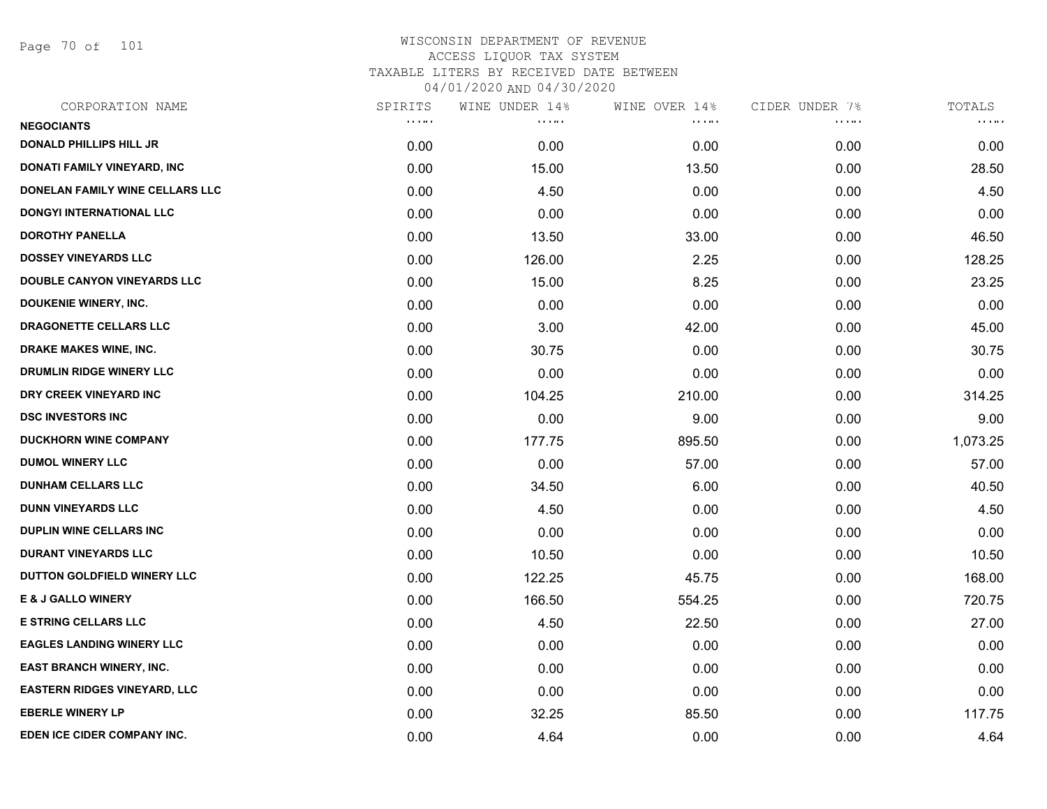# WISCONSIN DEPARTMENT OF REVENUE
ACCESS LIQUOR TAX SYSTEM
TAXABLE LITERS BY RECEIVED DATE BETWEEN
04/01/2020 AND 04/30/2020

| CORPORATION NAME | SPIRITS | WINE UNDER 14% | WINE OVER 14% | CIDER UNDER 7% | TOTALS |
|---|---|---|---|---|---|
| NEGOCIANTS | | | | | |
| DONALD PHILLIPS HILL JR | 0.00 | 0.00 | 0.00 | 0.00 | 0.00 |
| DONATI FAMILY VINEYARD, INC | 0.00 | 15.00 | 13.50 | 0.00 | 28.50 |
| DONELAN FAMILY WINE CELLARS LLC | 0.00 | 4.50 | 0.00 | 0.00 | 4.50 |
| DONGYI INTERNATIONAL LLC | 0.00 | 0.00 | 0.00 | 0.00 | 0.00 |
| DOROTHY PANELLA | 0.00 | 13.50 | 33.00 | 0.00 | 46.50 |
| DOSSEY VINEYARDS LLC | 0.00 | 126.00 | 2.25 | 0.00 | 128.25 |
| DOUBLE CANYON VINEYARDS LLC | 0.00 | 15.00 | 8.25 | 0.00 | 23.25 |
| DOUKENIE WINERY, INC. | 0.00 | 0.00 | 0.00 | 0.00 | 0.00 |
| DRAGONETTE CELLARS LLC | 0.00 | 3.00 | 42.00 | 0.00 | 45.00 |
| DRAKE MAKES WINE, INC. | 0.00 | 30.75 | 0.00 | 0.00 | 30.75 |
| DRUMLIN RIDGE WINERY LLC | 0.00 | 0.00 | 0.00 | 0.00 | 0.00 |
| DRY CREEK VINEYARD INC | 0.00 | 104.25 | 210.00 | 0.00 | 314.25 |
| DSC INVESTORS INC | 0.00 | 0.00 | 9.00 | 0.00 | 9.00 |
| DUCKHORN WINE COMPANY | 0.00 | 177.75 | 895.50 | 0.00 | 1,073.25 |
| DUMOL WINERY LLC | 0.00 | 0.00 | 57.00 | 0.00 | 57.00 |
| DUNHAM CELLARS LLC | 0.00 | 34.50 | 6.00 | 0.00 | 40.50 |
| DUNN VINEYARDS LLC | 0.00 | 4.50 | 0.00 | 0.00 | 4.50 |
| DUPLIN WINE CELLARS INC | 0.00 | 0.00 | 0.00 | 0.00 | 0.00 |
| DURANT VINEYARDS LLC | 0.00 | 10.50 | 0.00 | 0.00 | 10.50 |
| DUTTON GOLDFIELD WINERY LLC | 0.00 | 122.25 | 45.75 | 0.00 | 168.00 |
| E & J GALLO WINERY | 0.00 | 166.50 | 554.25 | 0.00 | 720.75 |
| E STRING CELLARS LLC | 0.00 | 4.50 | 22.50 | 0.00 | 27.00 |
| EAGLES LANDING WINERY LLC | 0.00 | 0.00 | 0.00 | 0.00 | 0.00 |
| EAST BRANCH WINERY, INC. | 0.00 | 0.00 | 0.00 | 0.00 | 0.00 |
| EASTERN RIDGES VINEYARD, LLC | 0.00 | 0.00 | 0.00 | 0.00 | 0.00 |
| EBERLE WINERY LP | 0.00 | 32.25 | 85.50 | 0.00 | 117.75 |
| EDEN ICE CIDER COMPANY INC. | 0.00 | 4.64 | 0.00 | 0.00 | 4.64 |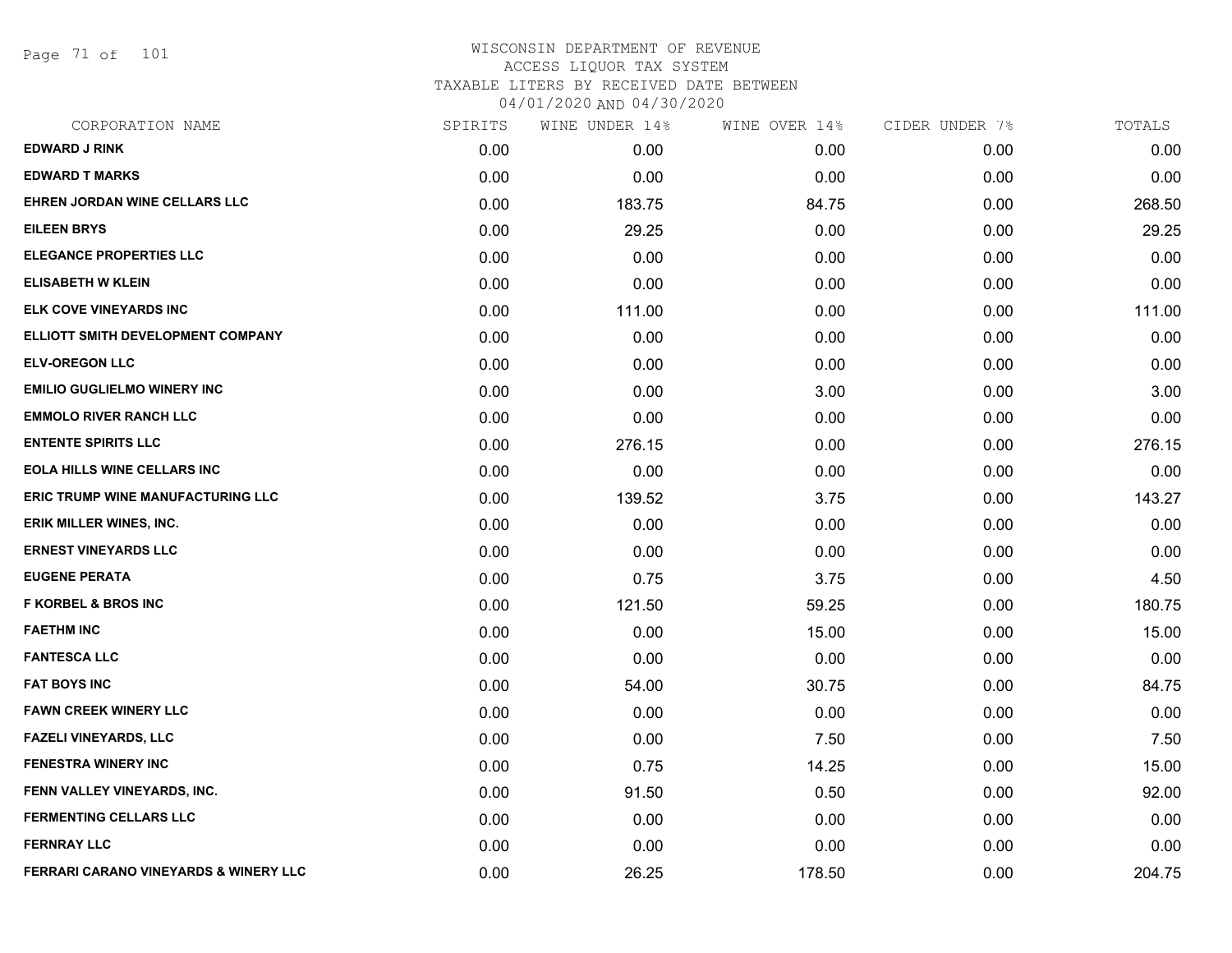WISCONSIN DEPARTMENT OF REVENUE
ACCESS LIQUOR TAX SYSTEM
TAXABLE LITERS BY RECEIVED DATE BETWEEN
04/01/2020 AND 04/30/2020

| CORPORATION NAME | SPIRITS | WINE UNDER 14% | WINE OVER 14% | CIDER UNDER 7% | TOTALS |
|---|---|---|---|---|---|
| EDWARD J RINK | 0.00 | 0.00 | 0.00 | 0.00 | 0.00 |
| EDWARD T MARKS | 0.00 | 0.00 | 0.00 | 0.00 | 0.00 |
| EHREN JORDAN WINE CELLARS LLC | 0.00 | 183.75 | 84.75 | 0.00 | 268.50 |
| EILEEN BRYS | 0.00 | 29.25 | 0.00 | 0.00 | 29.25 |
| ELEGANCE PROPERTIES LLC | 0.00 | 0.00 | 0.00 | 0.00 | 0.00 |
| ELISABETH W KLEIN | 0.00 | 0.00 | 0.00 | 0.00 | 0.00 |
| ELK COVE VINEYARDS INC | 0.00 | 111.00 | 0.00 | 0.00 | 111.00 |
| ELLIOTT SMITH DEVELOPMENT COMPANY | 0.00 | 0.00 | 0.00 | 0.00 | 0.00 |
| ELV-OREGON LLC | 0.00 | 0.00 | 0.00 | 0.00 | 0.00 |
| EMILIO GUGLIELMO WINERY INC | 0.00 | 0.00 | 3.00 | 0.00 | 3.00 |
| EMMOLO RIVER RANCH LLC | 0.00 | 0.00 | 0.00 | 0.00 | 0.00 |
| ENTENTE SPIRITS LLC | 0.00 | 276.15 | 0.00 | 0.00 | 276.15 |
| EOLA HILLS WINE CELLARS INC | 0.00 | 0.00 | 0.00 | 0.00 | 0.00 |
| ERIC TRUMP WINE MANUFACTURING LLC | 0.00 | 139.52 | 3.75 | 0.00 | 143.27 |
| ERIK MILLER WINES, INC. | 0.00 | 0.00 | 0.00 | 0.00 | 0.00 |
| ERNEST VINEYARDS LLC | 0.00 | 0.00 | 0.00 | 0.00 | 0.00 |
| EUGENE PERATA | 0.00 | 0.75 | 3.75 | 0.00 | 4.50 |
| F KORBEL & BROS INC | 0.00 | 121.50 | 59.25 | 0.00 | 180.75 |
| FAETHM INC | 0.00 | 0.00 | 15.00 | 0.00 | 15.00 |
| FANTESCA LLC | 0.00 | 0.00 | 0.00 | 0.00 | 0.00 |
| FAT BOYS INC | 0.00 | 54.00 | 30.75 | 0.00 | 84.75 |
| FAWN CREEK WINERY LLC | 0.00 | 0.00 | 0.00 | 0.00 | 0.00 |
| FAZELI VINEYARDS, LLC | 0.00 | 0.00 | 7.50 | 0.00 | 7.50 |
| FENESTRA WINERY INC | 0.00 | 0.75 | 14.25 | 0.00 | 15.00 |
| FENN VALLEY VINEYARDS, INC. | 0.00 | 91.50 | 0.50 | 0.00 | 92.00 |
| FERMENTING CELLARS LLC | 0.00 | 0.00 | 0.00 | 0.00 | 0.00 |
| FERNRAY LLC | 0.00 | 0.00 | 0.00 | 0.00 | 0.00 |
| FERRARI CARANO VINEYARDS & WINERY LLC | 0.00 | 26.25 | 178.50 | 0.00 | 204.75 |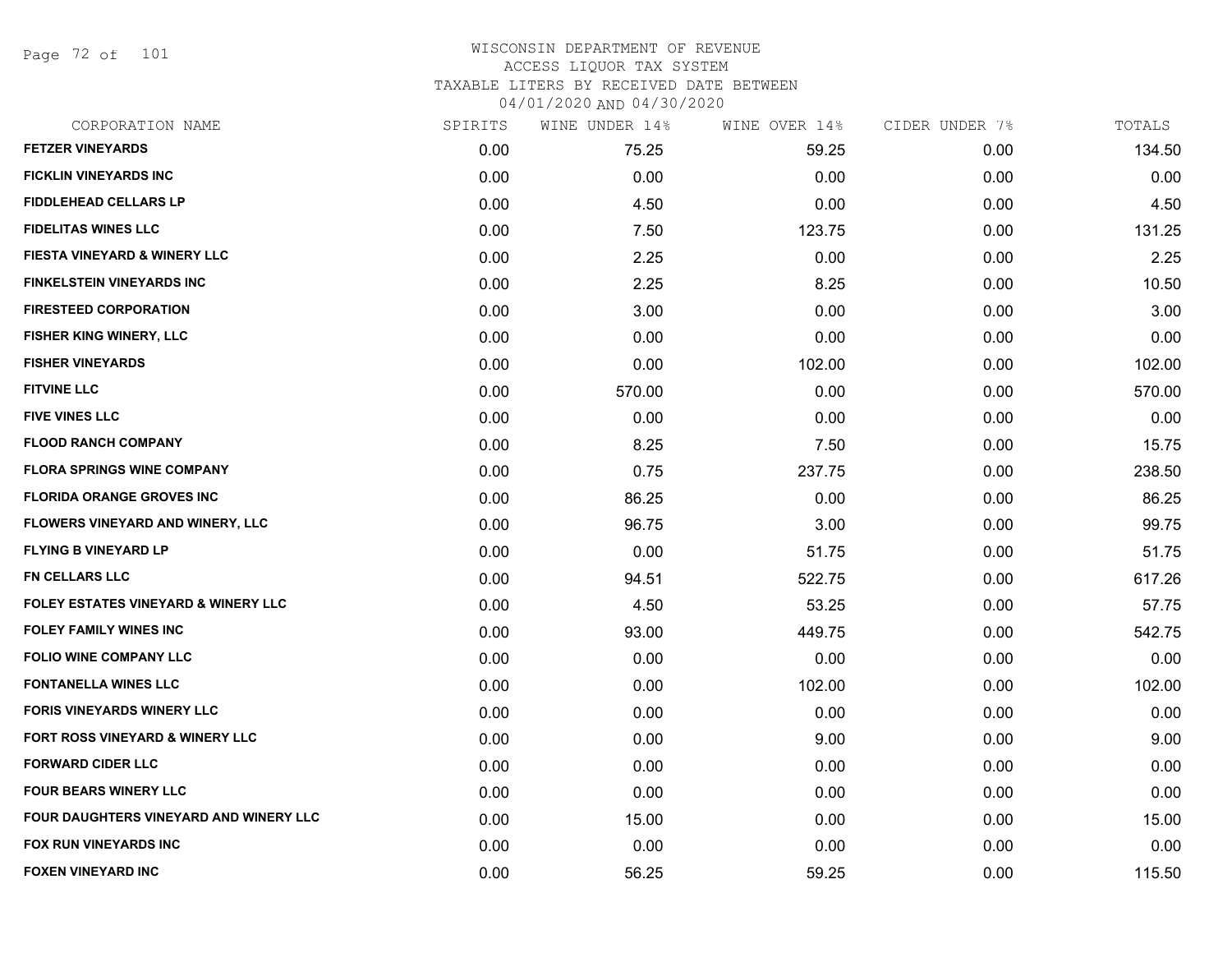# WISCONSIN DEPARTMENT OF REVENUE
ACCESS LIQUOR TAX SYSTEM
TAXABLE LITERS BY RECEIVED DATE BETWEEN
04/01/2020 AND 04/30/2020

| CORPORATION NAME | SPIRITS | WINE UNDER 14% | WINE OVER 14% | CIDER UNDER 7% | TOTALS |
|---|---|---|---|---|---|
| FETZER VINEYARDS | 0.00 | 75.25 | 59.25 | 0.00 | 134.50 |
| FICKLIN VINEYARDS INC | 0.00 | 0.00 | 0.00 | 0.00 | 0.00 |
| FIDDLEHEAD CELLARS LP | 0.00 | 4.50 | 0.00 | 0.00 | 4.50 |
| FIDELITAS WINES LLC | 0.00 | 7.50 | 123.75 | 0.00 | 131.25 |
| FIESTA VINEYARD & WINERY LLC | 0.00 | 2.25 | 0.00 | 0.00 | 2.25 |
| FINKELSTEIN VINEYARDS INC | 0.00 | 2.25 | 8.25 | 0.00 | 10.50 |
| FIRESTEED CORPORATION | 0.00 | 3.00 | 0.00 | 0.00 | 3.00 |
| FISHER KING WINERY, LLC | 0.00 | 0.00 | 0.00 | 0.00 | 0.00 |
| FISHER VINEYARDS | 0.00 | 0.00 | 102.00 | 0.00 | 102.00 |
| FITVINE LLC | 0.00 | 570.00 | 0.00 | 0.00 | 570.00 |
| FIVE VINES LLC | 0.00 | 0.00 | 0.00 | 0.00 | 0.00 |
| FLOOD RANCH COMPANY | 0.00 | 8.25 | 7.50 | 0.00 | 15.75 |
| FLORA SPRINGS WINE COMPANY | 0.00 | 0.75 | 237.75 | 0.00 | 238.50 |
| FLORIDA ORANGE GROVES INC | 0.00 | 86.25 | 0.00 | 0.00 | 86.25 |
| FLOWERS VINEYARD AND WINERY, LLC | 0.00 | 96.75 | 3.00 | 0.00 | 99.75 |
| FLYING B VINEYARD LP | 0.00 | 0.00 | 51.75 | 0.00 | 51.75 |
| FN CELLARS LLC | 0.00 | 94.51 | 522.75 | 0.00 | 617.26 |
| FOLEY ESTATES VINEYARD & WINERY LLC | 0.00 | 4.50 | 53.25 | 0.00 | 57.75 |
| FOLEY FAMILY WINES INC | 0.00 | 93.00 | 449.75 | 0.00 | 542.75 |
| FOLIO WINE COMPANY LLC | 0.00 | 0.00 | 0.00 | 0.00 | 0.00 |
| FONTANELLA WINES LLC | 0.00 | 0.00 | 102.00 | 0.00 | 102.00 |
| FORIS VINEYARDS WINERY LLC | 0.00 | 0.00 | 0.00 | 0.00 | 0.00 |
| FORT ROSS VINEYARD & WINERY LLC | 0.00 | 0.00 | 9.00 | 0.00 | 9.00 |
| FORWARD CIDER LLC | 0.00 | 0.00 | 0.00 | 0.00 | 0.00 |
| FOUR BEARS WINERY LLC | 0.00 | 0.00 | 0.00 | 0.00 | 0.00 |
| FOUR DAUGHTERS VINEYARD AND WINERY LLC | 0.00 | 15.00 | 0.00 | 0.00 | 15.00 |
| FOX RUN VINEYARDS INC | 0.00 | 0.00 | 0.00 | 0.00 | 0.00 |
| FOXEN VINEYARD INC | 0.00 | 56.25 | 59.25 | 0.00 | 115.50 |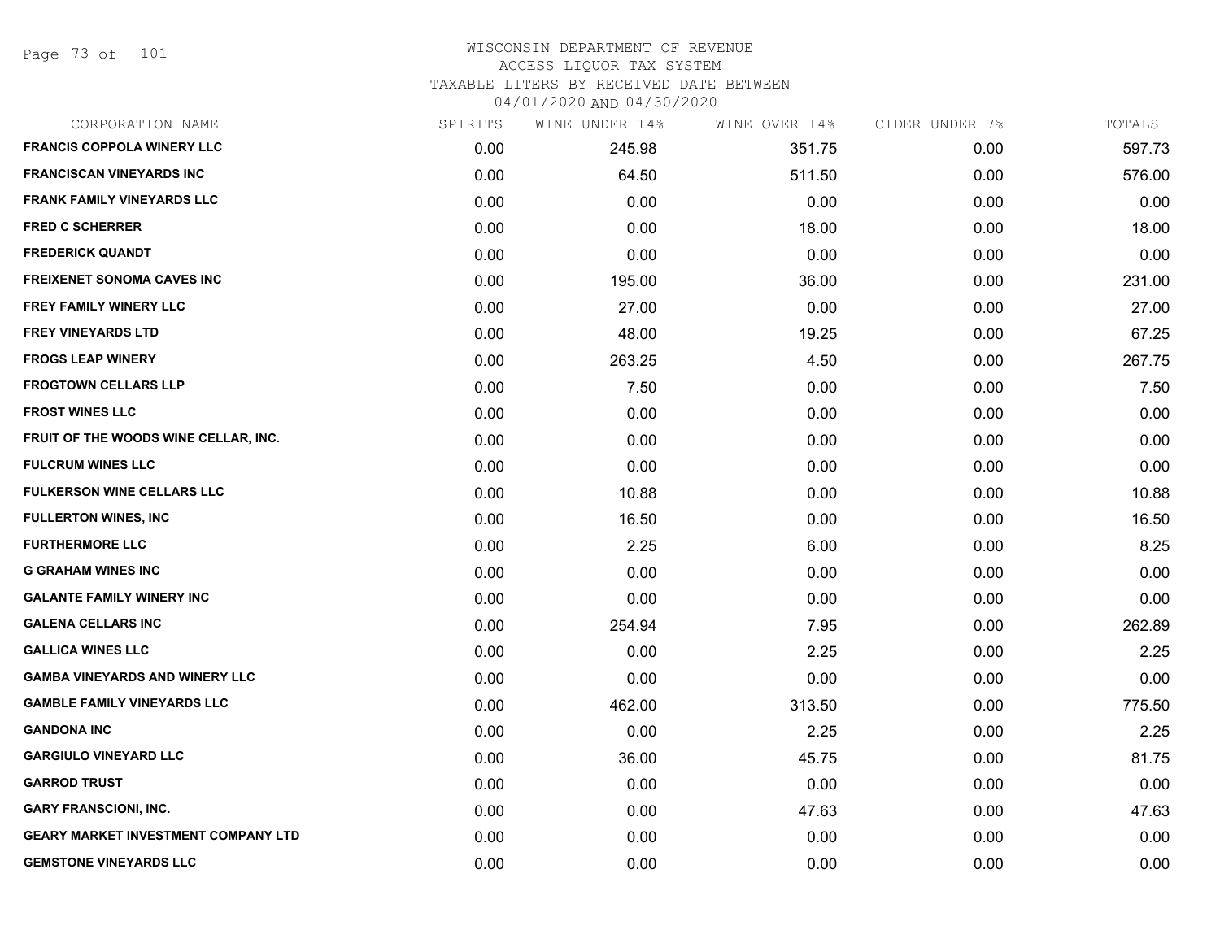WISCONSIN DEPARTMENT OF REVENUE
ACCESS LIQUOR TAX SYSTEM
TAXABLE LITERS BY RECEIVED DATE BETWEEN
04/01/2020 AND 04/30/2020

| CORPORATION NAME | SPIRITS | WINE UNDER 14% | WINE OVER 14% | CIDER UNDER 7% | TOTALS |
|---|---|---|---|---|---|
| FRANCIS COPPOLA WINERY LLC | 0.00 | 245.98 | 351.75 | 0.00 | 597.73 |
| FRANCISCAN VINEYARDS INC | 0.00 | 64.50 | 511.50 | 0.00 | 576.00 |
| FRANK FAMILY VINEYARDS LLC | 0.00 | 0.00 | 0.00 | 0.00 | 0.00 |
| FRED C SCHERRER | 0.00 | 0.00 | 18.00 | 0.00 | 18.00 |
| FREDERICK QUANDT | 0.00 | 0.00 | 0.00 | 0.00 | 0.00 |
| FREIXENET SONOMA CAVES INC | 0.00 | 195.00 | 36.00 | 0.00 | 231.00 |
| FREY FAMILY WINERY LLC | 0.00 | 27.00 | 0.00 | 0.00 | 27.00 |
| FREY VINEYARDS LTD | 0.00 | 48.00 | 19.25 | 0.00 | 67.25 |
| FROGS LEAP WINERY | 0.00 | 263.25 | 4.50 | 0.00 | 267.75 |
| FROGTOWN CELLARS LLP | 0.00 | 7.50 | 0.00 | 0.00 | 7.50 |
| FROST WINES LLC | 0.00 | 0.00 | 0.00 | 0.00 | 0.00 |
| FRUIT OF THE WOODS WINE CELLAR, INC. | 0.00 | 0.00 | 0.00 | 0.00 | 0.00 |
| FULCRUM WINES LLC | 0.00 | 0.00 | 0.00 | 0.00 | 0.00 |
| FULKERSON WINE CELLARS LLC | 0.00 | 10.88 | 0.00 | 0.00 | 10.88 |
| FULLERTON WINES, INC | 0.00 | 16.50 | 0.00 | 0.00 | 16.50 |
| FURTHERMORE LLC | 0.00 | 2.25 | 6.00 | 0.00 | 8.25 |
| G GRAHAM WINES INC | 0.00 | 0.00 | 0.00 | 0.00 | 0.00 |
| GALANTE FAMILY WINERY INC | 0.00 | 0.00 | 0.00 | 0.00 | 0.00 |
| GALENA CELLARS INC | 0.00 | 254.94 | 7.95 | 0.00 | 262.89 |
| GALLICA WINES LLC | 0.00 | 0.00 | 2.25 | 0.00 | 2.25 |
| GAMBA VINEYARDS AND WINERY LLC | 0.00 | 0.00 | 0.00 | 0.00 | 0.00 |
| GAMBLE FAMILY VINEYARDS LLC | 0.00 | 462.00 | 313.50 | 0.00 | 775.50 |
| GANDONA INC | 0.00 | 0.00 | 2.25 | 0.00 | 2.25 |
| GARGIULO VINEYARD LLC | 0.00 | 36.00 | 45.75 | 0.00 | 81.75 |
| GARROD TRUST | 0.00 | 0.00 | 0.00 | 0.00 | 0.00 |
| GARY FRANSCIONI, INC. | 0.00 | 0.00 | 47.63 | 0.00 | 47.63 |
| GEARY MARKET INVESTMENT COMPANY LTD | 0.00 | 0.00 | 0.00 | 0.00 | 0.00 |
| GEMSTONE VINEYARDS LLC | 0.00 | 0.00 | 0.00 | 0.00 | 0.00 |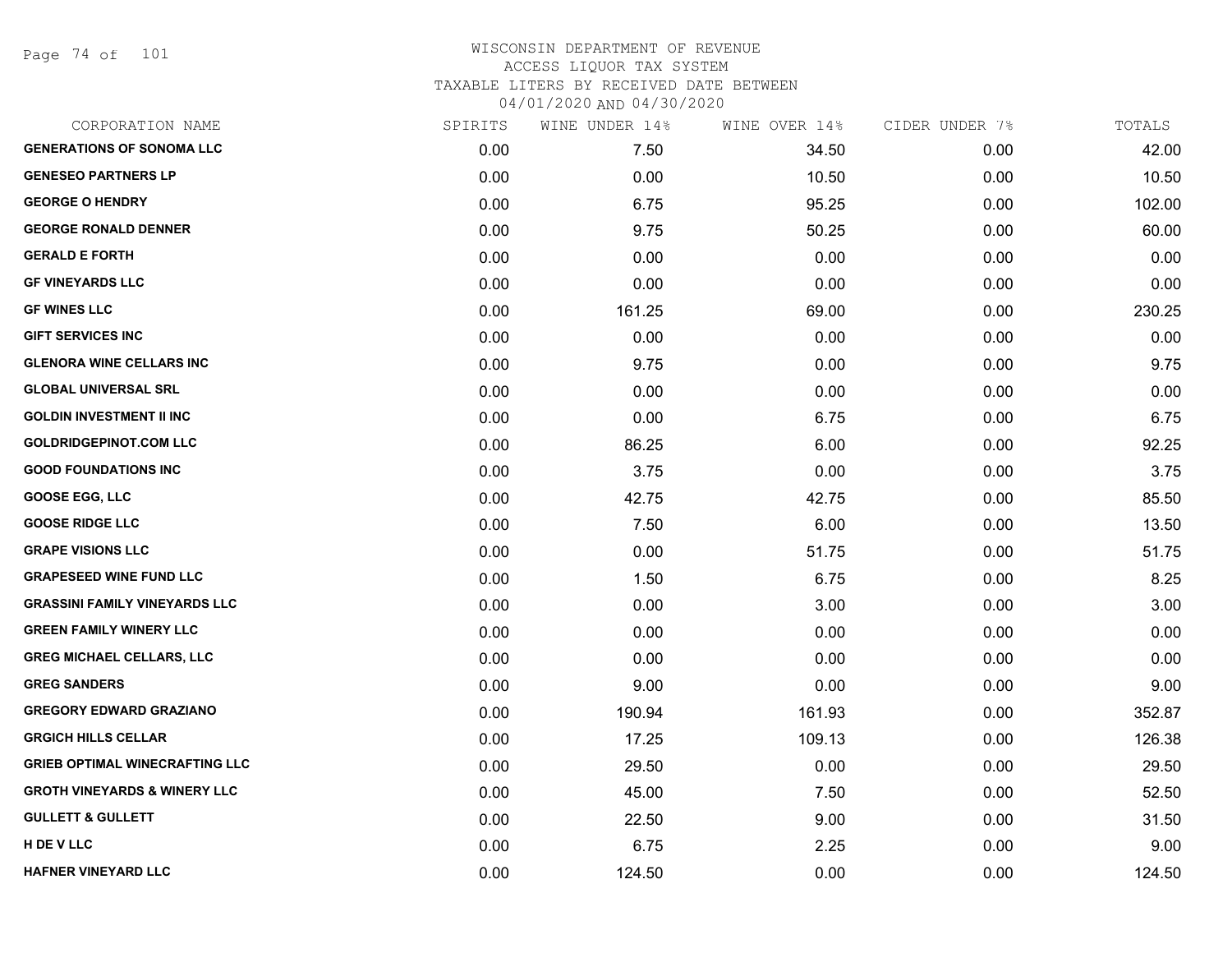# WISCONSIN DEPARTMENT OF REVENUE
## ACCESS LIQUOR TAX SYSTEM
### TAXABLE LITERS BY RECEIVED DATE BETWEEN 04/01/2020 AND 04/30/2020

| CORPORATION NAME | SPIRITS | WINE UNDER 14% | WINE OVER 14% | CIDER UNDER 7% | TOTALS |
|---|---|---|---|---|---|
| GENERATIONS OF SONOMA LLC | 0.00 | 7.50 | 34.50 | 0.00 | 42.00 |
| GENESEO PARTNERS LP | 0.00 | 0.00 | 10.50 | 0.00 | 10.50 |
| GEORGE O HENDRY | 0.00 | 6.75 | 95.25 | 0.00 | 102.00 |
| GEORGE RONALD DENNER | 0.00 | 9.75 | 50.25 | 0.00 | 60.00 |
| GERALD E FORTH | 0.00 | 0.00 | 0.00 | 0.00 | 0.00 |
| GF VINEYARDS LLC | 0.00 | 0.00 | 0.00 | 0.00 | 0.00 |
| GF WINES LLC | 0.00 | 161.25 | 69.00 | 0.00 | 230.25 |
| GIFT SERVICES INC | 0.00 | 0.00 | 0.00 | 0.00 | 0.00 |
| GLENORA WINE CELLARS INC | 0.00 | 9.75 | 0.00 | 0.00 | 9.75 |
| GLOBAL UNIVERSAL SRL | 0.00 | 0.00 | 0.00 | 0.00 | 0.00 |
| GOLDIN INVESTMENT II INC | 0.00 | 0.00 | 6.75 | 0.00 | 6.75 |
| GOLDRIDGEPINOT.COM LLC | 0.00 | 86.25 | 6.00 | 0.00 | 92.25 |
| GOOD FOUNDATIONS INC | 0.00 | 3.75 | 0.00 | 0.00 | 3.75 |
| GOOSE EGG, LLC | 0.00 | 42.75 | 42.75 | 0.00 | 85.50 |
| GOOSE RIDGE LLC | 0.00 | 7.50 | 6.00 | 0.00 | 13.50 |
| GRAPE VISIONS LLC | 0.00 | 0.00 | 51.75 | 0.00 | 51.75 |
| GRAPESEED WINE FUND LLC | 0.00 | 1.50 | 6.75 | 0.00 | 8.25 |
| GRASSINI FAMILY VINEYARDS LLC | 0.00 | 0.00 | 3.00 | 0.00 | 3.00 |
| GREEN FAMILY WINERY LLC | 0.00 | 0.00 | 0.00 | 0.00 | 0.00 |
| GREG MICHAEL CELLARS, LLC | 0.00 | 0.00 | 0.00 | 0.00 | 0.00 |
| GREG SANDERS | 0.00 | 9.00 | 0.00 | 0.00 | 9.00 |
| GREGORY EDWARD GRAZIANO | 0.00 | 190.94 | 161.93 | 0.00 | 352.87 |
| GRGICH HILLS CELLAR | 0.00 | 17.25 | 109.13 | 0.00 | 126.38 |
| GRIEB OPTIMAL WINECRAFTING LLC | 0.00 | 29.50 | 0.00 | 0.00 | 29.50 |
| GROTH VINEYARDS & WINERY LLC | 0.00 | 45.00 | 7.50 | 0.00 | 52.50 |
| GULLETT & GULLETT | 0.00 | 22.50 | 9.00 | 0.00 | 31.50 |
| H DE V LLC | 0.00 | 6.75 | 2.25 | 0.00 | 9.00 |
| HAFNER VINEYARD LLC | 0.00 | 124.50 | 0.00 | 0.00 | 124.50 |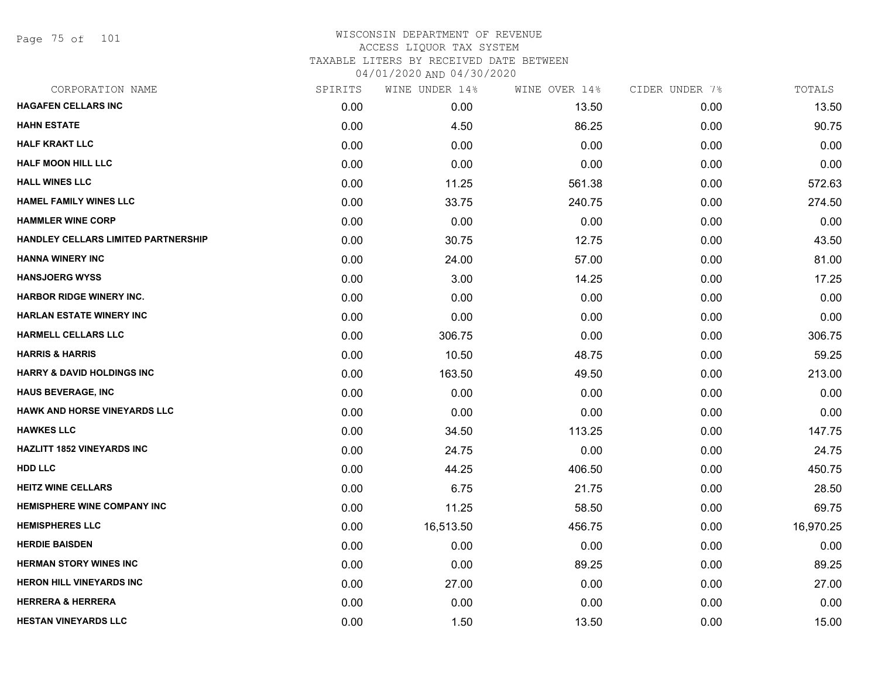# WISCONSIN DEPARTMENT OF REVENUE
## ACCESS LIQUOR TAX SYSTEM
### TAXABLE LITERS BY RECEIVED DATE BETWEEN 04/01/2020 AND 04/30/2020

| CORPORATION NAME | SPIRITS | WINE UNDER 14% | WINE OVER 14% | CIDER UNDER 7% | TOTALS |
|---|---|---|---|---|---|
| HAGAFEN CELLARS INC | 0.00 | 0.00 | 13.50 | 0.00 | 13.50 |
| HAHN ESTATE | 0.00 | 4.50 | 86.25 | 0.00 | 90.75 |
| HALF KRAKT LLC | 0.00 | 0.00 | 0.00 | 0.00 | 0.00 |
| HALF MOON HILL LLC | 0.00 | 0.00 | 0.00 | 0.00 | 0.00 |
| HALL WINES LLC | 0.00 | 11.25 | 561.38 | 0.00 | 572.63 |
| HAMEL FAMILY WINES LLC | 0.00 | 33.75 | 240.75 | 0.00 | 274.50 |
| HAMMLER WINE CORP | 0.00 | 0.00 | 0.00 | 0.00 | 0.00 |
| HANDLEY CELLARS LIMITED PARTNERSHIP | 0.00 | 30.75 | 12.75 | 0.00 | 43.50 |
| HANNA WINERY INC | 0.00 | 24.00 | 57.00 | 0.00 | 81.00 |
| HANSJOERG WYSS | 0.00 | 3.00 | 14.25 | 0.00 | 17.25 |
| HARBOR RIDGE WINERY INC. | 0.00 | 0.00 | 0.00 | 0.00 | 0.00 |
| HARLAN ESTATE WINERY INC | 0.00 | 0.00 | 0.00 | 0.00 | 0.00 |
| HARMELL CELLARS LLC | 0.00 | 306.75 | 0.00 | 0.00 | 306.75 |
| HARRIS & HARRIS | 0.00 | 10.50 | 48.75 | 0.00 | 59.25 |
| HARRY & DAVID HOLDINGS INC | 0.00 | 163.50 | 49.50 | 0.00 | 213.00 |
| HAUS BEVERAGE, INC | 0.00 | 0.00 | 0.00 | 0.00 | 0.00 |
| HAWK AND HORSE VINEYARDS LLC | 0.00 | 0.00 | 0.00 | 0.00 | 0.00 |
| HAWKES LLC | 0.00 | 34.50 | 113.25 | 0.00 | 147.75 |
| HAZLITT 1852 VINEYARDS INC | 0.00 | 24.75 | 0.00 | 0.00 | 24.75 |
| HDD LLC | 0.00 | 44.25 | 406.50 | 0.00 | 450.75 |
| HEITZ WINE CELLARS | 0.00 | 6.75 | 21.75 | 0.00 | 28.50 |
| HEMISPHERE WINE COMPANY INC | 0.00 | 11.25 | 58.50 | 0.00 | 69.75 |
| HEMISPHERES LLC | 0.00 | 16,513.50 | 456.75 | 0.00 | 16,970.25 |
| HERDIE BAISDEN | 0.00 | 0.00 | 0.00 | 0.00 | 0.00 |
| HERMAN STORY WINES INC | 0.00 | 0.00 | 89.25 | 0.00 | 89.25 |
| HERON HILL VINEYARDS INC | 0.00 | 27.00 | 0.00 | 0.00 | 27.00 |
| HERRERA & HERRERA | 0.00 | 0.00 | 0.00 | 0.00 | 0.00 |
| HESTAN VINEYARDS LLC | 0.00 | 1.50 | 13.50 | 0.00 | 15.00 |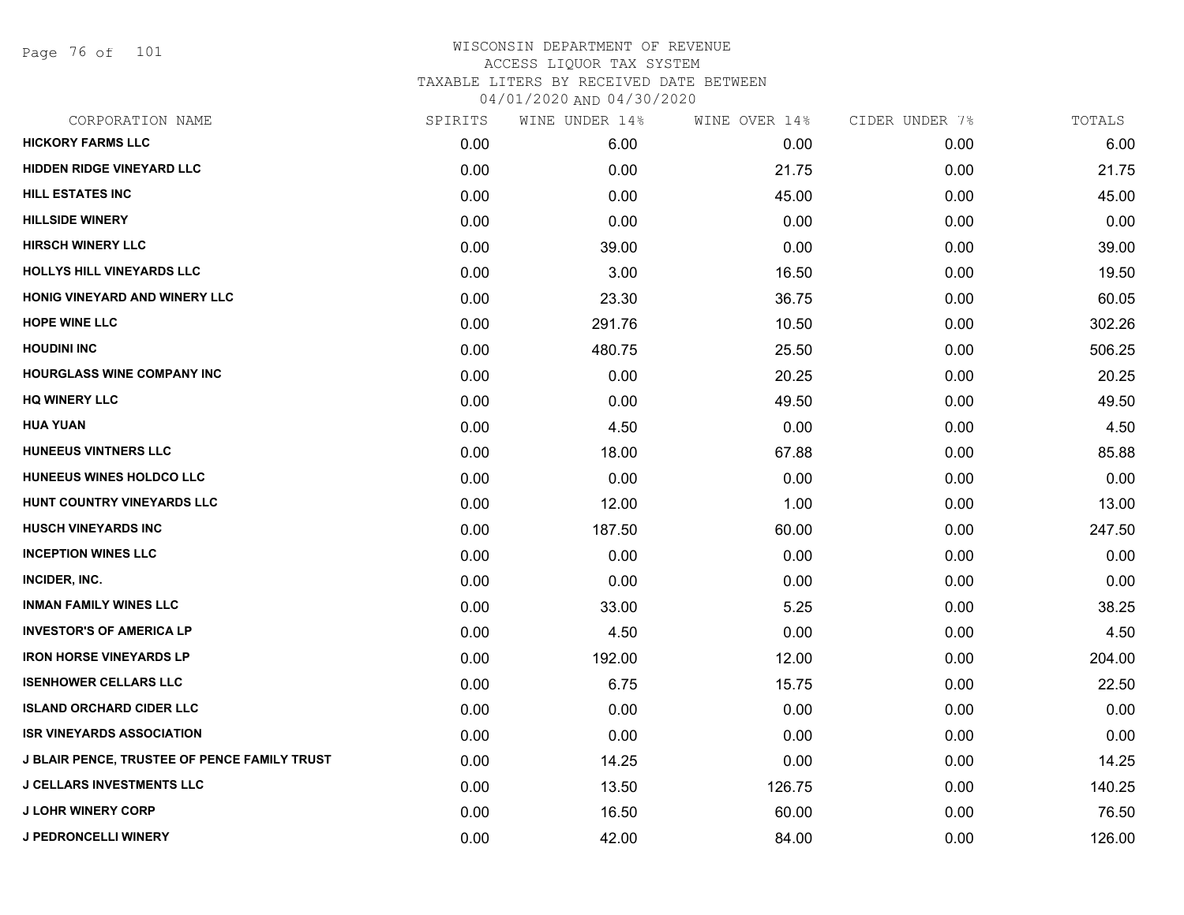WISCONSIN DEPARTMENT OF REVENUE
ACCESS LIQUOR TAX SYSTEM
TAXABLE LITERS BY RECEIVED DATE BETWEEN
04/01/2020 AND 04/30/2020

| CORPORATION NAME | SPIRITS | WINE UNDER 14% | WINE OVER 14% | CIDER UNDER 7% | TOTALS |
|---|---|---|---|---|---|
| HICKORY FARMS LLC | 0.00 | 6.00 | 0.00 | 0.00 | 6.00 |
| HIDDEN RIDGE VINEYARD LLC | 0.00 | 0.00 | 21.75 | 0.00 | 21.75 |
| HILL ESTATES INC | 0.00 | 0.00 | 45.00 | 0.00 | 45.00 |
| HILLSIDE WINERY | 0.00 | 0.00 | 0.00 | 0.00 | 0.00 |
| HIRSCH WINERY LLC | 0.00 | 39.00 | 0.00 | 0.00 | 39.00 |
| HOLLYS HILL VINEYARDS LLC | 0.00 | 3.00 | 16.50 | 0.00 | 19.50 |
| HONIG VINEYARD AND WINERY LLC | 0.00 | 23.30 | 36.75 | 0.00 | 60.05 |
| HOPE WINE LLC | 0.00 | 291.76 | 10.50 | 0.00 | 302.26 |
| HOUDINI INC | 0.00 | 480.75 | 25.50 | 0.00 | 506.25 |
| HOURGLASS WINE COMPANY INC | 0.00 | 0.00 | 20.25 | 0.00 | 20.25 |
| HQ WINERY LLC | 0.00 | 0.00 | 49.50 | 0.00 | 49.50 |
| HUA YUAN | 0.00 | 4.50 | 0.00 | 0.00 | 4.50 |
| HUNEEUS VINTNERS LLC | 0.00 | 18.00 | 67.88 | 0.00 | 85.88 |
| HUNEEUS WINES HOLDCO LLC | 0.00 | 0.00 | 0.00 | 0.00 | 0.00 |
| HUNT COUNTRY VINEYARDS LLC | 0.00 | 12.00 | 1.00 | 0.00 | 13.00 |
| HUSCH VINEYARDS INC | 0.00 | 187.50 | 60.00 | 0.00 | 247.50 |
| INCEPTION WINES LLC | 0.00 | 0.00 | 0.00 | 0.00 | 0.00 |
| INCIDER, INC. | 0.00 | 0.00 | 0.00 | 0.00 | 0.00 |
| INMAN FAMILY WINES LLC | 0.00 | 33.00 | 5.25 | 0.00 | 38.25 |
| INVESTOR'S OF AMERICA LP | 0.00 | 4.50 | 0.00 | 0.00 | 4.50 |
| IRON HORSE VINEYARDS LP | 0.00 | 192.00 | 12.00 | 0.00 | 204.00 |
| ISENHOWER CELLARS LLC | 0.00 | 6.75 | 15.75 | 0.00 | 22.50 |
| ISLAND ORCHARD CIDER LLC | 0.00 | 0.00 | 0.00 | 0.00 | 0.00 |
| ISR VINEYARDS ASSOCIATION | 0.00 | 0.00 | 0.00 | 0.00 | 0.00 |
| J BLAIR PENCE, TRUSTEE OF PENCE FAMILY TRUST | 0.00 | 14.25 | 0.00 | 0.00 | 14.25 |
| J CELLARS INVESTMENTS LLC | 0.00 | 13.50 | 126.75 | 0.00 | 140.25 |
| J LOHR WINERY CORP | 0.00 | 16.50 | 60.00 | 0.00 | 76.50 |
| J PEDRONCELLI WINERY | 0.00 | 42.00 | 84.00 | 0.00 | 126.00 |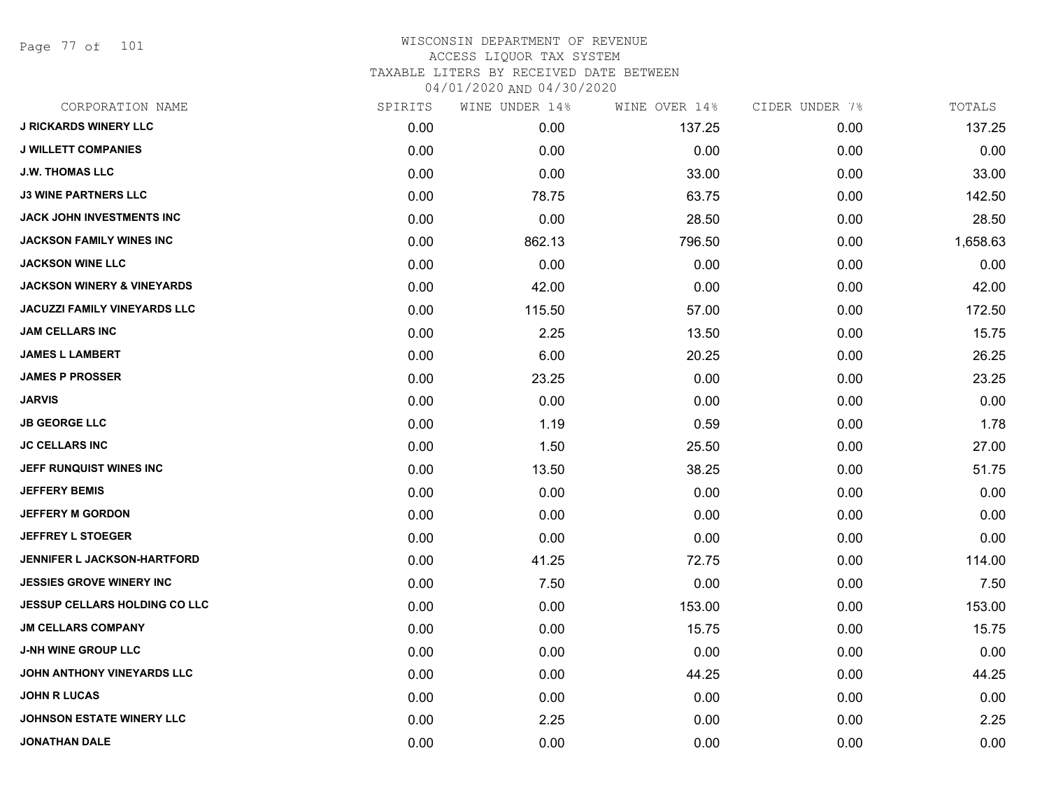WISCONSIN DEPARTMENT OF REVENUE
ACCESS LIQUOR TAX SYSTEM
TAXABLE LITERS BY RECEIVED DATE BETWEEN
04/01/2020 AND 04/30/2020

| CORPORATION NAME | SPIRITS | WINE UNDER 14% | WINE OVER 14% | CIDER UNDER 7% | TOTALS |
|---|---|---|---|---|---|
| J RICKARDS WINERY LLC | 0.00 | 0.00 | 137.25 | 0.00 | 137.25 |
| J WILLETT COMPANIES | 0.00 | 0.00 | 0.00 | 0.00 | 0.00 |
| J.W. THOMAS LLC | 0.00 | 0.00 | 33.00 | 0.00 | 33.00 |
| J3 WINE PARTNERS LLC | 0.00 | 78.75 | 63.75 | 0.00 | 142.50 |
| JACK JOHN INVESTMENTS INC | 0.00 | 0.00 | 28.50 | 0.00 | 28.50 |
| JACKSON FAMILY WINES INC | 0.00 | 862.13 | 796.50 | 0.00 | 1,658.63 |
| JACKSON WINE LLC | 0.00 | 0.00 | 0.00 | 0.00 | 0.00 |
| JACKSON WINERY & VINEYARDS | 0.00 | 42.00 | 0.00 | 0.00 | 42.00 |
| JACUZZI FAMILY VINEYARDS LLC | 0.00 | 115.50 | 57.00 | 0.00 | 172.50 |
| JAM CELLARS INC | 0.00 | 2.25 | 13.50 | 0.00 | 15.75 |
| JAMES L LAMBERT | 0.00 | 6.00 | 20.25 | 0.00 | 26.25 |
| JAMES P PROSSER | 0.00 | 23.25 | 0.00 | 0.00 | 23.25 |
| JARVIS | 0.00 | 0.00 | 0.00 | 0.00 | 0.00 |
| JB GEORGE LLC | 0.00 | 1.19 | 0.59 | 0.00 | 1.78 |
| JC CELLARS INC | 0.00 | 1.50 | 25.50 | 0.00 | 27.00 |
| JEFF RUNQUIST WINES INC | 0.00 | 13.50 | 38.25 | 0.00 | 51.75 |
| JEFFERY BEMIS | 0.00 | 0.00 | 0.00 | 0.00 | 0.00 |
| JEFFERY M GORDON | 0.00 | 0.00 | 0.00 | 0.00 | 0.00 |
| JEFFREY L STOEGER | 0.00 | 0.00 | 0.00 | 0.00 | 0.00 |
| JENNIFER L JACKSON-HARTFORD | 0.00 | 41.25 | 72.75 | 0.00 | 114.00 |
| JESSIES GROVE WINERY INC | 0.00 | 7.50 | 0.00 | 0.00 | 7.50 |
| JESSUP CELLARS HOLDING CO LLC | 0.00 | 0.00 | 153.00 | 0.00 | 153.00 |
| JM CELLARS COMPANY | 0.00 | 0.00 | 15.75 | 0.00 | 15.75 |
| J-NH WINE GROUP LLC | 0.00 | 0.00 | 0.00 | 0.00 | 0.00 |
| JOHN ANTHONY VINEYARDS LLC | 0.00 | 0.00 | 44.25 | 0.00 | 44.25 |
| JOHN R LUCAS | 0.00 | 0.00 | 0.00 | 0.00 | 0.00 |
| JOHNSON ESTATE WINERY LLC | 0.00 | 2.25 | 0.00 | 0.00 | 2.25 |
| JONATHAN DALE | 0.00 | 0.00 | 0.00 | 0.00 | 0.00 |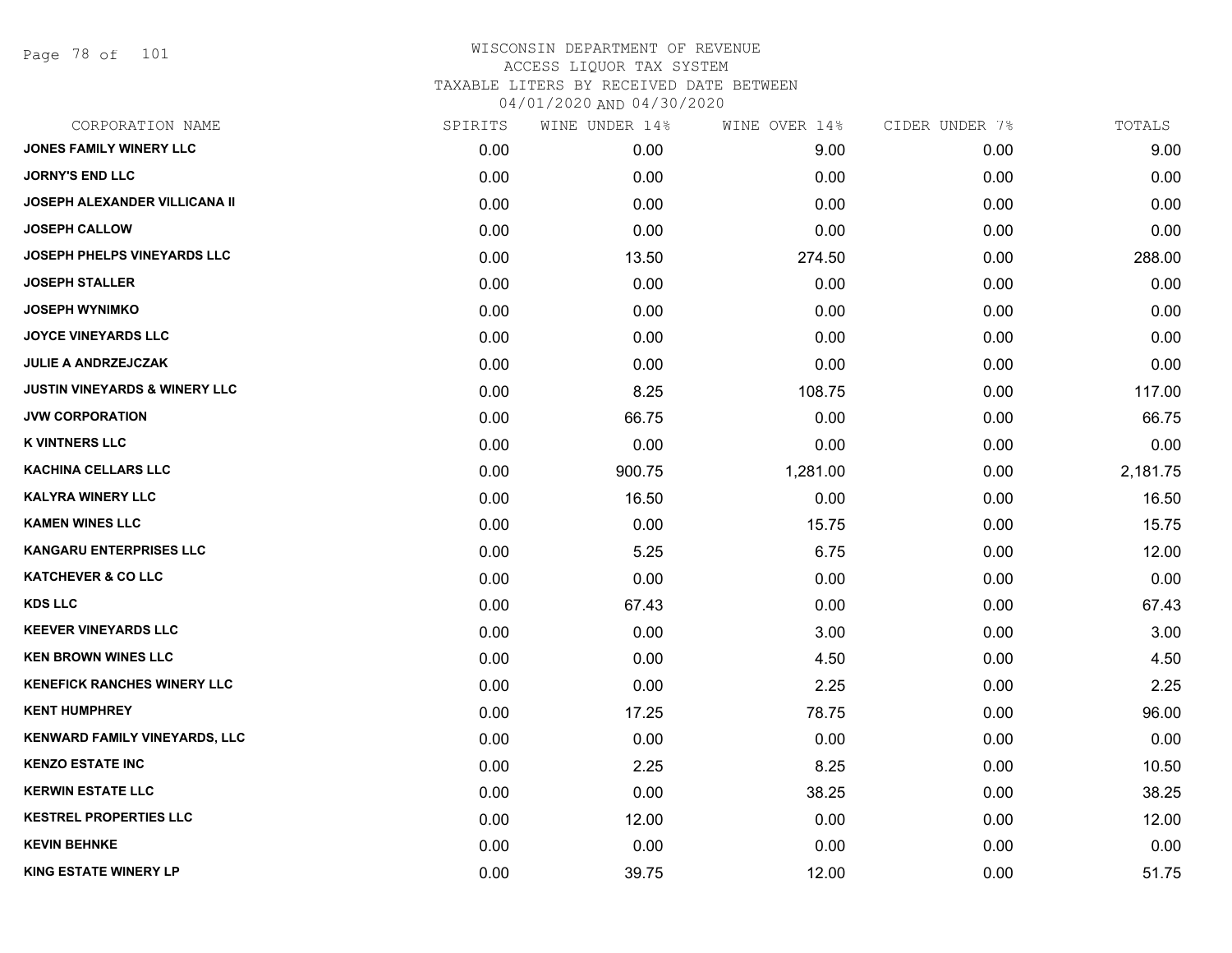WISCONSIN DEPARTMENT OF REVENUE
ACCESS LIQUOR TAX SYSTEM
TAXABLE LITERS BY RECEIVED DATE BETWEEN
04/01/2020 AND 04/30/2020

| CORPORATION NAME | SPIRITS | WINE UNDER 14% | WINE OVER 14% | CIDER UNDER 7% | TOTALS |
|---|---|---|---|---|---|
| JONES FAMILY WINERY LLC | 0.00 | 0.00 | 9.00 | 0.00 | 9.00 |
| JORNY'S END LLC | 0.00 | 0.00 | 0.00 | 0.00 | 0.00 |
| JOSEPH ALEXANDER VILLICANA II | 0.00 | 0.00 | 0.00 | 0.00 | 0.00 |
| JOSEPH CALLOW | 0.00 | 0.00 | 0.00 | 0.00 | 0.00 |
| JOSEPH PHELPS VINEYARDS LLC | 0.00 | 13.50 | 274.50 | 0.00 | 288.00 |
| JOSEPH STALLER | 0.00 | 0.00 | 0.00 | 0.00 | 0.00 |
| JOSEPH WYNIMKO | 0.00 | 0.00 | 0.00 | 0.00 | 0.00 |
| JOYCE VINEYARDS LLC | 0.00 | 0.00 | 0.00 | 0.00 | 0.00 |
| JULIE A ANDRZEJCZAK | 0.00 | 0.00 | 0.00 | 0.00 | 0.00 |
| JUSTIN VINEYARDS & WINERY LLC | 0.00 | 8.25 | 108.75 | 0.00 | 117.00 |
| JVW CORPORATION | 0.00 | 66.75 | 0.00 | 0.00 | 66.75 |
| K VINTNERS LLC | 0.00 | 0.00 | 0.00 | 0.00 | 0.00 |
| KACHINA CELLARS LLC | 0.00 | 900.75 | 1,281.00 | 0.00 | 2,181.75 |
| KALYRA WINERY LLC | 0.00 | 16.50 | 0.00 | 0.00 | 16.50 |
| KAMEN WINES LLC | 0.00 | 0.00 | 15.75 | 0.00 | 15.75 |
| KANGARU ENTERPRISES LLC | 0.00 | 5.25 | 6.75 | 0.00 | 12.00 |
| KATCHEVER & CO LLC | 0.00 | 0.00 | 0.00 | 0.00 | 0.00 |
| KDS LLC | 0.00 | 67.43 | 0.00 | 0.00 | 67.43 |
| KEEVER VINEYARDS LLC | 0.00 | 0.00 | 3.00 | 0.00 | 3.00 |
| KEN BROWN WINES LLC | 0.00 | 0.00 | 4.50 | 0.00 | 4.50 |
| KENEFICK RANCHES WINERY LLC | 0.00 | 0.00 | 2.25 | 0.00 | 2.25 |
| KENT HUMPHREY | 0.00 | 17.25 | 78.75 | 0.00 | 96.00 |
| KENWARD FAMILY VINEYARDS, LLC | 0.00 | 0.00 | 0.00 | 0.00 | 0.00 |
| KENZO ESTATE INC | 0.00 | 2.25 | 8.25 | 0.00 | 10.50 |
| KERWIN ESTATE LLC | 0.00 | 0.00 | 38.25 | 0.00 | 38.25 |
| KESTREL PROPERTIES LLC | 0.00 | 12.00 | 0.00 | 0.00 | 12.00 |
| KEVIN BEHNKE | 0.00 | 0.00 | 0.00 | 0.00 | 0.00 |
| KING ESTATE WINERY LP | 0.00 | 39.75 | 12.00 | 0.00 | 51.75 |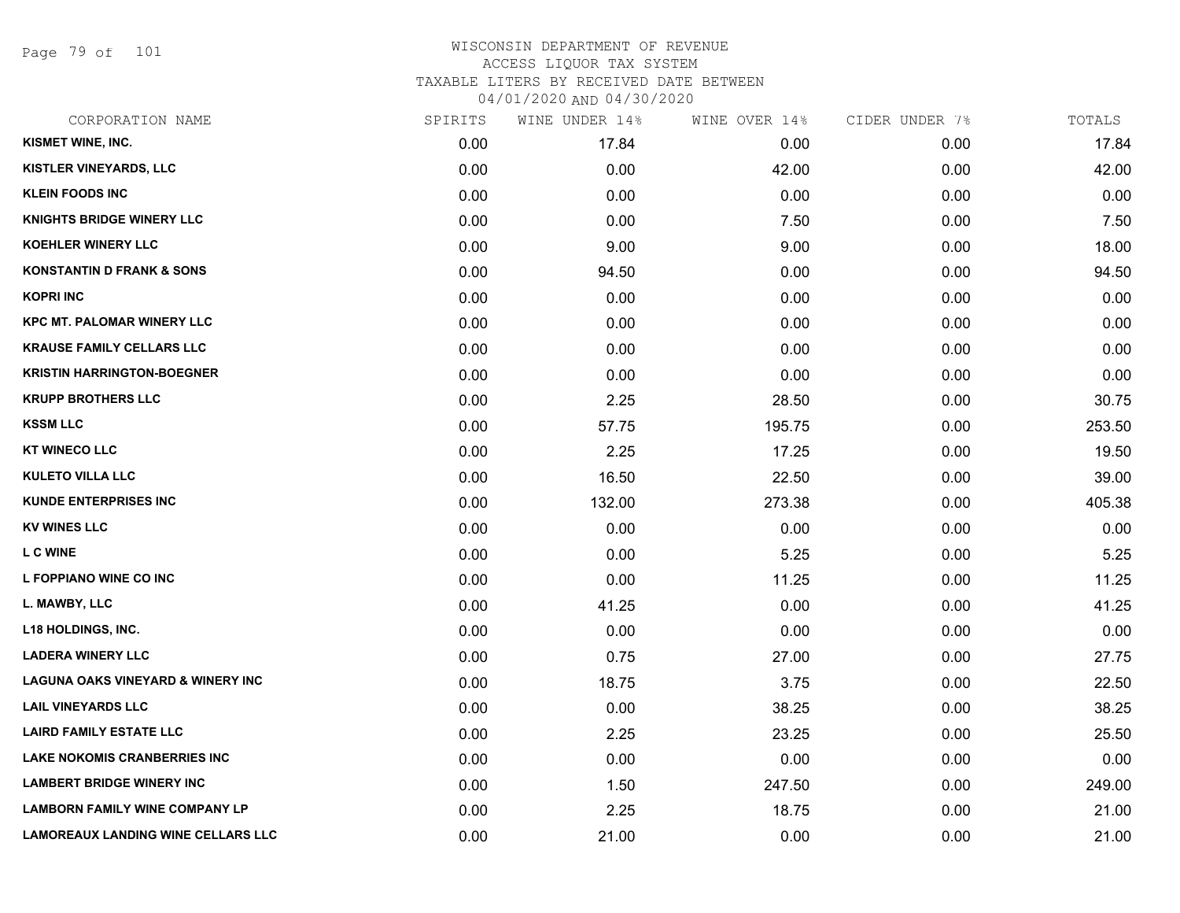WISCONSIN DEPARTMENT OF REVENUE
ACCESS LIQUOR TAX SYSTEM
TAXABLE LITERS BY RECEIVED DATE BETWEEN
04/01/2020 AND 04/30/2020

| CORPORATION NAME | SPIRITS | WINE UNDER 14% | WINE OVER 14% | CIDER UNDER 7% | TOTALS |
|---|---|---|---|---|---|
| KISMET WINE, INC. | 0.00 | 17.84 | 0.00 | 0.00 | 17.84 |
| KISTLER VINEYARDS, LLC | 0.00 | 0.00 | 42.00 | 0.00 | 42.00 |
| KLEIN FOODS INC | 0.00 | 0.00 | 0.00 | 0.00 | 0.00 |
| KNIGHTS BRIDGE WINERY LLC | 0.00 | 0.00 | 7.50 | 0.00 | 7.50 |
| KOEHLER WINERY LLC | 0.00 | 9.00 | 9.00 | 0.00 | 18.00 |
| KONSTANTIN D FRANK & SONS | 0.00 | 94.50 | 0.00 | 0.00 | 94.50 |
| KOPRI INC | 0.00 | 0.00 | 0.00 | 0.00 | 0.00 |
| KPC MT. PALOMAR WINERY LLC | 0.00 | 0.00 | 0.00 | 0.00 | 0.00 |
| KRAUSE FAMILY CELLARS LLC | 0.00 | 0.00 | 0.00 | 0.00 | 0.00 |
| KRISTIN HARRINGTON-BOEGNER | 0.00 | 0.00 | 0.00 | 0.00 | 0.00 |
| KRUPP BROTHERS LLC | 0.00 | 2.25 | 28.50 | 0.00 | 30.75 |
| KSSM LLC | 0.00 | 57.75 | 195.75 | 0.00 | 253.50 |
| KT WINECO LLC | 0.00 | 2.25 | 17.25 | 0.00 | 19.50 |
| KULETO VILLA LLC | 0.00 | 16.50 | 22.50 | 0.00 | 39.00 |
| KUNDE ENTERPRISES INC | 0.00 | 132.00 | 273.38 | 0.00 | 405.38 |
| KV WINES LLC | 0.00 | 0.00 | 0.00 | 0.00 | 0.00 |
| L C WINE | 0.00 | 0.00 | 5.25 | 0.00 | 5.25 |
| L FOPPIANO WINE CO INC | 0.00 | 0.00 | 11.25 | 0.00 | 11.25 |
| L. MAWBY, LLC | 0.00 | 41.25 | 0.00 | 0.00 | 41.25 |
| L18 HOLDINGS, INC. | 0.00 | 0.00 | 0.00 | 0.00 | 0.00 |
| LADERA WINERY LLC | 0.00 | 0.75 | 27.00 | 0.00 | 27.75 |
| LAGUNA OAKS VINEYARD & WINERY INC | 0.00 | 18.75 | 3.75 | 0.00 | 22.50 |
| LAIL VINEYARDS LLC | 0.00 | 0.00 | 38.25 | 0.00 | 38.25 |
| LAIRD FAMILY ESTATE LLC | 0.00 | 2.25 | 23.25 | 0.00 | 25.50 |
| LAKE NOKOMIS CRANBERRIES INC | 0.00 | 0.00 | 0.00 | 0.00 | 0.00 |
| LAMBERT BRIDGE WINERY INC | 0.00 | 1.50 | 247.50 | 0.00 | 249.00 |
| LAMBORN FAMILY WINE COMPANY LP | 0.00 | 2.25 | 18.75 | 0.00 | 21.00 |
| LAMOREAUX LANDING WINE CELLARS LLC | 0.00 | 21.00 | 0.00 | 0.00 | 21.00 |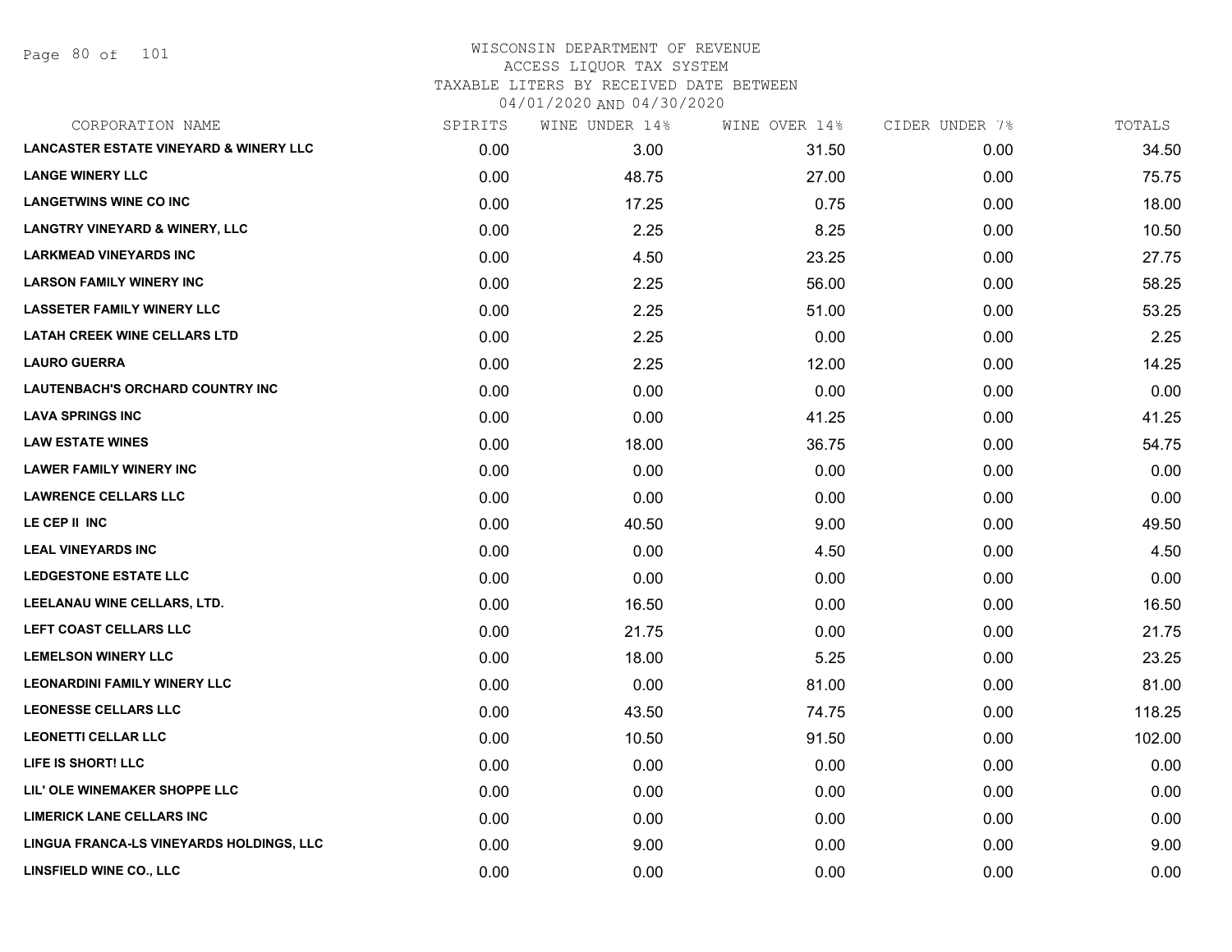# WISCONSIN DEPARTMENT OF REVENUE
## ACCESS LIQUOR TAX SYSTEM
### TAXABLE LITERS BY RECEIVED DATE BETWEEN 04/01/2020 AND 04/30/2020

| CORPORATION NAME | SPIRITS | WINE UNDER 14% | WINE OVER 14% | CIDER UNDER 7% | TOTALS |
|---|---|---|---|---|---|
| LANCASTER ESTATE VINEYARD & WINERY LLC | 0.00 | 3.00 | 31.50 | 0.00 | 34.50 |
| LANGE WINERY LLC | 0.00 | 48.75 | 27.00 | 0.00 | 75.75 |
| LANGETWINS WINE CO INC | 0.00 | 17.25 | 0.75 | 0.00 | 18.00 |
| LANGTRY VINEYARD & WINERY, LLC | 0.00 | 2.25 | 8.25 | 0.00 | 10.50 |
| LARKMEAD VINEYARDS INC | 0.00 | 4.50 | 23.25 | 0.00 | 27.75 |
| LARSON FAMILY WINERY INC | 0.00 | 2.25 | 56.00 | 0.00 | 58.25 |
| LASSETER FAMILY WINERY LLC | 0.00 | 2.25 | 51.00 | 0.00 | 53.25 |
| LATAH CREEK WINE CELLARS LTD | 0.00 | 2.25 | 0.00 | 0.00 | 2.25 |
| LAURO GUERRA | 0.00 | 2.25 | 12.00 | 0.00 | 14.25 |
| LAUTENBACH'S ORCHARD COUNTRY INC | 0.00 | 0.00 | 0.00 | 0.00 | 0.00 |
| LAVA SPRINGS INC | 0.00 | 0.00 | 41.25 | 0.00 | 41.25 |
| LAW ESTATE WINES | 0.00 | 18.00 | 36.75 | 0.00 | 54.75 |
| LAWER FAMILY WINERY INC | 0.00 | 0.00 | 0.00 | 0.00 | 0.00 |
| LAWRENCE CELLARS LLC | 0.00 | 0.00 | 0.00 | 0.00 | 0.00 |
| LE CEP II INC | 0.00 | 40.50 | 9.00 | 0.00 | 49.50 |
| LEAL VINEYARDS INC | 0.00 | 0.00 | 4.50 | 0.00 | 4.50 |
| LEDGESTONE ESTATE LLC | 0.00 | 0.00 | 0.00 | 0.00 | 0.00 |
| LEELANAU WINE CELLARS, LTD. | 0.00 | 16.50 | 0.00 | 0.00 | 16.50 |
| LEFT COAST CELLARS LLC | 0.00 | 21.75 | 0.00 | 0.00 | 21.75 |
| LEMELSON WINERY LLC | 0.00 | 18.00 | 5.25 | 0.00 | 23.25 |
| LEONARDINI FAMILY WINERY LLC | 0.00 | 0.00 | 81.00 | 0.00 | 81.00 |
| LEONESSE CELLARS LLC | 0.00 | 43.50 | 74.75 | 0.00 | 118.25 |
| LEONETTI CELLAR LLC | 0.00 | 10.50 | 91.50 | 0.00 | 102.00 |
| LIFE IS SHORT! LLC | 0.00 | 0.00 | 0.00 | 0.00 | 0.00 |
| LIL' OLE WINEMAKER SHOPPE LLC | 0.00 | 0.00 | 0.00 | 0.00 | 0.00 |
| LIMERICK LANE CELLARS INC | 0.00 | 0.00 | 0.00 | 0.00 | 0.00 |
| LINGUA FRANCA-LS VINEYARDS HOLDINGS, LLC | 0.00 | 9.00 | 0.00 | 0.00 | 9.00 |
| LINSFIELD WINE CO., LLC | 0.00 | 0.00 | 0.00 | 0.00 | 0.00 |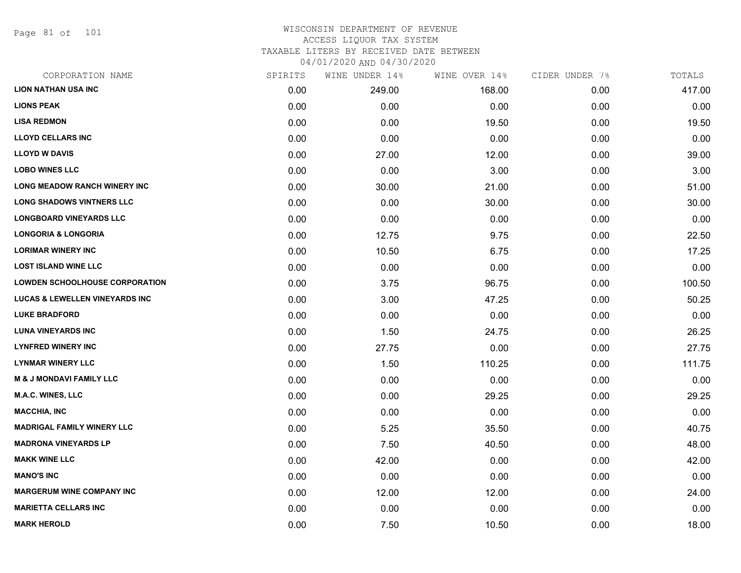WISCONSIN DEPARTMENT OF REVENUE
ACCESS LIQUOR TAX SYSTEM
TAXABLE LITERS BY RECEIVED DATE BETWEEN
04/01/2020 AND 04/30/2020

| CORPORATION NAME | SPIRITS | WINE UNDER 14% | WINE OVER 14% | CIDER UNDER 7% | TOTALS |
|---|---|---|---|---|---|
| LION NATHAN USA INC | 0.00 | 249.00 | 168.00 | 0.00 | 417.00 |
| LIONS PEAK | 0.00 | 0.00 | 0.00 | 0.00 | 0.00 |
| LISA REDMON | 0.00 | 0.00 | 19.50 | 0.00 | 19.50 |
| LLOYD CELLARS INC | 0.00 | 0.00 | 0.00 | 0.00 | 0.00 |
| LLOYD W DAVIS | 0.00 | 27.00 | 12.00 | 0.00 | 39.00 |
| LOBO WINES LLC | 0.00 | 0.00 | 3.00 | 0.00 | 3.00 |
| LONG MEADOW RANCH WINERY INC | 0.00 | 30.00 | 21.00 | 0.00 | 51.00 |
| LONG SHADOWS VINTNERS LLC | 0.00 | 0.00 | 30.00 | 0.00 | 30.00 |
| LONGBOARD VINEYARDS LLC | 0.00 | 0.00 | 0.00 | 0.00 | 0.00 |
| LONGORIA & LONGORIA | 0.00 | 12.75 | 9.75 | 0.00 | 22.50 |
| LORIMAR WINERY INC | 0.00 | 10.50 | 6.75 | 0.00 | 17.25 |
| LOST ISLAND WINE LLC | 0.00 | 0.00 | 0.00 | 0.00 | 0.00 |
| LOWDEN SCHOOLHOUSE CORPORATION | 0.00 | 3.75 | 96.75 | 0.00 | 100.50 |
| LUCAS & LEWELLEN VINEYARDS INC | 0.00 | 3.00 | 47.25 | 0.00 | 50.25 |
| LUKE BRADFORD | 0.00 | 0.00 | 0.00 | 0.00 | 0.00 |
| LUNA VINEYARDS INC | 0.00 | 1.50 | 24.75 | 0.00 | 26.25 |
| LYNFRED WINERY INC | 0.00 | 27.75 | 0.00 | 0.00 | 27.75 |
| LYNMAR WINERY LLC | 0.00 | 1.50 | 110.25 | 0.00 | 111.75 |
| M & J MONDAVI FAMILY LLC | 0.00 | 0.00 | 0.00 | 0.00 | 0.00 |
| M.A.C. WINES, LLC | 0.00 | 0.00 | 29.25 | 0.00 | 29.25 |
| MACCHIA, INC | 0.00 | 0.00 | 0.00 | 0.00 | 0.00 |
| MADRIGAL FAMILY WINERY LLC | 0.00 | 5.25 | 35.50 | 0.00 | 40.75 |
| MADRONA VINEYARDS LP | 0.00 | 7.50 | 40.50 | 0.00 | 48.00 |
| MAKK WINE LLC | 0.00 | 42.00 | 0.00 | 0.00 | 42.00 |
| MANO'S INC | 0.00 | 0.00 | 0.00 | 0.00 | 0.00 |
| MARGERUM WINE COMPANY INC | 0.00 | 12.00 | 12.00 | 0.00 | 24.00 |
| MARIETTA CELLARS INC | 0.00 | 0.00 | 0.00 | 0.00 | 0.00 |
| MARK HEROLD | 0.00 | 7.50 | 10.50 | 0.00 | 18.00 |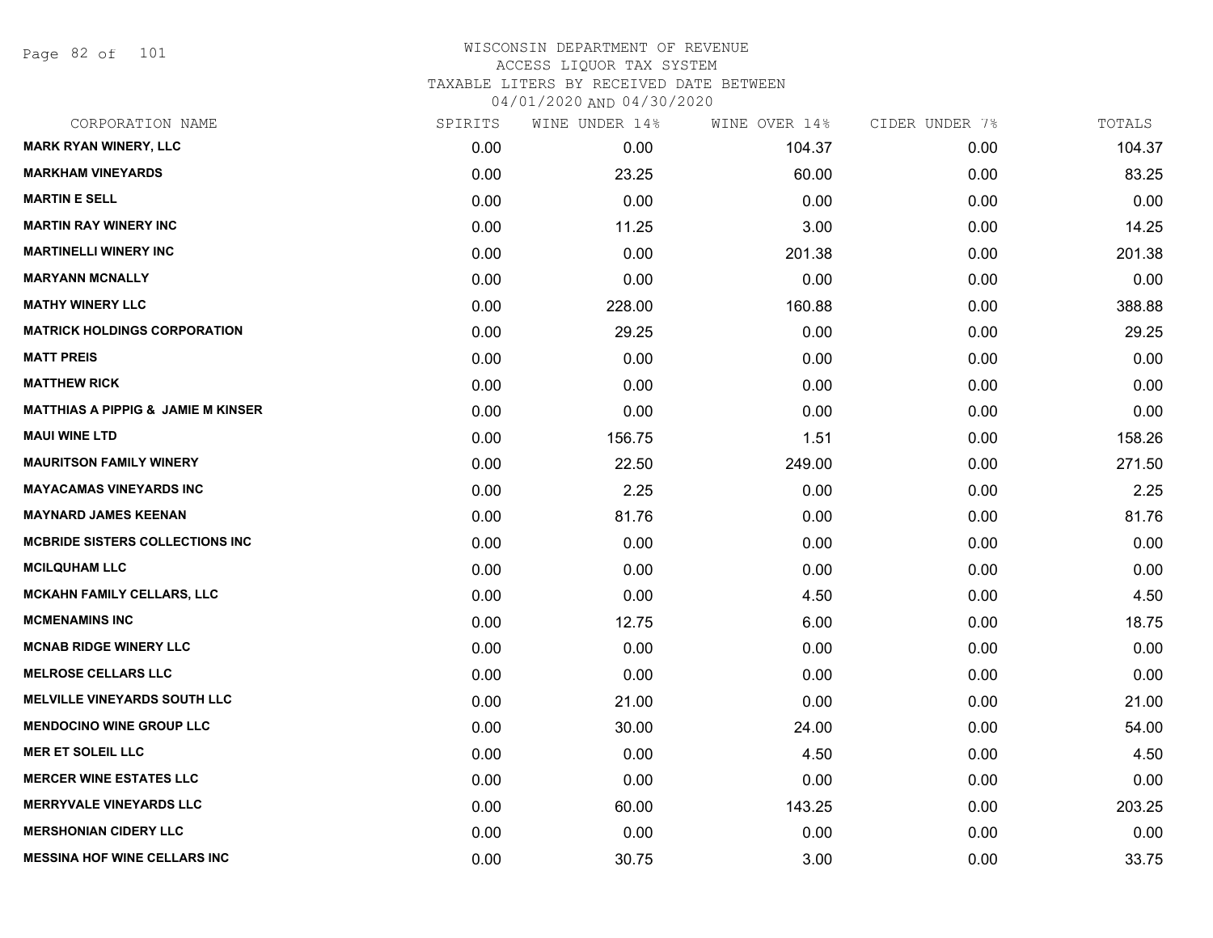WISCONSIN DEPARTMENT OF REVENUE
ACCESS LIQUOR TAX SYSTEM
TAXABLE LITERS BY RECEIVED DATE BETWEEN
04/01/2020 AND 04/30/2020

| CORPORATION NAME | SPIRITS | WINE UNDER 14% | WINE OVER 14% | CIDER UNDER 7% | TOTALS |
|---|---|---|---|---|---|
| MARK RYAN WINERY, LLC | 0.00 | 0.00 | 104.37 | 0.00 | 104.37 |
| MARKHAM VINEYARDS | 0.00 | 23.25 | 60.00 | 0.00 | 83.25 |
| MARTIN E SELL | 0.00 | 0.00 | 0.00 | 0.00 | 0.00 |
| MARTIN RAY WINERY INC | 0.00 | 11.25 | 3.00 | 0.00 | 14.25 |
| MARTINELLI WINERY INC | 0.00 | 0.00 | 201.38 | 0.00 | 201.38 |
| MARYANN MCNALLY | 0.00 | 0.00 | 0.00 | 0.00 | 0.00 |
| MATHY WINERY LLC | 0.00 | 228.00 | 160.88 | 0.00 | 388.88 |
| MATRICK HOLDINGS CORPORATION | 0.00 | 29.25 | 0.00 | 0.00 | 29.25 |
| MATT PREIS | 0.00 | 0.00 | 0.00 | 0.00 | 0.00 |
| MATTHEW RICK | 0.00 | 0.00 | 0.00 | 0.00 | 0.00 |
| MATTHIAS A PIPPIG & JAMIE M KINSER | 0.00 | 0.00 | 0.00 | 0.00 | 0.00 |
| MAUI WINE LTD | 0.00 | 156.75 | 1.51 | 0.00 | 158.26 |
| MAURITSON FAMILY WINERY | 0.00 | 22.50 | 249.00 | 0.00 | 271.50 |
| MAYACAMAS VINEYARDS INC | 0.00 | 2.25 | 0.00 | 0.00 | 2.25 |
| MAYNARD JAMES KEENAN | 0.00 | 81.76 | 0.00 | 0.00 | 81.76 |
| MCBRIDE SISTERS COLLECTIONS INC | 0.00 | 0.00 | 0.00 | 0.00 | 0.00 |
| MCILQUHAM LLC | 0.00 | 0.00 | 0.00 | 0.00 | 0.00 |
| MCKAHN FAMILY CELLARS, LLC | 0.00 | 0.00 | 4.50 | 0.00 | 4.50 |
| MCMENAMINS INC | 0.00 | 12.75 | 6.00 | 0.00 | 18.75 |
| MCNAB RIDGE WINERY LLC | 0.00 | 0.00 | 0.00 | 0.00 | 0.00 |
| MELROSE CELLARS LLC | 0.00 | 0.00 | 0.00 | 0.00 | 0.00 |
| MELVILLE VINEYARDS SOUTH LLC | 0.00 | 21.00 | 0.00 | 0.00 | 21.00 |
| MENDOCINO WINE GROUP LLC | 0.00 | 30.00 | 24.00 | 0.00 | 54.00 |
| MER ET SOLEIL LLC | 0.00 | 0.00 | 4.50 | 0.00 | 4.50 |
| MERCER WINE ESTATES LLC | 0.00 | 0.00 | 0.00 | 0.00 | 0.00 |
| MERRYVALE VINEYARDS LLC | 0.00 | 60.00 | 143.25 | 0.00 | 203.25 |
| MERSHONIAN CIDERY LLC | 0.00 | 0.00 | 0.00 | 0.00 | 0.00 |
| MESSINA HOF WINE CELLARS INC | 0.00 | 30.75 | 3.00 | 0.00 | 33.75 |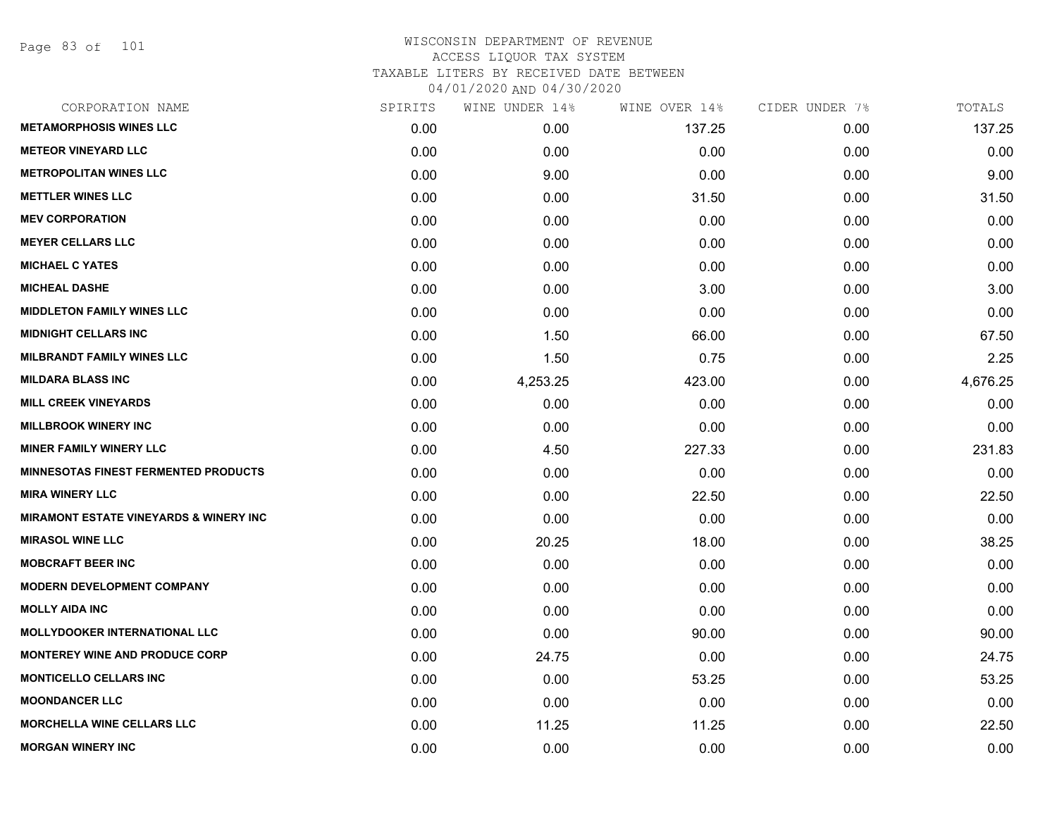# WISCONSIN DEPARTMENT OF REVENUE
## ACCESS LIQUOR TAX SYSTEM
### TAXABLE LITERS BY RECEIVED DATE BETWEEN 04/01/2020 AND 04/30/2020

| CORPORATION NAME | SPIRITS | WINE UNDER 14% | WINE OVER 14% | CIDER UNDER 7% | TOTALS |
|---|---|---|---|---|---|
| METAMORPHOSIS WINES LLC | 0.00 | 0.00 | 137.25 | 0.00 | 137.25 |
| METEOR VINEYARD LLC | 0.00 | 0.00 | 0.00 | 0.00 | 0.00 |
| METROPOLITAN WINES LLC | 0.00 | 9.00 | 0.00 | 0.00 | 9.00 |
| METTLER WINES LLC | 0.00 | 0.00 | 31.50 | 0.00 | 31.50 |
| MEV CORPORATION | 0.00 | 0.00 | 0.00 | 0.00 | 0.00 |
| MEYER CELLARS LLC | 0.00 | 0.00 | 0.00 | 0.00 | 0.00 |
| MICHAEL C YATES | 0.00 | 0.00 | 0.00 | 0.00 | 0.00 |
| MICHEAL DASHE | 0.00 | 0.00 | 3.00 | 0.00 | 3.00 |
| MIDDLETON FAMILY WINES LLC | 0.00 | 0.00 | 0.00 | 0.00 | 0.00 |
| MIDNIGHT CELLARS INC | 0.00 | 1.50 | 66.00 | 0.00 | 67.50 |
| MILBRANDT FAMILY WINES LLC | 0.00 | 1.50 | 0.75 | 0.00 | 2.25 |
| MILDARA BLASS INC | 0.00 | 4,253.25 | 423.00 | 0.00 | 4,676.25 |
| MILL CREEK VINEYARDS | 0.00 | 0.00 | 0.00 | 0.00 | 0.00 |
| MILLBROOK WINERY INC | 0.00 | 0.00 | 0.00 | 0.00 | 0.00 |
| MINER FAMILY WINERY LLC | 0.00 | 4.50 | 227.33 | 0.00 | 231.83 |
| MINNESOTAS FINEST FERMENTED PRODUCTS | 0.00 | 0.00 | 0.00 | 0.00 | 0.00 |
| MIRA WINERY LLC | 0.00 | 0.00 | 22.50 | 0.00 | 22.50 |
| MIRAMONT ESTATE VINEYARDS & WINERY INC | 0.00 | 0.00 | 0.00 | 0.00 | 0.00 |
| MIRASOL WINE LLC | 0.00 | 20.25 | 18.00 | 0.00 | 38.25 |
| MOBCRAFT BEER INC | 0.00 | 0.00 | 0.00 | 0.00 | 0.00 |
| MODERN DEVELOPMENT COMPANY | 0.00 | 0.00 | 0.00 | 0.00 | 0.00 |
| MOLLY AIDA INC | 0.00 | 0.00 | 0.00 | 0.00 | 0.00 |
| MOLLYDOOKER INTERNATIONAL LLC | 0.00 | 0.00 | 90.00 | 0.00 | 90.00 |
| MONTEREY WINE AND PRODUCE CORP | 0.00 | 24.75 | 0.00 | 0.00 | 24.75 |
| MONTICELLO CELLARS INC | 0.00 | 0.00 | 53.25 | 0.00 | 53.25 |
| MOONDANCER LLC | 0.00 | 0.00 | 0.00 | 0.00 | 0.00 |
| MORCHELLA WINE CELLARS LLC | 0.00 | 11.25 | 11.25 | 0.00 | 22.50 |
| MORGAN WINERY INC | 0.00 | 0.00 | 0.00 | 0.00 | 0.00 |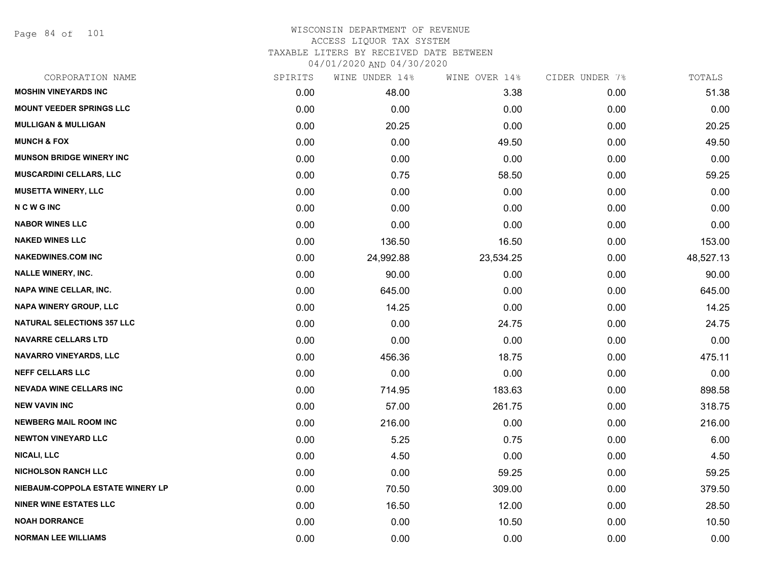WISCONSIN DEPARTMENT OF REVENUE
ACCESS LIQUOR TAX SYSTEM
TAXABLE LITERS BY RECEIVED DATE BETWEEN
04/01/2020 AND 04/30/2020

| CORPORATION NAME | SPIRITS | WINE UNDER 14% | WINE OVER 14% | CIDER UNDER 7% | TOTALS |
|---|---|---|---|---|---|
| MOSHIN VINEYARDS INC | 0.00 | 48.00 | 3.38 | 0.00 | 51.38 |
| MOUNT VEEDER SPRINGS LLC | 0.00 | 0.00 | 0.00 | 0.00 | 0.00 |
| MULLIGAN & MULLIGAN | 0.00 | 20.25 | 0.00 | 0.00 | 20.25 |
| MUNCH & FOX | 0.00 | 0.00 | 49.50 | 0.00 | 49.50 |
| MUNSON BRIDGE WINERY INC | 0.00 | 0.00 | 0.00 | 0.00 | 0.00 |
| MUSCARDINI CELLARS, LLC | 0.00 | 0.75 | 58.50 | 0.00 | 59.25 |
| MUSETTA WINERY, LLC | 0.00 | 0.00 | 0.00 | 0.00 | 0.00 |
| N C W G INC | 0.00 | 0.00 | 0.00 | 0.00 | 0.00 |
| NABOR WINES LLC | 0.00 | 0.00 | 0.00 | 0.00 | 0.00 |
| NAKED WINES LLC | 0.00 | 136.50 | 16.50 | 0.00 | 153.00 |
| NAKEDWINES.COM INC | 0.00 | 24,992.88 | 23,534.25 | 0.00 | 48,527.13 |
| NALLE WINERY, INC. | 0.00 | 90.00 | 0.00 | 0.00 | 90.00 |
| NAPA WINE CELLAR, INC. | 0.00 | 645.00 | 0.00 | 0.00 | 645.00 |
| NAPA WINERY GROUP, LLC | 0.00 | 14.25 | 0.00 | 0.00 | 14.25 |
| NATURAL SELECTIONS 357 LLC | 0.00 | 0.00 | 24.75 | 0.00 | 24.75 |
| NAVARRE CELLARS LTD | 0.00 | 0.00 | 0.00 | 0.00 | 0.00 |
| NAVARRO VINEYARDS, LLC | 0.00 | 456.36 | 18.75 | 0.00 | 475.11 |
| NEFF CELLARS LLC | 0.00 | 0.00 | 0.00 | 0.00 | 0.00 |
| NEVADA WINE CELLARS INC | 0.00 | 714.95 | 183.63 | 0.00 | 898.58 |
| NEW VAVIN INC | 0.00 | 57.00 | 261.75 | 0.00 | 318.75 |
| NEWBERG MAIL ROOM INC | 0.00 | 216.00 | 0.00 | 0.00 | 216.00 |
| NEWTON VINEYARD LLC | 0.00 | 5.25 | 0.75 | 0.00 | 6.00 |
| NICALI, LLC | 0.00 | 4.50 | 0.00 | 0.00 | 4.50 |
| NICHOLSON RANCH LLC | 0.00 | 0.00 | 59.25 | 0.00 | 59.25 |
| NIEBAUM-COPPOLA ESTATE WINERY LP | 0.00 | 70.50 | 309.00 | 0.00 | 379.50 |
| NINER WINE ESTATES LLC | 0.00 | 16.50 | 12.00 | 0.00 | 28.50 |
| NOAH DORRANCE | 0.00 | 0.00 | 10.50 | 0.00 | 10.50 |
| NORMAN LEE WILLIAMS | 0.00 | 0.00 | 0.00 | 0.00 | 0.00 |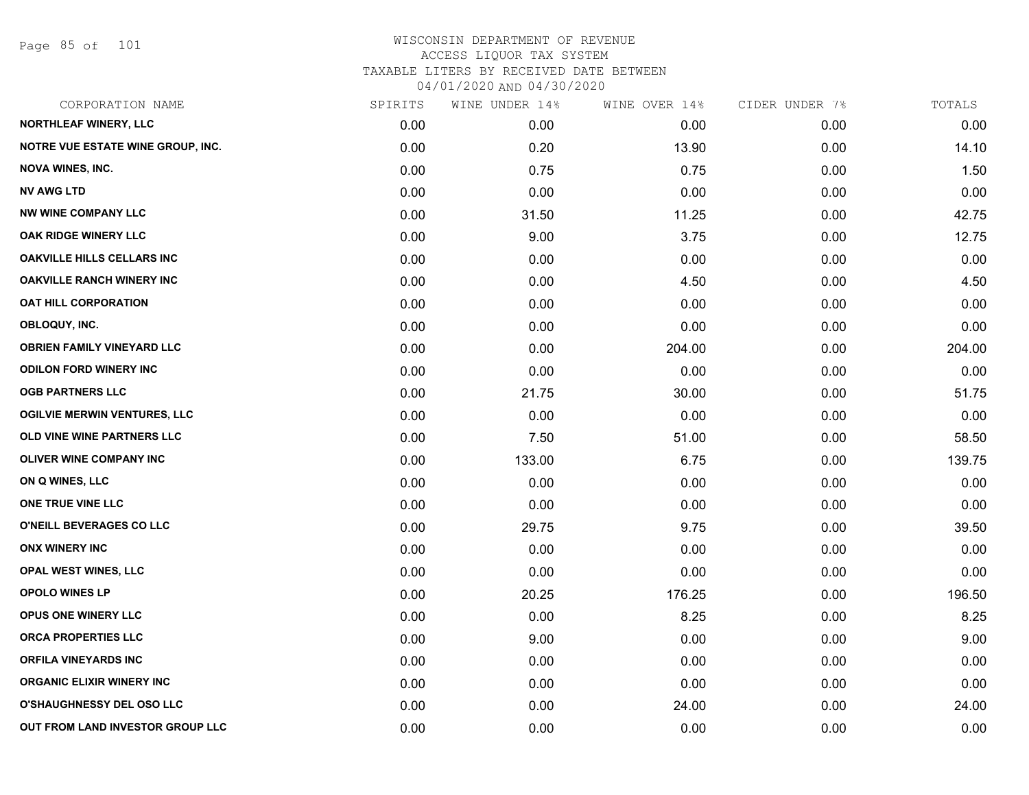# WISCONSIN DEPARTMENT OF REVENUE
## ACCESS LIQUOR TAX SYSTEM
### TAXABLE LITERS BY RECEIVED DATE BETWEEN 04/01/2020 AND 04/30/2020

| CORPORATION NAME | SPIRITS | WINE UNDER 14% | WINE OVER 14% | CIDER UNDER 7% | TOTALS |
|---|---|---|---|---|---|
| NORTHLEAF WINERY, LLC | 0.00 | 0.00 | 0.00 | 0.00 | 0.00 |
| NOTRE VUE ESTATE WINE GROUP, INC. | 0.00 | 0.20 | 13.90 | 0.00 | 14.10 |
| NOVA WINES, INC. | 0.00 | 0.75 | 0.75 | 0.00 | 1.50 |
| NV AWG LTD | 0.00 | 0.00 | 0.00 | 0.00 | 0.00 |
| NW WINE COMPANY LLC | 0.00 | 31.50 | 11.25 | 0.00 | 42.75 |
| OAK RIDGE WINERY LLC | 0.00 | 9.00 | 3.75 | 0.00 | 12.75 |
| OAKVILLE HILLS CELLARS INC | 0.00 | 0.00 | 0.00 | 0.00 | 0.00 |
| OAKVILLE RANCH WINERY INC | 0.00 | 0.00 | 4.50 | 0.00 | 4.50 |
| OAT HILL CORPORATION | 0.00 | 0.00 | 0.00 | 0.00 | 0.00 |
| OBLOQUY, INC. | 0.00 | 0.00 | 0.00 | 0.00 | 0.00 |
| OBRIEN FAMILY VINEYARD LLC | 0.00 | 0.00 | 204.00 | 0.00 | 204.00 |
| ODILON FORD WINERY INC | 0.00 | 0.00 | 0.00 | 0.00 | 0.00 |
| OGB PARTNERS LLC | 0.00 | 21.75 | 30.00 | 0.00 | 51.75 |
| OGILVIE MERWIN VENTURES, LLC | 0.00 | 0.00 | 0.00 | 0.00 | 0.00 |
| OLD VINE WINE PARTNERS LLC | 0.00 | 7.50 | 51.00 | 0.00 | 58.50 |
| OLIVER WINE COMPANY INC | 0.00 | 133.00 | 6.75 | 0.00 | 139.75 |
| ON Q WINES, LLC | 0.00 | 0.00 | 0.00 | 0.00 | 0.00 |
| ONE TRUE VINE LLC | 0.00 | 0.00 | 0.00 | 0.00 | 0.00 |
| O'NEILL BEVERAGES CO LLC | 0.00 | 29.75 | 9.75 | 0.00 | 39.50 |
| ONX WINERY INC | 0.00 | 0.00 | 0.00 | 0.00 | 0.00 |
| OPAL WEST WINES, LLC | 0.00 | 0.00 | 0.00 | 0.00 | 0.00 |
| OPOLO WINES LP | 0.00 | 20.25 | 176.25 | 0.00 | 196.50 |
| OPUS ONE WINERY LLC | 0.00 | 0.00 | 8.25 | 0.00 | 8.25 |
| ORCA PROPERTIES LLC | 0.00 | 9.00 | 0.00 | 0.00 | 9.00 |
| ORFILA VINEYARDS INC | 0.00 | 0.00 | 0.00 | 0.00 | 0.00 |
| ORGANIC ELIXIR WINERY INC | 0.00 | 0.00 | 0.00 | 0.00 | 0.00 |
| O'SHAUGHNESSY DEL OSO LLC | 0.00 | 0.00 | 24.00 | 0.00 | 24.00 |
| OUT FROM LAND INVESTOR GROUP LLC | 0.00 | 0.00 | 0.00 | 0.00 | 0.00 |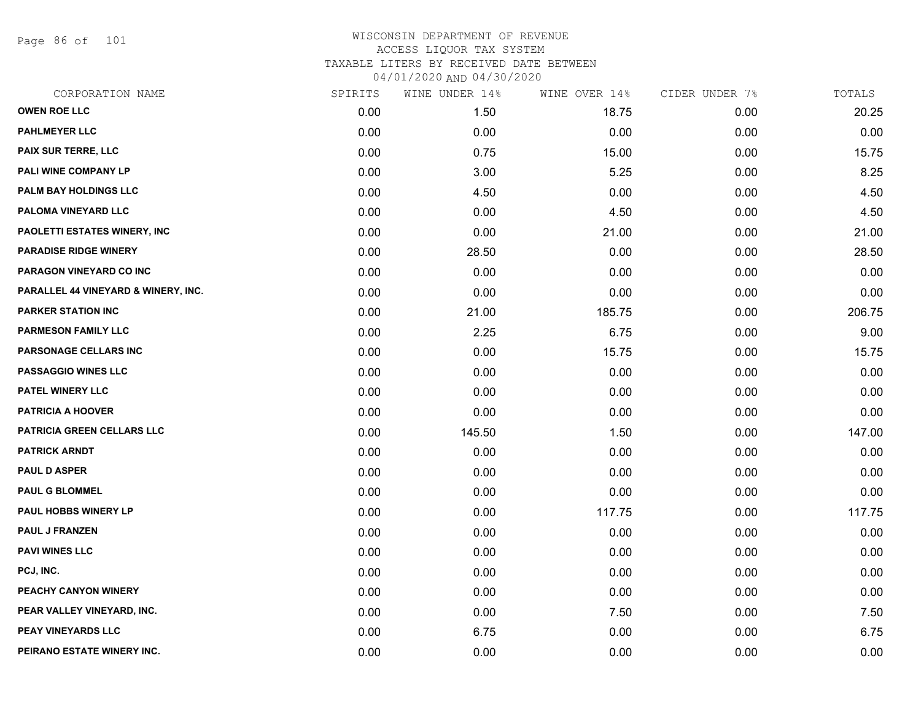WISCONSIN DEPARTMENT OF REVENUE
ACCESS LIQUOR TAX SYSTEM
TAXABLE LITERS BY RECEIVED DATE BETWEEN
04/01/2020 AND 04/30/2020

| CORPORATION NAME | SPIRITS | WINE UNDER 14% | WINE OVER 14% | CIDER UNDER 7% | TOTALS |
|---|---|---|---|---|---|
| OWEN ROE LLC | 0.00 | 1.50 | 18.75 | 0.00 | 20.25 |
| PAHLMEYER LLC | 0.00 | 0.00 | 0.00 | 0.00 | 0.00 |
| PAIX SUR TERRE, LLC | 0.00 | 0.75 | 15.00 | 0.00 | 15.75 |
| PALI WINE COMPANY LP | 0.00 | 3.00 | 5.25 | 0.00 | 8.25 |
| PALM BAY HOLDINGS LLC | 0.00 | 4.50 | 0.00 | 0.00 | 4.50 |
| PALOMA VINEYARD LLC | 0.00 | 0.00 | 4.50 | 0.00 | 4.50 |
| PAOLETTI ESTATES WINERY, INC | 0.00 | 0.00 | 21.00 | 0.00 | 21.00 |
| PARADISE RIDGE WINERY | 0.00 | 28.50 | 0.00 | 0.00 | 28.50 |
| PARAGON VINEYARD CO INC | 0.00 | 0.00 | 0.00 | 0.00 | 0.00 |
| PARALLEL 44 VINEYARD & WINERY, INC. | 0.00 | 0.00 | 0.00 | 0.00 | 0.00 |
| PARKER STATION INC | 0.00 | 21.00 | 185.75 | 0.00 | 206.75 |
| PARMESON FAMILY LLC | 0.00 | 2.25 | 6.75 | 0.00 | 9.00 |
| PARSONAGE CELLARS INC | 0.00 | 0.00 | 15.75 | 0.00 | 15.75 |
| PASSAGGIO WINES LLC | 0.00 | 0.00 | 0.00 | 0.00 | 0.00 |
| PATEL WINERY LLC | 0.00 | 0.00 | 0.00 | 0.00 | 0.00 |
| PATRICIA A HOOVER | 0.00 | 0.00 | 0.00 | 0.00 | 0.00 |
| PATRICIA GREEN CELLARS LLC | 0.00 | 145.50 | 1.50 | 0.00 | 147.00 |
| PATRICK ARNDT | 0.00 | 0.00 | 0.00 | 0.00 | 0.00 |
| PAUL D ASPER | 0.00 | 0.00 | 0.00 | 0.00 | 0.00 |
| PAUL G BLOMMEL | 0.00 | 0.00 | 0.00 | 0.00 | 0.00 |
| PAUL HOBBS WINERY LP | 0.00 | 0.00 | 117.75 | 0.00 | 117.75 |
| PAUL J FRANZEN | 0.00 | 0.00 | 0.00 | 0.00 | 0.00 |
| PAVI WINES LLC | 0.00 | 0.00 | 0.00 | 0.00 | 0.00 |
| PCJ, INC. | 0.00 | 0.00 | 0.00 | 0.00 | 0.00 |
| PEACHY CANYON WINERY | 0.00 | 0.00 | 0.00 | 0.00 | 0.00 |
| PEAR VALLEY VINEYARD, INC. | 0.00 | 0.00 | 7.50 | 0.00 | 7.50 |
| PEAY VINEYARDS LLC | 0.00 | 6.75 | 0.00 | 0.00 | 6.75 |
| PEIRANO ESTATE WINERY INC. | 0.00 | 0.00 | 0.00 | 0.00 | 0.00 |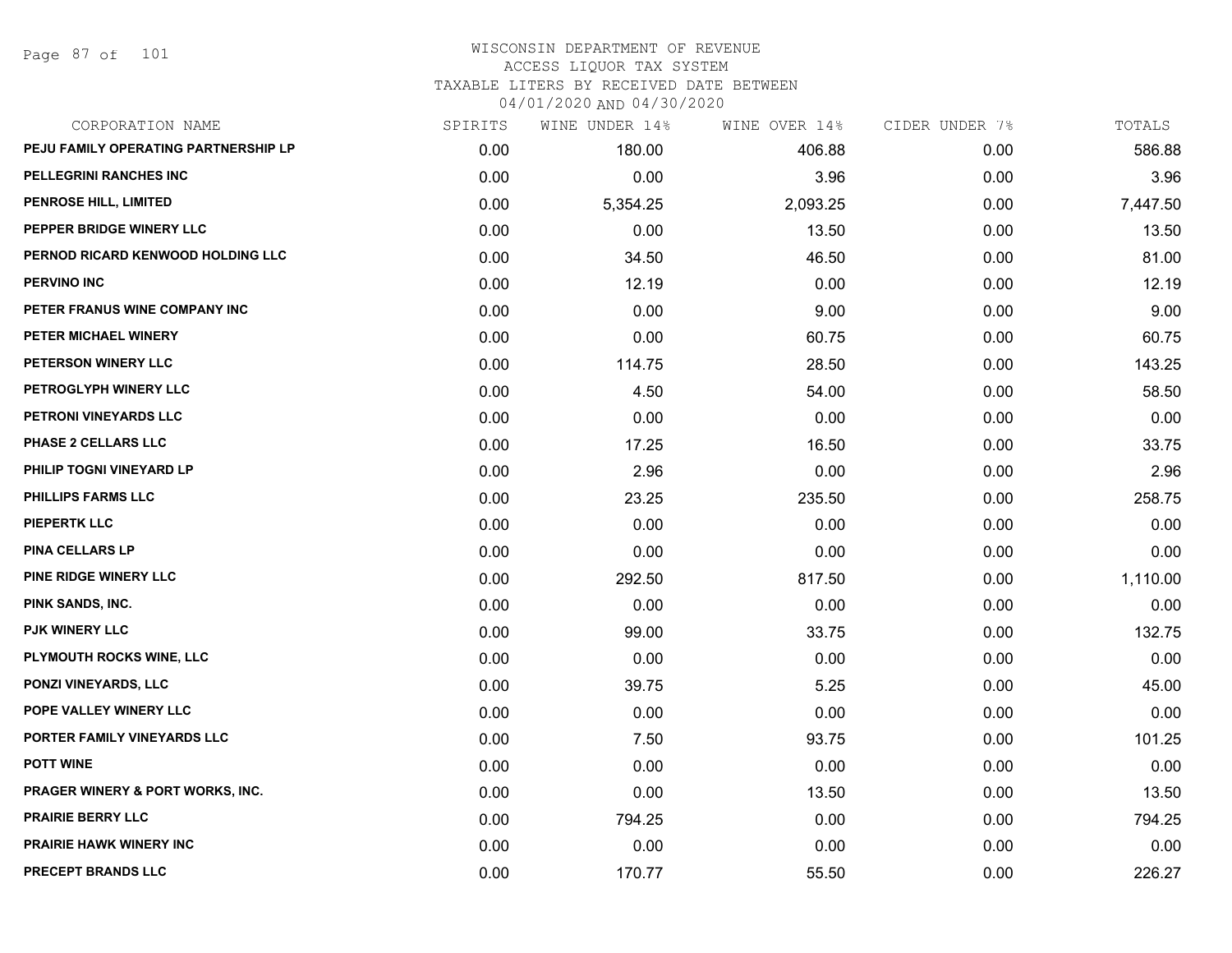# WISCONSIN DEPARTMENT OF REVENUE
## ACCESS LIQUOR TAX SYSTEM
## TAXABLE LITERS BY RECEIVED DATE BETWEEN 04/01/2020 AND 04/30/2020

| CORPORATION NAME | SPIRITS | WINE UNDER 14% | WINE OVER 14% | CIDER UNDER 7% | TOTALS |
|---|---|---|---|---|---|
| PEJU FAMILY OPERATING PARTNERSHIP LP | 0.00 | 180.00 | 406.88 | 0.00 | 586.88 |
| PELLEGRINI RANCHES INC | 0.00 | 0.00 | 3.96 | 0.00 | 3.96 |
| PENROSE HILL, LIMITED | 0.00 | 5,354.25 | 2,093.25 | 0.00 | 7,447.50 |
| PEPPER BRIDGE WINERY LLC | 0.00 | 0.00 | 13.50 | 0.00 | 13.50 |
| PERNOD RICARD KENWOOD HOLDING LLC | 0.00 | 34.50 | 46.50 | 0.00 | 81.00 |
| PERVINO INC | 0.00 | 12.19 | 0.00 | 0.00 | 12.19 |
| PETER FRANUS WINE COMPANY INC | 0.00 | 0.00 | 9.00 | 0.00 | 9.00 |
| PETER MICHAEL WINERY | 0.00 | 0.00 | 60.75 | 0.00 | 60.75 |
| PETERSON WINERY LLC | 0.00 | 114.75 | 28.50 | 0.00 | 143.25 |
| PETROGLYPH WINERY LLC | 0.00 | 4.50 | 54.00 | 0.00 | 58.50 |
| PETRONI VINEYARDS LLC | 0.00 | 0.00 | 0.00 | 0.00 | 0.00 |
| PHASE 2 CELLARS LLC | 0.00 | 17.25 | 16.50 | 0.00 | 33.75 |
| PHILIP TOGNI VINEYARD LP | 0.00 | 2.96 | 0.00 | 0.00 | 2.96 |
| PHILLIPS FARMS LLC | 0.00 | 23.25 | 235.50 | 0.00 | 258.75 |
| PIEPERTK LLC | 0.00 | 0.00 | 0.00 | 0.00 | 0.00 |
| PINA CELLARS LP | 0.00 | 0.00 | 0.00 | 0.00 | 0.00 |
| PINE RIDGE WINERY LLC | 0.00 | 292.50 | 817.50 | 0.00 | 1,110.00 |
| PINK SANDS, INC. | 0.00 | 0.00 | 0.00 | 0.00 | 0.00 |
| PJK WINERY LLC | 0.00 | 99.00 | 33.75 | 0.00 | 132.75 |
| PLYMOUTH ROCKS WINE, LLC | 0.00 | 0.00 | 0.00 | 0.00 | 0.00 |
| PONZI VINEYARDS, LLC | 0.00 | 39.75 | 5.25 | 0.00 | 45.00 |
| POPE VALLEY WINERY LLC | 0.00 | 0.00 | 0.00 | 0.00 | 0.00 |
| PORTER FAMILY VINEYARDS LLC | 0.00 | 7.50 | 93.75 | 0.00 | 101.25 |
| POTT WINE | 0.00 | 0.00 | 0.00 | 0.00 | 0.00 |
| PRAGER WINERY & PORT WORKS, INC. | 0.00 | 0.00 | 13.50 | 0.00 | 13.50 |
| PRAIRIE BERRY LLC | 0.00 | 794.25 | 0.00 | 0.00 | 794.25 |
| PRAIRIE HAWK WINERY INC | 0.00 | 0.00 | 0.00 | 0.00 | 0.00 |
| PRECEPT BRANDS LLC | 0.00 | 170.77 | 55.50 | 0.00 | 226.27 |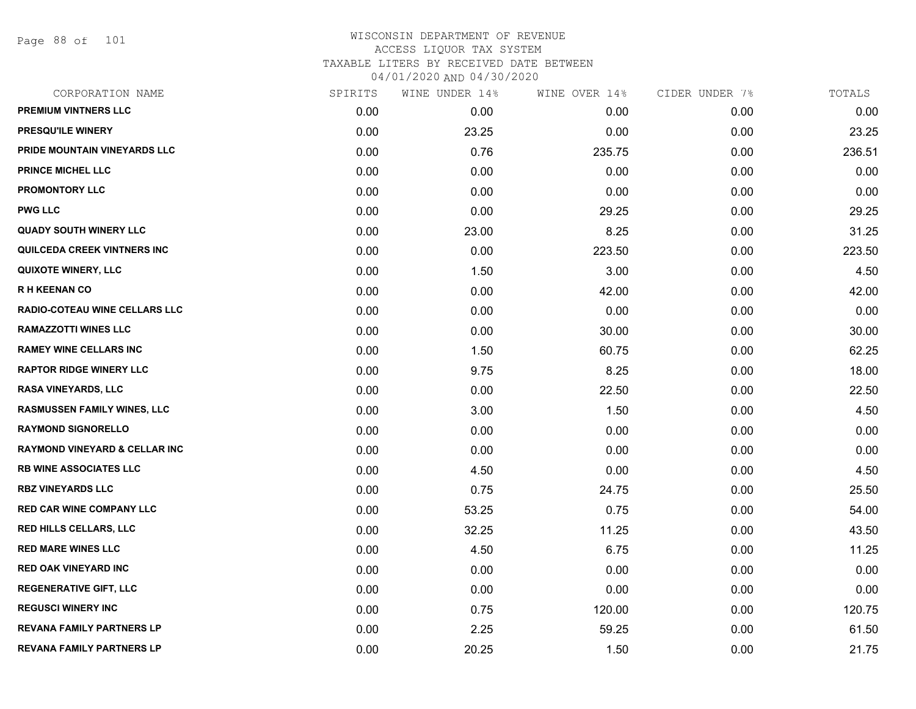# WISCONSIN DEPARTMENT OF REVENUE
ACCESS LIQUOR TAX SYSTEM
TAXABLE LITERS BY RECEIVED DATE BETWEEN
04/01/2020 AND 04/30/2020

| CORPORATION NAME | SPIRITS | WINE UNDER 14% | WINE OVER 14% | CIDER UNDER 7% | TOTALS |
|---|---|---|---|---|---|
| PREMIUM VINTNERS LLC | 0.00 | 0.00 | 0.00 | 0.00 | 0.00 |
| PRESQU'ILE WINERY | 0.00 | 23.25 | 0.00 | 0.00 | 23.25 |
| PRIDE MOUNTAIN VINEYARDS LLC | 0.00 | 0.76 | 235.75 | 0.00 | 236.51 |
| PRINCE MICHEL LLC | 0.00 | 0.00 | 0.00 | 0.00 | 0.00 |
| PROMONTORY LLC | 0.00 | 0.00 | 0.00 | 0.00 | 0.00 |
| PWG LLC | 0.00 | 0.00 | 29.25 | 0.00 | 29.25 |
| QUADY SOUTH WINERY LLC | 0.00 | 23.00 | 8.25 | 0.00 | 31.25 |
| QUILCEDA CREEK VINTNERS INC | 0.00 | 0.00 | 223.50 | 0.00 | 223.50 |
| QUIXOTE WINERY, LLC | 0.00 | 1.50 | 3.00 | 0.00 | 4.50 |
| R H KEENAN CO | 0.00 | 0.00 | 42.00 | 0.00 | 42.00 |
| RADIO-COTEAU WINE CELLARS LLC | 0.00 | 0.00 | 0.00 | 0.00 | 0.00 |
| RAMAZZOTTI WINES LLC | 0.00 | 0.00 | 30.00 | 0.00 | 30.00 |
| RAMEY WINE CELLARS INC | 0.00 | 1.50 | 60.75 | 0.00 | 62.25 |
| RAPTOR RIDGE WINERY LLC | 0.00 | 9.75 | 8.25 | 0.00 | 18.00 |
| RASA VINEYARDS, LLC | 0.00 | 0.00 | 22.50 | 0.00 | 22.50 |
| RASMUSSEN FAMILY WINES, LLC | 0.00 | 3.00 | 1.50 | 0.00 | 4.50 |
| RAYMOND SIGNORELLO | 0.00 | 0.00 | 0.00 | 0.00 | 0.00 |
| RAYMOND VINEYARD & CELLAR INC | 0.00 | 0.00 | 0.00 | 0.00 | 0.00 |
| RB WINE ASSOCIATES LLC | 0.00 | 4.50 | 0.00 | 0.00 | 4.50 |
| RBZ VINEYARDS LLC | 0.00 | 0.75 | 24.75 | 0.00 | 25.50 |
| RED CAR WINE COMPANY LLC | 0.00 | 53.25 | 0.75 | 0.00 | 54.00 |
| RED HILLS CELLARS, LLC | 0.00 | 32.25 | 11.25 | 0.00 | 43.50 |
| RED MARE WINES LLC | 0.00 | 4.50 | 6.75 | 0.00 | 11.25 |
| RED OAK VINEYARD INC | 0.00 | 0.00 | 0.00 | 0.00 | 0.00 |
| REGENERATIVE GIFT, LLC | 0.00 | 0.00 | 0.00 | 0.00 | 0.00 |
| REGUSCI WINERY INC | 0.00 | 0.75 | 120.00 | 0.00 | 120.75 |
| REVANA FAMILY PARTNERS LP | 0.00 | 2.25 | 59.25 | 0.00 | 61.50 |
| REVANA FAMILY PARTNERS LP | 0.00 | 20.25 | 1.50 | 0.00 | 21.75 |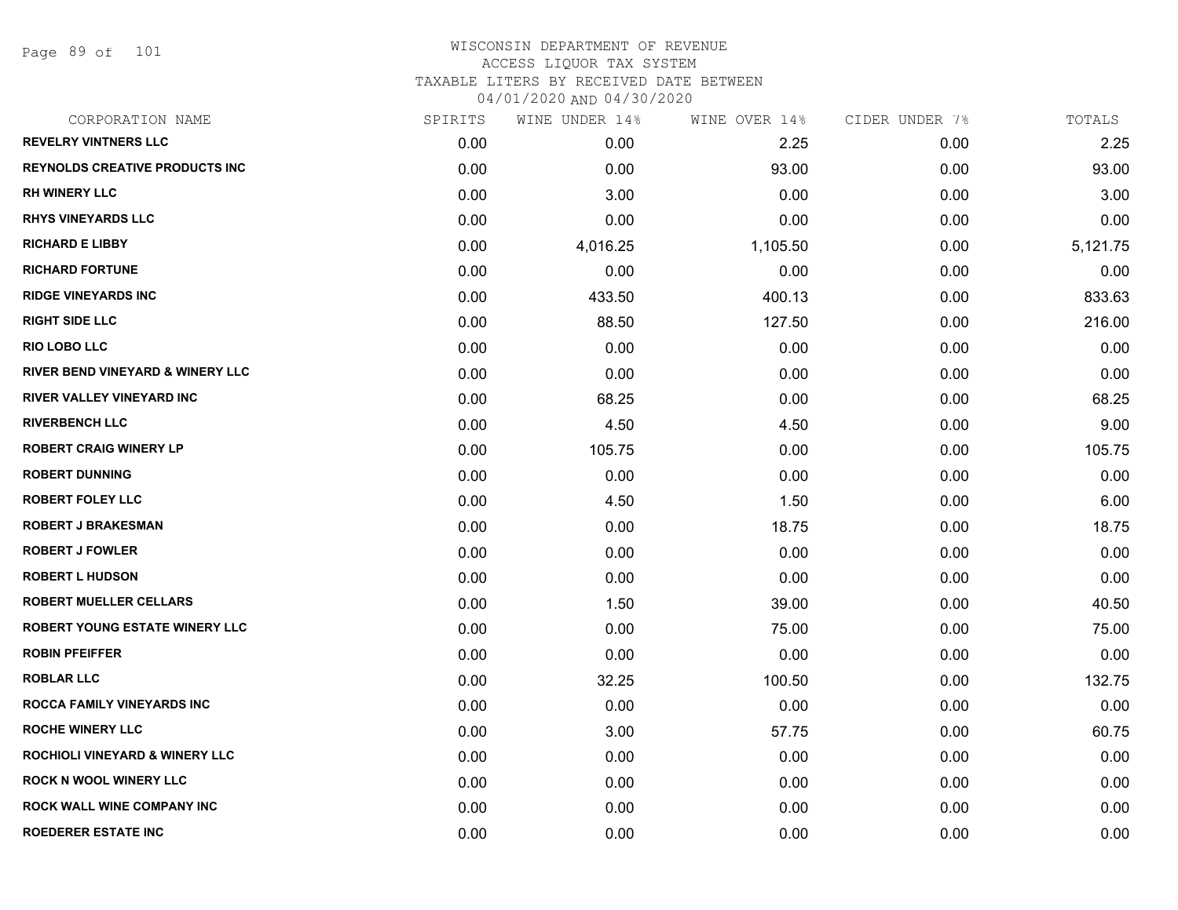# WISCONSIN DEPARTMENT OF REVENUE
ACCESS LIQUOR TAX SYSTEM
TAXABLE LITERS BY RECEIVED DATE BETWEEN
04/01/2020 AND 04/30/2020

| CORPORATION NAME | SPIRITS | WINE UNDER 14% | WINE OVER 14% | CIDER UNDER 7% | TOTALS |
|---|---|---|---|---|---|
| REVELRY VINTNERS LLC | 0.00 | 0.00 | 2.25 | 0.00 | 2.25 |
| REYNOLDS CREATIVE PRODUCTS INC | 0.00 | 0.00 | 93.00 | 0.00 | 93.00 |
| RH WINERY LLC | 0.00 | 3.00 | 0.00 | 0.00 | 3.00 |
| RHYS VINEYARDS LLC | 0.00 | 0.00 | 0.00 | 0.00 | 0.00 |
| RICHARD E LIBBY | 0.00 | 4,016.25 | 1,105.50 | 0.00 | 5,121.75 |
| RICHARD FORTUNE | 0.00 | 0.00 | 0.00 | 0.00 | 0.00 |
| RIDGE VINEYARDS INC | 0.00 | 433.50 | 400.13 | 0.00 | 833.63 |
| RIGHT SIDE LLC | 0.00 | 88.50 | 127.50 | 0.00 | 216.00 |
| RIO LOBO LLC | 0.00 | 0.00 | 0.00 | 0.00 | 0.00 |
| RIVER BEND VINEYARD & WINERY LLC | 0.00 | 0.00 | 0.00 | 0.00 | 0.00 |
| RIVER VALLEY VINEYARD INC | 0.00 | 68.25 | 0.00 | 0.00 | 68.25 |
| RIVERBENCH LLC | 0.00 | 4.50 | 4.50 | 0.00 | 9.00 |
| ROBERT CRAIG WINERY LP | 0.00 | 105.75 | 0.00 | 0.00 | 105.75 |
| ROBERT DUNNING | 0.00 | 0.00 | 0.00 | 0.00 | 0.00 |
| ROBERT FOLEY LLC | 0.00 | 4.50 | 1.50 | 0.00 | 6.00 |
| ROBERT J BRAKESMAN | 0.00 | 0.00 | 18.75 | 0.00 | 18.75 |
| ROBERT J FOWLER | 0.00 | 0.00 | 0.00 | 0.00 | 0.00 |
| ROBERT L HUDSON | 0.00 | 0.00 | 0.00 | 0.00 | 0.00 |
| ROBERT MUELLER CELLARS | 0.00 | 1.50 | 39.00 | 0.00 | 40.50 |
| ROBERT YOUNG ESTATE WINERY LLC | 0.00 | 0.00 | 75.00 | 0.00 | 75.00 |
| ROBIN PFEIFFER | 0.00 | 0.00 | 0.00 | 0.00 | 0.00 |
| ROBLAR LLC | 0.00 | 32.25 | 100.50 | 0.00 | 132.75 |
| ROCCA FAMILY VINEYARDS INC | 0.00 | 0.00 | 0.00 | 0.00 | 0.00 |
| ROCHE WINERY LLC | 0.00 | 3.00 | 57.75 | 0.00 | 60.75 |
| ROCHIOLI VINEYARD & WINERY LLC | 0.00 | 0.00 | 0.00 | 0.00 | 0.00 |
| ROCK N WOOL WINERY LLC | 0.00 | 0.00 | 0.00 | 0.00 | 0.00 |
| ROCK WALL WINE COMPANY INC | 0.00 | 0.00 | 0.00 | 0.00 | 0.00 |
| ROEDERER ESTATE INC | 0.00 | 0.00 | 0.00 | 0.00 | 0.00 |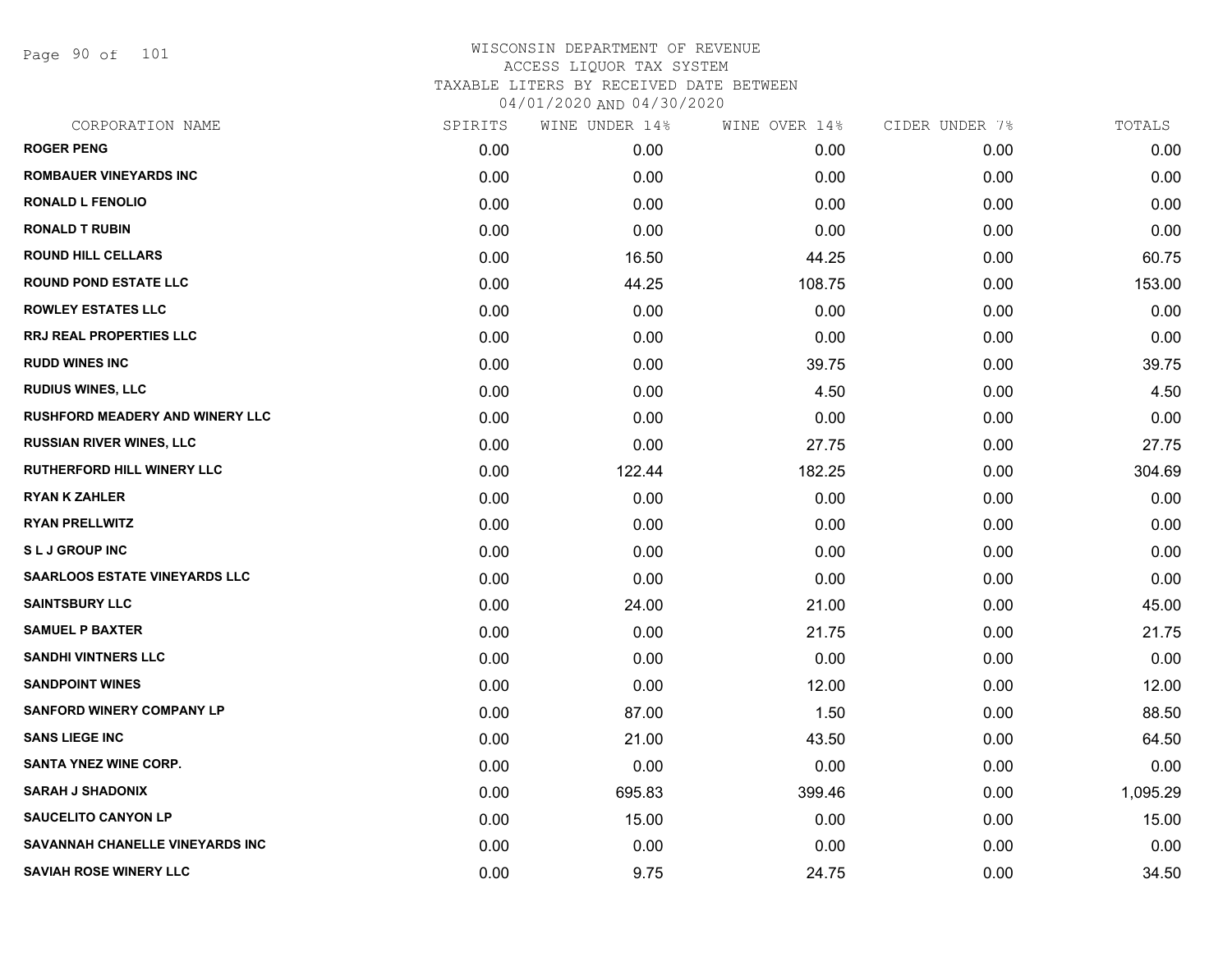# WISCONSIN DEPARTMENT OF REVENUE
## ACCESS LIQUOR TAX SYSTEM
### TAXABLE LITERS BY RECEIVED DATE BETWEEN 04/01/2020 AND 04/30/2020

| CORPORATION NAME | SPIRITS | WINE UNDER 14% | WINE OVER 14% | CIDER UNDER 7% | TOTALS |
|---|---|---|---|---|---|
| ROGER PENG | 0.00 | 0.00 | 0.00 | 0.00 | 0.00 |
| ROMBAUER VINEYARDS INC | 0.00 | 0.00 | 0.00 | 0.00 | 0.00 |
| RONALD L FENOLIO | 0.00 | 0.00 | 0.00 | 0.00 | 0.00 |
| RONALD T RUBIN | 0.00 | 0.00 | 0.00 | 0.00 | 0.00 |
| ROUND HILL CELLARS | 0.00 | 16.50 | 44.25 | 0.00 | 60.75 |
| ROUND POND ESTATE LLC | 0.00 | 44.25 | 108.75 | 0.00 | 153.00 |
| ROWLEY ESTATES LLC | 0.00 | 0.00 | 0.00 | 0.00 | 0.00 |
| RRJ REAL PROPERTIES LLC | 0.00 | 0.00 | 0.00 | 0.00 | 0.00 |
| RUDD WINES INC | 0.00 | 0.00 | 39.75 | 0.00 | 39.75 |
| RUDIUS WINES, LLC | 0.00 | 0.00 | 4.50 | 0.00 | 4.50 |
| RUSHFORD MEADERY AND WINERY LLC | 0.00 | 0.00 | 0.00 | 0.00 | 0.00 |
| RUSSIAN RIVER WINES, LLC | 0.00 | 0.00 | 27.75 | 0.00 | 27.75 |
| RUTHERFORD HILL WINERY LLC | 0.00 | 122.44 | 182.25 | 0.00 | 304.69 |
| RYAN K ZAHLER | 0.00 | 0.00 | 0.00 | 0.00 | 0.00 |
| RYAN PRELLWITZ | 0.00 | 0.00 | 0.00 | 0.00 | 0.00 |
| S L J GROUP INC | 0.00 | 0.00 | 0.00 | 0.00 | 0.00 |
| SAARLOOS ESTATE VINEYARDS LLC | 0.00 | 0.00 | 0.00 | 0.00 | 0.00 |
| SAINTSBURY LLC | 0.00 | 24.00 | 21.00 | 0.00 | 45.00 |
| SAMUEL P BAXTER | 0.00 | 0.00 | 21.75 | 0.00 | 21.75 |
| SANDHI VINTNERS LLC | 0.00 | 0.00 | 0.00 | 0.00 | 0.00 |
| SANDPOINT WINES | 0.00 | 0.00 | 12.00 | 0.00 | 12.00 |
| SANFORD WINERY COMPANY LP | 0.00 | 87.00 | 1.50 | 0.00 | 88.50 |
| SANS LIEGE INC | 0.00 | 21.00 | 43.50 | 0.00 | 64.50 |
| SANTA YNEZ WINE CORP. | 0.00 | 0.00 | 0.00 | 0.00 | 0.00 |
| SARAH J SHADONIX | 0.00 | 695.83 | 399.46 | 0.00 | 1,095.29 |
| SAUCELITO CANYON LP | 0.00 | 15.00 | 0.00 | 0.00 | 15.00 |
| SAVANNAH CHANELLE VINEYARDS INC | 0.00 | 0.00 | 0.00 | 0.00 | 0.00 |
| SAVIAH ROSE WINERY LLC | 0.00 | 9.75 | 24.75 | 0.00 | 34.50 |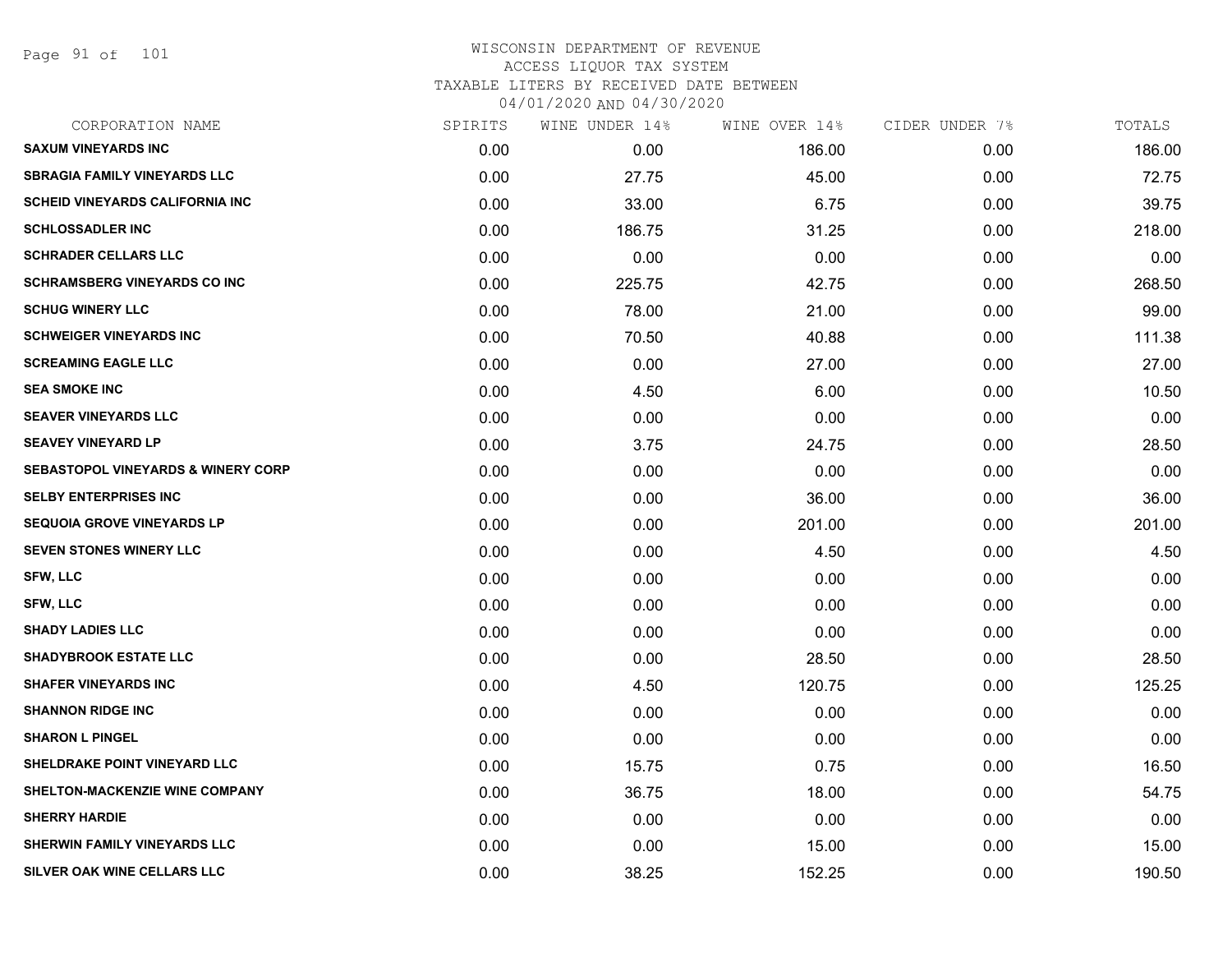WISCONSIN DEPARTMENT OF REVENUE
ACCESS LIQUOR TAX SYSTEM
TAXABLE LITERS BY RECEIVED DATE BETWEEN
04/01/2020 AND 04/30/2020

| CORPORATION NAME | SPIRITS | WINE UNDER 14% | WINE OVER 14% | CIDER UNDER 7% | TOTALS |
|---|---|---|---|---|---|
| SAXUM VINEYARDS INC | 0.00 | 0.00 | 186.00 | 0.00 | 186.00 |
| SBRAGIA FAMILY VINEYARDS LLC | 0.00 | 27.75 | 45.00 | 0.00 | 72.75 |
| SCHEID VINEYARDS CALIFORNIA INC | 0.00 | 33.00 | 6.75 | 0.00 | 39.75 |
| SCHLOSSADLER INC | 0.00 | 186.75 | 31.25 | 0.00 | 218.00 |
| SCHRADER CELLARS LLC | 0.00 | 0.00 | 0.00 | 0.00 | 0.00 |
| SCHRAMSBERG VINEYARDS CO INC | 0.00 | 225.75 | 42.75 | 0.00 | 268.50 |
| SCHUG WINERY LLC | 0.00 | 78.00 | 21.00 | 0.00 | 99.00 |
| SCHWEIGER VINEYARDS INC | 0.00 | 70.50 | 40.88 | 0.00 | 111.38 |
| SCREAMING EAGLE LLC | 0.00 | 0.00 | 27.00 | 0.00 | 27.00 |
| SEA SMOKE INC | 0.00 | 4.50 | 6.00 | 0.00 | 10.50 |
| SEAVER VINEYARDS LLC | 0.00 | 0.00 | 0.00 | 0.00 | 0.00 |
| SEAVEY VINEYARD LP | 0.00 | 3.75 | 24.75 | 0.00 | 28.50 |
| SEBASTOPOL VINEYARDS & WINERY CORP | 0.00 | 0.00 | 0.00 | 0.00 | 0.00 |
| SELBY ENTERPRISES INC | 0.00 | 0.00 | 36.00 | 0.00 | 36.00 |
| SEQUOIA GROVE VINEYARDS LP | 0.00 | 0.00 | 201.00 | 0.00 | 201.00 |
| SEVEN STONES WINERY LLC | 0.00 | 0.00 | 4.50 | 0.00 | 4.50 |
| SFW, LLC | 0.00 | 0.00 | 0.00 | 0.00 | 0.00 |
| SFW, LLC | 0.00 | 0.00 | 0.00 | 0.00 | 0.00 |
| SHADY LADIES LLC | 0.00 | 0.00 | 0.00 | 0.00 | 0.00 |
| SHADYBROOK ESTATE LLC | 0.00 | 0.00 | 28.50 | 0.00 | 28.50 |
| SHAFER VINEYARDS INC | 0.00 | 4.50 | 120.75 | 0.00 | 125.25 |
| SHANNON RIDGE INC | 0.00 | 0.00 | 0.00 | 0.00 | 0.00 |
| SHARON L PINGEL | 0.00 | 0.00 | 0.00 | 0.00 | 0.00 |
| SHELDRAKE POINT VINEYARD LLC | 0.00 | 15.75 | 0.75 | 0.00 | 16.50 |
| SHELTON-MACKENZIE WINE COMPANY | 0.00 | 36.75 | 18.00 | 0.00 | 54.75 |
| SHERRY HARDIE | 0.00 | 0.00 | 0.00 | 0.00 | 0.00 |
| SHERWIN FAMILY VINEYARDS LLC | 0.00 | 0.00 | 15.00 | 0.00 | 15.00 |
| SILVER OAK WINE CELLARS LLC | 0.00 | 38.25 | 152.25 | 0.00 | 190.50 |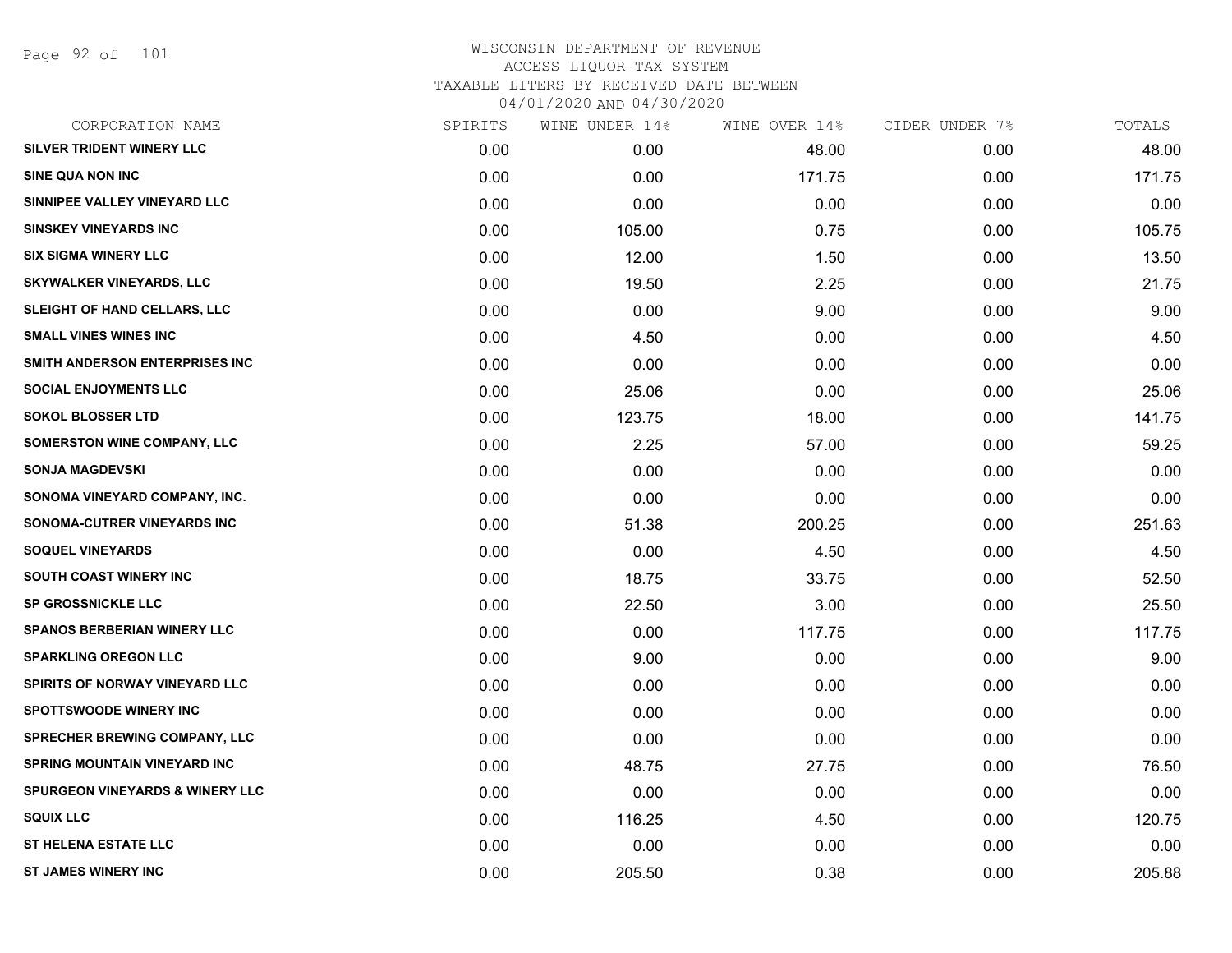WISCONSIN DEPARTMENT OF REVENUE
ACCESS LIQUOR TAX SYSTEM
TAXABLE LITERS BY RECEIVED DATE BETWEEN
04/01/2020 AND 04/30/2020

| CORPORATION NAME | SPIRITS | WINE UNDER 14% | WINE OVER 14% | CIDER UNDER 7% | TOTALS |
|---|---|---|---|---|---|
| SILVER TRIDENT WINERY LLC | 0.00 | 0.00 | 48.00 | 0.00 | 48.00 |
| SINE QUA NON INC | 0.00 | 0.00 | 171.75 | 0.00 | 171.75 |
| SINNIPEE VALLEY VINEYARD LLC | 0.00 | 0.00 | 0.00 | 0.00 | 0.00 |
| SINSKEY VINEYARDS INC | 0.00 | 105.00 | 0.75 | 0.00 | 105.75 |
| SIX SIGMA WINERY LLC | 0.00 | 12.00 | 1.50 | 0.00 | 13.50 |
| SKYWALKER VINEYARDS, LLC | 0.00 | 19.50 | 2.25 | 0.00 | 21.75 |
| SLEIGHT OF HAND CELLARS, LLC | 0.00 | 0.00 | 9.00 | 0.00 | 9.00 |
| SMALL VINES WINES INC | 0.00 | 4.50 | 0.00 | 0.00 | 4.50 |
| SMITH ANDERSON ENTERPRISES INC | 0.00 | 0.00 | 0.00 | 0.00 | 0.00 |
| SOCIAL ENJOYMENTS LLC | 0.00 | 25.06 | 0.00 | 0.00 | 25.06 |
| SOKOL BLOSSER LTD | 0.00 | 123.75 | 18.00 | 0.00 | 141.75 |
| SOMERSTON WINE COMPANY, LLC | 0.00 | 2.25 | 57.00 | 0.00 | 59.25 |
| SONJA MAGDEVSKI | 0.00 | 0.00 | 0.00 | 0.00 | 0.00 |
| SONOMA VINEYARD COMPANY, INC. | 0.00 | 0.00 | 0.00 | 0.00 | 0.00 |
| SONOMA-CUTRER VINEYARDS INC | 0.00 | 51.38 | 200.25 | 0.00 | 251.63 |
| SOQUEL VINEYARDS | 0.00 | 0.00 | 4.50 | 0.00 | 4.50 |
| SOUTH COAST WINERY INC | 0.00 | 18.75 | 33.75 | 0.00 | 52.50 |
| SP GROSSNICKLE LLC | 0.00 | 22.50 | 3.00 | 0.00 | 25.50 |
| SPANOS BERBERIAN WINERY LLC | 0.00 | 0.00 | 117.75 | 0.00 | 117.75 |
| SPARKLING OREGON LLC | 0.00 | 9.00 | 0.00 | 0.00 | 9.00 |
| SPIRITS OF NORWAY VINEYARD LLC | 0.00 | 0.00 | 0.00 | 0.00 | 0.00 |
| SPOTTSWOODE WINERY INC | 0.00 | 0.00 | 0.00 | 0.00 | 0.00 |
| SPRECHER BREWING COMPANY, LLC | 0.00 | 0.00 | 0.00 | 0.00 | 0.00 |
| SPRING MOUNTAIN VINEYARD INC | 0.00 | 48.75 | 27.75 | 0.00 | 76.50 |
| SPURGEON VINEYARDS & WINERY LLC | 0.00 | 0.00 | 0.00 | 0.00 | 0.00 |
| SQUIX LLC | 0.00 | 116.25 | 4.50 | 0.00 | 120.75 |
| ST HELENA ESTATE LLC | 0.00 | 0.00 | 0.00 | 0.00 | 0.00 |
| ST JAMES WINERY INC | 0.00 | 205.50 | 0.38 | 0.00 | 205.88 |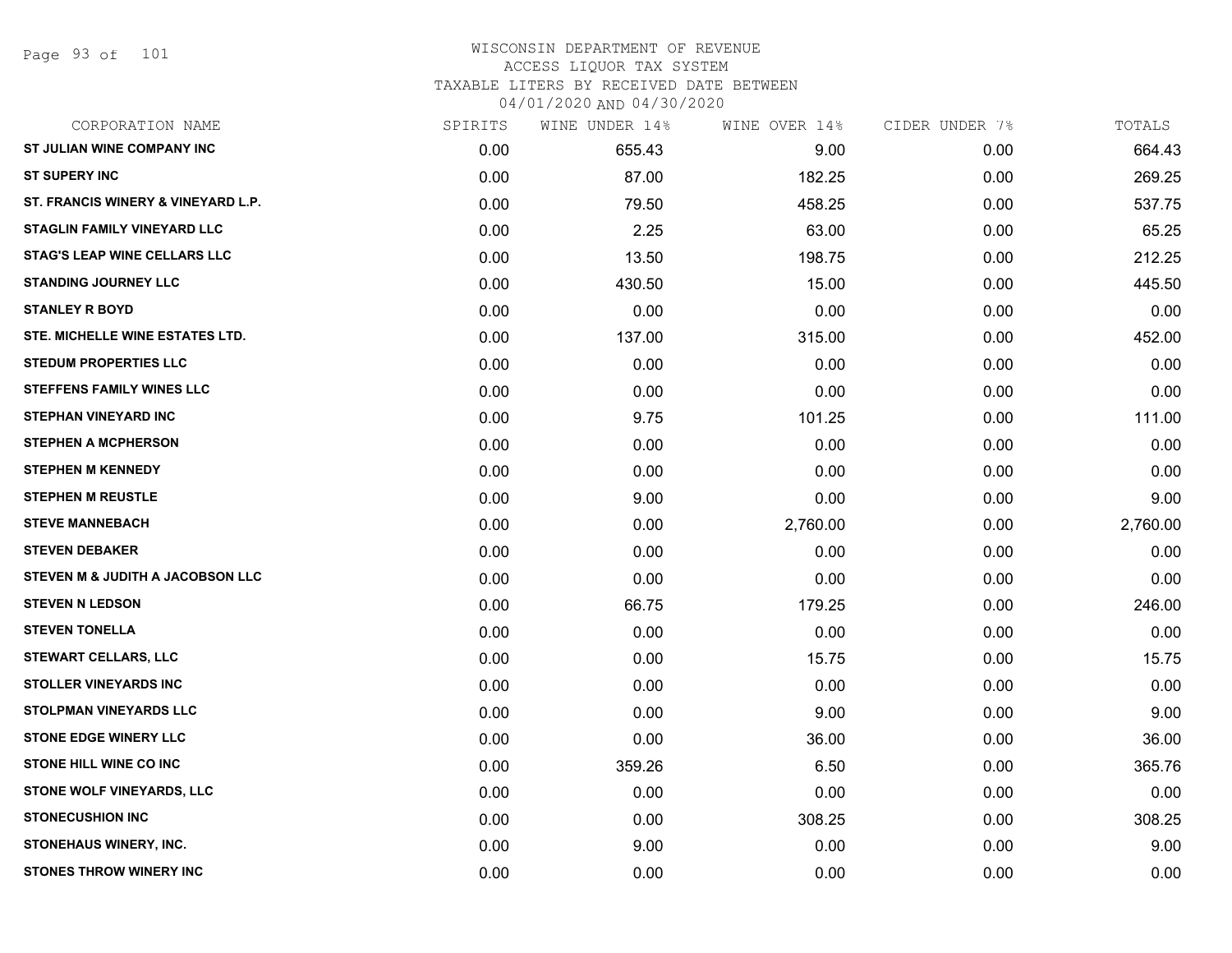WISCONSIN DEPARTMENT OF REVENUE
ACCESS LIQUOR TAX SYSTEM
TAXABLE LITERS BY RECEIVED DATE BETWEEN
04/01/2020 AND 04/30/2020

| CORPORATION NAME | SPIRITS | WINE UNDER 14% | WINE OVER 14% | CIDER UNDER 7% | TOTALS |
|---|---|---|---|---|---|
| ST JULIAN WINE COMPANY INC | 0.00 | 655.43 | 9.00 | 0.00 | 664.43 |
| ST SUPERY INC | 0.00 | 87.00 | 182.25 | 0.00 | 269.25 |
| ST. FRANCIS WINERY & VINEYARD L.P. | 0.00 | 79.50 | 458.25 | 0.00 | 537.75 |
| STAGLIN FAMILY VINEYARD LLC | 0.00 | 2.25 | 63.00 | 0.00 | 65.25 |
| STAG'S LEAP WINE CELLARS LLC | 0.00 | 13.50 | 198.75 | 0.00 | 212.25 |
| STANDING JOURNEY LLC | 0.00 | 430.50 | 15.00 | 0.00 | 445.50 |
| STANLEY R BOYD | 0.00 | 0.00 | 0.00 | 0.00 | 0.00 |
| STE. MICHELLE WINE ESTATES LTD. | 0.00 | 137.00 | 315.00 | 0.00 | 452.00 |
| STEDUM PROPERTIES LLC | 0.00 | 0.00 | 0.00 | 0.00 | 0.00 |
| STEFFENS FAMILY WINES LLC | 0.00 | 0.00 | 0.00 | 0.00 | 0.00 |
| STEPHAN VINEYARD INC | 0.00 | 9.75 | 101.25 | 0.00 | 111.00 |
| STEPHEN A MCPHERSON | 0.00 | 0.00 | 0.00 | 0.00 | 0.00 |
| STEPHEN M KENNEDY | 0.00 | 0.00 | 0.00 | 0.00 | 0.00 |
| STEPHEN M REUSTLE | 0.00 | 9.00 | 0.00 | 0.00 | 9.00 |
| STEVE MANNEBACH | 0.00 | 0.00 | 2,760.00 | 0.00 | 2,760.00 |
| STEVEN DEBAKER | 0.00 | 0.00 | 0.00 | 0.00 | 0.00 |
| STEVEN M & JUDITH A JACOBSON LLC | 0.00 | 0.00 | 0.00 | 0.00 | 0.00 |
| STEVEN N LEDSON | 0.00 | 66.75 | 179.25 | 0.00 | 246.00 |
| STEVEN TONELLA | 0.00 | 0.00 | 0.00 | 0.00 | 0.00 |
| STEWART CELLARS, LLC | 0.00 | 0.00 | 15.75 | 0.00 | 15.75 |
| STOLLER VINEYARDS INC | 0.00 | 0.00 | 0.00 | 0.00 | 0.00 |
| STOLPMAN VINEYARDS LLC | 0.00 | 0.00 | 9.00 | 0.00 | 9.00 |
| STONE EDGE WINERY LLC | 0.00 | 0.00 | 36.00 | 0.00 | 36.00 |
| STONE HILL WINE CO INC | 0.00 | 359.26 | 6.50 | 0.00 | 365.76 |
| STONE WOLF VINEYARDS, LLC | 0.00 | 0.00 | 0.00 | 0.00 | 0.00 |
| STONECUSHION INC | 0.00 | 0.00 | 308.25 | 0.00 | 308.25 |
| STONEHAUS WINERY, INC. | 0.00 | 9.00 | 0.00 | 0.00 | 9.00 |
| STONES THROW WINERY INC | 0.00 | 0.00 | 0.00 | 0.00 | 0.00 |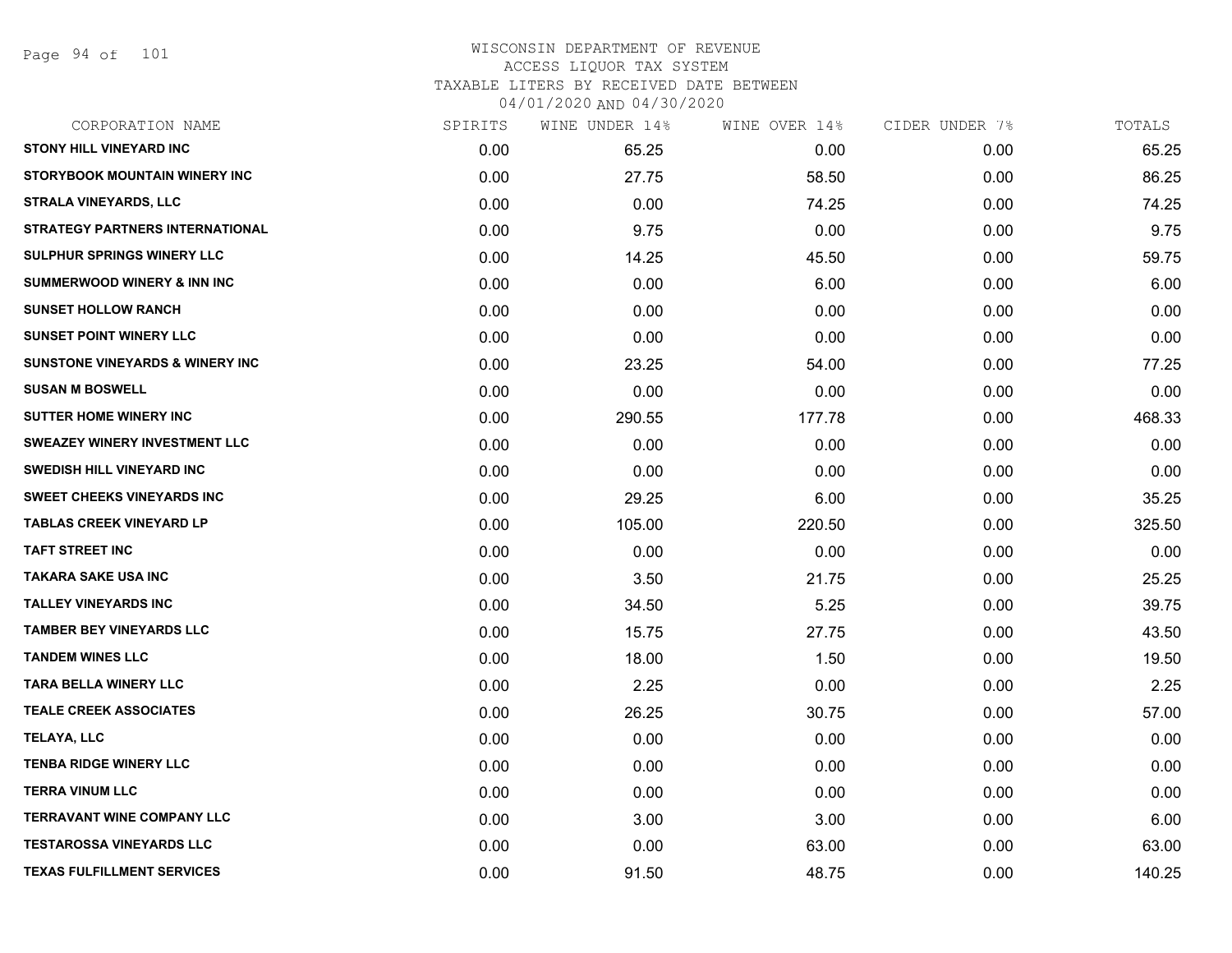# WISCONSIN DEPARTMENT OF REVENUE
## ACCESS LIQUOR TAX SYSTEM
### TAXABLE LITERS BY RECEIVED DATE BETWEEN 04/01/2020 AND 04/30/2020

| CORPORATION NAME | SPIRITS | WINE UNDER 14% | WINE OVER 14% | CIDER UNDER 7% | TOTALS |
|---|---|---|---|---|---|
| STONY HILL VINEYARD INC | 0.00 | 65.25 | 0.00 | 0.00 | 65.25 |
| STORYBOOK MOUNTAIN WINERY INC | 0.00 | 27.75 | 58.50 | 0.00 | 86.25 |
| STRALA VINEYARDS, LLC | 0.00 | 0.00 | 74.25 | 0.00 | 74.25 |
| STRATEGY PARTNERS INTERNATIONAL | 0.00 | 9.75 | 0.00 | 0.00 | 9.75 |
| SULPHUR SPRINGS WINERY LLC | 0.00 | 14.25 | 45.50 | 0.00 | 59.75 |
| SUMMERWOOD WINERY & INN INC | 0.00 | 0.00 | 6.00 | 0.00 | 6.00 |
| SUNSET HOLLOW RANCH | 0.00 | 0.00 | 0.00 | 0.00 | 0.00 |
| SUNSET POINT WINERY LLC | 0.00 | 0.00 | 0.00 | 0.00 | 0.00 |
| SUNSTONE VINEYARDS & WINERY INC | 0.00 | 23.25 | 54.00 | 0.00 | 77.25 |
| SUSAN M BOSWELL | 0.00 | 0.00 | 0.00 | 0.00 | 0.00 |
| SUTTER HOME WINERY INC | 0.00 | 290.55 | 177.78 | 0.00 | 468.33 |
| SWEAZEY WINERY INVESTMENT LLC | 0.00 | 0.00 | 0.00 | 0.00 | 0.00 |
| SWEDISH HILL VINEYARD INC | 0.00 | 0.00 | 0.00 | 0.00 | 0.00 |
| SWEET CHEEKS VINEYARDS INC | 0.00 | 29.25 | 6.00 | 0.00 | 35.25 |
| TABLAS CREEK VINEYARD LP | 0.00 | 105.00 | 220.50 | 0.00 | 325.50 |
| TAFT STREET INC | 0.00 | 0.00 | 0.00 | 0.00 | 0.00 |
| TAKARA SAKE USA INC | 0.00 | 3.50 | 21.75 | 0.00 | 25.25 |
| TALLEY VINEYARDS INC | 0.00 | 34.50 | 5.25 | 0.00 | 39.75 |
| TAMBER BEY VINEYARDS LLC | 0.00 | 15.75 | 27.75 | 0.00 | 43.50 |
| TANDEM WINES LLC | 0.00 | 18.00 | 1.50 | 0.00 | 19.50 |
| TARA BELLA WINERY LLC | 0.00 | 2.25 | 0.00 | 0.00 | 2.25 |
| TEALE CREEK ASSOCIATES | 0.00 | 26.25 | 30.75 | 0.00 | 57.00 |
| TELAYA, LLC | 0.00 | 0.00 | 0.00 | 0.00 | 0.00 |
| TENBA RIDGE WINERY LLC | 0.00 | 0.00 | 0.00 | 0.00 | 0.00 |
| TERRA VINUM LLC | 0.00 | 0.00 | 0.00 | 0.00 | 0.00 |
| TERRAVANT WINE COMPANY LLC | 0.00 | 3.00 | 3.00 | 0.00 | 6.00 |
| TESTAROSSA VINEYARDS LLC | 0.00 | 0.00 | 63.00 | 0.00 | 63.00 |
| TEXAS FULFILLMENT SERVICES | 0.00 | 91.50 | 48.75 | 0.00 | 140.25 |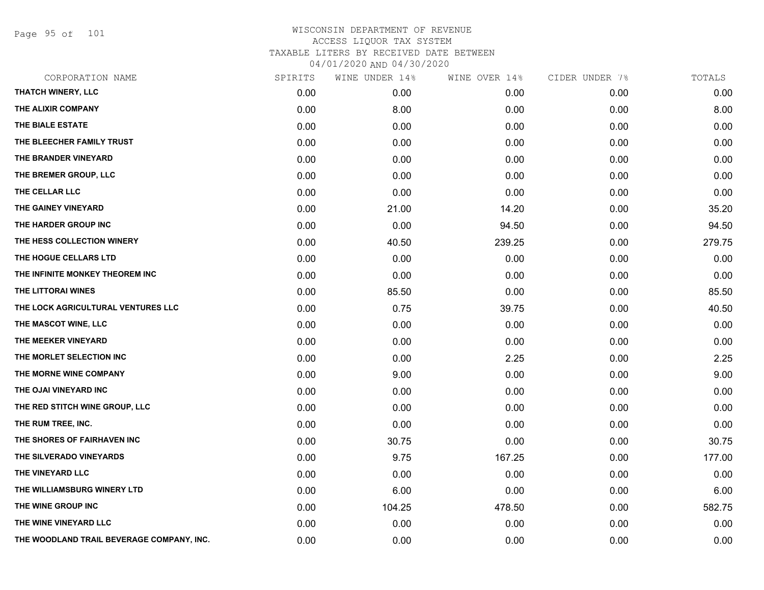WISCONSIN DEPARTMENT OF REVENUE
ACCESS LIQUOR TAX SYSTEM
TAXABLE LITERS BY RECEIVED DATE BETWEEN
04/01/2020 AND 04/30/2020

| CORPORATION NAME | SPIRITS | WINE UNDER 14% | WINE OVER 14% | CIDER UNDER 7% | TOTALS |
|---|---|---|---|---|---|
| THATCH WINERY, LLC | 0.00 | 0.00 | 0.00 | 0.00 | 0.00 |
| THE ALIXIR COMPANY | 0.00 | 8.00 | 0.00 | 0.00 | 8.00 |
| THE BIALE ESTATE | 0.00 | 0.00 | 0.00 | 0.00 | 0.00 |
| THE BLEECHER FAMILY TRUST | 0.00 | 0.00 | 0.00 | 0.00 | 0.00 |
| THE BRANDER VINEYARD | 0.00 | 0.00 | 0.00 | 0.00 | 0.00 |
| THE BREMER GROUP, LLC | 0.00 | 0.00 | 0.00 | 0.00 | 0.00 |
| THE CELLAR LLC | 0.00 | 0.00 | 0.00 | 0.00 | 0.00 |
| THE GAINEY VINEYARD | 0.00 | 21.00 | 14.20 | 0.00 | 35.20 |
| THE HARDER GROUP INC | 0.00 | 0.00 | 94.50 | 0.00 | 94.50 |
| THE HESS COLLECTION WINERY | 0.00 | 40.50 | 239.25 | 0.00 | 279.75 |
| THE HOGUE CELLARS LTD | 0.00 | 0.00 | 0.00 | 0.00 | 0.00 |
| THE INFINITE MONKEY THEOREM INC | 0.00 | 0.00 | 0.00 | 0.00 | 0.00 |
| THE LITTORAI WINES | 0.00 | 85.50 | 0.00 | 0.00 | 85.50 |
| THE LOCK AGRICULTURAL VENTURES LLC | 0.00 | 0.75 | 39.75 | 0.00 | 40.50 |
| THE MASCOT WINE, LLC | 0.00 | 0.00 | 0.00 | 0.00 | 0.00 |
| THE MEEKER VINEYARD | 0.00 | 0.00 | 0.00 | 0.00 | 0.00 |
| THE MORLET SELECTION INC | 0.00 | 0.00 | 2.25 | 0.00 | 2.25 |
| THE MORNE WINE COMPANY | 0.00 | 9.00 | 0.00 | 0.00 | 9.00 |
| THE OJAI VINEYARD INC | 0.00 | 0.00 | 0.00 | 0.00 | 0.00 |
| THE RED STITCH WINE GROUP, LLC | 0.00 | 0.00 | 0.00 | 0.00 | 0.00 |
| THE RUM TREE, INC. | 0.00 | 0.00 | 0.00 | 0.00 | 0.00 |
| THE SHORES OF FAIRHAVEN INC | 0.00 | 30.75 | 0.00 | 0.00 | 30.75 |
| THE SILVERADO VINEYARDS | 0.00 | 9.75 | 167.25 | 0.00 | 177.00 |
| THE VINEYARD LLC | 0.00 | 0.00 | 0.00 | 0.00 | 0.00 |
| THE WILLIAMSBURG WINERY LTD | 0.00 | 6.00 | 0.00 | 0.00 | 6.00 |
| THE WINE GROUP INC | 0.00 | 104.25 | 478.50 | 0.00 | 582.75 |
| THE WINE VINEYARD LLC | 0.00 | 0.00 | 0.00 | 0.00 | 0.00 |
| THE WOODLAND TRAIL BEVERAGE COMPANY, INC. | 0.00 | 0.00 | 0.00 | 0.00 | 0.00 |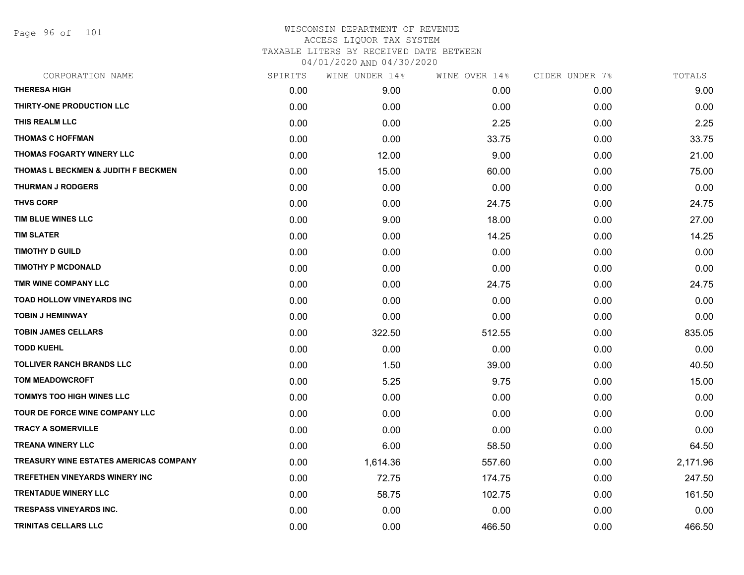WISCONSIN DEPARTMENT OF REVENUE
ACCESS LIQUOR TAX SYSTEM
TAXABLE LITERS BY RECEIVED DATE BETWEEN
04/01/2020 AND 04/30/2020

| CORPORATION NAME | SPIRITS | WINE UNDER 14% | WINE OVER 14% | CIDER UNDER 7% | TOTALS |
|---|---|---|---|---|---|
| THERESA HIGH | 0.00 | 9.00 | 0.00 | 0.00 | 9.00 |
| THIRTY-ONE PRODUCTION LLC | 0.00 | 0.00 | 0.00 | 0.00 | 0.00 |
| THIS REALM LLC | 0.00 | 0.00 | 2.25 | 0.00 | 2.25 |
| THOMAS C HOFFMAN | 0.00 | 0.00 | 33.75 | 0.00 | 33.75 |
| THOMAS FOGARTY WINERY LLC | 0.00 | 12.00 | 9.00 | 0.00 | 21.00 |
| THOMAS L BECKMEN & JUDITH F BECKMEN | 0.00 | 15.00 | 60.00 | 0.00 | 75.00 |
| THURMAN J RODGERS | 0.00 | 0.00 | 0.00 | 0.00 | 0.00 |
| THVS CORP | 0.00 | 0.00 | 24.75 | 0.00 | 24.75 |
| TIM BLUE WINES LLC | 0.00 | 9.00 | 18.00 | 0.00 | 27.00 |
| TIM SLATER | 0.00 | 0.00 | 14.25 | 0.00 | 14.25 |
| TIMOTHY D GUILD | 0.00 | 0.00 | 0.00 | 0.00 | 0.00 |
| TIMOTHY P MCDONALD | 0.00 | 0.00 | 0.00 | 0.00 | 0.00 |
| TMR WINE COMPANY LLC | 0.00 | 0.00 | 24.75 | 0.00 | 24.75 |
| TOAD HOLLOW VINEYARDS INC | 0.00 | 0.00 | 0.00 | 0.00 | 0.00 |
| TOBIN J HEMINWAY | 0.00 | 0.00 | 0.00 | 0.00 | 0.00 |
| TOBIN JAMES CELLARS | 0.00 | 322.50 | 512.55 | 0.00 | 835.05 |
| TODD KUEHL | 0.00 | 0.00 | 0.00 | 0.00 | 0.00 |
| TOLLIVER RANCH BRANDS LLC | 0.00 | 1.50 | 39.00 | 0.00 | 40.50 |
| TOM MEADOWCROFT | 0.00 | 5.25 | 9.75 | 0.00 | 15.00 |
| TOMMYS TOO HIGH WINES LLC | 0.00 | 0.00 | 0.00 | 0.00 | 0.00 |
| TOUR DE FORCE WINE COMPANY LLC | 0.00 | 0.00 | 0.00 | 0.00 | 0.00 |
| TRACY A SOMERVILLE | 0.00 | 0.00 | 0.00 | 0.00 | 0.00 |
| TREANA WINERY LLC | 0.00 | 6.00 | 58.50 | 0.00 | 64.50 |
| TREASURY WINE ESTATES AMERICAS COMPANY | 0.00 | 1,614.36 | 557.60 | 0.00 | 2,171.96 |
| TREFETHEN VINEYARDS WINERY INC | 0.00 | 72.75 | 174.75 | 0.00 | 247.50 |
| TRENTADUE WINERY LLC | 0.00 | 58.75 | 102.75 | 0.00 | 161.50 |
| TRESPASS VINEYARDS INC. | 0.00 | 0.00 | 0.00 | 0.00 | 0.00 |
| TRINITAS CELLARS LLC | 0.00 | 0.00 | 466.50 | 0.00 | 466.50 |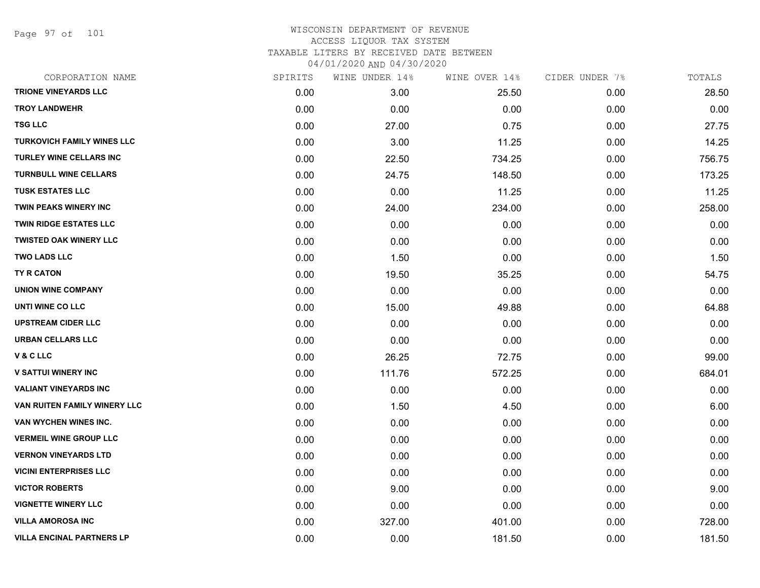# WISCONSIN DEPARTMENT OF REVENUE
## ACCESS LIQUOR TAX SYSTEM
### TAXABLE LITERS BY RECEIVED DATE BETWEEN 04/01/2020 AND 04/30/2020

| CORPORATION NAME | SPIRITS | WINE UNDER 14% | WINE OVER 14% | CIDER UNDER 7% | TOTALS |
|---|---|---|---|---|---|
| TRIONE VINEYARDS LLC | 0.00 | 3.00 | 25.50 | 0.00 | 28.50 |
| TROY LANDWEHR | 0.00 | 0.00 | 0.00 | 0.00 | 0.00 |
| TSG LLC | 0.00 | 27.00 | 0.75 | 0.00 | 27.75 |
| TURKOVICH FAMILY WINES LLC | 0.00 | 3.00 | 11.25 | 0.00 | 14.25 |
| TURLEY WINE CELLARS INC | 0.00 | 22.50 | 734.25 | 0.00 | 756.75 |
| TURNBULL WINE CELLARS | 0.00 | 24.75 | 148.50 | 0.00 | 173.25 |
| TUSK ESTATES LLC | 0.00 | 0.00 | 11.25 | 0.00 | 11.25 |
| TWIN PEAKS WINERY INC | 0.00 | 24.00 | 234.00 | 0.00 | 258.00 |
| TWIN RIDGE ESTATES LLC | 0.00 | 0.00 | 0.00 | 0.00 | 0.00 |
| TWISTED OAK WINERY LLC | 0.00 | 0.00 | 0.00 | 0.00 | 0.00 |
| TWO LADS LLC | 0.00 | 1.50 | 0.00 | 0.00 | 1.50 |
| TY R CATON | 0.00 | 19.50 | 35.25 | 0.00 | 54.75 |
| UNION WINE COMPANY | 0.00 | 0.00 | 0.00 | 0.00 | 0.00 |
| UNTI WINE CO LLC | 0.00 | 15.00 | 49.88 | 0.00 | 64.88 |
| UPSTREAM CIDER LLC | 0.00 | 0.00 | 0.00 | 0.00 | 0.00 |
| URBAN CELLARS LLC | 0.00 | 0.00 | 0.00 | 0.00 | 0.00 |
| V & C LLC | 0.00 | 26.25 | 72.75 | 0.00 | 99.00 |
| V SATTUI WINERY INC | 0.00 | 111.76 | 572.25 | 0.00 | 684.01 |
| VALIANT VINEYARDS INC | 0.00 | 0.00 | 0.00 | 0.00 | 0.00 |
| VAN RUITEN FAMILY WINERY LLC | 0.00 | 1.50 | 4.50 | 0.00 | 6.00 |
| VAN WYCHEN WINES INC. | 0.00 | 0.00 | 0.00 | 0.00 | 0.00 |
| VERMEIL WINE GROUP LLC | 0.00 | 0.00 | 0.00 | 0.00 | 0.00 |
| VERNON VINEYARDS LTD | 0.00 | 0.00 | 0.00 | 0.00 | 0.00 |
| VICINI ENTERPRISES LLC | 0.00 | 0.00 | 0.00 | 0.00 | 0.00 |
| VICTOR ROBERTS | 0.00 | 9.00 | 0.00 | 0.00 | 9.00 |
| VIGNETTE WINERY LLC | 0.00 | 0.00 | 0.00 | 0.00 | 0.00 |
| VILLA AMOROSA INC | 0.00 | 327.00 | 401.00 | 0.00 | 728.00 |
| VILLA ENCINAL PARTNERS LP | 0.00 | 0.00 | 181.50 | 0.00 | 181.50 |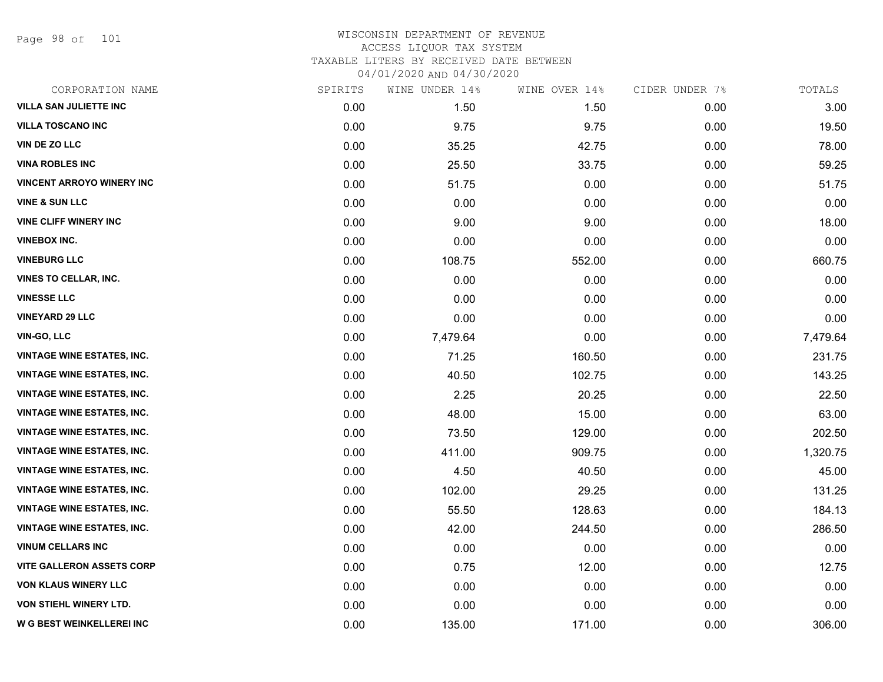WISCONSIN DEPARTMENT OF REVENUE
ACCESS LIQUOR TAX SYSTEM
TAXABLE LITERS BY RECEIVED DATE BETWEEN
04/01/2020 AND 04/30/2020

| CORPORATION NAME | SPIRITS | WINE UNDER 14% | WINE OVER 14% | CIDER UNDER 7% | TOTALS |
|---|---|---|---|---|---|
| VILLA SAN JULIETTE INC | 0.00 | 1.50 | 1.50 | 0.00 | 3.00 |
| VILLA TOSCANO INC | 0.00 | 9.75 | 9.75 | 0.00 | 19.50 |
| VIN DE ZO LLC | 0.00 | 35.25 | 42.75 | 0.00 | 78.00 |
| VINA ROBLES INC | 0.00 | 25.50 | 33.75 | 0.00 | 59.25 |
| VINCENT ARROYO WINERY INC | 0.00 | 51.75 | 0.00 | 0.00 | 51.75 |
| VINE & SUN LLC | 0.00 | 0.00 | 0.00 | 0.00 | 0.00 |
| VINE CLIFF WINERY INC | 0.00 | 9.00 | 9.00 | 0.00 | 18.00 |
| VINEBOX INC. | 0.00 | 0.00 | 0.00 | 0.00 | 0.00 |
| VINEBURG LLC | 0.00 | 108.75 | 552.00 | 0.00 | 660.75 |
| VINES TO CELLAR, INC. | 0.00 | 0.00 | 0.00 | 0.00 | 0.00 |
| VINESSE LLC | 0.00 | 0.00 | 0.00 | 0.00 | 0.00 |
| VINEYARD 29 LLC | 0.00 | 0.00 | 0.00 | 0.00 | 0.00 |
| VIN-GO, LLC | 0.00 | 7,479.64 | 0.00 | 0.00 | 7,479.64 |
| VINTAGE WINE ESTATES, INC. | 0.00 | 71.25 | 160.50 | 0.00 | 231.75 |
| VINTAGE WINE ESTATES, INC. | 0.00 | 40.50 | 102.75 | 0.00 | 143.25 |
| VINTAGE WINE ESTATES, INC. | 0.00 | 2.25 | 20.25 | 0.00 | 22.50 |
| VINTAGE WINE ESTATES, INC. | 0.00 | 48.00 | 15.00 | 0.00 | 63.00 |
| VINTAGE WINE ESTATES, INC. | 0.00 | 73.50 | 129.00 | 0.00 | 202.50 |
| VINTAGE WINE ESTATES, INC. | 0.00 | 411.00 | 909.75 | 0.00 | 1,320.75 |
| VINTAGE WINE ESTATES, INC. | 0.00 | 4.50 | 40.50 | 0.00 | 45.00 |
| VINTAGE WINE ESTATES, INC. | 0.00 | 102.00 | 29.25 | 0.00 | 131.25 |
| VINTAGE WINE ESTATES, INC. | 0.00 | 55.50 | 128.63 | 0.00 | 184.13 |
| VINTAGE WINE ESTATES, INC. | 0.00 | 42.00 | 244.50 | 0.00 | 286.50 |
| VINUM CELLARS INC | 0.00 | 0.00 | 0.00 | 0.00 | 0.00 |
| VITE GALLERON ASSETS CORP | 0.00 | 0.75 | 12.00 | 0.00 | 12.75 |
| VON KLAUS WINERY LLC | 0.00 | 0.00 | 0.00 | 0.00 | 0.00 |
| VON STIEHL WINERY LTD. | 0.00 | 0.00 | 0.00 | 0.00 | 0.00 |
| W G BEST WEINKELLEREI INC | 0.00 | 135.00 | 171.00 | 0.00 | 306.00 |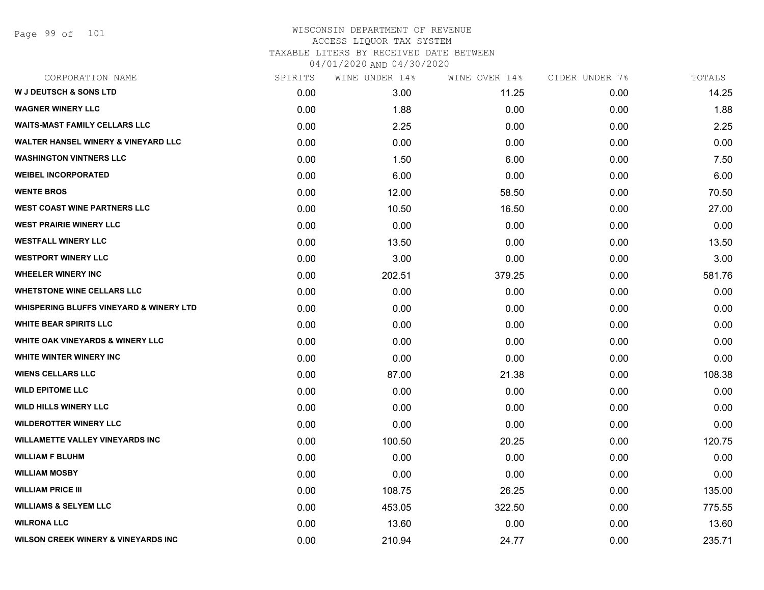WISCONSIN DEPARTMENT OF REVENUE
ACCESS LIQUOR TAX SYSTEM
TAXABLE LITERS BY RECEIVED DATE BETWEEN
04/01/2020 AND 04/30/2020

| CORPORATION NAME | SPIRITS | WINE UNDER 14% | WINE OVER 14% | CIDER UNDER 7% | TOTALS |
|---|---|---|---|---|---|
| W J DEUTSCH & SONS LTD | 0.00 | 3.00 | 11.25 | 0.00 | 14.25 |
| WAGNER WINERY LLC | 0.00 | 1.88 | 0.00 | 0.00 | 1.88 |
| WAITS-MAST FAMILY CELLARS LLC | 0.00 | 2.25 | 0.00 | 0.00 | 2.25 |
| WALTER HANSEL WINERY & VINEYARD LLC | 0.00 | 0.00 | 0.00 | 0.00 | 0.00 |
| WASHINGTON VINTNERS LLC | 0.00 | 1.50 | 6.00 | 0.00 | 7.50 |
| WEIBEL INCORPORATED | 0.00 | 6.00 | 0.00 | 0.00 | 6.00 |
| WENTE BROS | 0.00 | 12.00 | 58.50 | 0.00 | 70.50 |
| WEST COAST WINE PARTNERS LLC | 0.00 | 10.50 | 16.50 | 0.00 | 27.00 |
| WEST PRAIRIE WINERY LLC | 0.00 | 0.00 | 0.00 | 0.00 | 0.00 |
| WESTFALL WINERY LLC | 0.00 | 13.50 | 0.00 | 0.00 | 13.50 |
| WESTPORT WINERY LLC | 0.00 | 3.00 | 0.00 | 0.00 | 3.00 |
| WHEELER WINERY INC | 0.00 | 202.51 | 379.25 | 0.00 | 581.76 |
| WHETSTONE WINE CELLARS LLC | 0.00 | 0.00 | 0.00 | 0.00 | 0.00 |
| WHISPERING BLUFFS VINEYARD & WINERY LTD | 0.00 | 0.00 | 0.00 | 0.00 | 0.00 |
| WHITE BEAR SPIRITS LLC | 0.00 | 0.00 | 0.00 | 0.00 | 0.00 |
| WHITE OAK VINEYARDS & WINERY LLC | 0.00 | 0.00 | 0.00 | 0.00 | 0.00 |
| WHITE WINTER WINERY INC | 0.00 | 0.00 | 0.00 | 0.00 | 0.00 |
| WIENS CELLARS LLC | 0.00 | 87.00 | 21.38 | 0.00 | 108.38 |
| WILD EPITOME LLC | 0.00 | 0.00 | 0.00 | 0.00 | 0.00 |
| WILD HILLS WINERY LLC | 0.00 | 0.00 | 0.00 | 0.00 | 0.00 |
| WILDEROTTER WINERY LLC | 0.00 | 0.00 | 0.00 | 0.00 | 0.00 |
| WILLAMETTE VALLEY VINEYARDS INC | 0.00 | 100.50 | 20.25 | 0.00 | 120.75 |
| WILLIAM F BLUHM | 0.00 | 0.00 | 0.00 | 0.00 | 0.00 |
| WILLIAM MOSBY | 0.00 | 0.00 | 0.00 | 0.00 | 0.00 |
| WILLIAM PRICE III | 0.00 | 108.75 | 26.25 | 0.00 | 135.00 |
| WILLIAMS & SELYEM LLC | 0.00 | 453.05 | 322.50 | 0.00 | 775.55 |
| WILRONA LLC | 0.00 | 13.60 | 0.00 | 0.00 | 13.60 |
| WILSON CREEK WINERY & VINEYARDS INC | 0.00 | 210.94 | 24.77 | 0.00 | 235.71 |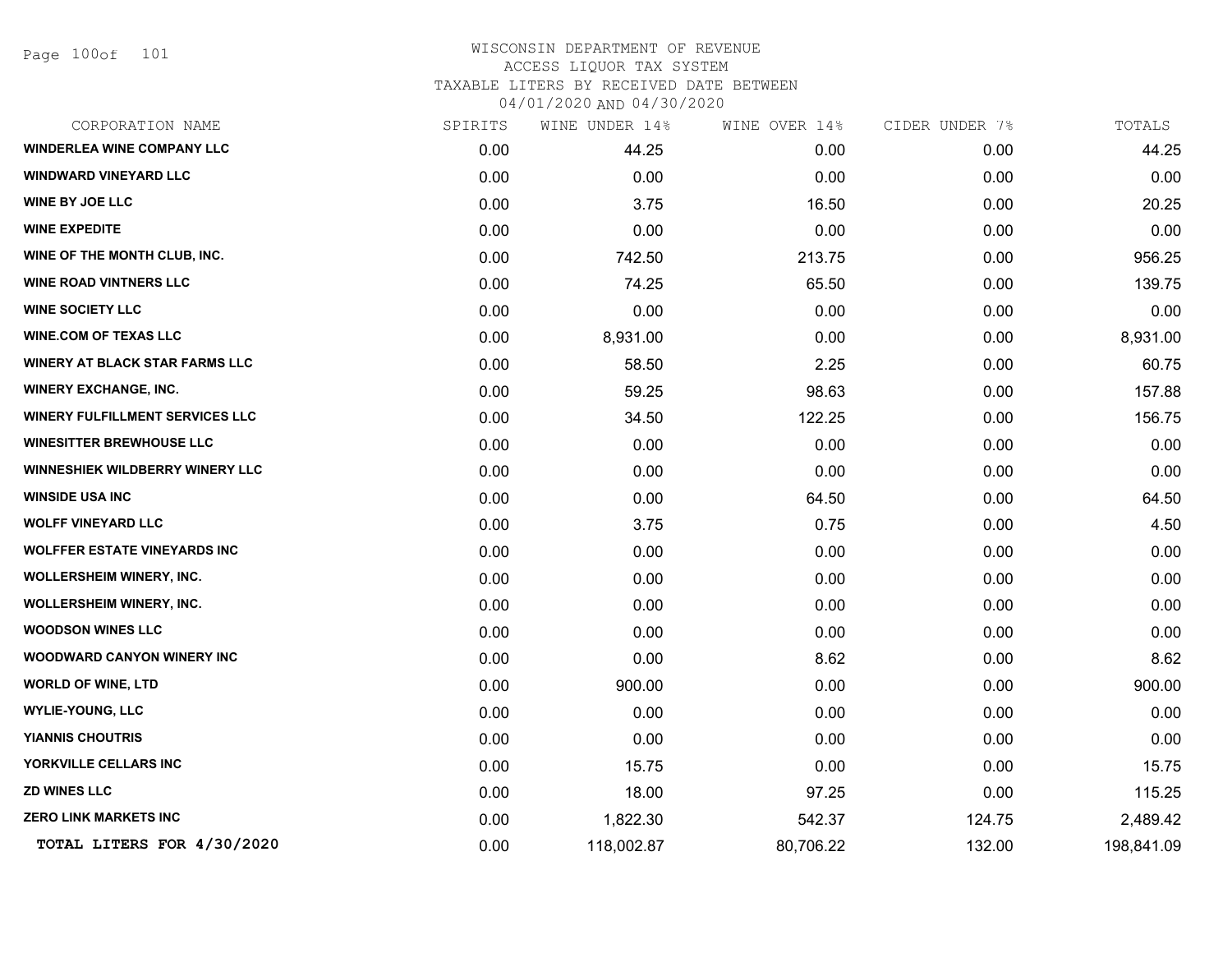WISCONSIN DEPARTMENT OF REVENUE
ACCESS LIQUOR TAX SYSTEM
TAXABLE LITERS BY RECEIVED DATE BETWEEN
04/01/2020 AND 04/30/2020

| CORPORATION NAME | SPIRITS | WINE UNDER 14% | WINE OVER 14% | CIDER UNDER 7% | TOTALS |
|---|---|---|---|---|---|
| WINDERLEA WINE COMPANY LLC | 0.00 | 44.25 | 0.00 | 0.00 | 44.25 |
| WINDWARD VINEYARD LLC | 0.00 | 0.00 | 0.00 | 0.00 | 0.00 |
| WINE BY JOE LLC | 0.00 | 3.75 | 16.50 | 0.00 | 20.25 |
| WINE EXPEDITE | 0.00 | 0.00 | 0.00 | 0.00 | 0.00 |
| WINE OF THE MONTH CLUB, INC. | 0.00 | 742.50 | 213.75 | 0.00 | 956.25 |
| WINE ROAD VINTNERS LLC | 0.00 | 74.25 | 65.50 | 0.00 | 139.75 |
| WINE SOCIETY LLC | 0.00 | 0.00 | 0.00 | 0.00 | 0.00 |
| WINE.COM OF TEXAS LLC | 0.00 | 8,931.00 | 0.00 | 0.00 | 8,931.00 |
| WINERY AT BLACK STAR FARMS LLC | 0.00 | 58.50 | 2.25 | 0.00 | 60.75 |
| WINERY EXCHANGE, INC. | 0.00 | 59.25 | 98.63 | 0.00 | 157.88 |
| WINERY FULFILLMENT SERVICES LLC | 0.00 | 34.50 | 122.25 | 0.00 | 156.75 |
| WINESITTER BREWHOUSE LLC | 0.00 | 0.00 | 0.00 | 0.00 | 0.00 |
| WINNESHIEK WILDBERRY WINERY LLC | 0.00 | 0.00 | 0.00 | 0.00 | 0.00 |
| WINSIDE USA INC | 0.00 | 0.00 | 64.50 | 0.00 | 64.50 |
| WOLFF VINEYARD LLC | 0.00 | 3.75 | 0.75 | 0.00 | 4.50 |
| WOLFFER ESTATE VINEYARDS INC | 0.00 | 0.00 | 0.00 | 0.00 | 0.00 |
| WOLLERSHEIM WINERY, INC. | 0.00 | 0.00 | 0.00 | 0.00 | 0.00 |
| WOLLERSHEIM WINERY, INC. | 0.00 | 0.00 | 0.00 | 0.00 | 0.00 |
| WOODSON WINES LLC | 0.00 | 0.00 | 0.00 | 0.00 | 0.00 |
| WOODWARD CANYON WINERY INC | 0.00 | 0.00 | 8.62 | 0.00 | 8.62 |
| WORLD OF WINE, LTD | 0.00 | 900.00 | 0.00 | 0.00 | 900.00 |
| WYLIE-YOUNG, LLC | 0.00 | 0.00 | 0.00 | 0.00 | 0.00 |
| YIANNIS CHOUTRIS | 0.00 | 0.00 | 0.00 | 0.00 | 0.00 |
| YORKVILLE CELLARS INC | 0.00 | 15.75 | 0.00 | 0.00 | 15.75 |
| ZD WINES LLC | 0.00 | 18.00 | 97.25 | 0.00 | 115.25 |
| ZERO LINK MARKETS INC | 0.00 | 1,822.30 | 542.37 | 124.75 | 2,489.42 |
| **TOTAL LITERS FOR 4/30/2020** | 0.00 | 118,002.87 | 80,706.22 | 132.00 | 198,841.09 |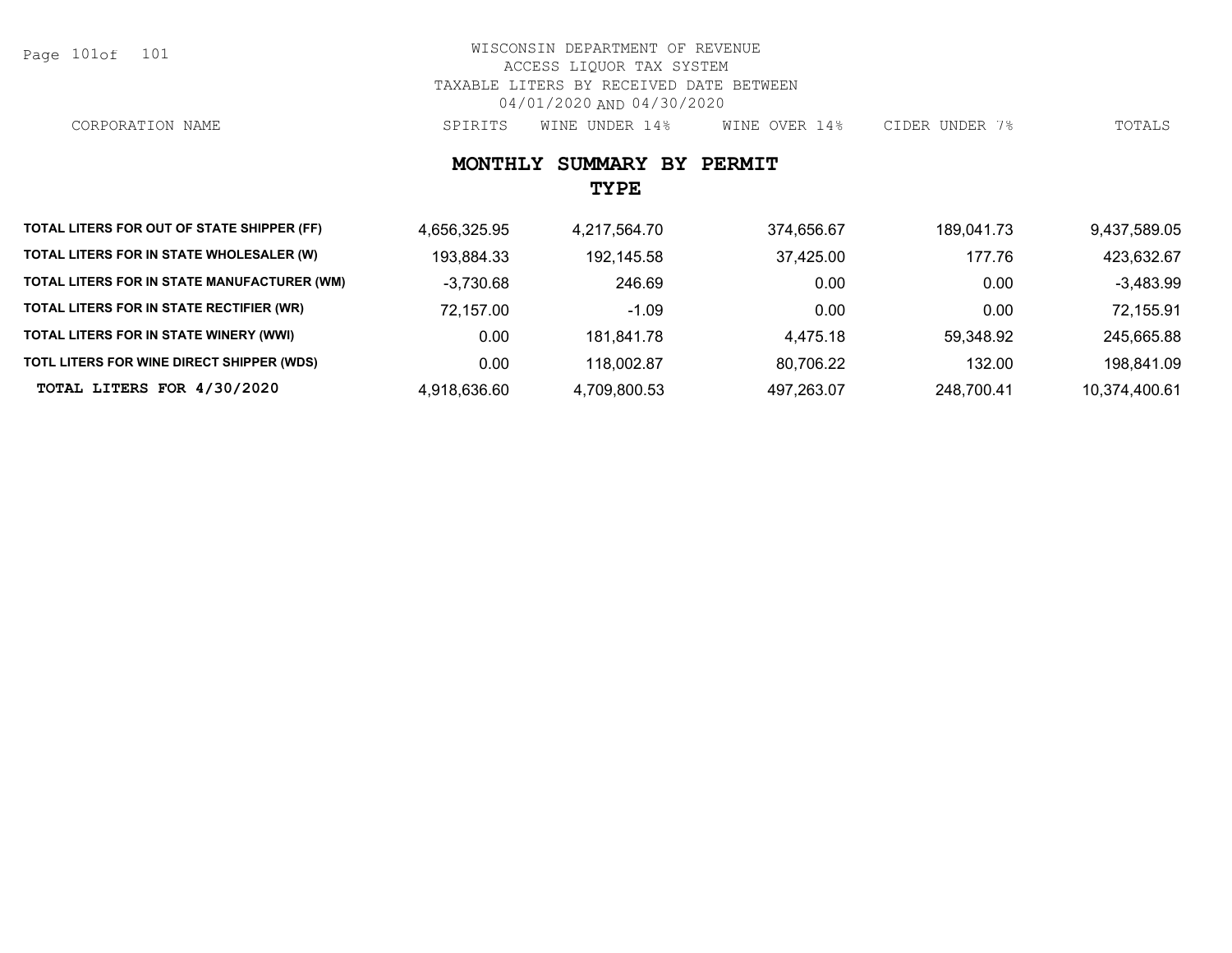WISCONSIN DEPARTMENT OF REVENUE
ACCESS LIQUOR TAX SYSTEM
TAXABLE LITERS BY RECEIVED DATE BETWEEN
04/01/2020 AND 04/30/2020

## MONTHLY SUMMARY BY PERMIT TYPE

| CORPORATION NAME | SPIRITS | WINE UNDER 14% | WINE OVER 14% | CIDER UNDER 7% | TOTALS |
|---|---|---|---|---|---|
| TOTAL LITERS FOR OUT OF STATE SHIPPER (FF) | 4,656,325.95 | 4,217,564.70 | 374,656.67 | 189,041.73 | 9,437,589.05 |
| TOTAL LITERS FOR IN STATE WHOLESALER (W) | 193,884.33 | 192,145.58 | 37,425.00 | 177.76 | 423,632.67 |
| TOTAL LITERS FOR IN STATE MANUFACTURER (WM) | -3,730.68 | 246.69 | 0.00 | 0.00 | -3,483.99 |
| TOTAL LITERS FOR IN STATE RECTIFIER (WR) | 72,157.00 | -1.09 | 0.00 | 0.00 | 72,155.91 |
| TOTAL LITERS FOR IN STATE WINERY (WWI) | 0.00 | 181,841.78 | 4,475.18 | 59,348.92 | 245,665.88 |
| TOTL LITERS FOR WINE DIRECT SHIPPER (WDS) | 0.00 | 118,002.87 | 80,706.22 | 132.00 | 198,841.09 |
| **TOTAL LITERS FOR 4/30/2020** | 4,918,636.60 | 4,709,800.53 | 497,263.07 | 248,700.41 | 10,374,400.61 |